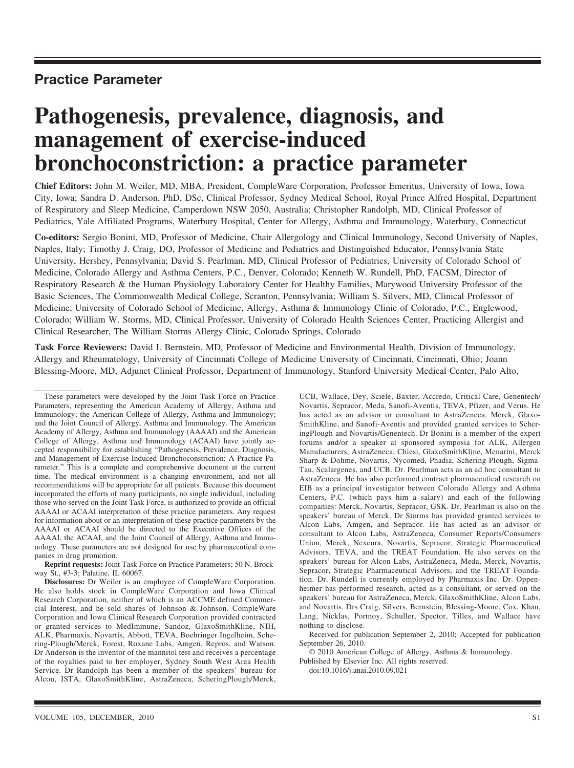## Practice Parameter

# Pathogenesis, prevalence, diagnosis, and management of exercise-induced bronchoconstriction: a practice parameter

**Chief Editors:** John M. Weiler, MD, MBA, President, CompleWare Corporation, Professor Emeritus, University of Iowa, Iowa City, Iowa; Sandra D. Anderson, PhD, DSc, Clinical Professor, Sydney Medical School, Royal Prince Alfred Hospital, Department of Respiratory and Sleep Medicine, Camperdown NSW 2050, Australia; Christopher Randolph, MD, Clinical Professor of Pediatrics, Yale Affiliated Programs, Waterbury Hospital, Center for Allergy, Asthma and Immunology, Waterbury, Connecticut

**Co-editors:** Sergio Bonini, MD, Professor of Medicine, Chair Allergology and Clinical Immunology, Second University of Naples, Naples, Italy; Timothy J. Craig, DO, Professor of Medicine and Pediatrics and Distinguished Educator, Pennsylvania State University, Hershey, Pennsylvania; David S. Pearlman, MD, Clinical Professor of Pediatrics, University of Colorado School of Medicine, Colorado Allergy and Asthma Centers, P.C., Denver, Colorado; Kenneth W. Rundell, PhD, FACSM, Director of Respiratory Research & the Human Physiology Laboratory Center for Healthy Families, Marywood University Professor of the Basic Sciences, The Commonwealth Medical College, Scranton, Pennsylvania; William S. Silvers, MD, Clinical Professor of Medicine, University of Colorado School of Medicine, Allergy, Asthma & Immunology Clinic of Colorado, P.C., Englewood, Colorado; William W. Storms, MD, Clinical Professor, University of Colorado Health Sciences Center, Practicing Allergist and Clinical Researcher, The William Storms Allergy Clinic, Colorado Springs, Colorado

**Task Force Reviewers:** David I. Bernstein, MD, Professor of Medicine and Environmental Health, Division of Immunology, Allergy and Rheumatology, University of Cincinnati College of Medicine University of Cincinnati, Cincinnati, Ohio; Joann Blessing-Moore, MD, Adjunct Clinical Professor, Department of Immunology, Stanford University Medical Center, Palo Alto,

---

These parameters were developed by the Joint Task Force on Practice Parameters, representing the American Academy of Allergy, Asthma and Immunology; the American College of Allergy, Asthma and Immunology; and the Joint Council of Allergy, Asthma and Immunology. The American Academy of Allergy, Asthma and Immunology (AAAAI) and the American College of Allergy, Asthma and Immunology (ACAAI) have jointly accepted responsibility for establishing "Pathogenesis, Prevalence, Diagnosis, and Management of Exercise-Induced Bronchoconstriction: A Practice Parameter." This is a complete and comprehensive document at the current time. The medical environment is a changing environment, and not all recommendations will be appropriate for all patients. Because this document incorporated the efforts of many participants, no single individual, including those who served on the Joint Task Force, is authorized to provide an official AAAAI or ACAAI interpretation of these practice parameters. Any request for information about or an interpretation of these practice parameters by the AAAAI or ACAAI should be directed to the Executive Offices of the AAAAI, the ACAAI, and the Joint Council of Allergy, Asthma and Immunology. These parameters are not designed for use by pharmaceutical companies in drug promotion.

**Reprint requests:** Joint Task Force on Practice Parameters; 50 N. Brockway St., #3-3; Palatine, IL 60067.

**Disclosures:** Dr Weiler is an employee of CompleWare Corporation. He also holds stock in CompleWare Corporation and Iowa Clinical Research Corporation, neither of which is an ACCME defined Commercial Interest, and he sold shares of Johnson & Johnson. CompleWare Corporation and Iowa Clinical Research Corporation provided contracted or granted services to MedImmune, Sandoz, GlaxoSmithKline, NIH, ALK, Pharmaxis, Novartis, Abbott, TEVA, Boehringer Ingelheim, Schering-Plough/Merck, Forest, Roxane Labs, Amgen, Repros, and Watson. Dr Anderson is the inventor of the mannitol test and receives a percentage of the royalties paid to her employer, Sydney South West Area Health Service. Dr Randolph has been a member of the speakers' bureau for Alcon, ISTA, GlaxoSmithKline, AstraZeneca, ScheringPlough/Merck, UCB, Wallace, Dey, Sciele, Baxter, Accredo, Critical Care, Genentech/Novartis, Sepracor, Meda, Sanofi-Aventis, TEVA, Pfizer, and Verus. He has acted as an advisor or consultant to AstraZeneca, Merck, GlaxoSmithKline, and Sanofi-Aventis and provided granted services to ScheringPlough and Novartis/Genentech. Dr Bonini is a member of the expert forums and/or a speaker at sponsored symposia for ALK, Allergen Manufacturers, AstraZeneca, Chiesi, GlaxoSmithKline, Menarini, Merck Sharp & Dohme, Novartis, Nycomed, Phadia, Schering-Plough, Sigma-Tau, Scalargenes, and UCB. Dr. Pearlman acts as an ad hoc consultant to AstraZeneca. He has also performed contract pharmaceutical research on EIB as a principal investigator between Colorado Allergy and Asthma Centers, P.C. (which pays him a salary) and each of the following companies: Merck, Novartis, Sepracor, GSK. Dr. Pearlman is also on the speakers' bureau of Merck. Dr Storms has provided granted services to Alcon Labs, Amgen, and Sepracor. He has acted as an advisor or consultant to Alcon Labs, AstraZeneca, Consumer Reports/Consumers Union, Merck, Nexcura, Novartis, Sepracor, Strategic Pharmaceutical Advisors, TEVA, and the TREAT Foundation. He also serves on the speakers' bureau for Alcon Labs, AstraZeneca, Meda, Merck, Novartis, Sepracor, Strategic Pharmaceutical Advisors, and the TREAT Foundation. Dr. Rundell is currently employed by Pharmaxis Inc. Dr. Oppenheimer has performed research, acted as a consultant, or served on the speakers' bureau for AstraZeneca, Merck, GlaxoSmithKline, Alcon Labs, and Novartis. Drs Craig, Silvers, Bernstein, Blessing-Moore, Cox, Khan, Lang, Nicklas, Portnoy, Schuller, Spector, Tilles, and Wallace have nothing to disclose.

Received for publication September 2, 2010; Accepted for publication September 26, 2010.

© 2010 American College of Allergy, Asthma & Immunology.
Published by Elsevier Inc. All rights reserved.
doi:10.1016/j.anai.2010.09.021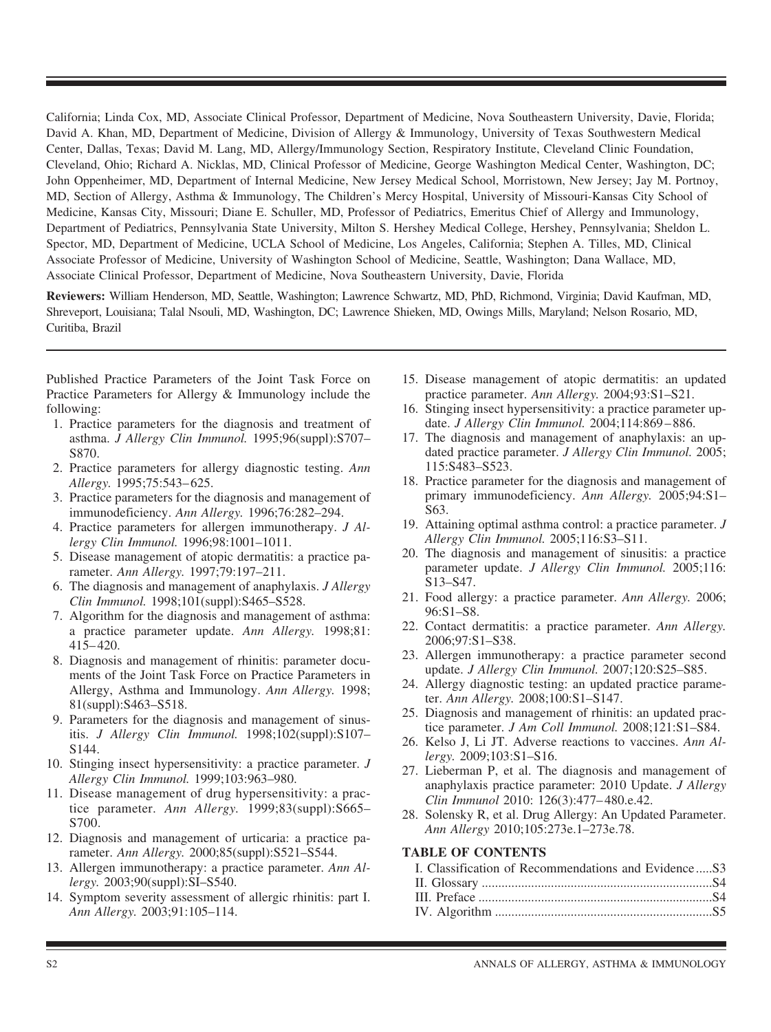California; Linda Cox, MD, Associate Clinical Professor, Department of Medicine, Nova Southeastern University, Davie, Florida; David A. Khan, MD, Department of Medicine, Division of Allergy & Immunology, University of Texas Southwestern Medical Center, Dallas, Texas; David M. Lang, MD, Allergy/Immunology Section, Respiratory Institute, Cleveland Clinic Foundation, Cleveland, Ohio; Richard A. Nicklas, MD, Clinical Professor of Medicine, George Washington Medical Center, Washington, DC; John Oppenheimer, MD, Department of Internal Medicine, New Jersey Medical School, Morristown, New Jersey; Jay M. Portnoy, MD, Section of Allergy, Asthma & Immunology, The Children's Mercy Hospital, University of Missouri-Kansas City School of Medicine, Kansas City, Missouri; Diane E. Schuller, MD, Professor of Pediatrics, Emeritus Chief of Allergy and Immunology, Department of Pediatrics, Pennsylvania State University, Milton S. Hershey Medical College, Hershey, Pennsylvania; Sheldon L. Spector, MD, Department of Medicine, UCLA School of Medicine, Los Angeles, California; Stephen A. Tilles, MD, Clinical Associate Professor of Medicine, University of Washington School of Medicine, Seattle, Washington; Dana Wallace, MD, Associate Clinical Professor, Department of Medicine, Nova Southeastern University, Davie, Florida

**Reviewers:** William Henderson, MD, Seattle, Washington; Lawrence Schwartz, MD, PhD, Richmond, Virginia; David Kaufman, MD, Shreveport, Louisiana; Talal Nsouli, MD, Washington, DC; Lawrence Shieken, MD, Owings Mills, Maryland; Nelson Rosario, MD, Curitiba, Brazil

Published Practice Parameters of the Joint Task Force on Practice Parameters for Allergy & Immunology include the following:

1. Practice parameters for the diagnosis and treatment of asthma. *J Allergy Clin Immunol.* 1995;96(suppl):S707–S870.
2. Practice parameters for allergy diagnostic testing. *Ann Allergy.* 1995;75:543–625.
3. Practice parameters for the diagnosis and management of immunodeficiency. *Ann Allergy.* 1996;76:282–294.
4. Practice parameters for allergen immunotherapy. *J Allergy Clin Immunol.* 1996;98:1001–1011.
5. Disease management of atopic dermatitis: a practice parameter. *Ann Allergy.* 1997;79:197–211.
6. The diagnosis and management of anaphylaxis. *J Allergy Clin Immunol.* 1998;101(suppl):S465–S528.
7. Algorithm for the diagnosis and management of asthma: a practice parameter update. *Ann Allergy.* 1998;81: 415–420.
8. Diagnosis and management of rhinitis: parameter documents of the Joint Task Force on Practice Parameters in Allergy, Asthma and Immunology. *Ann Allergy.* 1998; 81(suppl):S463–S518.
9. Parameters for the diagnosis and management of sinusitis. *J Allergy Clin Immunol.* 1998;102(suppl):S107–S144.
10. Stinging insect hypersensitivity: a practice parameter. *J Allergy Clin Immunol.* 1999;103:963–980.
11. Disease management of drug hypersensitivity: a practice parameter. *Ann Allergy.* 1999;83(suppl):S665–S700.
12. Diagnosis and management of urticaria: a practice parameter. *Ann Allergy.* 2000;85(suppl):S521–S544.
13. Allergen immunotherapy: a practice parameter. *Ann Allergy.* 2003;90(suppl):SI–S540.
14. Symptom severity assessment of allergic rhinitis: part I. *Ann Allergy.* 2003;91:105–114.
15. Disease management of atopic dermatitis: an updated practice parameter. *Ann Allergy.* 2004;93:S1–S21.
16. Stinging insect hypersensitivity: a practice parameter update. *J Allergy Clin Immunol.* 2004;114:869–886.
17. The diagnosis and management of anaphylaxis: an updated practice parameter. *J Allergy Clin Immunol.* 2005; 115:S483–S523.
18. Practice parameter for the diagnosis and management of primary immunodeficiency. *Ann Allergy.* 2005;94:S1–S63.
19. Attaining optimal asthma control: a practice parameter. *J Allergy Clin Immunol.* 2005;116:S3–S11.
20. The diagnosis and management of sinusitis: a practice parameter update. *J Allergy Clin Immunol.* 2005;116: S13–S47.
21. Food allergy: a practice parameter. *Ann Allergy.* 2006; 96:S1–S8.
22. Contact dermatitis: a practice parameter. *Ann Allergy.* 2006;97:S1–S38.
23. Allergen immunotherapy: a practice parameter second update. *J Allergy Clin Immunol.* 2007;120:S25–S85.
24. Allergy diagnostic testing: an updated practice parameter. *Ann Allergy.* 2008;100:S1–S147.
25. Diagnosis and management of rhinitis: an updated practice parameter. *J Am Coll Immunol.* 2008;121:S1–S84.
26. Kelso J, Li JT. Adverse reactions to vaccines. *Ann Allergy.* 2009;103:S1–S16.
27. Lieberman P, et al. The diagnosis and management of anaphylaxis practice parameter: 2010 Update. *J Allergy Clin Immunol* 2010: 126(3):477–480.e.42.
28. Solensky R, et al. Drug Allergy: An Updated Parameter. *Ann Allergy* 2010;105:273e.1–273e.78.

## TABLE OF CONTENTS

I. Classification of Recommendations and Evidence.....S3
II. Glossary .....S4
III. Preface .....S4
IV. Algorithm .....S5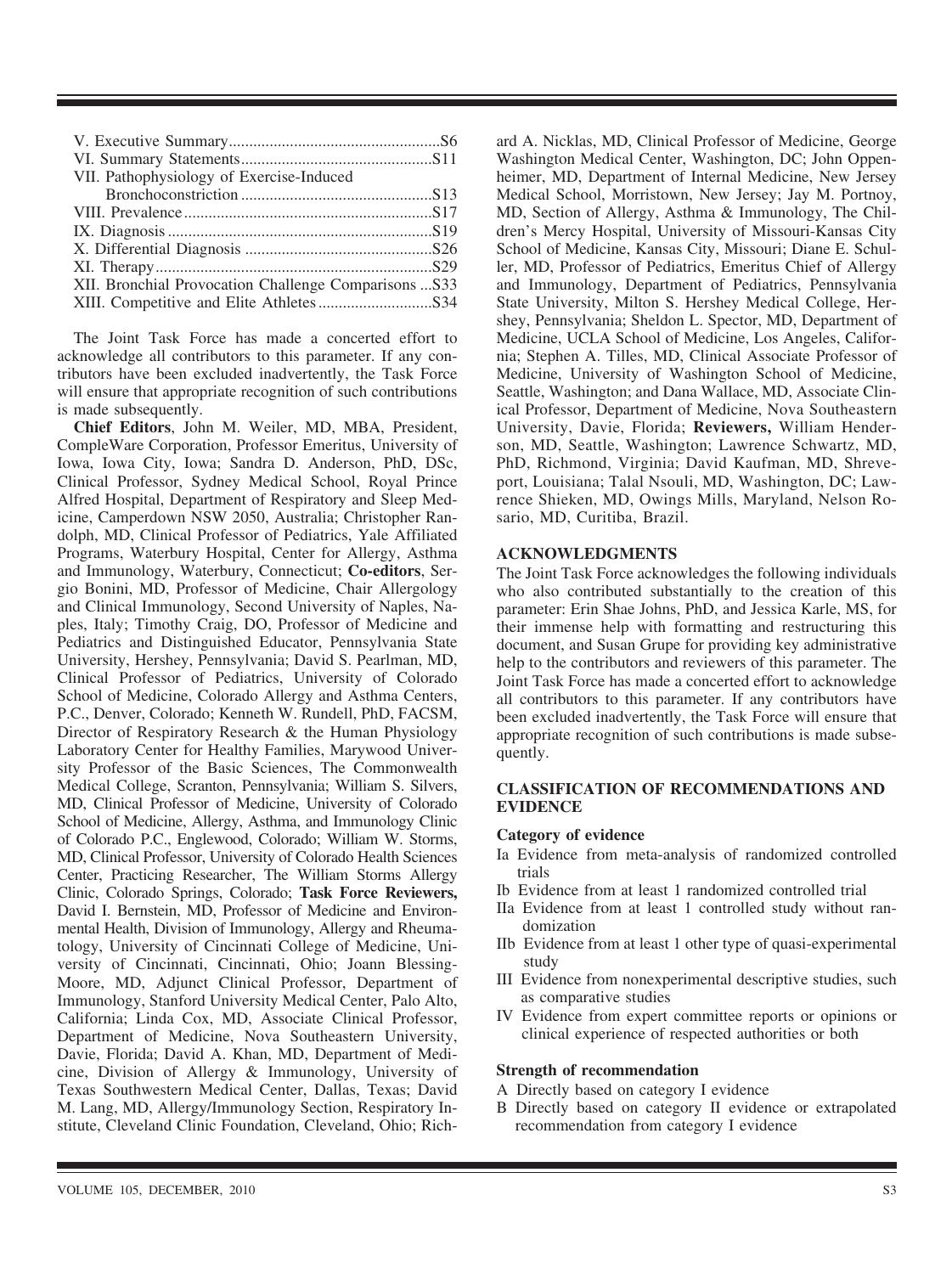V. Executive Summary ... S6
VI. Summary Statements ... S11
VII. Pathophysiology of Exercise-Induced Bronchoconstriction ... S13
VIII. Prevalence ... S17
IX. Diagnosis ... S19
X. Differential Diagnosis ... S26
XI. Therapy ... S29
XII. Bronchial Provocation Challenge Comparisons ... S33
XIII. Competitive and Elite Athletes ... S34

The Joint Task Force has made a concerted effort to acknowledge all contributors to this parameter. If any contributors have been excluded inadvertently, the Task Force will ensure that appropriate recognition of such contributions is made subsequently.

**Chief Editors**, John M. Weiler, MD, MBA, President, CompleWare Corporation, Professor Emeritus, University of Iowa, Iowa City, Iowa; Sandra D. Anderson, PhD, DSc, Clinical Professor, Sydney Medical School, Royal Prince Alfred Hospital, Department of Respiratory and Sleep Medicine, Camperdown NSW 2050, Australia; Christopher Randolph, MD, Clinical Professor of Pediatrics, Yale Affiliated Programs, Waterbury Hospital, Center for Allergy, Asthma and Immunology, Waterbury, Connecticut; **Co-editors**, Sergio Bonini, MD, Professor of Medicine, Chair Allergology and Clinical Immunology, Second University of Naples, Naples, Italy; Timothy Craig, DO, Professor of Medicine and Pediatrics and Distinguished Educator, Pennsylvania State University, Hershey, Pennsylvania; David S. Pearlman, MD, Clinical Professor of Pediatrics, University of Colorado School of Medicine, Colorado Allergy and Asthma Centers, P.C., Denver, Colorado; Kenneth W. Rundell, PhD, FACSM, Director of Respiratory Research & the Human Physiology Laboratory Center for Healthy Families, Marywood University Professor of the Basic Sciences, The Commonwealth Medical College, Scranton, Pennsylvania; William S. Silvers, MD, Clinical Professor of Medicine, University of Colorado School of Medicine, Allergy, Asthma, and Immunology Clinic of Colorado P.C., Englewood, Colorado; William W. Storms, MD, Clinical Professor, University of Colorado Health Sciences Center, Practicing Researcher, The William Storms Allergy Clinic, Colorado Springs, Colorado; **Task Force Reviewers,** David I. Bernstein, MD, Professor of Medicine and Environmental Health, Division of Immunology, Allergy and Rheumatology, University of Cincinnati College of Medicine, University of Cincinnati, Cincinnati, Ohio; Joann Blessing-Moore, MD, Adjunct Clinical Professor, Department of Immunology, Stanford University Medical Center, Palo Alto, California; Linda Cox, MD, Associate Clinical Professor, Department of Medicine, Nova Southeastern University, Davie, Florida; David A. Khan, MD, Department of Medicine, Division of Allergy & Immunology, University of Texas Southwestern Medical Center, Dallas, Texas; David M. Lang, MD, Allergy/Immunology Section, Respiratory Institute, Cleveland Clinic Foundation, Cleveland, Ohio; Richard A. Nicklas, MD, Clinical Professor of Medicine, George Washington Medical Center, Washington, DC; John Oppenheimer, MD, Department of Internal Medicine, New Jersey Medical School, Morristown, New Jersey; Jay M. Portnoy, MD, Section of Allergy, Asthma & Immunology, The Children's Mercy Hospital, University of Missouri-Kansas City School of Medicine, Kansas City, Missouri; Diane E. Schuller, MD, Professor of Pediatrics, Emeritus Chief of Allergy and Immunology, Department of Pediatrics, Pennsylvania State University, Milton S. Hershey Medical College, Hershey, Pennsylvania; Sheldon L. Spector, MD, Department of Medicine, UCLA School of Medicine, Los Angeles, California; Stephen A. Tilles, MD, Clinical Associate Professor of Medicine, University of Washington School of Medicine, Seattle, Washington; and Dana Wallace, MD, Associate Clinical Professor, Department of Medicine, Nova Southeastern University, Davie, Florida; **Reviewers,** William Henderson, MD, Seattle, Washington; Lawrence Schwartz, MD, PhD, Richmond, Virginia; David Kaufman, MD, Shreveport, Louisiana; Talal Nsouli, MD, Washington, DC; Lawrence Shieken, MD, Owings Mills, Maryland, Nelson Rosario, MD, Curitiba, Brazil.

## ACKNOWLEDGMENTS

The Joint Task Force acknowledges the following individuals who also contributed substantially to the creation of this parameter: Erin Shae Johns, PhD, and Jessica Karle, MS, for their immense help with formatting and restructuring this document, and Susan Grupe for providing key administrative help to the contributors and reviewers of this parameter. The Joint Task Force has made a concerted effort to acknowledge all contributors to this parameter. If any contributors have been excluded inadvertently, the Task Force will ensure that appropriate recognition of such contributions is made subsequently.

## CLASSIFICATION OF RECOMMENDATIONS AND EVIDENCE

### Category of evidence

- Ia Evidence from meta-analysis of randomized controlled trials
- Ib Evidence from at least 1 randomized controlled trial
- IIa Evidence from at least 1 controlled study without randomization
- IIb Evidence from at least 1 other type of quasi-experimental study
- III Evidence from nonexperimental descriptive studies, such as comparative studies
- IV Evidence from expert committee reports or opinions or clinical experience of respected authorities or both

### Strength of recommendation

- A Directly based on category I evidence
- B Directly based on category II evidence or extrapolated recommendation from category I evidence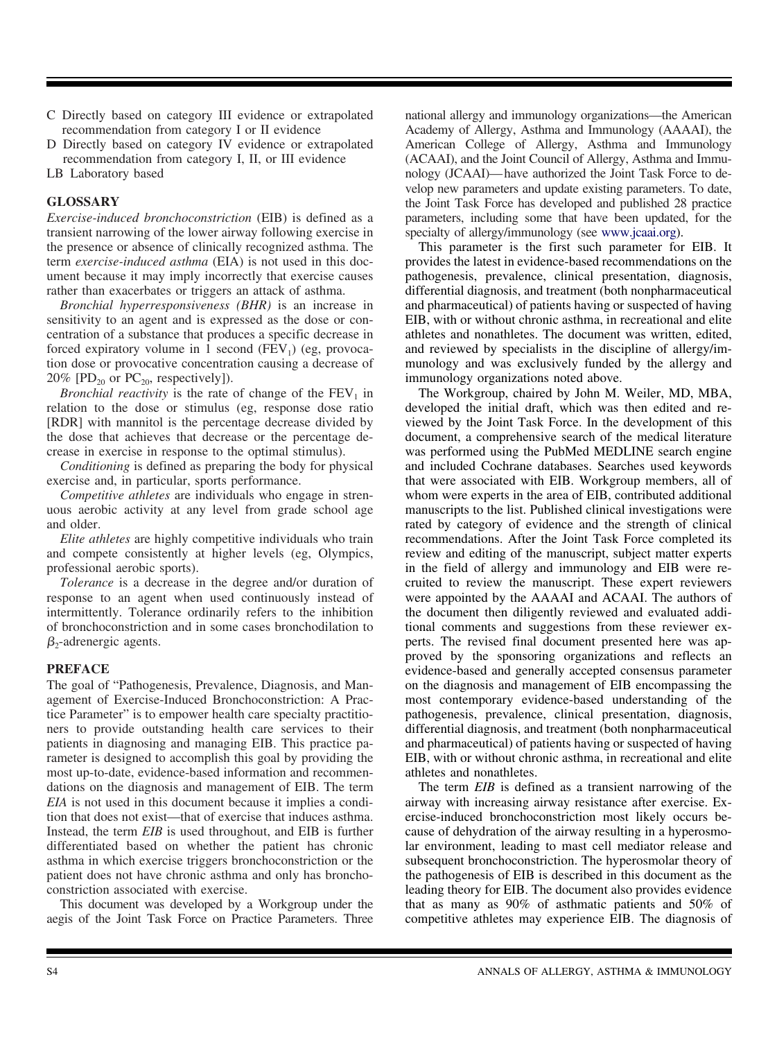C Directly based on category III evidence or extrapolated recommendation from category I or II evidence

D Directly based on category IV evidence or extrapolated recommendation from category I, II, or III evidence

LB Laboratory based

## GLOSSARY

*Exercise-induced bronchoconstriction* (EIB) is defined as a transient narrowing of the lower airway following exercise in the presence or absence of clinically recognized asthma. The term *exercise-induced asthma* (EIA) is not used in this document because it may imply incorrectly that exercise causes rather than exacerbates or triggers an attack of asthma.

*Bronchial hyperresponsiveness (BHR)* is an increase in sensitivity to an agent and is expressed as the dose or concentration of a substance that produces a specific decrease in forced expiratory volume in 1 second ($FEV_1$) (eg, provocation dose or provocative concentration causing a decrease of 20% [$PD_{20}$ or $PC_{20}$, respectively]).

*Bronchial reactivity* is the rate of change of the $FEV_1$ in relation to the dose or stimulus (eg, response dose ratio [RDR] with mannitol is the percentage decrease divided by the dose that achieves that decrease or the percentage decrease in exercise in response to the optimal stimulus).

*Conditioning* is defined as preparing the body for physical exercise and, in particular, sports performance.

*Competitive athletes* are individuals who engage in strenuous aerobic activity at any level from grade school age and older.

*Elite athletes* are highly competitive individuals who train and compete consistently at higher levels (eg, Olympics, professional aerobic sports).

*Tolerance* is a decrease in the degree and/or duration of response to an agent when used continuously instead of intermittently. Tolerance ordinarily refers to the inhibition of bronchoconstriction and in some cases bronchodilation to $\beta_2$-adrenergic agents.

## PREFACE

The goal of "Pathogenesis, Prevalence, Diagnosis, and Management of Exercise-Induced Bronchoconstriction: A Practice Parameter" is to empower health care specialty practitioners to provide outstanding health care services to their patients in diagnosing and managing EIB. This practice parameter is designed to accomplish this goal by providing the most up-to-date, evidence-based information and recommendations on the diagnosis and management of EIB. The term *EIA* is not used in this document because it implies a condition that does not exist—that of exercise that induces asthma. Instead, the term *EIB* is used throughout, and EIB is further differentiated based on whether the patient has chronic asthma in which exercise triggers bronchoconstriction or the patient does not have chronic asthma and only has bronchoconstriction associated with exercise.

This document was developed by a Workgroup under the aegis of the Joint Task Force on Practice Parameters. Three national allergy and immunology organizations—the American Academy of Allergy, Asthma and Immunology (AAAAI), the American College of Allergy, Asthma and Immunology (ACAAI), and the Joint Council of Allergy, Asthma and Immunology (JCAAI)—have authorized the Joint Task Force to develop new parameters and update existing parameters. To date, the Joint Task Force has developed and published 28 practice parameters, including some that have been updated, for the specialty of allergy/immunology (see www.jcaai.org).

This parameter is the first such parameter for EIB. It provides the latest in evidence-based recommendations on the pathogenesis, prevalence, clinical presentation, diagnosis, differential diagnosis, and treatment (both nonpharmaceutical and pharmaceutical) of patients having or suspected of having EIB, with or without chronic asthma, in recreational and elite athletes and nonathletes. The document was written, edited, and reviewed by specialists in the discipline of allergy/immunology and was exclusively funded by the allergy and immunology organizations noted above.

The Workgroup, chaired by John M. Weiler, MD, MBA, developed the initial draft, which was then edited and reviewed by the Joint Task Force. In the development of this document, a comprehensive search of the medical literature was performed using the PubMed MEDLINE search engine and included Cochrane databases. Searches used keywords that were associated with EIB. Workgroup members, all of whom were experts in the area of EIB, contributed additional manuscripts to the list. Published clinical investigations were rated by category of evidence and the strength of clinical recommendations. After the Joint Task Force completed its review and editing of the manuscript, subject matter experts in the field of allergy and immunology and EIB were recruited to review the manuscript. These expert reviewers were appointed by the AAAAI and ACAAI. The authors of the document then diligently reviewed and evaluated additional comments and suggestions from these reviewer experts. The revised final document presented here was approved by the sponsoring organizations and reflects an evidence-based and generally accepted consensus parameter on the diagnosis and management of EIB encompassing the most contemporary evidence-based understanding of the pathogenesis, prevalence, clinical presentation, diagnosis, differential diagnosis, and treatment (both nonpharmaceutical and pharmaceutical) of patients having or suspected of having EIB, with or without chronic asthma, in recreational and elite athletes and nonathletes.

The term *EIB* is defined as a transient narrowing of the airway with increasing airway resistance after exercise. Exercise-induced bronchoconstriction most likely occurs because of dehydration of the airway resulting in a hyperosmolar environment, leading to mast cell mediator release and subsequent bronchoconstriction. The hyperosmolar theory of the pathogenesis of EIB is described in this document as the leading theory for EIB. The document also provides evidence that as many as 90% of asthmatic patients and 50% of competitive athletes may experience EIB. The diagnosis of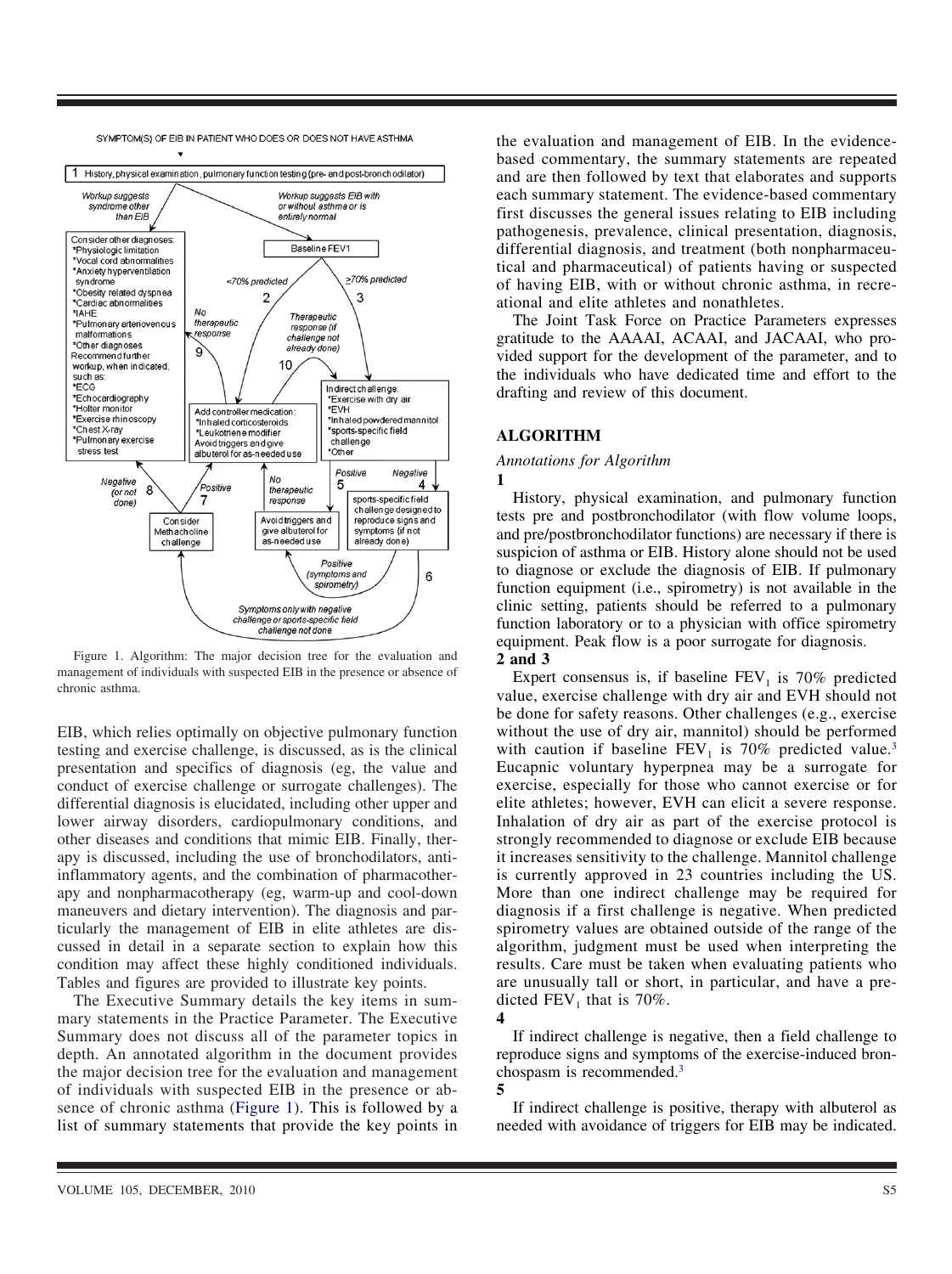SYMPTOM(S) OF EIB IN PATIENT WHO DOES OR DOES NOT HAVE ASTHMA

1 History, physical examination, pulmonary function testing (pre- and post-bronchodilator)

Workup suggests syndrome other than EIB

Workup suggests EIB with or without asthma or is entirely normal

Consider other diagnoses:
*Physiologic limitation
*Vocal cord abnormalities
*Anxiety hyperventilation syndrome
*Obesity related dyspnea
*Cardiac abnormalities
*IAHE
*Pulmonary arteriovenous malformations
*Other diagnoses
Recommend further workup, when indicated, such as:
*ECG
*Echocardiography
*Holter monitor
*Exercise rhinoscopy
*Chest X-ray
*Pulmonary exercise stress test

Baseline FEV1

<70% predicted 2

≥70% predicted 3

No therapeutic response 9

Therapeutic response (if challenge not already done) 10

Add controller medication:
*Inhaled corticosteroids
*Leukotriene modifier
Avoid triggers and give albuterol for as-needed use

Indirect challenge:
*Exercise with dry air
*EVH
*Inhaled powdered mannitol
*sports-specific field challenge
*Other

Negative (or not done) 8

Positive 7

No therapeutic response

Positive 5

Negative 4

Consider Methacholine challenge

Avoid triggers and give albuterol for as-needed use

sports-specific field challenge designed to reproduce signs and symptoms (if not already done)

Positive (symptoms and spirometry) 6

Symptoms only with negative challenge or sports-specific field challenge not done

Figure 1. Algorithm: The major decision tree for the evaluation and management of individuals with suspected EIB in the presence or absence of chronic asthma.

EIB, which relies optimally on objective pulmonary function testing and exercise challenge, is discussed, as is the clinical presentation and specifics of diagnosis (eg, the value and conduct of exercise challenge or surrogate challenges). The differential diagnosis is elucidated, including other upper and lower airway disorders, cardiopulmonary conditions, and other diseases and conditions that mimic EIB. Finally, therapy is discussed, including the use of bronchodilators, anti-inflammatory agents, and the combination of pharmacotherapy and nonpharmacotherapy (eg, warm-up and cool-down maneuvers and dietary intervention). The diagnosis and particularly the management of EIB in elite athletes are discussed in detail in a separate section to explain how this condition may affect these highly conditioned individuals. Tables and figures are provided to illustrate key points.

The Executive Summary details the key items in summary statements in the Practice Parameter. The Executive Summary does not discuss all of the parameter topics in depth. An annotated algorithm in the document provides the major decision tree for the evaluation and management of individuals with suspected EIB in the presence or absence of chronic asthma (Figure 1). This is followed by a list of summary statements that provide the key points in the evaluation and management of EIB. In the evidence-based commentary, the summary statements are repeated and are then followed by text that elaborates and supports each summary statement. The evidence-based commentary first discusses the general issues relating to EIB including pathogenesis, prevalence, clinical presentation, diagnosis, differential diagnosis, and treatment (both nonpharmaceutical and pharmaceutical) of patients having or suspected of having EIB, with or without chronic asthma, in recreational and elite athletes and nonathletes.

The Joint Task Force on Practice Parameters expresses gratitude to the AAAAI, ACAAI, and JACAAI, who provided support for the development of the parameter, and to the individuals who have dedicated time and effort to the drafting and review of this document.

## ALGORITHM

*Annotations for Algorithm*

**1**

History, physical examination, and pulmonary function tests pre and postbronchodilator (with flow volume loops, and pre/postbronchodilator functions) are necessary if there is suspicion of asthma or EIB. History alone should not be used to diagnose or exclude the diagnosis of EIB. If pulmonary function equipment (i.e., spirometry) is not available in the clinic setting, patients should be referred to a pulmonary function laboratory or to a physician with office spirometry equipment. Peak flow is a poor surrogate for diagnosis.

**2 and 3**

Expert consensus is, if baseline $FEV_1$ is 70% predicted value, exercise challenge with dry air and EVH should not be done for safety reasons. Other challenges (e.g., exercise without the use of dry air, mannitol) should be performed with caution if baseline $FEV_1$ is 70% predicted value.[3] Eucapnic voluntary hyperpnea may be a surrogate for exercise, especially for those who cannot exercise or for elite athletes; however, EVH can elicit a severe response. Inhalation of dry air as part of the exercise protocol is strongly recommended to diagnose or exclude EIB because it increases sensitivity to the challenge. Mannitol challenge is currently approved in 23 countries including the US. More than one indirect challenge may be required for diagnosis if a first challenge is negative. When predicted spirometry values are obtained outside of the range of the algorithm, judgment must be used when interpreting the results. Care must be taken when evaluating patients who are unusually tall or short, in particular, and have a predicted $FEV_1$ that is 70%.

**4**

If indirect challenge is negative, then a field challenge to reproduce signs and symptoms of the exercise-induced bronchospasm is recommended.[3]

**5**

If indirect challenge is positive, therapy with albuterol as needed with avoidance of triggers for EIB may be indicated.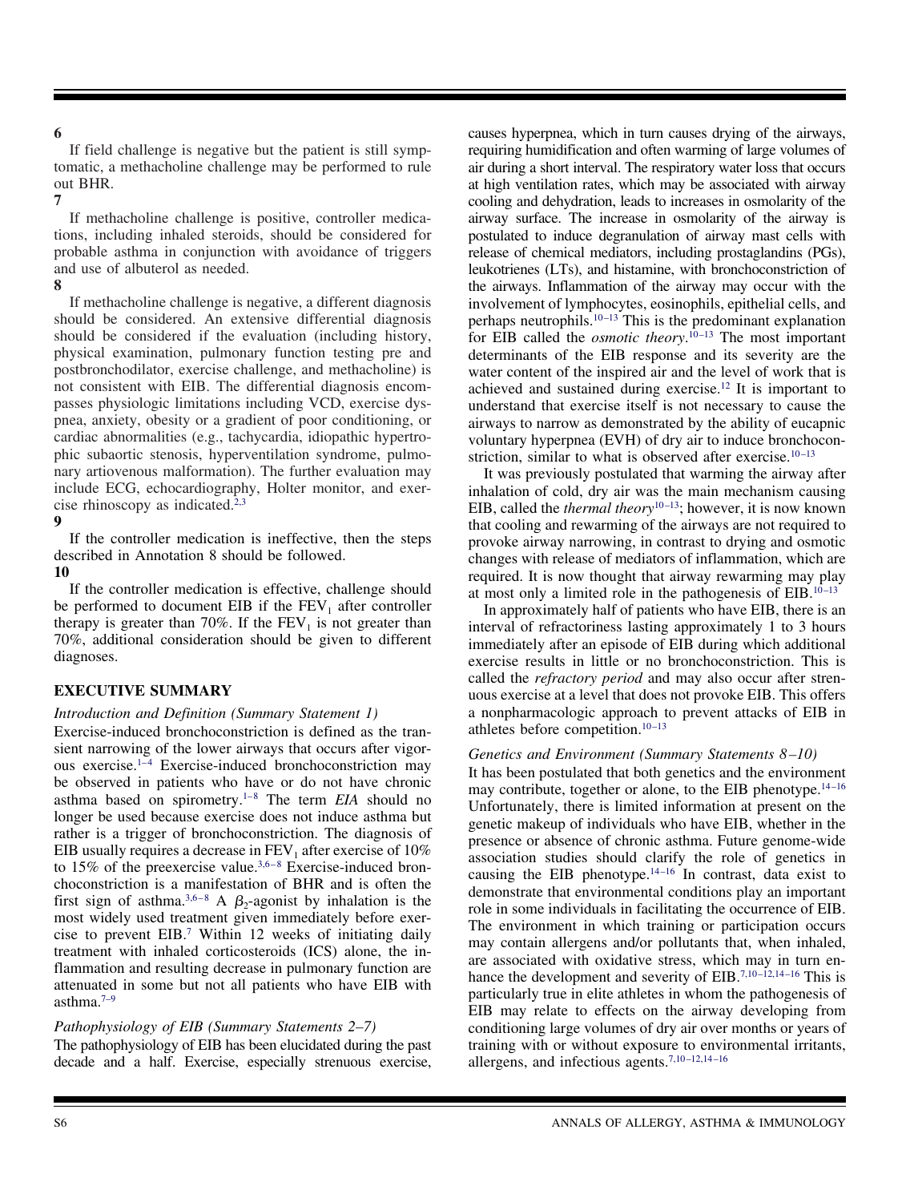**6**

If field challenge is negative but the patient is still symptomatic, a methacholine challenge may be performed to rule out BHR.

**7**

If methacholine challenge is positive, controller medications, including inhaled steroids, should be considered for probable asthma in conjunction with avoidance of triggers and use of albuterol as needed.

**8**

If methacholine challenge is negative, a different diagnosis should be considered. An extensive differential diagnosis should be considered if the evaluation (including history, physical examination, pulmonary function testing pre and postbronchodilator, exercise challenge, and methacholine) is not consistent with EIB. The differential diagnosis encompasses physiologic limitations including VCD, exercise dyspnea, anxiety, obesity or a gradient of poor conditioning, or cardiac abnormalities (e.g., tachycardia, idiopathic hypertrophic subaortic stenosis, hyperventilation syndrome, pulmonary artiovenous malformation). The further evaluation may include ECG, echocardiography, Holter monitor, and exercise rhinoscopy as indicated.[2,3]

**9**

If the controller medication is ineffective, then the steps described in Annotation 8 should be followed.

**10**

If the controller medication is effective, challenge should be performed to document EIB if the $FEV_1$ after controller therapy is greater than 70%. If the $FEV_1$ is not greater than 70%, additional consideration should be given to different diagnoses.

## EXECUTIVE SUMMARY

### *Introduction and Definition (Summary Statement 1)*

Exercise-induced bronchoconstriction is defined as the transient narrowing of the lower airways that occurs after vigorous exercise.[1–4] Exercise-induced bronchoconstriction may be observed in patients who have or do not have chronic asthma based on spirometry.[1–8] The term *EIA* should no longer be used because exercise does not induce asthma but rather is a trigger of bronchoconstriction. The diagnosis of EIB usually requires a decrease in $FEV_1$ after exercise of 10% to 15% of the preexercise value.[3,6–8] Exercise-induced bronchoconstriction is a manifestation of BHR and is often the first sign of asthma.[3,6–8] A $\beta_2$-agonist by inhalation is the most widely used treatment given immediately before exercise to prevent EIB.[7] Within 12 weeks of initiating daily treatment with inhaled corticosteroids (ICS) alone, the inflammation and resulting decrease in pulmonary function are attenuated in some but not all patients who have EIB with asthma.[7–9]

### *Pathophysiology of EIB (Summary Statements 2–7)*

The pathophysiology of EIB has been elucidated during the past decade and a half. Exercise, especially strenuous exercise, causes hyperpnea, which in turn causes drying of the airways, requiring humidification and often warming of large volumes of air during a short interval. The respiratory water loss that occurs at high ventilation rates, which may be associated with airway cooling and dehydration, leads to increases in osmolarity of the airway surface. The increase in osmolarity of the airway is postulated to induce degranulation of airway mast cells with release of chemical mediators, including prostaglandins (PGs), leukotrienes (LTs), and histamine, with bronchoconstriction of the airways. Inflammation of the airway may occur with the involvement of lymphocytes, eosinophils, epithelial cells, and perhaps neutrophils.[10–13] This is the predominant explanation for EIB called the *osmotic theory*.[10–13] The most important determinants of the EIB response and its severity are the water content of the inspired air and the level of work that is achieved and sustained during exercise.[12] It is important to understand that exercise itself is not necessary to cause the airways to narrow as demonstrated by the ability of eucapnic voluntary hyperpnea (EVH) of dry air to induce bronchoconstriction, similar to what is observed after exercise.[10–13]

It was previously postulated that warming the airway after inhalation of cold, dry air was the main mechanism causing EIB, called the *thermal theory*[10–13]; however, it is now known that cooling and rewarming of the airways are not required to provoke airway narrowing, in contrast to drying and osmotic changes with release of mediators of inflammation, which are required. It is now thought that airway rewarming may play at most only a limited role in the pathogenesis of EIB.[10–13]

In approximately half of patients who have EIB, there is an interval of refractoriness lasting approximately 1 to 3 hours immediately after an episode of EIB during which additional exercise results in little or no bronchoconstriction. This is called the *refractory period* and may also occur after strenuous exercise at a level that does not provoke EIB. This offers a nonpharmacologic approach to prevent attacks of EIB in athletes before competition.[10–13]

### *Genetics and Environment (Summary Statements 8–10)*

It has been postulated that both genetics and the environment may contribute, together or alone, to the EIB phenotype.[14–16] Unfortunately, there is limited information at present on the genetic makeup of individuals who have EIB, whether in the presence or absence of chronic asthma. Future genome-wide association studies should clarify the role of genetics in causing the EIB phenotype.[14–16] In contrast, data exist to demonstrate that environmental conditions play an important role in some individuals in facilitating the occurrence of EIB. The environment in which training or participation occurs may contain allergens and/or pollutants that, when inhaled, are associated with oxidative stress, which may in turn enhance the development and severity of EIB.[7,10–12,14–16] This is particularly true in elite athletes in whom the pathogenesis of EIB may relate to effects on the airway developing from conditioning large volumes of dry air over months or years of training with or without exposure to environmental irritants, allergens, and infectious agents.[7,10–12,14–16]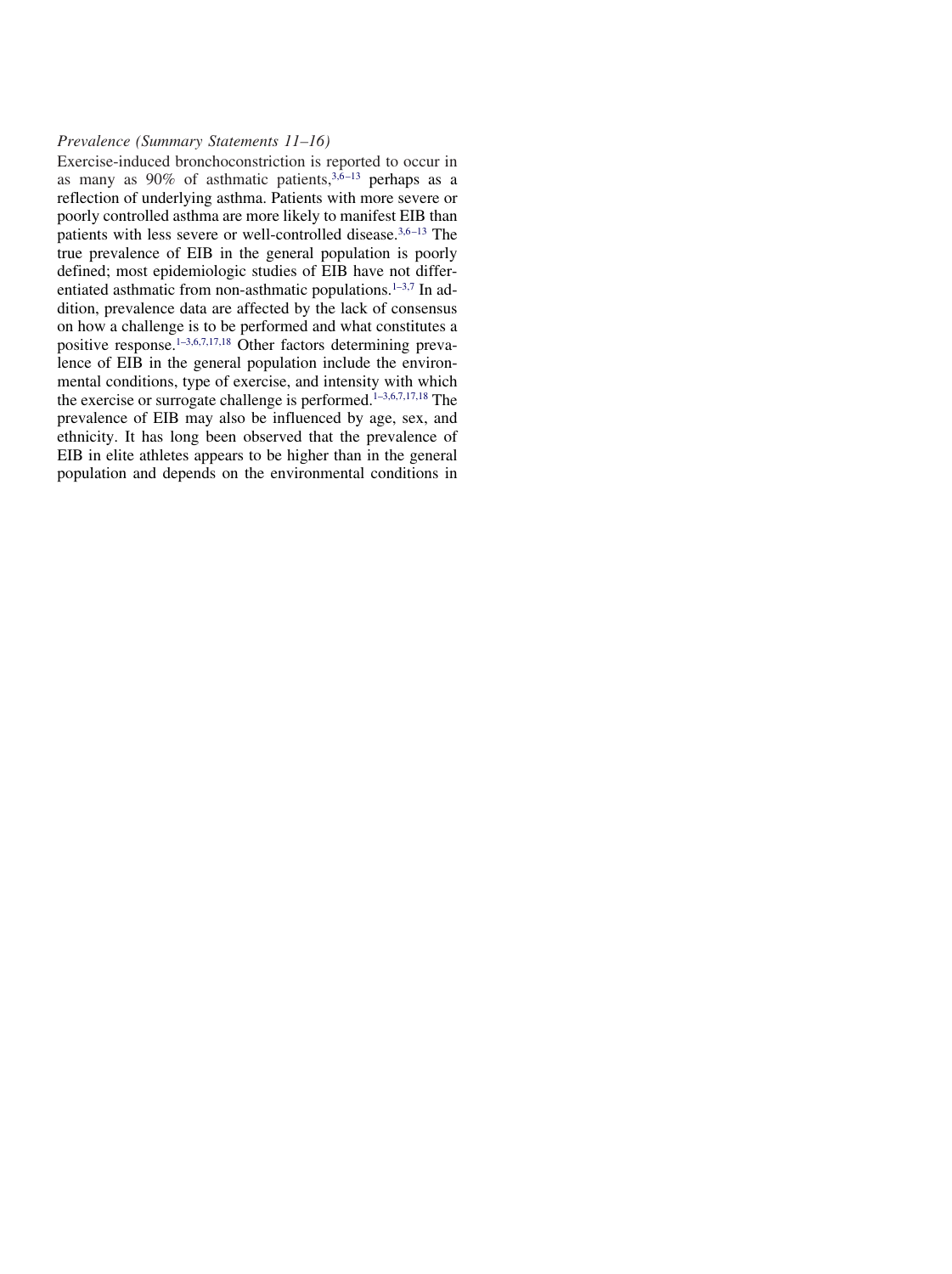*Prevalence (Summary Statements 11–16)*

Exercise-induced bronchoconstriction is reported to occur in as many as 90% of asthmatic patients,[3,6–13] perhaps as a reflection of underlying asthma. Patients with more severe or poorly controlled asthma are more likely to manifest EIB than patients with less severe or well-controlled disease.[3,6–13] The true prevalence of EIB in the general population is poorly defined; most epidemiologic studies of EIB have not differentiated asthmatic from non-asthmatic populations.[1–3,7] In addition, prevalence data are affected by the lack of consensus on how a challenge is to be performed and what constitutes a positive response.[1–3,6,7,17,18] Other factors determining prevalence of EIB in the general population include the environmental conditions, type of exercise, and intensity with which the exercise or surrogate challenge is performed.[1–3,6,7,17,18] The prevalence of EIB may also be influenced by age, sex, and ethnicity. It has long been observed that the prevalence of EIB in elite athletes appears to be higher than in the general population and depends on the environmental conditions in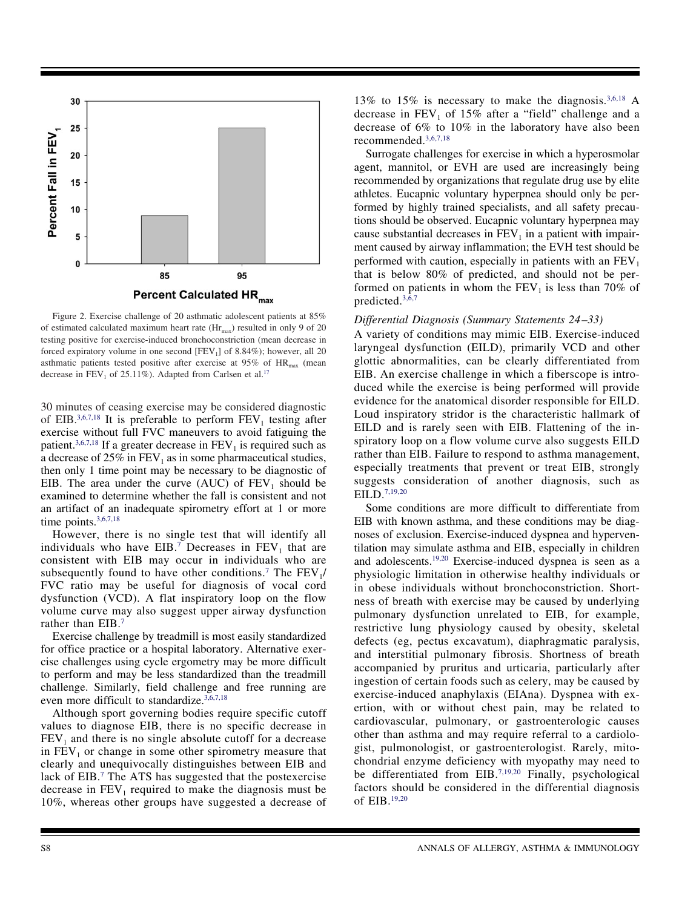Figure 2. Exercise challenge of 20 asthmatic adolescent patients at 85% of estimated calculated maximum heart rate ($Hr_{max}$) resulted in only 9 of 20 testing positive for exercise-induced bronchoconstriction (mean decrease in forced expiratory volume in one second [$FEV_1$] of 8.84%); however, all 20 asthmatic patients tested positive after exercise at 95% of $HR_{max}$ (mean decrease in $FEV_1$ of 25.11%). Adapted from Carlsen et al.[17]

30 minutes of ceasing exercise may be considered diagnostic of EIB.[3,6,7,18] It is preferable to perform $FEV_1$ testing after exercise without full FVC maneuvers to avoid fatiguing the patient.[3,6,7,18] If a greater decrease in $FEV_1$ is required such as a decrease of 25% in $FEV_1$ as in some pharmaceutical studies, then only 1 time point may be necessary to be diagnostic of EIB. The area under the curve (AUC) of $FEV_1$ should be examined to determine whether the fall is consistent and not an artifact of an inadequate spirometry effort at 1 or more time points.[3,6,7,18]

However, there is no single test that will identify all individuals who have EIB.[7] Decreases in $FEV_1$ that are consistent with EIB may occur in individuals who are subsequently found to have other conditions.[7] The $FEV_1$/FVC ratio may be useful for diagnosis of vocal cord dysfunction (VCD). A flat inspiratory loop on the flow volume curve may also suggest upper airway dysfunction rather than EIB.[7]

Exercise challenge by treadmill is most easily standardized for office practice or a hospital laboratory. Alternative exercise challenges using cycle ergometry may be more difficult to perform and may be less standardized than the treadmill challenge. Similarly, field challenge and free running are even more difficult to standardize.[3,6,7,18]

Although sport governing bodies require specific cutoff values to diagnose EIB, there is no specific decrease in $FEV_1$ and there is no single absolute cutoff for a decrease in $FEV_1$ or change in some other spirometry measure that clearly and unequivocally distinguishes between EIB and lack of EIB.[7] The ATS has suggested that the postexercise decrease in $FEV_1$ required to make the diagnosis must be 10%, whereas other groups have suggested a decrease of 13% to 15% is necessary to make the diagnosis.[3,6,18] A decrease in $FEV_1$ of 15% after a "field" challenge and a decrease of 6% to 10% in the laboratory have also been recommended.[3,6,7,18]

Surrogate challenges for exercise in which a hyperosmolar agent, mannitol, or EVH are used are increasingly being recommended by organizations that regulate drug use by elite athletes. Eucapnic voluntary hyperpnea should only be performed by highly trained specialists, and all safety precautions should be observed. Eucapnic voluntary hyperpnea may cause substantial decreases in $FEV_1$ in a patient with impairment caused by airway inflammation; the EVH test should be performed with caution, especially in patients with an $FEV_1$ that is below 80% of predicted, and should not be performed on patients in whom the $FEV_1$ is less than 70% of predicted.[3,6,7]

### *Differential Diagnosis (Summary Statements 24–33)*

A variety of conditions may mimic EIB. Exercise-induced laryngeal dysfunction (EILD), primarily VCD and other glottic abnormalities, can be clearly differentiated from EIB. An exercise challenge in which a fiberscope is introduced while the exercise is being performed will provide evidence for the anatomical disorder responsible for EILD. Loud inspiratory stridor is the characteristic hallmark of EILD and is rarely seen with EIB. Flattening of the inspiratory loop on a flow volume curve also suggests EILD rather than EIB. Failure to respond to asthma management, especially treatments that prevent or treat EIB, strongly suggests consideration of another diagnosis, such as EILD.[7,19,20]

Some conditions are more difficult to differentiate from EIB with known asthma, and these conditions may be diagnoses of exclusion. Exercise-induced dyspnea and hyperventilation may simulate asthma and EIB, especially in children and adolescents.[19,20] Exercise-induced dyspnea is seen as a physiologic limitation in otherwise healthy individuals or in obese individuals without bronchoconstriction. Shortness of breath with exercise may be caused by underlying pulmonary dysfunction unrelated to EIB, for example, restrictive lung physiology caused by obesity, skeletal defects (eg, pectus excavatum), diaphragmatic paralysis, and interstitial pulmonary fibrosis. Shortness of breath accompanied by pruritus and urticaria, particularly after ingestion of certain foods such as celery, may be caused by exercise-induced anaphylaxis (EIAna). Dyspnea with exertion, with or without chest pain, may be related to cardiovascular, pulmonary, or gastroenterologic causes other than asthma and may require referral to a cardiologist, pulmonologist, or gastroenterologist. Rarely, mitochondrial enzyme deficiency with myopathy may need to be differentiated from EIB.[7,19,20] Finally, psychological factors should be considered in the differential diagnosis of EIB.[19,20]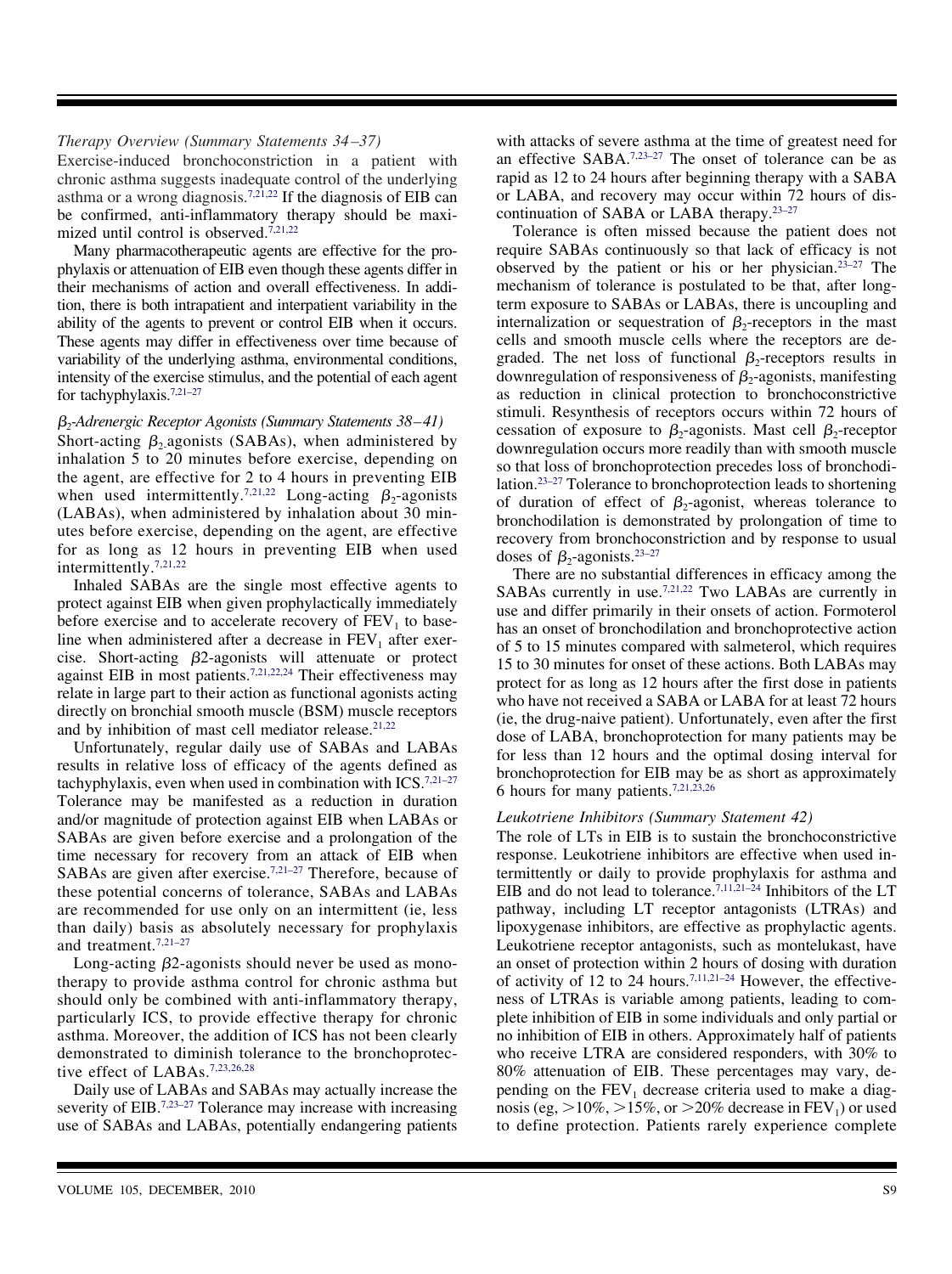*Therapy Overview (Summary Statements 34–37)*

Exercise-induced bronchoconstriction in a patient with chronic asthma suggests inadequate control of the underlying asthma or a wrong diagnosis.[7,21,22] If the diagnosis of EIB can be confirmed, anti-inflammatory therapy should be maximized until control is observed.[7,21,22]

Many pharmacotherapeutic agents are effective for the prophylaxis or attenuation of EIB even though these agents differ in their mechanisms of action and overall effectiveness. In addition, there is both intrapatient and interpatient variability in the ability of the agents to prevent or control EIB when it occurs. These agents may differ in effectiveness over time because of variability of the underlying asthma, environmental conditions, intensity of the exercise stimulus, and the potential of each agent for tachyphylaxis.[7,21–27]

*$\beta_2$-Adrenergic Receptor Agonists (Summary Statements 38–41)*

Short-acting $\beta_2$ agonists (SABAs), when administered by inhalation 5 to 20 minutes before exercise, depending on the agent, are effective for 2 to 4 hours in preventing EIB when used intermittently.[7,21,22] Long-acting $\beta_2$-agonists (LABAs), when administered by inhalation about 30 minutes before exercise, depending on the agent, are effective for as long as 12 hours in preventing EIB when used intermittently.[7,21,22]

Inhaled SABAs are the single most effective agents to protect against EIB when given prophylactically immediately before exercise and to accelerate recovery of $FEV_1$ to baseline when administered after a decrease in $FEV_1$ after exercise. Short-acting $\beta$2-agonists will attenuate or protect against EIB in most patients.[7,21,22,24] Their effectiveness may relate in large part to their action as functional agonists acting directly on bronchial smooth muscle (BSM) muscle receptors and by inhibition of mast cell mediator release.[21,22]

Unfortunately, regular daily use of SABAs and LABAs results in relative loss of efficacy of the agents defined as tachyphylaxis, even when used in combination with ICS.[7,21–27] Tolerance may be manifested as a reduction in duration and/or magnitude of protection against EIB when LABAs or SABAs are given before exercise and a prolongation of the time necessary for recovery from an attack of EIB when SABAs are given after exercise.[7,21–27] Therefore, because of these potential concerns of tolerance, SABAs and LABAs are recommended for use only on an intermittent (ie, less than daily) basis as absolutely necessary for prophylaxis and treatment.[7,21–27]

Long-acting $\beta$2-agonists should never be used as monotherapy to provide asthma control for chronic asthma but should only be combined with anti-inflammatory therapy, particularly ICS, to provide effective therapy for chronic asthma. Moreover, the addition of ICS has not been clearly demonstrated to diminish tolerance to the bronchoprotective effect of LABAs.[7,23,26,28]

Daily use of LABAs and SABAs may actually increase the severity of EIB.[7,23–27] Tolerance may increase with increasing use of SABAs and LABAs, potentially endangering patients with attacks of severe asthma at the time of greatest need for an effective SABA.[7,23–27] The onset of tolerance can be as rapid as 12 to 24 hours after beginning therapy with a SABA or LABA, and recovery may occur within 72 hours of discontinuation of SABA or LABA therapy.[23–27]

Tolerance is often missed because the patient does not require SABAs continuously so that lack of efficacy is not observed by the patient or his or her physician.[23–27] The mechanism of tolerance is postulated to be that, after long-term exposure to SABAs or LABAs, there is uncoupling and internalization or sequestration of $\beta_2$-receptors in the mast cells and smooth muscle cells where the receptors are degraded. The net loss of functional $\beta_2$-receptors results in downregulation of responsiveness of $\beta_2$-agonists, manifesting as reduction in clinical protection to bronchoconstrictive stimuli. Resynthesis of receptors occurs within 72 hours of cessation of exposure to $\beta_2$-agonists. Mast cell $\beta_2$-receptor downregulation occurs more readily than with smooth muscle so that loss of bronchoprotection precedes loss of bronchodilation.[23–27] Tolerance to bronchoprotection leads to shortening of duration of effect of $\beta_2$-agonist, whereas tolerance to bronchodilation is demonstrated by prolongation of time to recovery from bronchoconstriction and by response to usual doses of $\beta_2$-agonists.[23–27]

There are no substantial differences in efficacy among the SABAs currently in use.[7,21,22] Two LABAs are currently in use and differ primarily in their onsets of action. Formoterol has an onset of bronchodilation and bronchoprotective action of 5 to 15 minutes compared with salmeterol, which requires 15 to 30 minutes for onset of these actions. Both LABAs may protect for as long as 12 hours after the first dose in patients who have not received a SABA or LABA for at least 72 hours (ie, the drug-naive patient). Unfortunately, even after the first dose of LABA, bronchoprotection for many patients may be for less than 12 hours and the optimal dosing interval for bronchoprotection for EIB may be as short as approximately 6 hours for many patients.[7,21,23,26]

*Leukotriene Inhibitors (Summary Statement 42)*

The role of LTs in EIB is to sustain the bronchoconstrictive response. Leukotriene inhibitors are effective when used intermittently or daily to provide prophylaxis for asthma and EIB and do not lead to tolerance.[7,11,21–24] Inhibitors of the LT pathway, including LT receptor antagonists (LTRAs) and lipoxygenase inhibitors, are effective as prophylactic agents. Leukotriene receptor antagonists, such as montelukast, have an onset of protection within 2 hours of dosing with duration of activity of 12 to 24 hours.[7,11,21–24] However, the effectiveness of LTRAs is variable among patients, leading to complete inhibition of EIB in some individuals and only partial or no inhibition of EIB in others. Approximately half of patients who receive LTRA are considered responders, with 30% to 80% attenuation of EIB. These percentages may vary, depending on the $FEV_1$ decrease criteria used to make a diagnosis (eg, >10%, >15%, or >20% decrease in $FEV_1$) or used to define protection. Patients rarely experience complete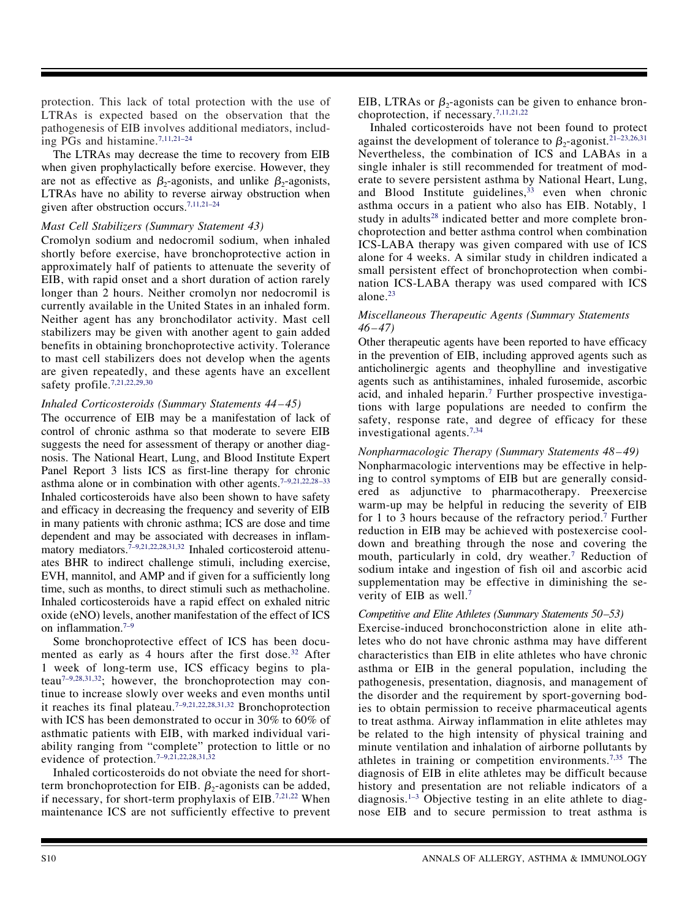protection. This lack of total protection with the use of LTRAs is expected based on the observation that the pathogenesis of EIB involves additional mediators, including PGs and histamine.[7,11,21–24]

The LTRAs may decrease the time to recovery from EIB when given prophylactically before exercise. However, they are not as effective as $\beta_2$-agonists, and unlike $\beta_2$-agonists, LTRAs have no ability to reverse airway obstruction when given after obstruction occurs.[7,11,21–24]

*Mast Cell Stabilizers (Summary Statement 43)*

Cromolyn sodium and nedocromil sodium, when inhaled shortly before exercise, have bronchoprotective action in approximately half of patients to attenuate the severity of EIB, with rapid onset and a short duration of action rarely longer than 2 hours. Neither cromolyn nor nedocromil is currently available in the United States in an inhaled form. Neither agent has any bronchodilator activity. Mast cell stabilizers may be given with another agent to gain added benefits in obtaining bronchoprotective activity. Tolerance to mast cell stabilizers does not develop when the agents are given repeatedly, and these agents have an excellent safety profile.[7,21,22,29,30]

*Inhaled Corticosteroids (Summary Statements 44–45)*

The occurrence of EIB may be a manifestation of lack of control of chronic asthma so that moderate to severe EIB suggests the need for assessment of therapy or another diagnosis. The National Heart, Lung, and Blood Institute Expert Panel Report 3 lists ICS as first-line therapy for chronic asthma alone or in combination with other agents.[7–9,21,22,28–33] Inhaled corticosteroids have also been shown to have safety and efficacy in decreasing the frequency and severity of EIB in many patients with chronic asthma; ICS are dose and time dependent and may be associated with decreases in inflammatory mediators.[7–9,21,22,28,31,32] Inhaled corticosteroid attenuates BHR to indirect challenge stimuli, including exercise, EVH, mannitol, and AMP and if given for a sufficiently long time, such as months, to direct stimuli such as methacholine. Inhaled corticosteroids have a rapid effect on exhaled nitric oxide (eNO) levels, another manifestation of the effect of ICS on inflammation.[7–9]

Some bronchoprotective effect of ICS has been documented as early as 4 hours after the first dose.[32] After 1 week of long-term use, ICS efficacy begins to plateau[7–9,28,31,32]; however, the bronchoprotection may continue to increase slowly over weeks and even months until it reaches its final plateau.[7–9,21,22,28,31,32] Bronchoprotection with ICS has been demonstrated to occur in 30% to 60% of asthmatic patients with EIB, with marked individual variability ranging from "complete" protection to little or no evidence of protection.[7–9,21,22,28,31,32]

Inhaled corticosteroids do not obviate the need for short-term bronchoprotection for EIB. $\beta_2$-agonists can be added, if necessary, for short-term prophylaxis of EIB.[7,21,22] When maintenance ICS are not sufficiently effective to prevent EIB, LTRAs or $\beta_2$-agonists can be given to enhance bronchoprotection, if necessary.[7,11,21,22]

Inhaled corticosteroids have not been found to protect against the development of tolerance to $\beta_2$-agonist.[21–23,26,31] Nevertheless, the combination of ICS and LABAs in a single inhaler is still recommended for treatment of moderate to severe persistent asthma by National Heart, Lung, and Blood Institute guidelines,[33] even when chronic asthma occurs in a patient who also has EIB. Notably, 1 study in adults[28] indicated better and more complete bronchoprotection and better asthma control when combination ICS-LABA therapy was given compared with use of ICS alone for 4 weeks. A similar study in children indicated a small persistent effect of bronchoprotection when combination ICS-LABA therapy was used compared with ICS alone.[23]

*Miscellaneous Therapeutic Agents (Summary Statements 46–47)*

Other therapeutic agents have been reported to have efficacy in the prevention of EIB, including approved agents such as anticholinergic agents and theophylline and investigative agents such as antihistamines, inhaled furosemide, ascorbic acid, and inhaled heparin.[7] Further prospective investigations with large populations are needed to confirm the safety, response rate, and degree of efficacy for these investigational agents.[7,34]

*Nonpharmacologic Therapy (Summary Statements 48–49)*

Nonpharmacologic interventions may be effective in helping to control symptoms of EIB but are generally considered as adjunctive to pharmacotherapy. Preexercise warm-up may be helpful in reducing the severity of EIB for 1 to 3 hours because of the refractory period.[7] Further reduction in EIB may be achieved with postexercise cooldown and breathing through the nose and covering the mouth, particularly in cold, dry weather.[7] Reduction of sodium intake and ingestion of fish oil and ascorbic acid supplementation may be effective in diminishing the severity of EIB as well.[7]

*Competitive and Elite Athletes (Summary Statements 50–53)*

Exercise-induced bronchoconstriction alone in elite athletes who do not have chronic asthma may have different characteristics than EIB in elite athletes who have chronic asthma or EIB in the general population, including the pathogenesis, presentation, diagnosis, and management of the disorder and the requirement by sport-governing bodies to obtain permission to receive pharmaceutical agents to treat asthma. Airway inflammation in elite athletes may be related to the high intensity of physical training and minute ventilation and inhalation of airborne pollutants by athletes in training or competition environments.[7,35] The diagnosis of EIB in elite athletes may be difficult because history and presentation are not reliable indicators of a diagnosis.[1–3] Objective testing in an elite athlete to diagnose EIB and to secure permission to treat asthma is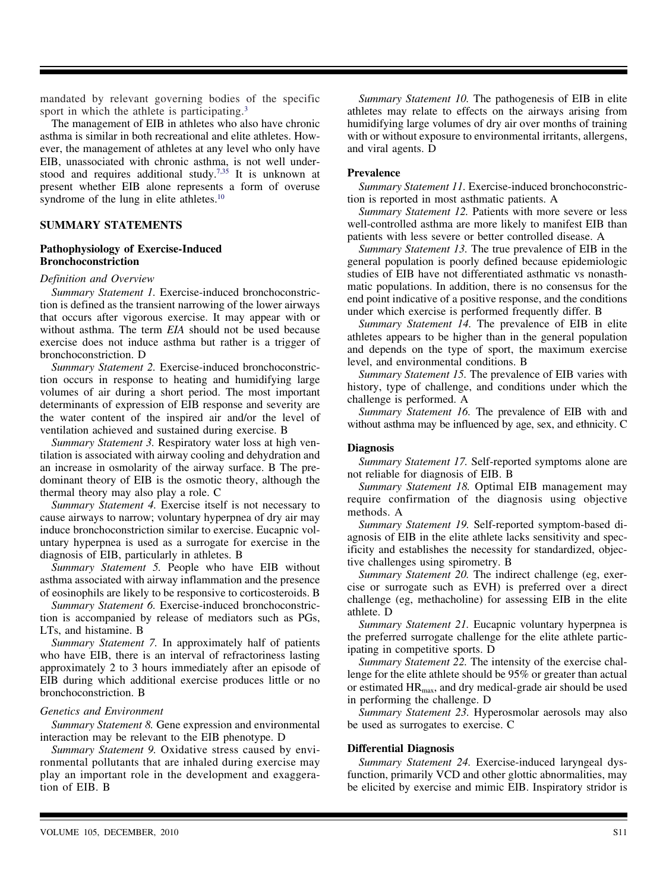mandated by relevant governing bodies of the specific sport in which the athlete is participating.[3]

The management of EIB in athletes who also have chronic asthma is similar in both recreational and elite athletes. However, the management of athletes at any level who only have EIB, unassociated with chronic asthma, is not well understood and requires additional study.[7,35] It is unknown at present whether EIB alone represents a form of overuse syndrome of the lung in elite athletes.[10]

## SUMMARY STATEMENTS

### Pathophysiology of Exercise-Induced Bronchoconstriction

#### *Definition and Overview*

*Summary Statement 1.* Exercise-induced bronchoconstriction is defined as the transient narrowing of the lower airways that occurs after vigorous exercise. It may appear with or without asthma. The term *EIA* should not be used because exercise does not induce asthma but rather is a trigger of bronchoconstriction. D

*Summary Statement 2.* Exercise-induced bronchoconstriction occurs in response to heating and humidifying large volumes of air during a short period. The most important determinants of expression of EIB response and severity are the water content of the inspired air and/or the level of ventilation achieved and sustained during exercise. B

*Summary Statement 3.* Respiratory water loss at high ventilation is associated with airway cooling and dehydration and an increase in osmolarity of the airway surface. B The predominant theory of EIB is the osmotic theory, although the thermal theory may also play a role. C

*Summary Statement 4.* Exercise itself is not necessary to cause airways to narrow; voluntary hyperpnea of dry air may induce bronchoconstriction similar to exercise. Eucapnic voluntary hyperpnea is used as a surrogate for exercise in the diagnosis of EIB, particularly in athletes. B

*Summary Statement 5.* People who have EIB without asthma associated with airway inflammation and the presence of eosinophils are likely to be responsive to corticosteroids. B

*Summary Statement 6.* Exercise-induced bronchoconstriction is accompanied by release of mediators such as PGs, LTs, and histamine. B

*Summary Statement 7.* In approximately half of patients who have EIB, there is an interval of refractoriness lasting approximately 2 to 3 hours immediately after an episode of EIB during which additional exercise produces little or no bronchoconstriction. B

#### *Genetics and Environment*

*Summary Statement 8.* Gene expression and environmental interaction may be relevant to the EIB phenotype. D

*Summary Statement 9.* Oxidative stress caused by environmental pollutants that are inhaled during exercise may play an important role in the development and exaggeration of EIB. B

*Summary Statement 10.* The pathogenesis of EIB in elite athletes may relate to effects on the airways arising from humidifying large volumes of dry air over months of training with or without exposure to environmental irritants, allergens, and viral agents. D

### Prevalence

*Summary Statement 11.* Exercise-induced bronchoconstriction is reported in most asthmatic patients. A

*Summary Statement 12.* Patients with more severe or less well-controlled asthma are more likely to manifest EIB than patients with less severe or better controlled disease. A

*Summary Statement 13.* The true prevalence of EIB in the general population is poorly defined because epidemiologic studies of EIB have not differentiated asthmatic vs nonasthmatic populations. In addition, there is no consensus for the end point indicative of a positive response, and the conditions under which exercise is performed frequently differ. B

*Summary Statement 14.* The prevalence of EIB in elite athletes appears to be higher than in the general population and depends on the type of sport, the maximum exercise level, and environmental conditions. B

*Summary Statement 15.* The prevalence of EIB varies with history, type of challenge, and conditions under which the challenge is performed. A

*Summary Statement 16.* The prevalence of EIB with and without asthma may be influenced by age, sex, and ethnicity. C

### Diagnosis

*Summary Statement 17.* Self-reported symptoms alone are not reliable for diagnosis of EIB. B

*Summary Statement 18.* Optimal EIB management may require confirmation of the diagnosis using objective methods. A

*Summary Statement 19.* Self-reported symptom-based diagnosis of EIB in the elite athlete lacks sensitivity and specificity and establishes the necessity for standardized, objective challenges using spirometry. B

*Summary Statement 20.* The indirect challenge (eg, exercise or surrogate such as EVH) is preferred over a direct challenge (eg, methacholine) for assessing EIB in the elite athlete. D

*Summary Statement 21.* Eucapnic voluntary hyperpnea is the preferred surrogate challenge for the elite athlete participating in competitive sports. D

*Summary Statement 22.* The intensity of the exercise challenge for the elite athlete should be 95% or greater than actual or estimated $HR_{max}$, and dry medical-grade air should be used in performing the challenge. D

*Summary Statement 23.* Hyperosmolar aerosols may also be used as surrogates to exercise. C

### Differential Diagnosis

*Summary Statement 24.* Exercise-induced laryngeal dysfunction, primarily VCD and other glottic abnormalities, may be elicited by exercise and mimic EIB. Inspiratory stridor is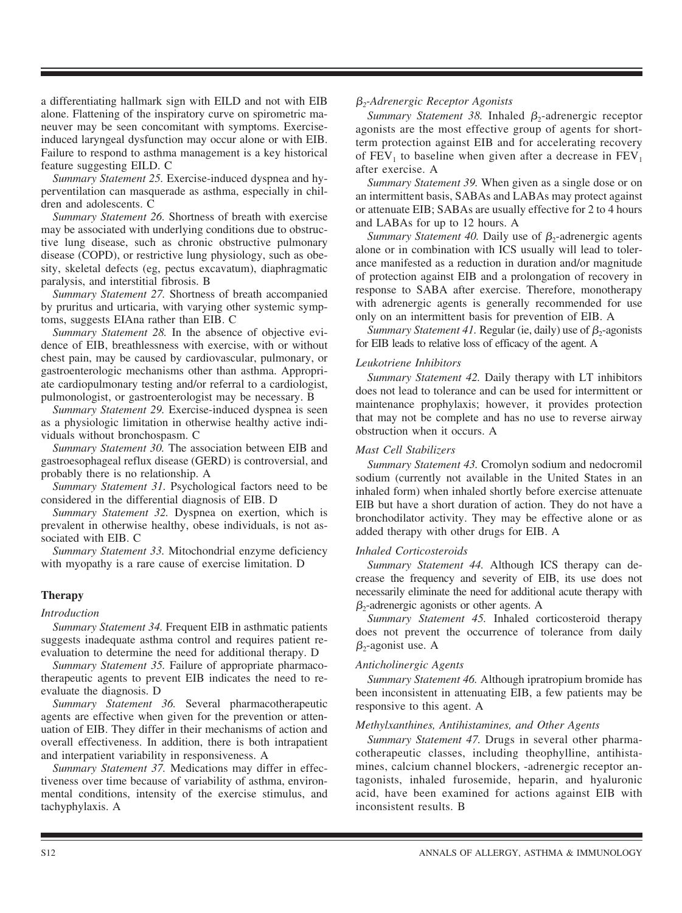a differentiating hallmark sign with EILD and not with EIB alone. Flattening of the inspiratory curve on spirometric maneuver may be seen concomitant with symptoms. Exercise-induced laryngeal dysfunction may occur alone or with EIB. Failure to respond to asthma management is a key historical feature suggesting EILD. C

*Summary Statement 25.* Exercise-induced dyspnea and hyperventilation can masquerade as asthma, especially in children and adolescents. C

*Summary Statement 26.* Shortness of breath with exercise may be associated with underlying conditions due to obstructive lung disease, such as chronic obstructive pulmonary disease (COPD), or restrictive lung physiology, such as obesity, skeletal defects (eg, pectus excavatum), diaphragmatic paralysis, and interstitial fibrosis. B

*Summary Statement 27.* Shortness of breath accompanied by pruritus and urticaria, with varying other systemic symptoms, suggests EIAna rather than EIB. C

*Summary Statement 28.* In the absence of objective evidence of EIB, breathlessness with exercise, with or without chest pain, may be caused by cardiovascular, pulmonary, or gastroenterologic mechanisms other than asthma. Appropriate cardiopulmonary testing and/or referral to a cardiologist, pulmonologist, or gastroenterologist may be necessary. B

*Summary Statement 29.* Exercise-induced dyspnea is seen as a physiologic limitation in otherwise healthy active individuals without bronchospasm. C

*Summary Statement 30.* The association between EIB and gastroesophageal reflux disease (GERD) is controversial, and probably there is no relationship. A

*Summary Statement 31.* Psychological factors need to be considered in the differential diagnosis of EIB. D

*Summary Statement 32.* Dyspnea on exertion, which is prevalent in otherwise healthy, obese individuals, is not associated with EIB. C

*Summary Statement 33.* Mitochondrial enzyme deficiency with myopathy is a rare cause of exercise limitation. D

## Therapy

### *Introduction*

*Summary Statement 34.* Frequent EIB in asthmatic patients suggests inadequate asthma control and requires patient reevaluation to determine the need for additional therapy. D

*Summary Statement 35.* Failure of appropriate pharmacotherapeutic agents to prevent EIB indicates the need to reevaluate the diagnosis. D

*Summary Statement 36.* Several pharmacotherapeutic agents are effective when given for the prevention or attenuation of EIB. They differ in their mechanisms of action and overall effectiveness. In addition, there is both intrapatient and interpatient variability in responsiveness. A

*Summary Statement 37.* Medications may differ in effectiveness over time because of variability of asthma, environmental conditions, intensity of the exercise stimulus, and tachyphylaxis. A

### *$\beta_2$-Adrenergic Receptor Agonists*

*Summary Statement 38.* Inhaled $\beta_2$-adrenergic receptor agonists are the most effective group of agents for short-term protection against EIB and for accelerating recovery of $FEV_1$ to baseline when given after a decrease in $FEV_1$ after exercise. A

*Summary Statement 39.* When given as a single dose or on an intermittent basis, SABAs and LABAs may protect against or attenuate EIB; SABAs are usually effective for 2 to 4 hours and LABAs for up to 12 hours. A

*Summary Statement 40.* Daily use of $\beta_2$-adrenergic agents alone or in combination with ICS usually will lead to tolerance manifested as a reduction in duration and/or magnitude of protection against EIB and a prolongation of recovery in response to SABA after exercise. Therefore, monotherapy with adrenergic agents is generally recommended for use only on an intermittent basis for prevention of EIB. A

*Summary Statement 41.* Regular (ie, daily) use of $\beta_2$-agonists for EIB leads to relative loss of efficacy of the agent. A

### *Leukotriene Inhibitors*

*Summary Statement 42.* Daily therapy with LT inhibitors does not lead to tolerance and can be used for intermittent or maintenance prophylaxis; however, it provides protection that may not be complete and has no use to reverse airway obstruction when it occurs. A

### *Mast Cell Stabilizers*

*Summary Statement 43.* Cromolyn sodium and nedocromil sodium (currently not available in the United States in an inhaled form) when inhaled shortly before exercise attenuate EIB but have a short duration of action. They do not have a bronchodilator activity. They may be effective alone or as added therapy with other drugs for EIB. A

### *Inhaled Corticosteroids*

*Summary Statement 44.* Although ICS therapy can decrease the frequency and severity of EIB, its use does not necessarily eliminate the need for additional acute therapy with $\beta_2$-adrenergic agonists or other agents. A

*Summary Statement 45.* Inhaled corticosteroid therapy does not prevent the occurrence of tolerance from daily $\beta_2$-agonist use. A

### *Anticholinergic Agents*

*Summary Statement 46.* Although ipratropium bromide has been inconsistent in attenuating EIB, a few patients may be responsive to this agent. A

### *Methylxanthines, Antihistamines, and Other Agents*

*Summary Statement 47.* Drugs in several other pharmacotherapeutic classes, including theophylline, antihistamines, calcium channel blockers, -adrenergic receptor antagonists, inhaled furosemide, heparin, and hyaluronic acid, have been examined for actions against EIB with inconsistent results. B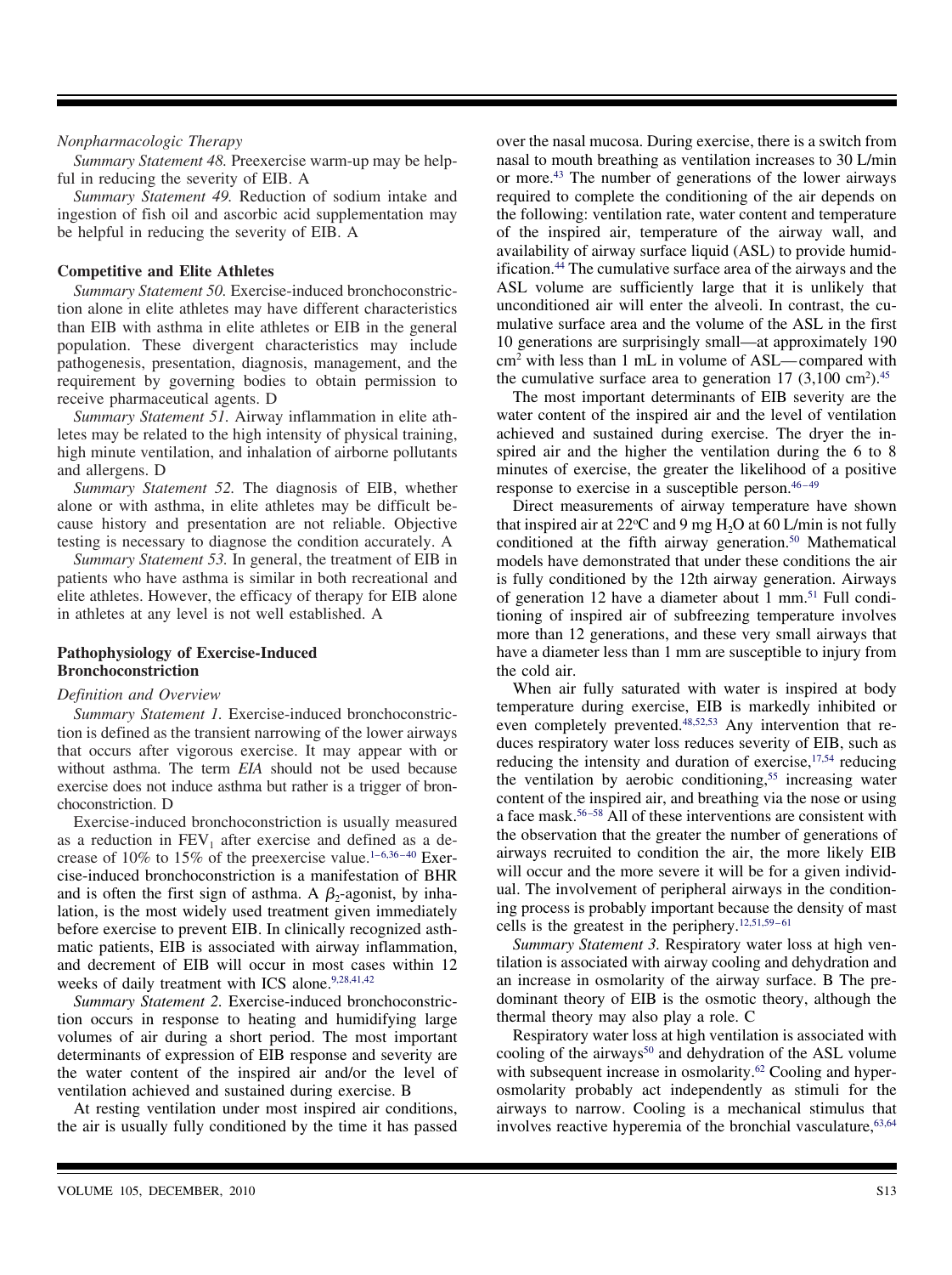*Nonpharmacologic Therapy*

*Summary Statement 48.* Preexercise warm-up may be helpful in reducing the severity of EIB. A

*Summary Statement 49.* Reduction of sodium intake and ingestion of fish oil and ascorbic acid supplementation may be helpful in reducing the severity of EIB. A

**Competitive and Elite Athletes**

*Summary Statement 50.* Exercise-induced bronchoconstriction alone in elite athletes may have different characteristics than EIB with asthma in elite athletes or EIB in the general population. These divergent characteristics may include pathogenesis, presentation, diagnosis, management, and the requirement by governing bodies to obtain permission to receive pharmaceutical agents. D

*Summary Statement 51.* Airway inflammation in elite athletes may be related to the high intensity of physical training, high minute ventilation, and inhalation of airborne pollutants and allergens. D

*Summary Statement 52.* The diagnosis of EIB, whether alone or with asthma, in elite athletes may be difficult because history and presentation are not reliable. Objective testing is necessary to diagnose the condition accurately. A

*Summary Statement 53.* In general, the treatment of EIB in patients who have asthma is similar in both recreational and elite athletes. However, the efficacy of therapy for EIB alone in athletes at any level is not well established. A

## Pathophysiology of Exercise-Induced Bronchoconstriction

*Definition and Overview*

*Summary Statement 1.* Exercise-induced bronchoconstriction is defined as the transient narrowing of the lower airways that occurs after vigorous exercise. It may appear with or without asthma. The term *EIA* should not be used because exercise does not induce asthma but rather is a trigger of bronchoconstriction. D

Exercise-induced bronchoconstriction is usually measured as a reduction in $FEV_1$ after exercise and defined as a decrease of 10% to 15% of the preexercise value.[1–6,36–40] Exercise-induced bronchoconstriction is a manifestation of BHR and is often the first sign of asthma. A $\beta_2$-agonist, by inhalation, is the most widely used treatment given immediately before exercise to prevent EIB. In clinically recognized asthmatic patients, EIB is associated with airway inflammation, and decrement of EIB will occur in most cases within 12 weeks of daily treatment with ICS alone.[9,28,41,42]

*Summary Statement 2.* Exercise-induced bronchoconstriction occurs in response to heating and humidifying large volumes of air during a short period. The most important determinants of expression of EIB response and severity are the water content of the inspired air and/or the level of ventilation achieved and sustained during exercise. B

At resting ventilation under most inspired air conditions, the air is usually fully conditioned by the time it has passed over the nasal mucosa. During exercise, there is a switch from nasal to mouth breathing as ventilation increases to 30 L/min or more.[43] The number of generations of the lower airways required to complete the conditioning of the air depends on the following: ventilation rate, water content and temperature of the inspired air, temperature of the airway wall, and availability of airway surface liquid (ASL) to provide humidification.[44] The cumulative surface area of the airways and the ASL volume are sufficiently large that it is unlikely that unconditioned air will enter the alveoli. In contrast, the cumulative surface area and the volume of the ASL in the first 10 generations are surprisingly small—at approximately 190 $cm^2$ with less than 1 mL in volume of ASL—compared with the cumulative surface area to generation 17 (3,100 $cm^2$).[45]

The most important determinants of EIB severity are the water content of the inspired air and the level of ventilation achieved and sustained during exercise. The dryer the inspired air and the higher the ventilation during the 6 to 8 minutes of exercise, the greater the likelihood of a positive response to exercise in a susceptible person.[46–49]

Direct measurements of airway temperature have shown that inspired air at 22°C and 9 mg $H_2O$ at 60 L/min is not fully conditioned at the fifth airway generation.[50] Mathematical models have demonstrated that under these conditions the air is fully conditioned by the 12th airway generation. Airways of generation 12 have a diameter about 1 mm.[51] Full conditioning of inspired air of subfreezing temperature involves more than 12 generations, and these very small airways that have a diameter less than 1 mm are susceptible to injury from the cold air.

When air fully saturated with water is inspired at body temperature during exercise, EIB is markedly inhibited or even completely prevented.[48,52,53] Any intervention that reduces respiratory water loss reduces severity of EIB, such as reducing the intensity and duration of exercise,[17,54] reducing the ventilation by aerobic conditioning,[55] increasing water content of the inspired air, and breathing via the nose or using a face mask.[56–58] All of these interventions are consistent with the observation that the greater the number of generations of airways recruited to condition the air, the more likely EIB will occur and the more severe it will be for a given individual. The involvement of peripheral airways in the conditioning process is probably important because the density of mast cells is the greatest in the periphery.[12,51,59–61]

*Summary Statement 3.* Respiratory water loss at high ventilation is associated with airway cooling and dehydration and an increase in osmolarity of the airway surface. B The predominant theory of EIB is the osmotic theory, although the thermal theory may also play a role. C

Respiratory water loss at high ventilation is associated with cooling of the airways[50] and dehydration of the ASL volume with subsequent increase in osmolarity.[62] Cooling and hyperosmolarity probably act independently as stimuli for the airways to narrow. Cooling is a mechanical stimulus that involves reactive hyperemia of the bronchial vasculature,[63,64]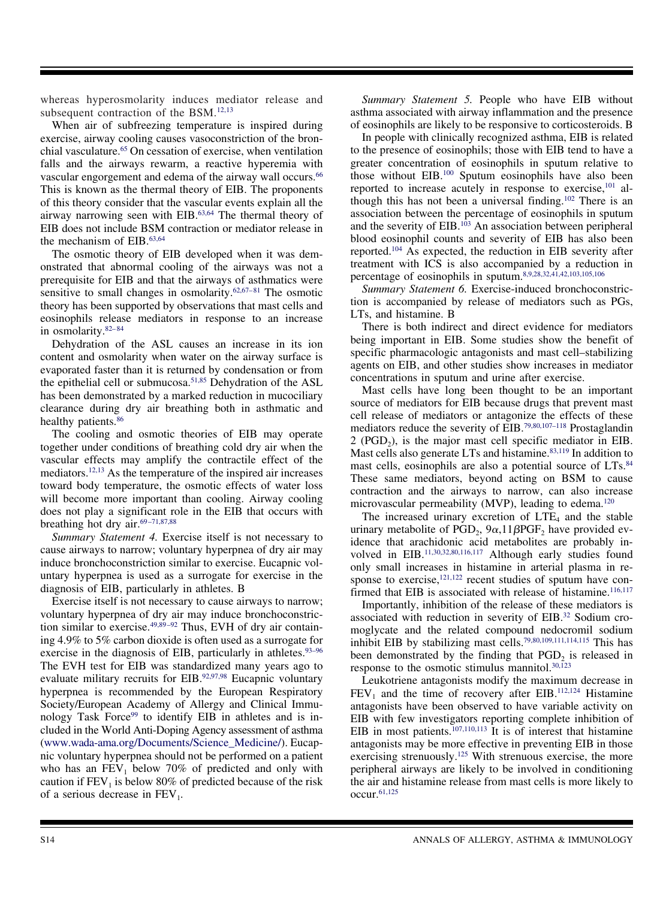whereas hyperosmolarity induces mediator release and subsequent contraction of the BSM.[12,13]

When air of subfreezing temperature is inspired during exercise, airway cooling causes vasoconstriction of the bronchial vasculature.[65] On cessation of exercise, when ventilation falls and the airways rewarm, a reactive hyperemia with vascular engorgement and edema of the airway wall occurs.[66] This is known as the thermal theory of EIB. The proponents of this theory consider that the vascular events explain all the airway narrowing seen with EIB.[63,64] The thermal theory of EIB does not include BSM contraction or mediator release in the mechanism of EIB.[63,64]

The osmotic theory of EIB developed when it was demonstrated that abnormal cooling of the airways was not a prerequisite for EIB and that the airways of asthmatics were sensitive to small changes in osmolarity.[62,67–81] The osmotic theory has been supported by observations that mast cells and eosinophils release mediators in response to an increase in osmolarity.[82–84]

Dehydration of the ASL causes an increase in its ion content and osmolarity when water on the airway surface is evaporated faster than it is returned by condensation or from the epithelial cell or submucosa.[51,85] Dehydration of the ASL has been demonstrated by a marked reduction in mucociliary clearance during dry air breathing both in asthmatic and healthy patients.[86]

The cooling and osmotic theories of EIB may operate together under conditions of breathing cold dry air when the vascular effects may amplify the contractile effect of the mediators.[12,13] As the temperature of the inspired air increases toward body temperature, the osmotic effects of water loss will become more important than cooling. Airway cooling does not play a significant role in the EIB that occurs with breathing hot dry air.[69–71,87,88]

*Summary Statement 4.* Exercise itself is not necessary to cause airways to narrow; voluntary hyperpnea of dry air may induce bronchoconstriction similar to exercise. Eucapnic voluntary hyperpnea is used as a surrogate for exercise in the diagnosis of EIB, particularly in athletes. B

Exercise itself is not necessary to cause airways to narrow; voluntary hyperpnea of dry air may induce bronchoconstriction similar to exercise.[49,89–92] Thus, EVH of dry air containing 4.9% to 5% carbon dioxide is often used as a surrogate for exercise in the diagnosis of EIB, particularly in athletes.[93–96] The EVH test for EIB was standardized many years ago to evaluate military recruits for EIB.[92,97,98] Eucapnic voluntary hyperpnea is recommended by the European Respiratory Society/European Academy of Allergy and Clinical Immunology Task Force[99] to identify EIB in athletes and is included in the World Anti-Doping Agency assessment of asthma (www.wada-ama.org/Documents/Science_Medicine/). Eucapnic voluntary hyperpnea should not be performed on a patient who has an $FEV_1$ below 70% of predicted and only with caution if $FEV_1$ is below 80% of predicted because of the risk of a serious decrease in $FEV_1$.

*Summary Statement 5.* People who have EIB without asthma associated with airway inflammation and the presence of eosinophils are likely to be responsive to corticosteroids. B

In people with clinically recognized asthma, EIB is related to the presence of eosinophils; those with EIB tend to have a greater concentration of eosinophils in sputum relative to those without EIB.[100] Sputum eosinophils have also been reported to increase acutely in response to exercise,[101] although this has not been a universal finding.[102] There is an association between the percentage of eosinophils in sputum and the severity of EIB.[103] An association between peripheral blood eosinophil counts and severity of EIB has also been reported.[104] As expected, the reduction in EIB severity after treatment with ICS is also accompanied by a reduction in percentage of eosinophils in sputum.[8,9,28,32,41,42,103,105,106]

*Summary Statement 6.* Exercise-induced bronchoconstriction is accompanied by release of mediators such as PGs, LTs, and histamine. B

There is both indirect and direct evidence for mediators being important in EIB. Some studies show the benefit of specific pharmacologic antagonists and mast cell–stabilizing agents on EIB, and other studies show increases in mediator concentrations in sputum and urine after exercise.

Mast cells have long been thought to be an important source of mediators for EIB because drugs that prevent mast cell release of mediators or antagonize the effects of these mediators reduce the severity of EIB.[79,80,107–118] Prostaglandin 2 ($PGD_2$), is the major mast cell specific mediator in EIB. Mast cells also generate LTs and histamine.[83,119] In addition to mast cells, eosinophils are also a potential source of LTs.[84] These same mediators, beyond acting on BSM to cause contraction and the airways to narrow, can also increase microvascular permeability (MVP), leading to edema.[120]

The increased urinary excretion of $LTE_4$ and the stable urinary metabolite of $PGD_2$, $9\alpha,11\beta PGF_2$ have provided evidence that arachidonic acid metabolites are probably involved in EIB.[11,30,32,80,116,117] Although early studies found only small increases in histamine in arterial plasma in response to exercise,[121,122] recent studies of sputum have confirmed that EIB is associated with release of histamine.[116,117]

Importantly, inhibition of the release of these mediators is associated with reduction in severity of EIB.[32] Sodium cromoglycate and the related compound nedocromil sodium inhibit EIB by stabilizing mast cells.[79,80,109,111,114,115] This has been demonstrated by the finding that $PGD_2$ is released in response to the osmotic stimulus mannitol.[30,123]

Leukotriene antagonists modify the maximum decrease in $FEV_1$ and the time of recovery after EIB.[112,124] Histamine antagonists have been observed to have variable activity on EIB with few investigators reporting complete inhibition of EIB in most patients.[107,110,113] It is of interest that histamine antagonists may be more effective in preventing EIB in those exercising strenuously.[125] With strenuous exercise, the more peripheral airways are likely to be involved in conditioning the air and histamine release from mast cells is more likely to occur.[61,125]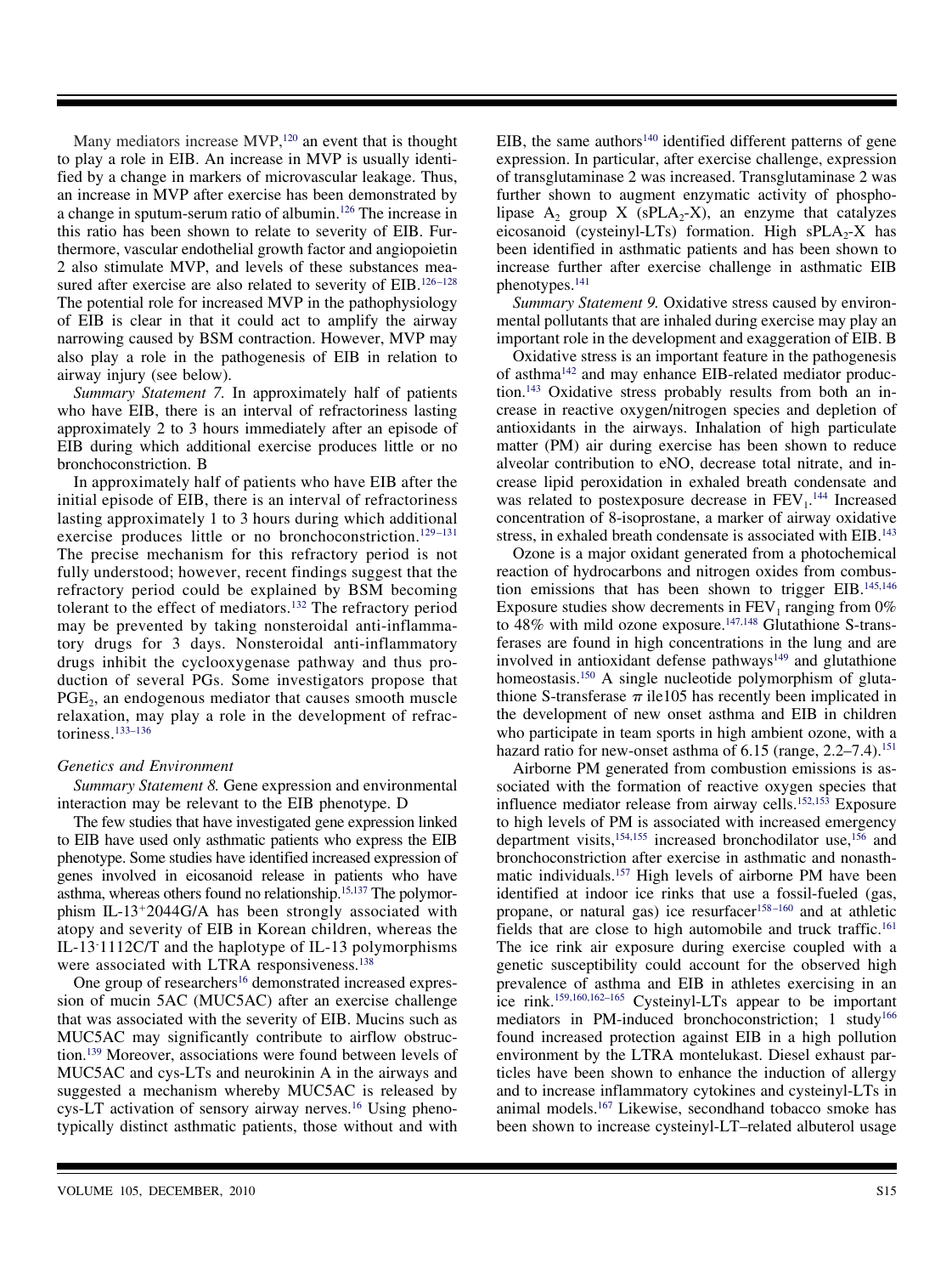Many mediators increase MVP,[120] an event that is thought to play a role in EIB. An increase in MVP is usually identified by a change in markers of microvascular leakage. Thus, an increase in MVP after exercise has been demonstrated by a change in sputum-serum ratio of albumin.[126] The increase in this ratio has been shown to relate to severity of EIB. Furthermore, vascular endothelial growth factor and angiopoietin 2 also stimulate MVP, and levels of these substances measured after exercise are also related to severity of EIB.[126–128] The potential role for increased MVP in the pathophysiology of EIB is clear in that it could act to amplify the airway narrowing caused by BSM contraction. However, MVP may also play a role in the pathogenesis of EIB in relation to airway injury (see below).

*Summary Statement 7.* In approximately half of patients who have EIB, there is an interval of refractoriness lasting approximately 2 to 3 hours immediately after an episode of EIB during which additional exercise produces little or no bronchoconstriction. B

In approximately half of patients who have EIB after the initial episode of EIB, there is an interval of refractoriness lasting approximately 1 to 3 hours during which additional exercise produces little or no bronchoconstriction.[129–131] The precise mechanism for this refractory period is not fully understood; however, recent findings suggest that the refractory period could be explained by BSM becoming tolerant to the effect of mediators.[132] The refractory period may be prevented by taking nonsteroidal anti-inflammatory drugs for 3 days. Nonsteroidal anti-inflammatory drugs inhibit the cyclooxygenase pathway and thus production of several PGs. Some investigators propose that $PGE_2$, an endogenous mediator that causes smooth muscle relaxation, may play a role in the development of refractoriness.[133–136]

### *Genetics and Environment*

*Summary Statement 8.* Gene expression and environmental interaction may be relevant to the EIB phenotype. D

The few studies that have investigated gene expression linked to EIB have used only asthmatic patients who express the EIB phenotype. Some studies have identified increased expression of genes involved in eicosanoid release in patients who have asthma, whereas others found no relationship.[15,137] The polymorphism IL-13$^{+}$2044G/A has been strongly associated with atopy and severity of EIB in Korean children, whereas the IL-13$^{-}$1112C/T and the haplotype of IL-13 polymorphisms were associated with LTRA responsiveness.[138]

One group of researchers[16] demonstrated increased expression of mucin 5AC (MUC5AC) after an exercise challenge that was associated with the severity of EIB. Mucins such as MUC5AC may significantly contribute to airflow obstruction.[139] Moreover, associations were found between levels of MUC5AC and cys-LTs and neurokinin A in the airways and suggested a mechanism whereby MUC5AC is released by cys-LT activation of sensory airway nerves.[16] Using phenotypically distinct asthmatic patients, those without and with EIB, the same authors[140] identified different patterns of gene expression. In particular, after exercise challenge, expression of transglutaminase 2 was increased. Transglutaminase 2 was further shown to augment enzymatic activity of phospholipase $A_2$ group X ($sPLA_2$-X), an enzyme that catalyzes eicosanoid (cysteinyl-LTs) formation. High $sPLA_2$-X has been identified in asthmatic patients and has been shown to increase further after exercise challenge in asthmatic EIB phenotypes.[141]

*Summary Statement 9.* Oxidative stress caused by environmental pollutants that are inhaled during exercise may play an important role in the development and exaggeration of EIB. B

Oxidative stress is an important feature in the pathogenesis of asthma[142] and may enhance EIB-related mediator production.[143] Oxidative stress probably results from both an increase in reactive oxygen/nitrogen species and depletion of antioxidants in the airways. Inhalation of high particulate matter (PM) air during exercise has been shown to reduce alveolar contribution to eNO, decrease total nitrate, and increase lipid peroxidation in exhaled breath condensate and was related to postexposure decrease in $FEV_1$.[144] Increased concentration of 8-isoprostane, a marker of airway oxidative stress, in exhaled breath condensate is associated with EIB.[143]

Ozone is a major oxidant generated from a photochemical reaction of hydrocarbons and nitrogen oxides from combustion emissions that has been shown to trigger EIB.[145,146] Exposure studies show decrements in $FEV_1$ ranging from 0% to 48% with mild ozone exposure.[147,148] Glutathione S-transferases are found in high concentrations in the lung and are involved in antioxidant defense pathways[149] and glutathione homeostasis.[150] A single nucleotide polymorphism of glutathione S-transferase $\pi$ ile105 has recently been implicated in the development of new onset asthma and EIB in children who participate in team sports in high ambient ozone, with a hazard ratio for new-onset asthma of 6.15 (range, 2.2–7.4).[151]

Airborne PM generated from combustion emissions is associated with the formation of reactive oxygen species that influence mediator release from airway cells.[152,153] Exposure to high levels of PM is associated with increased emergency department visits,[154,155] increased bronchodilator use,[156] and bronchoconstriction after exercise in asthmatic and nonasthmatic individuals.[157] High levels of airborne PM have been identified at indoor ice rinks that use a fossil-fueled (gas, propane, or natural gas) ice resurfacer[158–160] and at athletic fields that are close to high automobile and truck traffic.[161] The ice rink air exposure during exercise coupled with a genetic susceptibility could account for the observed high prevalence of asthma and EIB in athletes exercising in an ice rink.[159,160,162–165] Cysteinyl-LTs appear to be important mediators in PM-induced bronchoconstriction; 1 study[166] found increased protection against EIB in a high pollution environment by the LTRA montelukast. Diesel exhaust particles have been shown to enhance the induction of allergy and to increase inflammatory cytokines and cysteinyl-LTs in animal models.[167] Likewise, secondhand tobacco smoke has been shown to increase cysteinyl-LT–related albuterol usage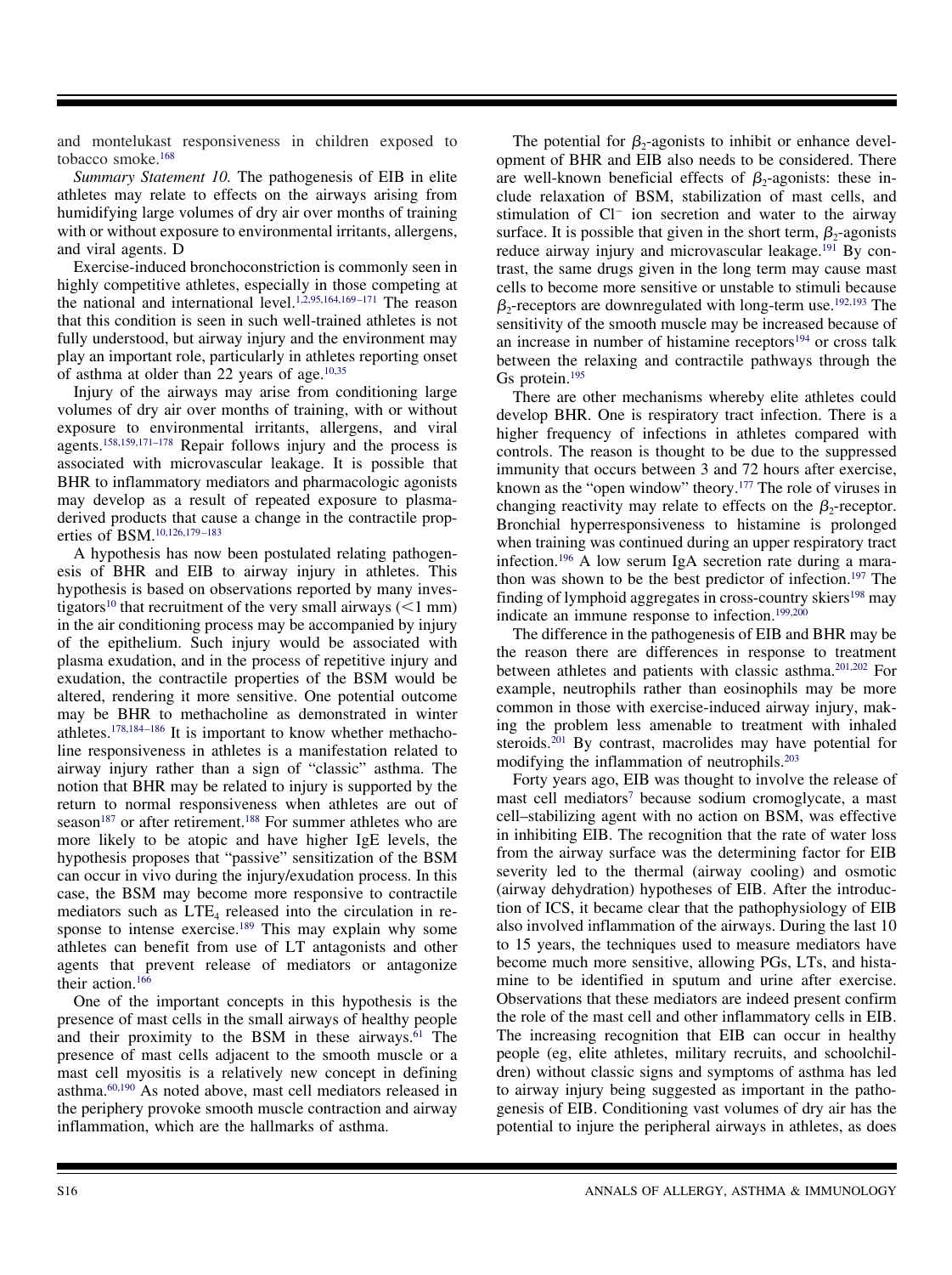and montelukast responsiveness in children exposed to tobacco smoke.[168]

*Summary Statement 10.* The pathogenesis of EIB in elite athletes may relate to effects on the airways arising from humidifying large volumes of dry air over months of training with or without exposure to environmental irritants, allergens, and viral agents. D

Exercise-induced bronchoconstriction is commonly seen in highly competitive athletes, especially in those competing at the national and international level.[1,2,95,164,169–171] The reason that this condition is seen in such well-trained athletes is not fully understood, but airway injury and the environment may play an important role, particularly in athletes reporting onset of asthma at older than 22 years of age.[10,35]

Injury of the airways may arise from conditioning large volumes of dry air over months of training, with or without exposure to environmental irritants, allergens, and viral agents.[158,159,171–178] Repair follows injury and the process is associated with microvascular leakage. It is possible that BHR to inflammatory mediators and pharmacologic agonists may develop as a result of repeated exposure to plasma-derived products that cause a change in the contractile properties of BSM.[10,126,179–183]

A hypothesis has now been postulated relating pathogenesis of BHR and EIB to airway injury in athletes. This hypothesis is based on observations reported by many investigators[10] that recruitment of the very small airways (<1 mm) in the air conditioning process may be accompanied by injury of the epithelium. Such injury would be associated with plasma exudation, and in the process of repetitive injury and exudation, the contractile properties of the BSM would be altered, rendering it more sensitive. One potential outcome may be BHR to methacholine as demonstrated in winter athletes.[178,184–186] It is important to know whether methacholine responsiveness in athletes is a manifestation related to airway injury rather than a sign of "classic" asthma. The notion that BHR may be related to injury is supported by the return to normal responsiveness when athletes are out of season[187] or after retirement.[188] For summer athletes who are more likely to be atopic and have higher IgE levels, the hypothesis proposes that "passive" sensitization of the BSM can occur in vivo during the injury/exudation process. In this case, the BSM may become more responsive to contractile mediators such as $LTE_4$ released into the circulation in response to intense exercise.[189] This may explain why some athletes can benefit from use of LT antagonists and other agents that prevent release of mediators or antagonize their action.[166]

One of the important concepts in this hypothesis is the presence of mast cells in the small airways of healthy people and their proximity to the BSM in these airways.[61] The presence of mast cells adjacent to the smooth muscle or a mast cell myositis is a relatively new concept in defining asthma.[60,190] As noted above, mast cell mediators released in the periphery provoke smooth muscle contraction and airway inflammation, which are the hallmarks of asthma.

The potential for $\beta_2$-agonists to inhibit or enhance development of BHR and EIB also needs to be considered. There are well-known beneficial effects of $\beta_2$-agonists: these include relaxation of BSM, stabilization of mast cells, and stimulation of $Cl^-$ ion secretion and water to the airway surface. It is possible that given in the short term, $\beta_2$-agonists reduce airway injury and microvascular leakage.[191] By contrast, the same drugs given in the long term may cause mast cells to become more sensitive or unstable to stimuli because $\beta_2$-receptors are downregulated with long-term use.[192,193] The sensitivity of the smooth muscle may be increased because of an increase in number of histamine receptors[194] or cross talk between the relaxing and contractile pathways through the Gs protein.[195]

There are other mechanisms whereby elite athletes could develop BHR. One is respiratory tract infection. There is a higher frequency of infections in athletes compared with controls. The reason is thought to be due to the suppressed immunity that occurs between 3 and 72 hours after exercise, known as the "open window" theory.[177] The role of viruses in changing reactivity may relate to effects on the $\beta_2$-receptor. Bronchial hyperresponsiveness to histamine is prolonged when training was continued during an upper respiratory tract infection.[196] A low serum IgA secretion rate during a marathon was shown to be the best predictor of infection.[197] The finding of lymphoid aggregates in cross-country skiers[198] may indicate an immune response to infection.[199,200]

The difference in the pathogenesis of EIB and BHR may be the reason there are differences in response to treatment between athletes and patients with classic asthma.[201,202] For example, neutrophils rather than eosinophils may be more common in those with exercise-induced airway injury, making the problem less amenable to treatment with inhaled steroids.[201] By contrast, macrolides may have potential for modifying the inflammation of neutrophils.[203]

Forty years ago, EIB was thought to involve the release of mast cell mediators[7] because sodium cromoglycate, a mast cell–stabilizing agent with no action on BSM, was effective in inhibiting EIB. The recognition that the rate of water loss from the airway surface was the determining factor for EIB severity led to the thermal (airway cooling) and osmotic (airway dehydration) hypotheses of EIB. After the introduction of ICS, it became clear that the pathophysiology of EIB also involved inflammation of the airways. During the last 10 to 15 years, the techniques used to measure mediators have become much more sensitive, allowing PGs, LTs, and histamine to be identified in sputum and urine after exercise. Observations that these mediators are indeed present confirm the role of the mast cell and other inflammatory cells in EIB. The increasing recognition that EIB can occur in healthy people (eg, elite athletes, military recruits, and schoolchildren) without classic signs and symptoms of asthma has led to airway injury being suggested as important in the pathogenesis of EIB. Conditioning vast volumes of dry air has the potential to injure the peripheral airways in athletes, as does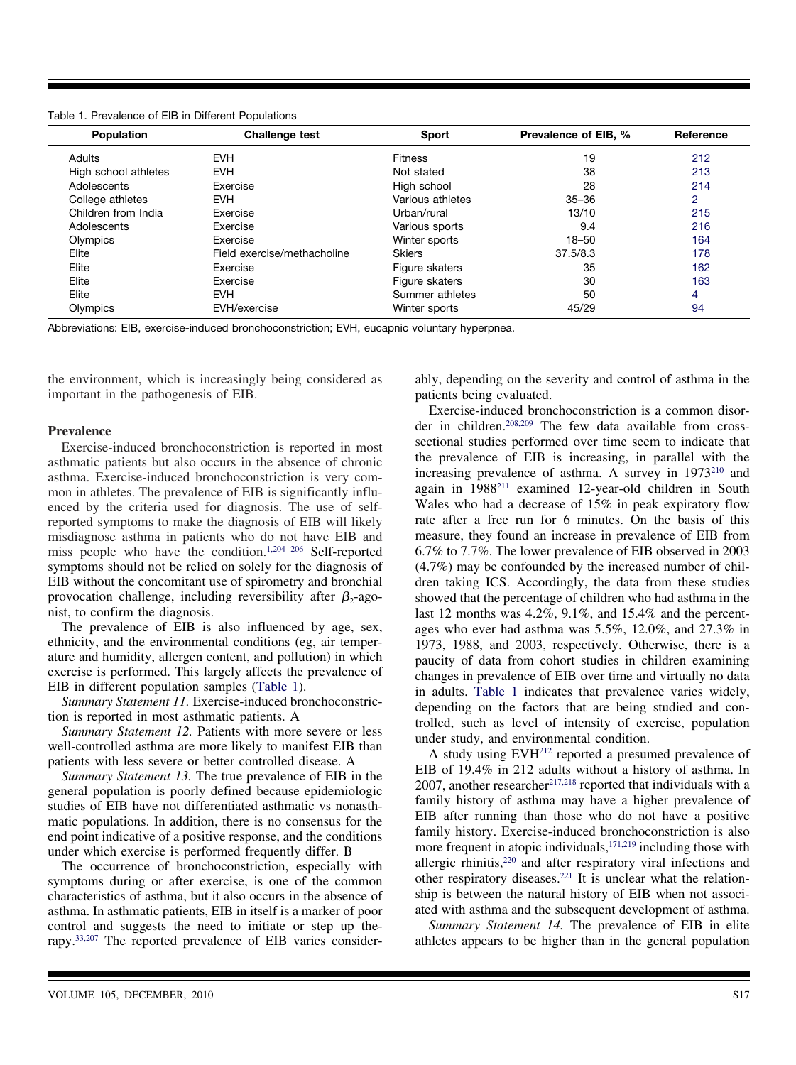Table 1. Prevalence of EIB in Different Populations

| Population | Challenge test | Sport | Prevalence of EIB, % | Reference |
|---|---|---|---|---|
| Adults | EVH | Fitness | 19 | 212 |
| High school athletes | EVH | Not stated | 38 | 213 |
| Adolescents | Exercise | High school | 28 | 214 |
| College athletes | EVH | Various athletes | 35–36 | 2 |
| Children from India | Exercise | Urban/rural | 13/10 | 215 |
| Adolescents | Exercise | Various sports | 9.4 | 216 |
| Olympics | Exercise | Winter sports | 18–50 | 164 |
| Elite | Field exercise/methacholine | Skiers | 37.5/8.3 | 178 |
| Elite | Exercise | Figure skaters | 35 | 162 |
| Elite | Exercise | Figure skaters | 30 | 163 |
| Elite | EVH | Summer athletes | 50 | 4 |
| Olympics | EVH/exercise | Winter sports | 45/29 | 94 |

Abbreviations: EIB, exercise-induced bronchoconstriction; EVH, eucapnic voluntary hyperpnea.

the environment, which is increasingly being considered as important in the pathogenesis of EIB.

## Prevalence

Exercise-induced bronchoconstriction is reported in most asthmatic patients but also occurs in the absence of chronic asthma. Exercise-induced bronchoconstriction is very common in athletes. The prevalence of EIB is significantly influenced by the criteria used for diagnosis. The use of self-reported symptoms to make the diagnosis of EIB will likely misdiagnose asthma in patients who do not have EIB and miss people who have the condition.[1,204–206] Self-reported symptoms should not be relied on solely for the diagnosis of EIB without the concomitant use of spirometry and bronchial provocation challenge, including reversibility after $\beta_2$-agonist, to confirm the diagnosis.

The prevalence of EIB is also influenced by age, sex, ethnicity, and the environmental conditions (eg, air temperature and humidity, allergen content, and pollution) in which exercise is performed. This largely affects the prevalence of EIB in different population samples (Table 1).

*Summary Statement 11.* Exercise-induced bronchoconstriction is reported in most asthmatic patients. A

*Summary Statement 12.* Patients with more severe or less well-controlled asthma are more likely to manifest EIB than patients with less severe or better controlled disease. A

*Summary Statement 13.* The true prevalence of EIB in the general population is poorly defined because epidemiologic studies of EIB have not differentiated asthmatic vs nonasthmatic populations. In addition, there is no consensus for the end point indicative of a positive response, and the conditions under which exercise is performed frequently differ. B

The occurrence of bronchoconstriction, especially with symptoms during or after exercise, is one of the common characteristics of asthma, but it also occurs in the absence of asthma. In asthmatic patients, EIB in itself is a marker of poor control and suggests the need to initiate or step up therapy.[33,207] The reported prevalence of EIB varies considerably, depending on the severity and control of asthma in the patients being evaluated.

Exercise-induced bronchoconstriction is a common disorder in children.[208,209] The few data available from cross-sectional studies performed over time seem to indicate that the prevalence of EIB is increasing, in parallel with the increasing prevalence of asthma. A survey in 1973[210] and again in 1988[211] examined 12-year-old children in South Wales who had a decrease of 15% in peak expiratory flow rate after a free run for 6 minutes. On the basis of this measure, they found an increase in prevalence of EIB from 6.7% to 7.7%. The lower prevalence of EIB observed in 2003 (4.7%) may be confounded by the increased number of children taking ICS. Accordingly, the data from these studies showed that the percentage of children who had asthma in the last 12 months was 4.2%, 9.1%, and 15.4% and the percentages who ever had asthma was 5.5%, 12.0%, and 27.3% in 1973, 1988, and 2003, respectively. Otherwise, there is a paucity of data from cohort studies in children examining changes in prevalence of EIB over time and virtually no data in adults. Table 1 indicates that prevalence varies widely, depending on the factors that are being studied and controlled, such as level of intensity of exercise, population under study, and environmental condition.

A study using EVH[212] reported a presumed prevalence of EIB of 19.4% in 212 adults without a history of asthma. In 2007, another researcher[217,218] reported that individuals with a family history of asthma may have a higher prevalence of EIB after running than those who do not have a positive family history. Exercise-induced bronchoconstriction is also more frequent in atopic individuals,[171,219] including those with allergic rhinitis,[220] and after respiratory viral infections and other respiratory diseases.[221] It is unclear what the relationship is between the natural history of EIB when not associated with asthma and the subsequent development of asthma.

*Summary Statement 14.* The prevalence of EIB in elite athletes appears to be higher than in the general population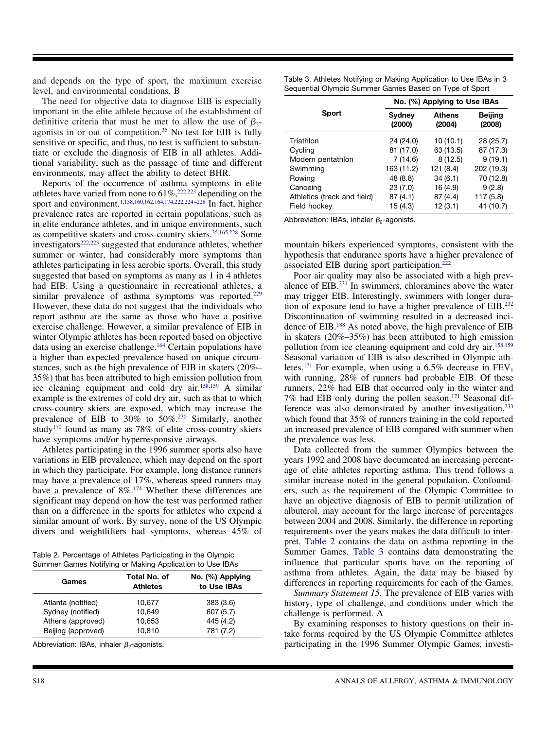and depends on the type of sport, the maximum exercise level, and environmental conditions. B

The need for objective data to diagnose EIB is especially important in the elite athlete because of the establishment of definitive criteria that must be met to allow the use of $\beta_2$-agonists in or out of competition.[35] No test for EIB is fully sensitive or specific, and thus, no test is sufficient to substantiate or exclude the diagnosis of EIB in all athletes. Additional variability, such as the passage of time and different environments, may affect the ability to detect BHR.

Reports of the occurrence of asthma symptoms in elite athletes have varied from none to 61%,[222,223] depending on the sport and environment.[1,158,160,162,164,174,222,224–228] In fact, higher prevalence rates are reported in certain populations, such as in elite endurance athletes, and in unique environments, such as competitive skaters and cross-country skiers.[35,165,228] Some investigators[222,223] suggested that endurance athletes, whether summer or winter, had considerably more symptoms than athletes participating in less aerobic sports. Overall, this study suggested that based on symptoms as many as 1 in 4 athletes had EIB. Using a questionnaire in recreational athletes, a similar prevalence of asthma symptoms was reported.[229] However, these data do not suggest that the individuals who report asthma are the same as those who have a positive exercise challenge. However, a similar prevalence of EIB in winter Olympic athletes has been reported based on objective data using an exercise challenge.[164] Certain populations have a higher than expected prevalence based on unique circumstances, such as the high prevalence of EIB in skaters (20%–35%) that has been attributed to high emission pollution from ice cleaning equipment and cold dry air.[158,159] A similar example is the extremes of cold dry air, such as that to which cross-country skiers are exposed, which may increase the prevalence of EIB to 30% to 50%.[230] Similarly, another study[170] found as many as 78% of elite cross-country skiers have symptoms and/or hyperresponsive airways.

Athletes participating in the 1996 summer sports also have variations in EIB prevalence, which may depend on the sport in which they participate. For example, long distance runners may have a prevalence of 17%, whereas speed runners may have a prevalence of 8%.[174] Whether these differences are significant may depend on how the test was performed rather than on a difference in the sports for athletes who expend a similar amount of work. By survey, none of the US Olympic divers and weightlifters had symptoms, whereas 45% of mountain bikers experienced symptoms, consistent with the hypothesis that endurance sports have a higher prevalence of associated EIB during sport participation.[222]

Table 2. Percentage of Athletes Participating in the Olympic Summer Games Notifying or Making Application to Use IBAs

| Games | Total No. of Athletes | No. (%) Applying to Use IBAs |
|---|---|---|
| Atlanta (notified) | 10,677 | 383 (3.6) |
| Sydney (notified) | 10,649 | 607 (5.7) |
| Athens (approved) | 10,653 | 445 (4.2) |
| Beijing (approved) | 10,810 | 781 (7.2) |

Abbreviation: IBAs, inhaler $\beta_2$-agonists.

Table 3. Athletes Notifying or Making Application to Use IBAs in 3 Sequential Olympic Summer Games Based on Type of Sport

| Sport | No. (%) Applying to Use IBAs | | |
|---|---|---|---|
| | Sydney (2000) | Athens (2004) | Beijing (2008) |
| Triathlon | 24 (24.0) | 10 (10.1) | 28 (25.7) |
| Cycling | 81 (17.0) | 63 (13.5) | 87 (17.3) |
| Modern pentathlon | 7 (14.6) | 8 (12.5) | 9 (19.1) |
| Swimming | 163 (11.2) | 121 (8.4) | 202 (19.3) |
| Rowing | 48 (8.8) | 34 (6.1) | 70 (12.8) |
| Canoeing | 23 (7.0) | 16 (4.9) | 9 (2.8) |
| Athletics (track and field) | 87 (4.1) | 87 (4.4) | 117 (5.8) |
| Field hockey | 15 (4.3) | 12 (3.1) | 41 (10.7) |

Abbreviation: IBAs, inhaler $\beta_2$-agonists.

Poor air quality may also be associated with a high prevalence of EIB.[231] In swimmers, chloramines above the water may trigger EIB. Interestingly, swimmers with longer duration of exposure tend to have a higher prevalence of EIB.[232] Discontinuation of swimming resulted in a decreased incidence of EIB.[188] As noted above, the high prevalence of EIB in skaters (20%–35%) has been attributed to high emission pollution from ice cleaning equipment and cold dry air.[158,159] Seasonal variation of EIB is also described in Olympic athletes.[171] For example, when using a 6.5% decrease in $FEV_1$ with running, 28% of runners had probable EIB. Of these runners, 22% had EIB that occurred only in the winter and 7% had EIB only during the pollen season.[171] Seasonal difference was also demonstrated by another investigation,[233] which found that 35% of runners training in the cold reported an increased prevalence of EIB compared with summer when the prevalence was less.

Data collected from the summer Olympics between the years 1992 and 2008 have documented an increasing percentage of elite athletes reporting asthma. This trend follows a similar increase noted in the general population. Confounders, such as the requirement of the Olympic Committee to have an objective diagnosis of EIB to permit utilization of albuterol, may account for the large increase of percentages between 2004 and 2008. Similarly, the difference in reporting requirements over the years makes the data difficult to interpret. Table 2 contains the data on asthma reporting in the Summer Games. Table 3 contains data demonstrating the influence that particular sports have on the reporting of asthma from athletes. Again, the data may be biased by differences in reporting requirements for each of the Games.

*Summary Statement 15.* The prevalence of EIB varies with history, type of challenge, and conditions under which the challenge is performed. A

By examining responses to history questions on their intake forms required by the US Olympic Committee athletes participating in the 1996 Summer Olympic Games, investi-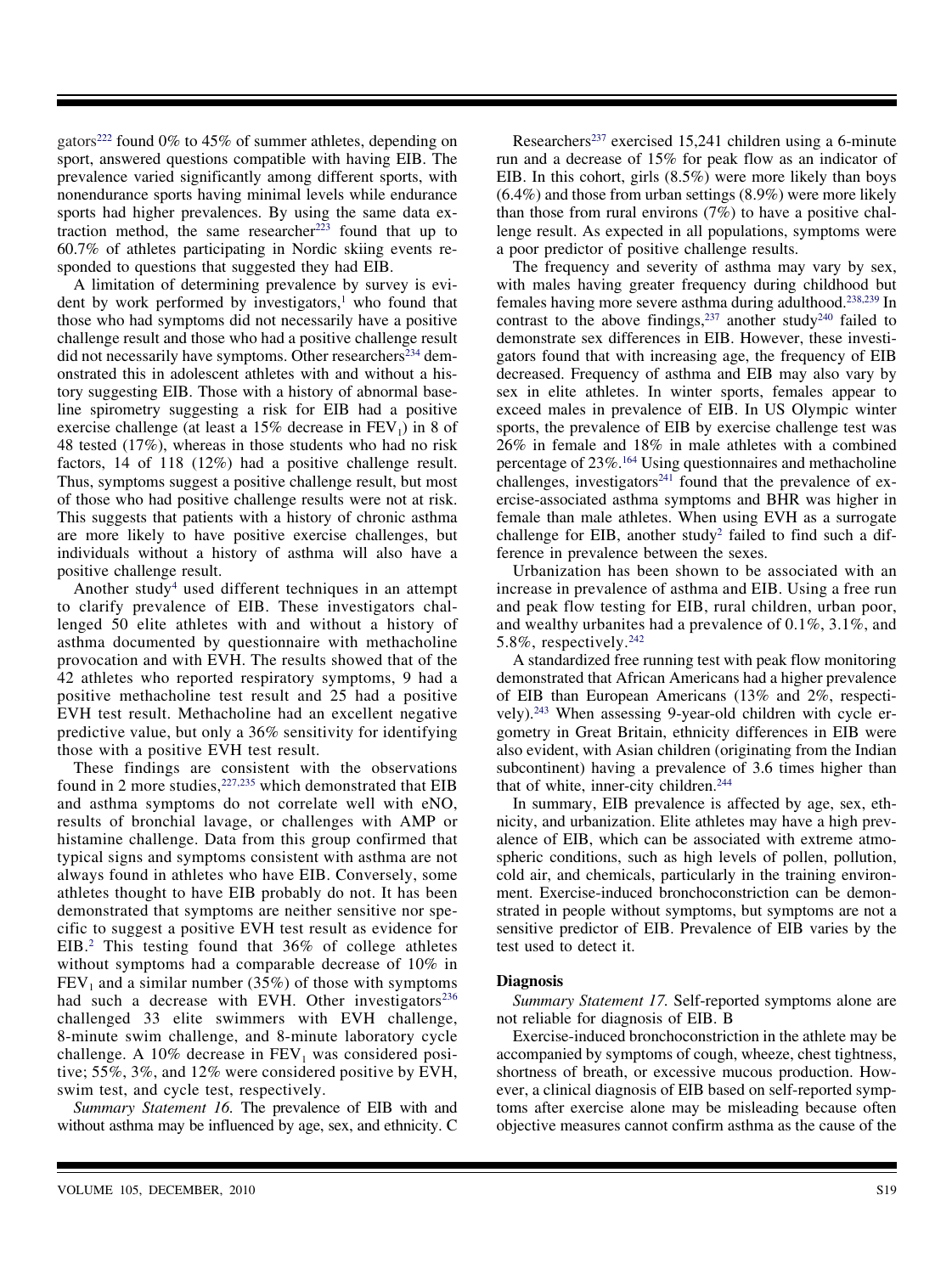gators[222] found 0% to 45% of summer athletes, depending on sport, answered questions compatible with having EIB. The prevalence varied significantly among different sports, with nonendurance sports having minimal levels while endurance sports had higher prevalences. By using the same data extraction method, the same researcher[223] found that up to 60.7% of athletes participating in Nordic skiing events responded to questions that suggested they had EIB.

A limitation of determining prevalence by survey is evident by work performed by investigators,[1] who found that those who had symptoms did not necessarily have a positive challenge result and those who had a positive challenge result did not necessarily have symptoms. Other researchers[234] demonstrated this in adolescent athletes with and without a history suggesting EIB. Those with a history of abnormal baseline spirometry suggesting a risk for EIB had a positive exercise challenge (at least a 15% decrease in $FEV_1$) in 8 of 48 tested (17%), whereas in those students who had no risk factors, 14 of 118 (12%) had a positive challenge result. Thus, symptoms suggest a positive challenge result, but most of those who had positive challenge results were not at risk. This suggests that patients with a history of chronic asthma are more likely to have positive exercise challenges, but individuals without a history of asthma will also have a positive challenge result.

Another study[4] used different techniques in an attempt to clarify prevalence of EIB. These investigators challenged 50 elite athletes with and without a history of asthma documented by questionnaire with methacholine provocation and with EVH. The results showed that of the 42 athletes who reported respiratory symptoms, 9 had a positive methacholine test result and 25 had a positive EVH test result. Methacholine had an excellent negative predictive value, but only a 36% sensitivity for identifying those with a positive EVH test result.

These findings are consistent with the observations found in 2 more studies,[227,235] which demonstrated that EIB and asthma symptoms do not correlate well with eNO, results of bronchial lavage, or challenges with AMP or histamine challenge. Data from this group confirmed that typical signs and symptoms consistent with asthma are not always found in athletes who have EIB. Conversely, some athletes thought to have EIB probably do not. It has been demonstrated that symptoms are neither sensitive nor specific to suggest a positive EVH test result as evidence for EIB.[2] This testing found that 36% of college athletes without symptoms had a comparable decrease of 10% in $FEV_1$ and a similar number (35%) of those with symptoms had such a decrease with EVH. Other investigators[236] challenged 33 elite swimmers with EVH challenge, 8-minute swim challenge, and 8-minute laboratory cycle challenge. A 10% decrease in $FEV_1$ was considered positive; 55%, 3%, and 12% were considered positive by EVH, swim test, and cycle test, respectively.

*Summary Statement 16.* The prevalence of EIB with and without asthma may be influenced by age, sex, and ethnicity. C

Researchers[237] exercised 15,241 children using a 6-minute run and a decrease of 15% for peak flow as an indicator of EIB. In this cohort, girls (8.5%) were more likely than boys (6.4%) and those from urban settings (8.9%) were more likely than those from rural environs (7%) to have a positive challenge result. As expected in all populations, symptoms were a poor predictor of positive challenge results.

The frequency and severity of asthma may vary by sex, with males having greater frequency during childhood but females having more severe asthma during adulthood.[238,239] In contrast to the above findings,[237] another study[240] failed to demonstrate sex differences in EIB. However, these investigators found that with increasing age, the frequency of EIB decreased. Frequency of asthma and EIB may also vary by sex in elite athletes. In winter sports, females appear to exceed males in prevalence of EIB. In US Olympic winter sports, the prevalence of EIB by exercise challenge test was 26% in female and 18% in male athletes with a combined percentage of 23%.[164] Using questionnaires and methacholine challenges, investigators[241] found that the prevalence of exercise-associated asthma symptoms and BHR was higher in female than male athletes. When using EVH as a surrogate challenge for EIB, another study[2] failed to find such a difference in prevalence between the sexes.

Urbanization has been shown to be associated with an increase in prevalence of asthma and EIB. Using a free run and peak flow testing for EIB, rural children, urban poor, and wealthy urbanites had a prevalence of 0.1%, 3.1%, and 5.8%, respectively.[242]

A standardized free running test with peak flow monitoring demonstrated that African Americans had a higher prevalence of EIB than European Americans (13% and 2%, respectively).[243] When assessing 9-year-old children with cycle ergometry in Great Britain, ethnicity differences in EIB were also evident, with Asian children (originating from the Indian subcontinent) having a prevalence of 3.6 times higher than that of white, inner-city children.[244]

In summary, EIB prevalence is affected by age, sex, ethnicity, and urbanization. Elite athletes may have a high prevalence of EIB, which can be associated with extreme atmospheric conditions, such as high levels of pollen, pollution, cold air, and chemicals, particularly in the training environment. Exercise-induced bronchoconstriction can be demonstrated in people without symptoms, but symptoms are not a sensitive predictor of EIB. Prevalence of EIB varies by the test used to detect it.

### Diagnosis

*Summary Statement 17.* Self-reported symptoms alone are not reliable for diagnosis of EIB. B

Exercise-induced bronchoconstriction in the athlete may be accompanied by symptoms of cough, wheeze, chest tightness, shortness of breath, or excessive mucous production. However, a clinical diagnosis of EIB based on self-reported symptoms after exercise alone may be misleading because often objective measures cannot confirm asthma as the cause of the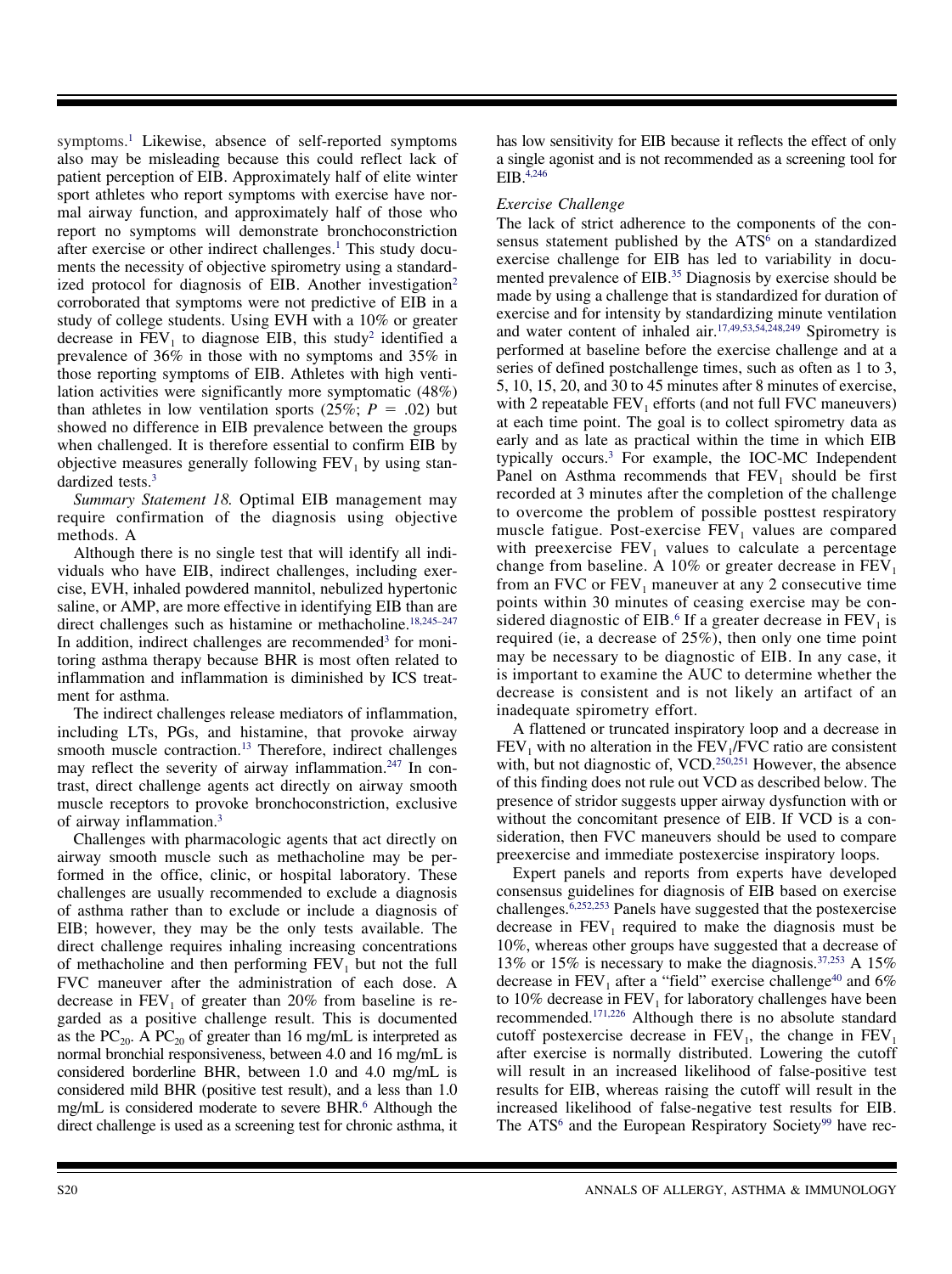symptoms.[1] Likewise, absence of self-reported symptoms also may be misleading because this could reflect lack of patient perception of EIB. Approximately half of elite winter sport athletes who report symptoms with exercise have normal airway function, and approximately half of those who report no symptoms will demonstrate bronchoconstriction after exercise or other indirect challenges.[1] This study documents the necessity of objective spirometry using a standardized protocol for diagnosis of EIB. Another investigation[2] corroborated that symptoms were not predictive of EIB in a study of college students. Using EVH with a 10% or greater decrease in $FEV_1$ to diagnose EIB, this study[2] identified a prevalence of 36% in those with no symptoms and 35% in those reporting symptoms of EIB. Athletes with high ventilation activities were significantly more symptomatic (48%) than athletes in low ventilation sports (25%; $P = .02$) but showed no difference in EIB prevalence between the groups when challenged. It is therefore essential to confirm EIB by objective measures generally following $FEV_1$ by using standardized tests.[3]

*Summary Statement 18.* Optimal EIB management may require confirmation of the diagnosis using objective methods. A

Although there is no single test that will identify all individuals who have EIB, indirect challenges, including exercise, EVH, inhaled powdered mannitol, nebulized hypertonic saline, or AMP, are more effective in identifying EIB than are direct challenges such as histamine or methacholine.[18,245–247] In addition, indirect challenges are recommended[3] for monitoring asthma therapy because BHR is most often related to inflammation and inflammation is diminished by ICS treatment for asthma.

The indirect challenges release mediators of inflammation, including LTs, PGs, and histamine, that provoke airway smooth muscle contraction.[13] Therefore, indirect challenges may reflect the severity of airway inflammation.[247] In contrast, direct challenge agents act directly on airway smooth muscle receptors to provoke bronchoconstriction, exclusive of airway inflammation.[3]

Challenges with pharmacologic agents that act directly on airway smooth muscle such as methacholine may be performed in the office, clinic, or hospital laboratory. These challenges are usually recommended to exclude a diagnosis of asthma rather than to exclude or include a diagnosis of EIB; however, they may be the only tests available. The direct challenge requires inhaling increasing concentrations of methacholine and then performing $FEV_1$ but not the full FVC maneuver after the administration of each dose. A decrease in $FEV_1$ of greater than 20% from baseline is regarded as a positive challenge result. This is documented as the $PC_{20}$. A $PC_{20}$ of greater than 16 mg/mL is interpreted as normal bronchial responsiveness, between 4.0 and 16 mg/mL is considered borderline BHR, between 1.0 and 4.0 mg/mL is considered mild BHR (positive test result), and a less than 1.0 mg/mL is considered moderate to severe BHR.[6] Although the direct challenge is used as a screening test for chronic asthma, it has low sensitivity for EIB because it reflects the effect of only a single agonist and is not recommended as a screening tool for EIB.[4,246]

*Exercise Challenge*

The lack of strict adherence to the components of the consensus statement published by the ATS[6] on a standardized exercise challenge for EIB has led to variability in documented prevalence of EIB.[35] Diagnosis by exercise should be made by using a challenge that is standardized for duration of exercise and for intensity by standardizing minute ventilation and water content of inhaled air.[17,49,53,54,248,249] Spirometry is performed at baseline before the exercise challenge and at a series of defined postchallenge times, such as often as 1 to 3, 5, 10, 15, 20, and 30 to 45 minutes after 8 minutes of exercise, with 2 repeatable $FEV_1$ efforts (and not full FVC maneuvers) at each time point. The goal is to collect spirometry data as early and as late as practical within the time in which EIB typically occurs.[3] For example, the IOC-MC Independent Panel on Asthma recommends that $FEV_1$ should be first recorded at 3 minutes after the completion of the challenge to overcome the problem of possible posttest respiratory muscle fatigue. Post-exercise $FEV_1$ values are compared with preexercise $FEV_1$ values to calculate a percentage change from baseline. A 10% or greater decrease in $FEV_1$ from an FVC or $FEV_1$ maneuver at any 2 consecutive time points within 30 minutes of ceasing exercise may be considered diagnostic of EIB.[6] If a greater decrease in $FEV_1$ is required (ie, a decrease of 25%), then only one time point may be necessary to be diagnostic of EIB. In any case, it is important to examine the AUC to determine whether the decrease is consistent and is not likely an artifact of an inadequate spirometry effort.

A flattened or truncated inspiratory loop and a decrease in $FEV_1$ with no alteration in the $FEV_1$/FVC ratio are consistent with, but not diagnostic of, VCD.[250,251] However, the absence of this finding does not rule out VCD as described below. The presence of stridor suggests upper airway dysfunction with or without the concomitant presence of EIB. If VCD is a consideration, then FVC maneuvers should be used to compare preexercise and immediate postexercise inspiratory loops.

Expert panels and reports from experts have developed consensus guidelines for diagnosis of EIB based on exercise challenges.[6,252,253] Panels have suggested that the postexercise decrease in $FEV_1$ required to make the diagnosis must be 10%, whereas other groups have suggested that a decrease of 13% or 15% is necessary to make the diagnosis.[37,253] A 15% decrease in $FEV_1$ after a "field" exercise challenge[40] and 6% to 10% decrease in $FEV_1$ for laboratory challenges have been recommended.[171,226] Although there is no absolute standard cutoff postexercise decrease in $FEV_1$, the change in $FEV_1$ after exercise is normally distributed. Lowering the cutoff will result in an increased likelihood of false-positive test results for EIB, whereas raising the cutoff will result in the increased likelihood of false-negative test results for EIB. The ATS[6] and the European Respiratory Society[99] have rec-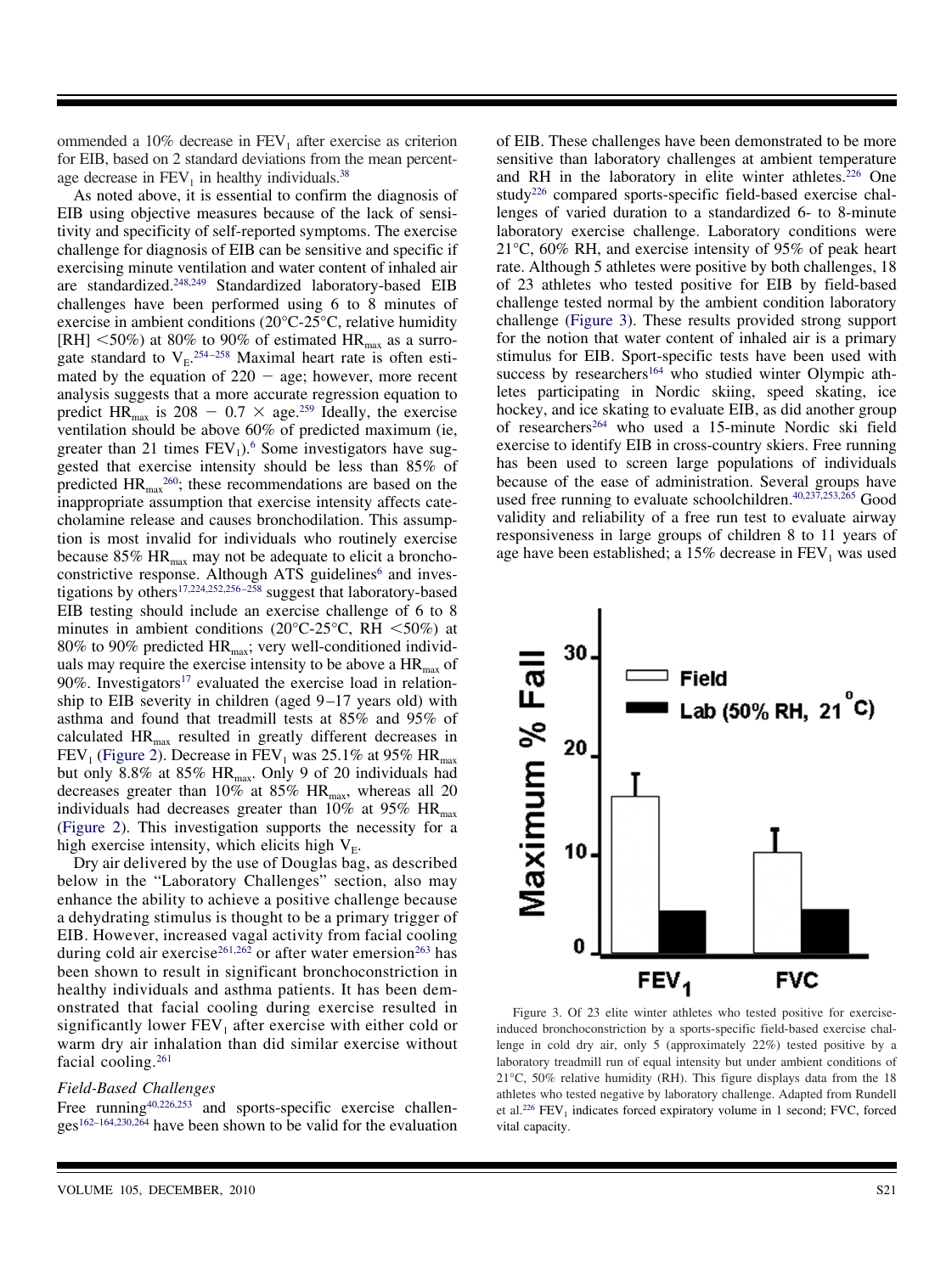ommended a 10% decrease in $FEV_1$ after exercise as criterion for EIB, based on 2 standard deviations from the mean percentage decrease in $FEV_1$ in healthy individuals.[38]

As noted above, it is essential to confirm the diagnosis of EIB using objective measures because of the lack of sensitivity and specificity of self-reported symptoms. The exercise challenge for diagnosis of EIB can be sensitive and specific if exercising minute ventilation and water content of inhaled air are standardized.[248,249] Standardized laboratory-based EIB challenges have been performed using 6 to 8 minutes of exercise in ambient conditions (20°C-25°C, relative humidity [RH] <50%) at 80% to 90% of estimated $HR_{max}$ as a surrogate standard to $V_E$.[254–258] Maximal heart rate is often estimated by the equation of $220 - \text{age}$; however, more recent analysis suggests that a more accurate regression equation to predict $HR_{max}$ is $208 - 0.7 \times \text{age}$.[259] Ideally, the exercise ventilation should be above 60% of predicted maximum (ie, greater than 21 times $FEV_1$).[6] Some investigators have suggested that exercise intensity should be less than 85% of predicted $HR_{max}$[260]; these recommendations are based on the inappropriate assumption that exercise intensity affects catecholamine release and causes bronchodilation. This assumption is most invalid for individuals who routinely exercise because 85% $HR_{max}$ may not be adequate to elicit a bronchoconstrictive response. Although ATS guidelines[6] and investigations by others[17,224,252,256–258] suggest that laboratory-based EIB testing should include an exercise challenge of 6 to 8 minutes in ambient conditions (20°C-25°C, RH <50%) at 80% to 90% predicted $HR_{max}$; very well-conditioned individuals may require the exercise intensity to be above a $HR_{max}$ of 90%. Investigators[17] evaluated the exercise load in relationship to EIB severity in children (aged 9–17 years old) with asthma and found that treadmill tests at 85% and 95% of calculated $HR_{max}$ resulted in greatly different decreases in $FEV_1$ (Figure 2). Decrease in $FEV_1$ was 25.1% at 95% $HR_{max}$ but only 8.8% at 85% $HR_{max}$. Only 9 of 20 individuals had decreases greater than 10% at 85% $HR_{max}$, whereas all 20 individuals had decreases greater than 10% at 95% $HR_{max}$ (Figure 2). This investigation supports the necessity for a high exercise intensity, which elicits high $V_E$.

Dry air delivered by the use of Douglas bag, as described below in the "Laboratory Challenges" section, also may enhance the ability to achieve a positive challenge because a dehydrating stimulus is thought to be a primary trigger of EIB. However, increased vagal activity from facial cooling during cold air exercise[261,262] or after water emersion[263] has been shown to result in significant bronchoconstriction in healthy individuals and asthma patients. It has been demonstrated that facial cooling during exercise resulted in significantly lower $FEV_1$ after exercise with either cold or warm dry air inhalation than did similar exercise without facial cooling.[261]

### *Field-Based Challenges*

Free running[40,226,253] and sports-specific exercise challenges[162–164,230,264] have been shown to be valid for the evaluation of EIB. These challenges have been demonstrated to be more sensitive than laboratory challenges at ambient temperature and RH in the laboratory in elite winter athletes.[226] One study[226] compared sports-specific field-based exercise challenges of varied duration to a standardized 6- to 8-minute laboratory exercise challenge. Laboratory conditions were 21°C, 60% RH, and exercise intensity of 95% of peak heart rate. Although 5 athletes were positive by both challenges, 18 of 23 athletes who tested positive for EIB by field-based challenge tested normal by the ambient condition laboratory challenge (Figure 3). These results provided strong support for the notion that water content of inhaled air is a primary stimulus for EIB. Sport-specific tests have been used with success by researchers[164] who studied winter Olympic athletes participating in Nordic skiing, speed skating, ice hockey, and ice skating to evaluate EIB, as did another group of researchers[264] who used a 15-minute Nordic ski field exercise to identify EIB in cross-country skiers. Free running has been used to screen large populations of individuals because of the ease of administration. Several groups have used free running to evaluate schoolchildren.[40,237,253,265] Good validity and reliability of a free run test to evaluate airway responsiveness in large groups of children 8 to 11 years of age have been established; a 15% decrease in $FEV_1$ was used

Figure 3. Of 23 elite winter athletes who tested positive for exercise-induced bronchoconstriction by a sports-specific field-based exercise challenge in cold dry air, only 5 (approximately 22%) tested positive by a laboratory treadmill run of equal intensity but under ambient conditions of 21°C, 50% relative humidity (RH). This figure displays data from the 18 athletes who tested negative by laboratory challenge. Adapted from Rundell et al.[226] $FEV_1$ indicates forced expiratory volume in 1 second; FVC, forced vital capacity.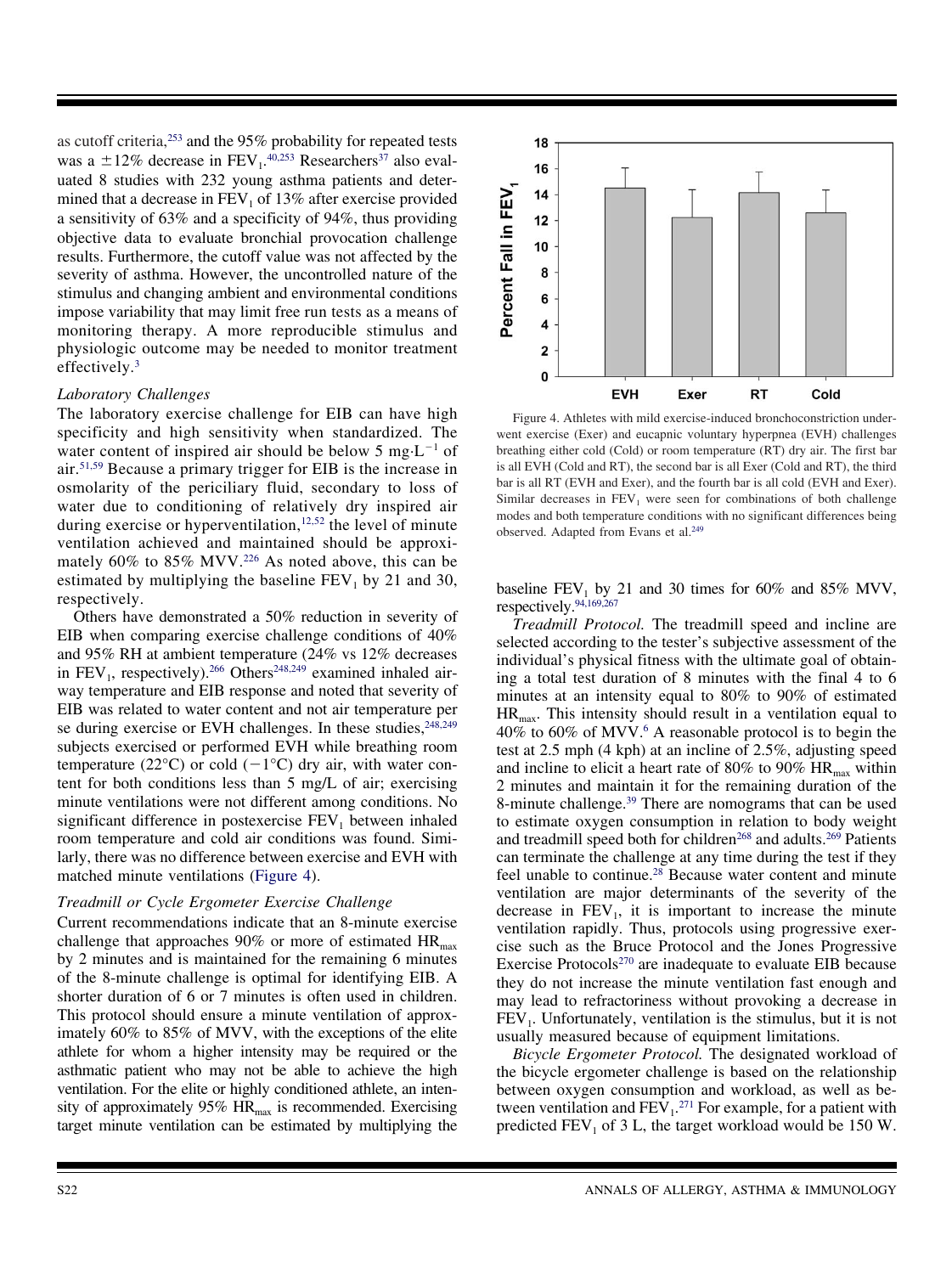as cutoff criteria,[253] and the 95% probability for repeated tests was a ±12% decrease in $FEV_1$.[40,253] Researchers[37] also evaluated 8 studies with 232 young asthma patients and determined that a decrease in $FEV_1$ of 13% after exercise provided a sensitivity of 63% and a specificity of 94%, thus providing objective data to evaluate bronchial provocation challenge results. Furthermore, the cutoff value was not affected by the severity of asthma. However, the uncontrolled nature of the stimulus and changing ambient and environmental conditions impose variability that may limit free run tests as a means of monitoring therapy. A more reproducible stimulus and physiologic outcome may be needed to monitor treatment effectively.[3]

*Laboratory Challenges*

The laboratory exercise challenge for EIB can have high specificity and high sensitivity when standardized. The water content of inspired air should be below 5 $mg \cdot L^{-1}$ of air.[51,59] Because a primary trigger for EIB is the increase in osmolarity of the periciliary fluid, secondary to loss of water due to conditioning of relatively dry inspired air during exercise or hyperventilation,[12,52] the level of minute ventilation achieved and maintained should be approximately 60% to 85% MVV.[226] As noted above, this can be estimated by multiplying the baseline $FEV_1$ by 21 and 30, respectively.

Others have demonstrated a 50% reduction in severity of EIB when comparing exercise challenge conditions of 40% and 95% RH at ambient temperature (24% vs 12% decreases in $FEV_1$, respectively).[266] Others[248,249] examined inhaled airway temperature and EIB response and noted that severity of EIB was related to water content and not air temperature per se during exercise or EVH challenges. In these studies,[248,249] subjects exercised or performed EVH while breathing room temperature (22°C) or cold (−1°C) dry air, with water content for both conditions less than 5 mg/L of air; exercising minute ventilations were not different among conditions. No significant difference in postexercise $FEV_1$ between inhaled room temperature and cold air conditions was found. Similarly, there was no difference between exercise and EVH with matched minute ventilations (Figure 4).

Figure 4. Athletes with mild exercise-induced bronchoconstriction underwent exercise (Exer) and eucapnic voluntary hyperpnea (EVH) challenges breathing either cold (Cold) or room temperature (RT) dry air. The first bar is all EVH (Cold and RT), the second bar is all Exer (Cold and RT), the third bar is all RT (EVH and Exer), and the fourth bar is all cold (EVH and Exer). Similar decreases in $FEV_1$ were seen for combinations of both challenge modes and both temperature conditions with no significant differences being observed. Adapted from Evans et al.[249]

*Treadmill or Cycle Ergometer Exercise Challenge*

Current recommendations indicate that an 8-minute exercise challenge that approaches 90% or more of estimated $HR_{max}$ by 2 minutes and is maintained for the remaining 6 minutes of the 8-minute challenge is optimal for identifying EIB. A shorter duration of 6 or 7 minutes is often used in children. This protocol should ensure a minute ventilation of approximately 60% to 85% of MVV, with the exceptions of the elite athlete for whom a higher intensity may be required or the asthmatic patient who may not be able to achieve the high ventilation. For the elite or highly conditioned athlete, an intensity of approximately 95% $HR_{max}$ is recommended. Exercising target minute ventilation can be estimated by multiplying the baseline $FEV_1$ by 21 and 30 times for 60% and 85% MVV, respectively.[94,169,267]

*Treadmill Protocol.* The treadmill speed and incline are selected according to the tester's subjective assessment of the individual's physical fitness with the ultimate goal of obtaining a total test duration of 8 minutes with the final 4 to 6 minutes at an intensity equal to 80% to 90% of estimated $HR_{max}$. This intensity should result in a ventilation equal to 40% to 60% of MVV.[6] A reasonable protocol is to begin the test at 2.5 mph (4 kph) at an incline of 2.5%, adjusting speed and incline to elicit a heart rate of 80% to 90% $HR_{max}$ within 2 minutes and maintain it for the remaining duration of the 8-minute challenge.[39] There are nomograms that can be used to estimate oxygen consumption in relation to body weight and treadmill speed both for children[268] and adults.[269] Patients can terminate the challenge at any time during the test if they feel unable to continue.[28] Because water content and minute ventilation are major determinants of the severity of the decrease in $FEV_1$, it is important to increase the minute ventilation rapidly. Thus, protocols using progressive exercise such as the Bruce Protocol and the Jones Progressive Exercise Protocols[270] are inadequate to evaluate EIB because they do not increase the minute ventilation fast enough and may lead to refractoriness without provoking a decrease in $FEV_1$. Unfortunately, ventilation is the stimulus, but it is not usually measured because of equipment limitations.

*Bicycle Ergometer Protocol.* The designated workload of the bicycle ergometer challenge is based on the relationship between oxygen consumption and workload, as well as between ventilation and $FEV_1$.[271] For example, for a patient with predicted $FEV_1$ of 3 L, the target workload would be 150 W.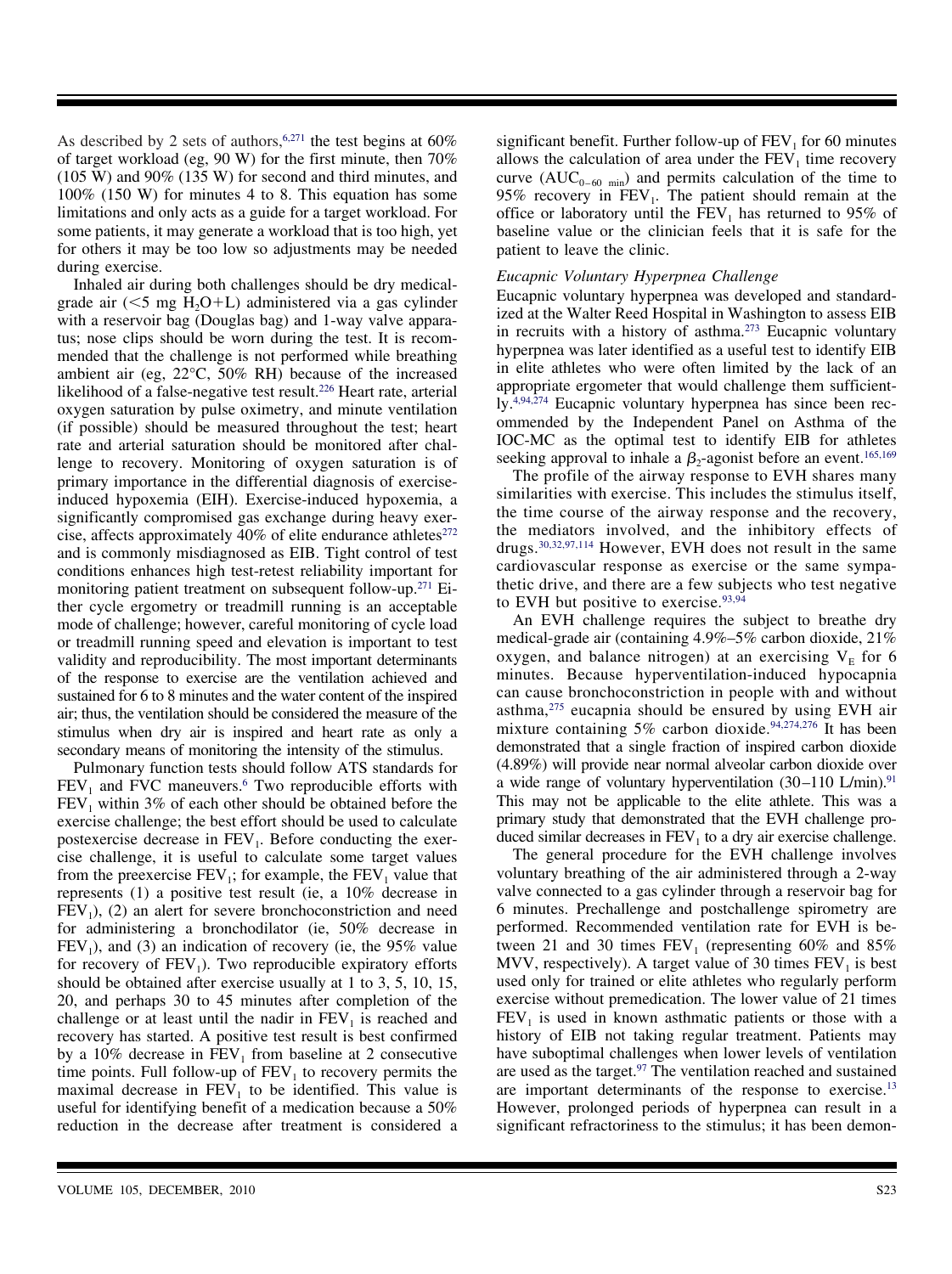As described by 2 sets of authors,[6,271] the test begins at 60% of target workload (eg, 90 W) for the first minute, then 70% (105 W) and 90% (135 W) for second and third minutes, and 100% (150 W) for minutes 4 to 8. This equation has some limitations and only acts as a guide for a target workload. For some patients, it may generate a workload that is too high, yet for others it may be too low so adjustments may be needed during exercise.

Inhaled air during both challenges should be dry medical-grade air (<5 mg $H_2O$+L) administered via a gas cylinder with a reservoir bag (Douglas bag) and 1-way valve apparatus; nose clips should be worn during the test. It is recommended that the challenge is not performed while breathing ambient air (eg, 22°C, 50% RH) because of the increased likelihood of a false-negative test result.[226] Heart rate, arterial oxygen saturation by pulse oximetry, and minute ventilation (if possible) should be measured throughout the test; heart rate and arterial saturation should be monitored after challenge to recovery. Monitoring of oxygen saturation is of primary importance in the differential diagnosis of exercise-induced hypoxemia (EIH). Exercise-induced hypoxemia, a significantly compromised gas exchange during heavy exercise, affects approximately 40% of elite endurance athletes[272] and is commonly misdiagnosed as EIB. Tight control of test conditions enhances high test-retest reliability important for monitoring patient treatment on subsequent follow-up.[271] Either cycle ergometry or treadmill running is an acceptable mode of challenge; however, careful monitoring of cycle load or treadmill running speed and elevation is important to test validity and reproducibility. The most important determinants of the response to exercise are the ventilation achieved and sustained for 6 to 8 minutes and the water content of the inspired air; thus, the ventilation should be considered the measure of the stimulus when dry air is inspired and heart rate as only a secondary means of monitoring the intensity of the stimulus.

Pulmonary function tests should follow ATS standards for $FEV_1$ and FVC maneuvers.[6] Two reproducible efforts with $FEV_1$ within 3% of each other should be obtained before the exercise challenge; the best effort should be used to calculate postexercise decrease in $FEV_1$. Before conducting the exercise challenge, it is useful to calculate some target values from the preexercise $FEV_1$; for example, the $FEV_1$ value that represents (1) a positive test result (ie, a 10% decrease in $FEV_1$), (2) an alert for severe bronchoconstriction and need for administering a bronchodilator (ie, 50% decrease in $FEV_1$), and (3) an indication of recovery (ie, the 95% value for recovery of $FEV_1$). Two reproducible expiratory efforts should be obtained after exercise usually at 1 to 3, 5, 10, 15, 20, and perhaps 30 to 45 minutes after completion of the challenge or at least until the nadir in $FEV_1$ is reached and recovery has started. A positive test result is best confirmed by a 10% decrease in $FEV_1$ from baseline at 2 consecutive time points. Full follow-up of $FEV_1$ to recovery permits the maximal decrease in $FEV_1$ to be identified. This value is useful for identifying benefit of a medication because a 50% reduction in the decrease after treatment is considered a significant benefit. Further follow-up of $FEV_1$ for 60 minutes allows the calculation of area under the $FEV_1$ time recovery curve ($AUC_{0-60\ min}$) and permits calculation of the time to 95% recovery in $FEV_1$. The patient should remain at the office or laboratory until the $FEV_1$ has returned to 95% of baseline value or the clinician feels that it is safe for the patient to leave the clinic.

### *Eucapnic Voluntary Hyperpnea Challenge*

Eucapnic voluntary hyperpnea was developed and standardized at the Walter Reed Hospital in Washington to assess EIB in recruits with a history of asthma.[273] Eucapnic voluntary hyperpnea was later identified as a useful test to identify EIB in elite athletes who were often limited by the lack of an appropriate ergometer that would challenge them sufficiently.[4,94,274] Eucapnic voluntary hyperpnea has since been recommended by the Independent Panel on Asthma of the IOC-MC as the optimal test to identify EIB for athletes seeking approval to inhale a $\beta_2$-agonist before an event.[165,169]

The profile of the airway response to EVH shares many similarities with exercise. This includes the stimulus itself, the time course of the airway response and the recovery, the mediators involved, and the inhibitory effects of drugs.[30,32,97,114] However, EVH does not result in the same cardiovascular response as exercise or the same sympathetic drive, and there are a few subjects who test negative to EVH but positive to exercise.[93,94]

An EVH challenge requires the subject to breathe dry medical-grade air (containing 4.9%–5% carbon dioxide, 21% oxygen, and balance nitrogen) at an exercising $V_E$ for 6 minutes. Because hyperventilation-induced hypocapnia can cause bronchoconstriction in people with and without asthma,[275] eucapnia should be ensured by using EVH air mixture containing 5% carbon dioxide.[94,274,276] It has been demonstrated that a single fraction of inspired carbon dioxide (4.89%) will provide near normal alveolar carbon dioxide over a wide range of voluntary hyperventilation (30–110 L/min).[91] This may not be applicable to the elite athlete. This was a primary study that demonstrated that the EVH challenge produced similar decreases in $FEV_1$ to a dry air exercise challenge.

The general procedure for the EVH challenge involves voluntary breathing of the air administered through a 2-way valve connected to a gas cylinder through a reservoir bag for 6 minutes. Prechallenge and postchallenge spirometry are performed. Recommended ventilation rate for EVH is between 21 and 30 times $FEV_1$ (representing 60% and 85% MVV, respectively). A target value of 30 times $FEV_1$ is best used only for trained or elite athletes who regularly perform exercise without premedication. The lower value of 21 times $FEV_1$ is used in known asthmatic patients or those with a history of EIB not taking regular treatment. Patients may have suboptimal challenges when lower levels of ventilation are used as the target.[97] The ventilation reached and sustained are important determinants of the response to exercise.[13] However, prolonged periods of hyperpnea can result in a significant refractoriness to the stimulus; it has been demon-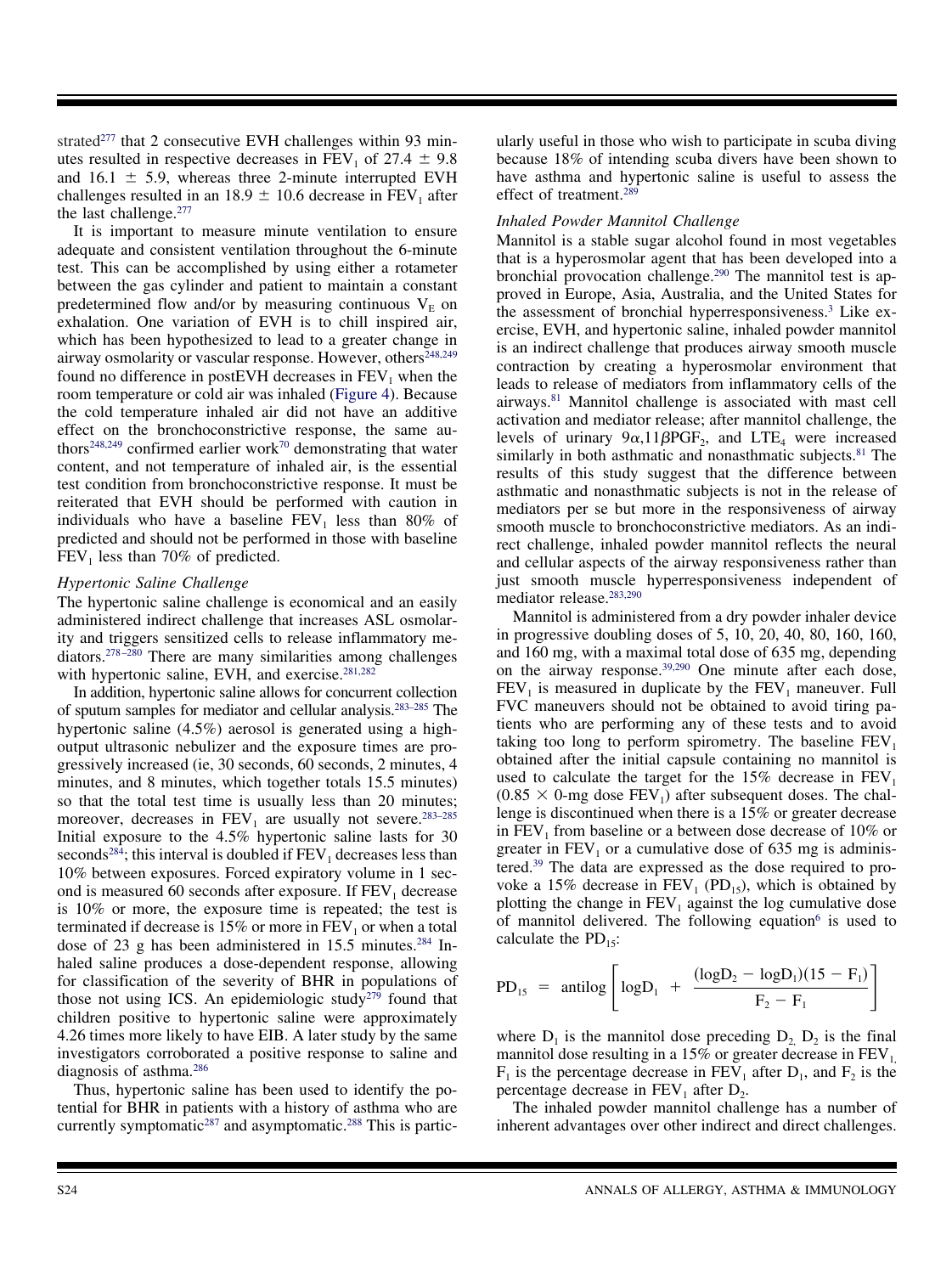strated[277] that 2 consecutive EVH challenges within 93 minutes resulted in respective decreases in $FEV_1$ of 27.4 ± 9.8 and 16.1 ± 5.9, whereas three 2-minute interrupted EVH challenges resulted in an 18.9 ± 10.6 decrease in $FEV_1$ after the last challenge.[277]

It is important to measure minute ventilation to ensure adequate and consistent ventilation throughout the 6-minute test. This can be accomplished by using either a rotameter between the gas cylinder and patient to maintain a constant predetermined flow and/or by measuring continuous $V_E$ on exhalation. One variation of EVH is to chill inspired air, which has been hypothesized to lead to a greater change in airway osmolarity or vascular response. However, others[248,249] found no difference in postEVH decreases in $FEV_1$ when the room temperature or cold air was inhaled (Figure 4). Because the cold temperature inhaled air did not have an additive effect on the bronchoconstrictive response, the same authors[248,249] confirmed earlier work[70] demonstrating that water content, and not temperature of inhaled air, is the essential test condition from bronchoconstrictive response. It must be reiterated that EVH should be performed with caution in individuals who have a baseline $FEV_1$ less than 80% of predicted and should not be performed in those with baseline $FEV_1$ less than 70% of predicted.

### *Hypertonic Saline Challenge*

The hypertonic saline challenge is economical and an easily administered indirect challenge that increases ASL osmolarity and triggers sensitized cells to release inflammatory mediators.[278–280] There are many similarities among challenges with hypertonic saline, EVH, and exercise.[281,282]

In addition, hypertonic saline allows for concurrent collection of sputum samples for mediator and cellular analysis.[283–285] The hypertonic saline (4.5%) aerosol is generated using a high-output ultrasonic nebulizer and the exposure times are progressively increased (ie, 30 seconds, 60 seconds, 2 minutes, 4 minutes, and 8 minutes, which together totals 15.5 minutes) so that the total test time is usually less than 20 minutes; moreover, decreases in $FEV_1$ are usually not severe.[283–285] Initial exposure to the 4.5% hypertonic saline lasts for 30 seconds[284]; this interval is doubled if $FEV_1$ decreases less than 10% between exposures. Forced expiratory volume in 1 second is measured 60 seconds after exposure. If $FEV_1$ decrease is 10% or more, the exposure time is repeated; the test is terminated if decrease is 15% or more in $FEV_1$ or when a total dose of 23 g has been administered in 15.5 minutes.[284] Inhaled saline produces a dose-dependent response, allowing for classification of the severity of BHR in populations of those not using ICS. An epidemiologic study[279] found that children positive to hypertonic saline were approximately 4.26 times more likely to have EIB. A later study by the same investigators corroborated a positive response to saline and diagnosis of asthma.[286]

Thus, hypertonic saline has been used to identify the potential for BHR in patients with a history of asthma who are currently symptomatic[287] and asymptomatic.[288] This is particularly useful in those who wish to participate in scuba diving because 18% of intending scuba divers have been shown to have asthma and hypertonic saline is useful to assess the effect of treatment.[289]

### *Inhaled Powder Mannitol Challenge*

Mannitol is a stable sugar alcohol found in most vegetables that is a hyperosmolar agent that has been developed into a bronchial provocation challenge.[290] The mannitol test is approved in Europe, Asia, Australia, and the United States for the assessment of bronchial hyperresponsiveness.[3] Like exercise, EVH, and hypertonic saline, inhaled powder mannitol is an indirect challenge that produces airway smooth muscle contraction by creating a hyperosmolar environment that leads to release of mediators from inflammatory cells of the airways.[81] Mannitol challenge is associated with mast cell activation and mediator release; after mannitol challenge, the levels of urinary $9\alpha,11\beta PGF_2$, and $LTE_4$ were increased similarly in both asthmatic and nonasthmatic subjects.[81] The results of this study suggest that the difference between asthmatic and nonasthmatic subjects is not in the release of mediators per se but more in the responsiveness of airway smooth muscle to bronchoconstrictive mediators. As an indirect challenge, inhaled powder mannitol reflects the neural and cellular aspects of the airway responsiveness rather than just smooth muscle hyperresponsiveness independent of mediator release.[283,290]

Mannitol is administered from a dry powder inhaler device in progressive doubling doses of 5, 10, 20, 40, 80, 160, 160, and 160 mg, with a maximal total dose of 635 mg, depending on the airway response.[39,290] One minute after each dose, $FEV_1$ is measured in duplicate by the $FEV_1$ maneuver. Full FVC maneuvers should not be obtained to avoid tiring patients who are performing any of these tests and to avoid taking too long to perform spirometry. The baseline $FEV_1$ obtained after the initial capsule containing no mannitol is used to calculate the target for the 15% decrease in $FEV_1$ ($0.85 \times$ 0-mg dose $FEV_1$) after subsequent doses. The challenge is discontinued when there is a 15% or greater decrease in $FEV_1$ from baseline or a between dose decrease of 10% or greater in $FEV_1$ or a cumulative dose of 635 mg is administered.[39] The data are expressed as the dose required to provoke a 15% decrease in $FEV_1$ ($PD_{15}$), which is obtained by plotting the change in $FEV_1$ against the log cumulative dose of mannitol delivered. The following equation[6] is used to calculate the $PD_{15}$:

$$PD_{15} = \text{antilog}\left[\log D_1 + \frac{(\log D_2 - \log D_1)(15 - F_1)}{F_2 - F_1}\right]$$

where $D_1$ is the mannitol dose preceding $D_2$, $D_2$ is the final mannitol dose resulting in a 15% or greater decrease in $FEV_1$, $F_1$ is the percentage decrease in $FEV_1$ after $D_1$, and $F_2$ is the percentage decrease in $FEV_1$ after $D_2$.

The inhaled powder mannitol challenge has a number of inherent advantages over other indirect and direct challenges.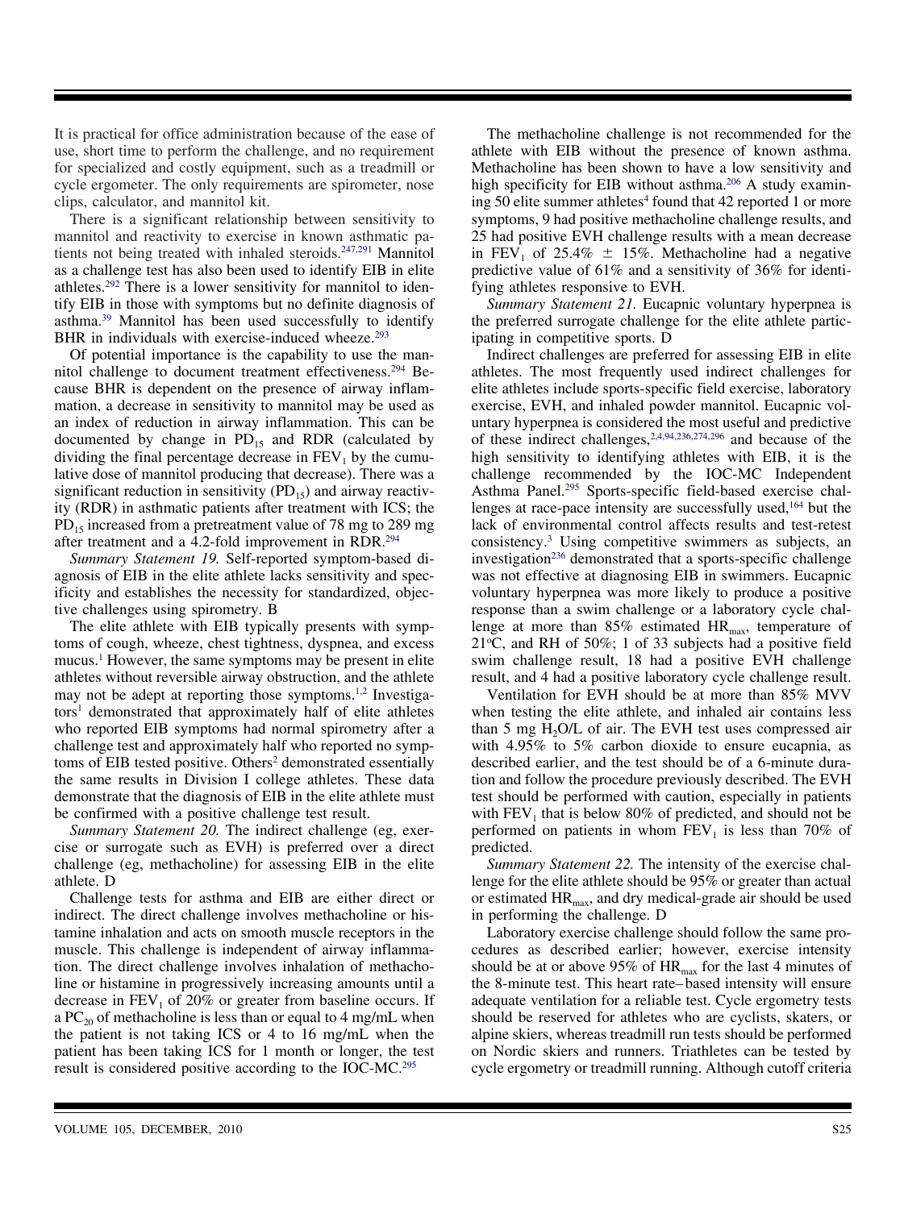It is practical for office administration because of the ease of use, short time to perform the challenge, and no requirement for specialized and costly equipment, such as a treadmill or cycle ergometer. The only requirements are spirometer, nose clips, calculator, and mannitol kit.

There is a significant relationship between sensitivity to mannitol and reactivity to exercise in known asthmatic patients not being treated with inhaled steroids.[247,291] Mannitol as a challenge test has also been used to identify EIB in elite athletes.[292] There is a lower sensitivity for mannitol to identify EIB in those with symptoms but no definite diagnosis of asthma.[39] Mannitol has been used successfully to identify BHR in individuals with exercise-induced wheeze.[293]

Of potential importance is the capability to use the mannitol challenge to document treatment effectiveness.[294] Because BHR is dependent on the presence of airway inflammation, a decrease in sensitivity to mannitol may be used as an index of reduction in airway inflammation. This can be documented by change in $PD_{15}$ and RDR (calculated by dividing the final percentage decrease in $FEV_1$ by the cumulative dose of mannitol producing that decrease). There was a significant reduction in sensitivity ($PD_{15}$) and airway reactivity (RDR) in asthmatic patients after treatment with ICS; the $PD_{15}$ increased from a pretreatment value of 78 mg to 289 mg after treatment and a 4.2-fold improvement in RDR.[294]

*Summary Statement 19.* Self-reported symptom-based diagnosis of EIB in the elite athlete lacks sensitivity and specificity and establishes the necessity for standardized, objective challenges using spirometry. B

The elite athlete with EIB typically presents with symptoms of cough, wheeze, chest tightness, dyspnea, and excess mucus.[1] However, the same symptoms may be present in elite athletes without reversible airway obstruction, and the athlete may not be adept at reporting those symptoms.[1,2] Investigators[1] demonstrated that approximately half of elite athletes who reported EIB symptoms had normal spirometry after a challenge test and approximately half who reported no symptoms of EIB tested positive. Others[2] demonstrated essentially the same results in Division I college athletes. These data demonstrate that the diagnosis of EIB in the elite athlete must be confirmed with a positive challenge test result.

*Summary Statement 20.* The indirect challenge (eg, exercise or surrogate such as EVH) is preferred over a direct challenge (eg, methacholine) for assessing EIB in the elite athlete. D

Challenge tests for asthma and EIB are either direct or indirect. The direct challenge involves methacholine or histamine inhalation and acts on smooth muscle receptors in the muscle. This challenge is independent of airway inflammation. The direct challenge involves inhalation of methacholine or histamine in progressively increasing amounts until a decrease in $FEV_1$ of 20% or greater from baseline occurs. If a $PC_{20}$ of methacholine is less than or equal to 4 mg/mL when the patient is not taking ICS or 4 to 16 mg/mL when the patient has been taking ICS for 1 month or longer, the test result is considered positive according to the IOC-MC.[295]

The methacholine challenge is not recommended for the athlete with EIB without the presence of known asthma. Methacholine has been shown to have a low sensitivity and high specificity for EIB without asthma.[206] A study examining 50 elite summer athletes[4] found that 42 reported 1 or more symptoms, 9 had positive methacholine challenge results, and 25 had positive EVH challenge results with a mean decrease in $FEV_1$ of 25.4% $\pm$ 15%. Methacholine had a negative predictive value of 61% and a sensitivity of 36% for identifying athletes responsive to EVH.

*Summary Statement 21.* Eucapnic voluntary hyperpnea is the preferred surrogate challenge for the elite athlete participating in competitive sports. D

Indirect challenges are preferred for assessing EIB in elite athletes. The most frequently used indirect challenges for elite athletes include sports-specific field exercise, laboratory exercise, EVH, and inhaled powder mannitol. Eucapnic voluntary hyperpnea is considered the most useful and predictive of these indirect challenges,[2,4,94,236,274,296] and because of the high sensitivity to identifying athletes with EIB, it is the challenge recommended by the IOC-MC Independent Asthma Panel.[295] Sports-specific field-based exercise challenges at race-pace intensity are successfully used,[164] but the lack of environmental control affects results and test-retest consistency.[3] Using competitive swimmers as subjects, an investigation[236] demonstrated that a sports-specific challenge was not effective at diagnosing EIB in swimmers. Eucapnic voluntary hyperpnea was more likely to produce a positive response than a swim challenge or a laboratory cycle challenge at more than 85% estimated $HR_{max}$, temperature of 21°C, and RH of 50%; 1 of 33 subjects had a positive field swim challenge result, 18 had a positive EVH challenge result, and 4 had a positive laboratory cycle challenge result.

Ventilation for EVH should be at more than 85% MVV when testing the elite athlete, and inhaled air contains less than 5 mg $H_2O$/L of air. The EVH test uses compressed air with 4.95% to 5% carbon dioxide to ensure eucapnia, as described earlier, and the test should be of a 6-minute duration and follow the procedure previously described. The EVH test should be performed with caution, especially in patients with $FEV_1$ that is below 80% of predicted, and should not be performed on patients in whom $FEV_1$ is less than 70% of predicted.

*Summary Statement 22.* The intensity of the exercise challenge for the elite athlete should be 95% or greater than actual or estimated $HR_{max}$, and dry medical-grade air should be used in performing the challenge. D

Laboratory exercise challenge should follow the same procedures as described earlier; however, exercise intensity should be at or above 95% of $HR_{max}$ for the last 4 minutes of the 8-minute test. This heart rate–based intensity will ensure adequate ventilation for a reliable test. Cycle ergometry tests should be reserved for athletes who are cyclists, skaters, or alpine skiers, whereas treadmill run tests should be performed on Nordic skiers and runners. Triathletes can be tested by cycle ergometry or treadmill running. Although cutoff criteria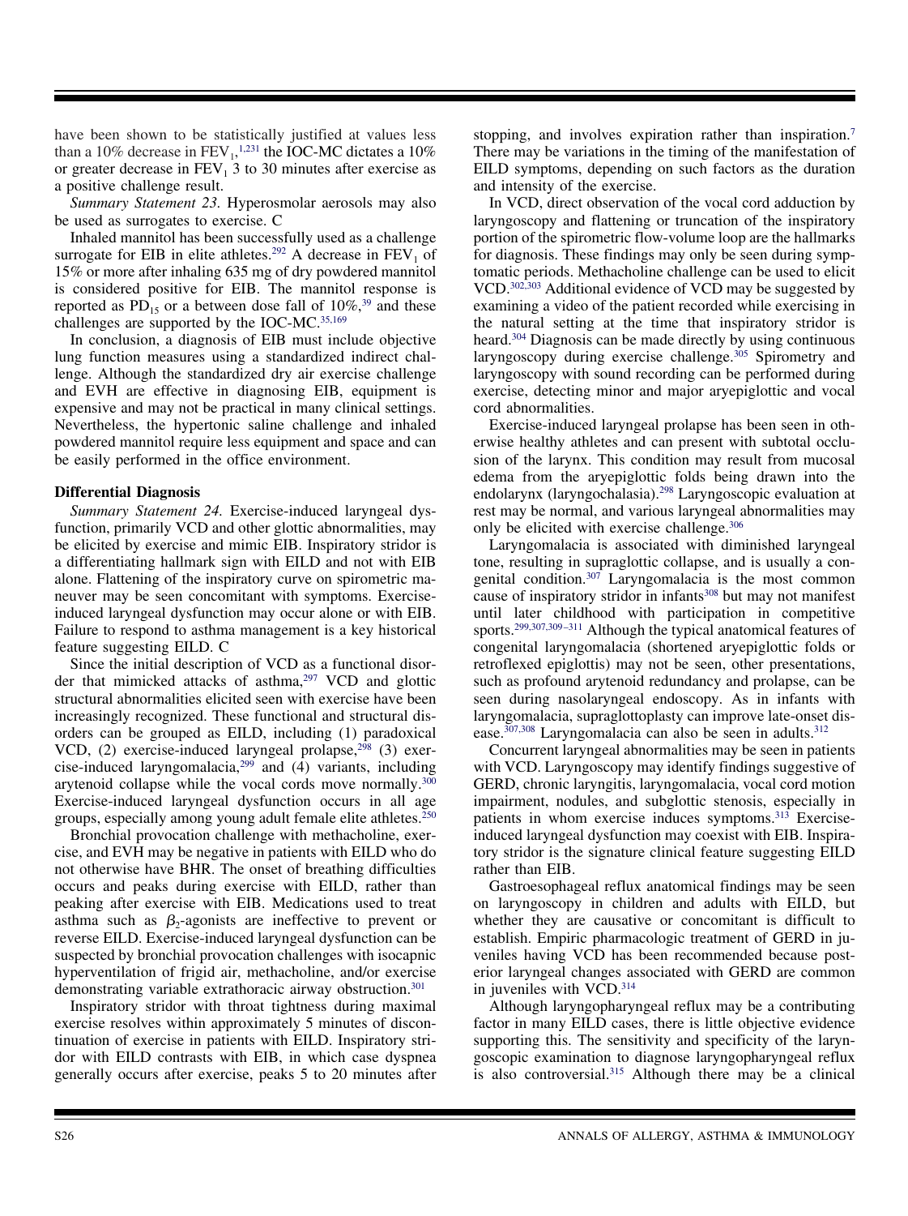have been shown to be statistically justified at values less than a 10% decrease in $FEV_1$,[1,231] the IOC-MC dictates a 10% or greater decrease in $FEV_1$ 3 to 30 minutes after exercise as a positive challenge result.

*Summary Statement 23.* Hyperosmolar aerosols may also be used as surrogates to exercise. C

Inhaled mannitol has been successfully used as a challenge surrogate for EIB in elite athletes.[292] A decrease in $FEV_1$ of 15% or more after inhaling 635 mg of dry powdered mannitol is considered positive for EIB. The mannitol response is reported as $PD_{15}$ or a between dose fall of 10%,[39] and these challenges are supported by the IOC-MC.[35,169]

In conclusion, a diagnosis of EIB must include objective lung function measures using a standardized indirect challenge. Although the standardized dry air exercise challenge and EVH are effective in diagnosing EIB, equipment is expensive and may not be practical in many clinical settings. Nevertheless, the hypertonic saline challenge and inhaled powdered mannitol require less equipment and space and can be easily performed in the office environment.

### Differential Diagnosis

*Summary Statement 24.* Exercise-induced laryngeal dysfunction, primarily VCD and other glottic abnormalities, may be elicited by exercise and mimic EIB. Inspiratory stridor is a differentiating hallmark sign with EILD and not with EIB alone. Flattening of the inspiratory curve on spirometric maneuver may be seen concomitant with symptoms. Exercise-induced laryngeal dysfunction may occur alone or with EIB. Failure to respond to asthma management is a key historical feature suggesting EILD. C

Since the initial description of VCD as a functional disorder that mimicked attacks of asthma,[297] VCD and glottic structural abnormalities elicited seen with exercise have been increasingly recognized. These functional and structural disorders can be grouped as EILD, including (1) paradoxical VCD, (2) exercise-induced laryngeal prolapse,[298] (3) exercise-induced laryngomalacia,[299] and (4) variants, including arytenoid collapse while the vocal cords move normally.[300] Exercise-induced laryngeal dysfunction occurs in all age groups, especially among young adult female elite athletes.[250]

Bronchial provocation challenge with methacholine, exercise, and EVH may be negative in patients with EILD who do not otherwise have BHR. The onset of breathing difficulties occurs and peaks during exercise with EILD, rather than peaking after exercise with EIB. Medications used to treat asthma such as $\beta_2$-agonists are ineffective to prevent or reverse EILD. Exercise-induced laryngeal dysfunction can be suspected by bronchial provocation challenges with isocapnic hyperventilation of frigid air, methacholine, and/or exercise demonstrating variable extrathoracic airway obstruction.[301]

Inspiratory stridor with throat tightness during maximal exercise resolves within approximately 5 minutes of discontinuation of exercise in patients with EILD. Inspiratory stridor with EILD contrasts with EIB, in which case dyspnea generally occurs after exercise, peaks 5 to 20 minutes after stopping, and involves expiration rather than inspiration.[7] There may be variations in the timing of the manifestation of EILD symptoms, depending on such factors as the duration and intensity of the exercise.

In VCD, direct observation of the vocal cord adduction by laryngoscopy and flattening or truncation of the inspiratory portion of the spirometric flow-volume loop are the hallmarks for diagnosis. These findings may only be seen during symptomatic periods. Methacholine challenge can be used to elicit VCD.[302,303] Additional evidence of VCD may be suggested by examining a video of the patient recorded while exercising in the natural setting at the time that inspiratory stridor is heard.[304] Diagnosis can be made directly by using continuous laryngoscopy during exercise challenge.[305] Spirometry and laryngoscopy with sound recording can be performed during exercise, detecting minor and major aryepiglottic and vocal cord abnormalities.

Exercise-induced laryngeal prolapse has been seen in otherwise healthy athletes and can present with subtotal occlusion of the larynx. This condition may result from mucosal edema from the aryepiglottic folds being drawn into the endolarynx (laryngochalasia).[298] Laryngoscopic evaluation at rest may be normal, and various laryngeal abnormalities may only be elicited with exercise challenge.[306]

Laryngomalacia is associated with diminished laryngeal tone, resulting in supraglottic collapse, and is usually a congenital condition.[307] Laryngomalacia is the most common cause of inspiratory stridor in infants[308] but may not manifest until later childhood with participation in competitive sports.[299,307,309–311] Although the typical anatomical features of congenital laryngomalacia (shortened aryepiglottic folds or retroflexed epiglottis) may not be seen, other presentations, such as profound arytenoid redundancy and prolapse, can be seen during nasolaryngeal endoscopy. As in infants with laryngomalacia, supraglottoplasty can improve late-onset disease.[307,308] Laryngomalacia can also be seen in adults.[312]

Concurrent laryngeal abnormalities may be seen in patients with VCD. Laryngoscopy may identify findings suggestive of GERD, chronic laryngitis, laryngomalacia, vocal cord motion impairment, nodules, and subglottic stenosis, especially in patients in whom exercise induces symptoms.[313] Exercise-induced laryngeal dysfunction may coexist with EIB. Inspiratory stridor is the signature clinical feature suggesting EILD rather than EIB.

Gastroesophageal reflux anatomical findings may be seen on laryngoscopy in children and adults with EILD, but whether they are causative or concomitant is difficult to establish. Empiric pharmacologic treatment of GERD in juveniles having VCD has been recommended because posterior laryngeal changes associated with GERD are common in juveniles with VCD.[314]

Although laryngopharyngeal reflux may be a contributing factor in many EILD cases, there is little objective evidence supporting this. The sensitivity and specificity of the laryngoscopic examination to diagnose laryngopharyngeal reflux is also controversial.[315] Although there may be a clinical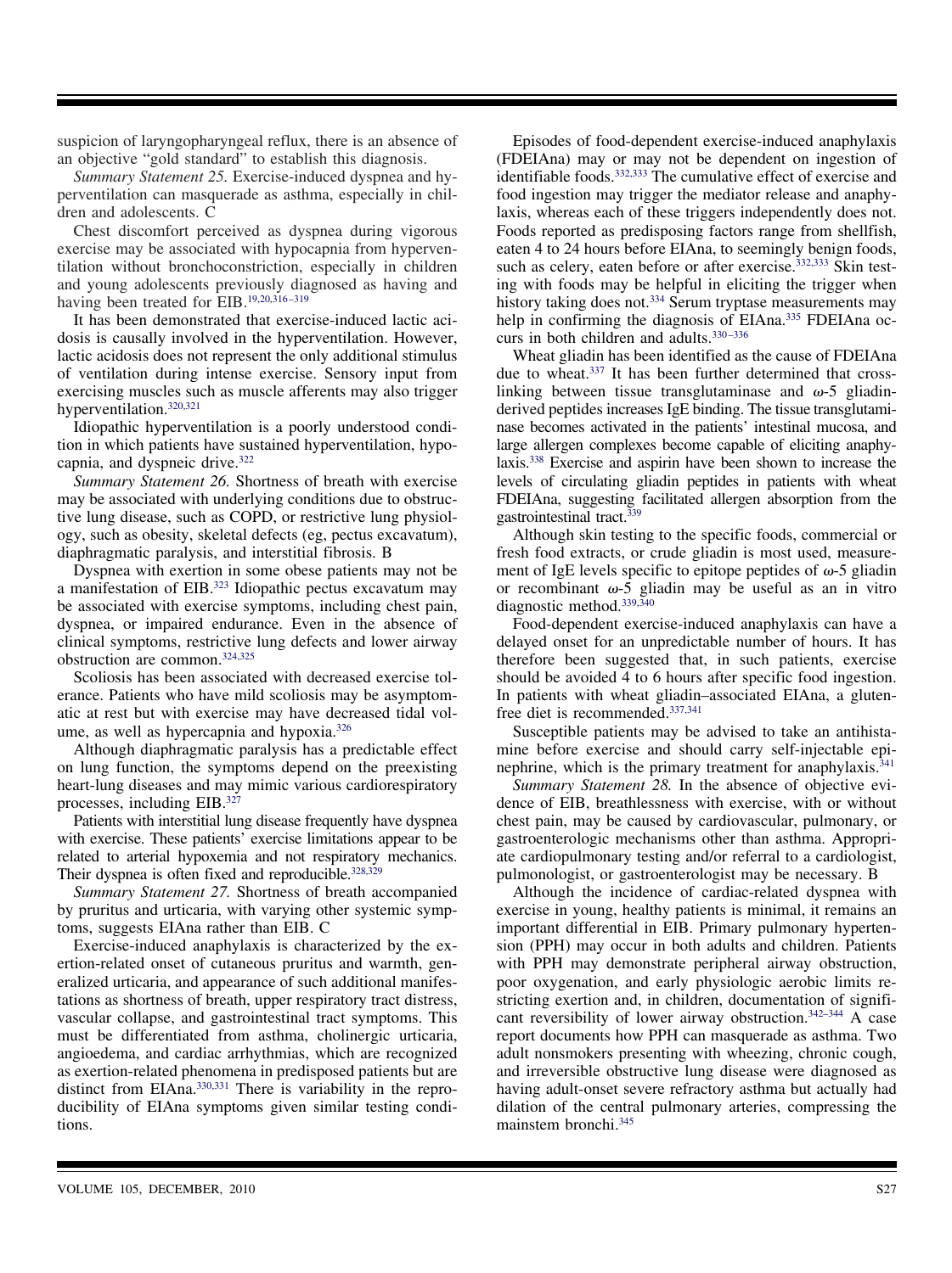suspicion of laryngopharyngeal reflux, there is an absence of an objective "gold standard" to establish this diagnosis.

*Summary Statement 25.* Exercise-induced dyspnea and hyperventilation can masquerade as asthma, especially in children and adolescents. C

Chest discomfort perceived as dyspnea during vigorous exercise may be associated with hypocapnia from hyperventilation without bronchoconstriction, especially in children and young adolescents previously diagnosed as having and having been treated for EIB.[19,20,316–319]

It has been demonstrated that exercise-induced lactic acidosis is causally involved in the hyperventilation. However, lactic acidosis does not represent the only additional stimulus of ventilation during intense exercise. Sensory input from exercising muscles such as muscle afferents may also trigger hyperventilation.[320,321]

Idiopathic hyperventilation is a poorly understood condition in which patients have sustained hyperventilation, hypocapnia, and dyspneic drive.[322]

*Summary Statement 26.* Shortness of breath with exercise may be associated with underlying conditions due to obstructive lung disease, such as COPD, or restrictive lung physiology, such as obesity, skeletal defects (eg, pectus excavatum), diaphragmatic paralysis, and interstitial fibrosis. B

Dyspnea with exertion in some obese patients may not be a manifestation of EIB.[323] Idiopathic pectus excavatum may be associated with exercise symptoms, including chest pain, dyspnea, or impaired endurance. Even in the absence of clinical symptoms, restrictive lung defects and lower airway obstruction are common.[324,325]

Scoliosis has been associated with decreased exercise tolerance. Patients who have mild scoliosis may be asymptomatic at rest but with exercise may have decreased tidal volume, as well as hypercapnia and hypoxia.[326]

Although diaphragmatic paralysis has a predictable effect on lung function, the symptoms depend on the preexisting heart-lung diseases and may mimic various cardiorespiratory processes, including EIB.[327]

Patients with interstitial lung disease frequently have dyspnea with exercise. These patients' exercise limitations appear to be related to arterial hypoxemia and not respiratory mechanics. Their dyspnea is often fixed and reproducible.[328,329]

*Summary Statement 27.* Shortness of breath accompanied by pruritus and urticaria, with varying other systemic symptoms, suggests EIAna rather than EIB. C

Exercise-induced anaphylaxis is characterized by the exertion-related onset of cutaneous pruritus and warmth, generalized urticaria, and appearance of such additional manifestations as shortness of breath, upper respiratory tract distress, vascular collapse, and gastrointestinal tract symptoms. This must be differentiated from asthma, cholinergic urticaria, angioedema, and cardiac arrhythmias, which are recognized as exertion-related phenomena in predisposed patients but are distinct from EIAna.[330,331] There is variability in the reproducibility of EIAna symptoms given similar testing conditions.

Episodes of food-dependent exercise-induced anaphylaxis (FDEIAna) may or may not be dependent on ingestion of identifiable foods.[332,333] The cumulative effect of exercise and food ingestion may trigger the mediator release and anaphylaxis, whereas each of these triggers independently does not. Foods reported as predisposing factors range from shellfish, eaten 4 to 24 hours before EIAna, to seemingly benign foods, such as celery, eaten before or after exercise.[332,333] Skin testing with foods may be helpful in eliciting the trigger when history taking does not.[334] Serum tryptase measurements may help in confirming the diagnosis of EIAna.[335] FDEIAna occurs in both children and adults.[330–336]

Wheat gliadin has been identified as the cause of FDEIAna due to wheat.[337] It has been further determined that cross-linking between tissue transglutaminase and ω-5 gliadin-derived peptides increases IgE binding. The tissue transglutaminase becomes activated in the patients' intestinal mucosa, and large allergen complexes become capable of eliciting anaphylaxis.[338] Exercise and aspirin have been shown to increase the levels of circulating gliadin peptides in patients with wheat FDEIAna, suggesting facilitated allergen absorption from the gastrointestinal tract.[339]

Although skin testing to the specific foods, commercial or fresh food extracts, or crude gliadin is most used, measurement of IgE levels specific to epitope peptides of ω-5 gliadin or recombinant ω-5 gliadin may be useful as an in vitro diagnostic method.[339,340]

Food-dependent exercise-induced anaphylaxis can have a delayed onset for an unpredictable number of hours. It has therefore been suggested that, in such patients, exercise should be avoided 4 to 6 hours after specific food ingestion. In patients with wheat gliadin–associated EIAna, a gluten-free diet is recommended.[337,341]

Susceptible patients may be advised to take an antihistamine before exercise and should carry self-injectable epinephrine, which is the primary treatment for anaphylaxis.[341]

*Summary Statement 28.* In the absence of objective evidence of EIB, breathlessness with exercise, with or without chest pain, may be caused by cardiovascular, pulmonary, or gastroenterologic mechanisms other than asthma. Appropriate cardiopulmonary testing and/or referral to a cardiologist, pulmonologist, or gastroenterologist may be necessary. B

Although the incidence of cardiac-related dyspnea with exercise in young, healthy patients is minimal, it remains an important differential in EIB. Primary pulmonary hypertension (PPH) may occur in both adults and children. Patients with PPH may demonstrate peripheral airway obstruction, poor oxygenation, and early physiologic aerobic limits restricting exertion and, in children, documentation of significant reversibility of lower airway obstruction.[342–344] A case report documents how PPH can masquerade as asthma. Two adult nonsmokers presenting with wheezing, chronic cough, and irreversible obstructive lung disease were diagnosed as having adult-onset severe refractory asthma but actually had dilation of the central pulmonary arteries, compressing the mainstem bronchi.[345]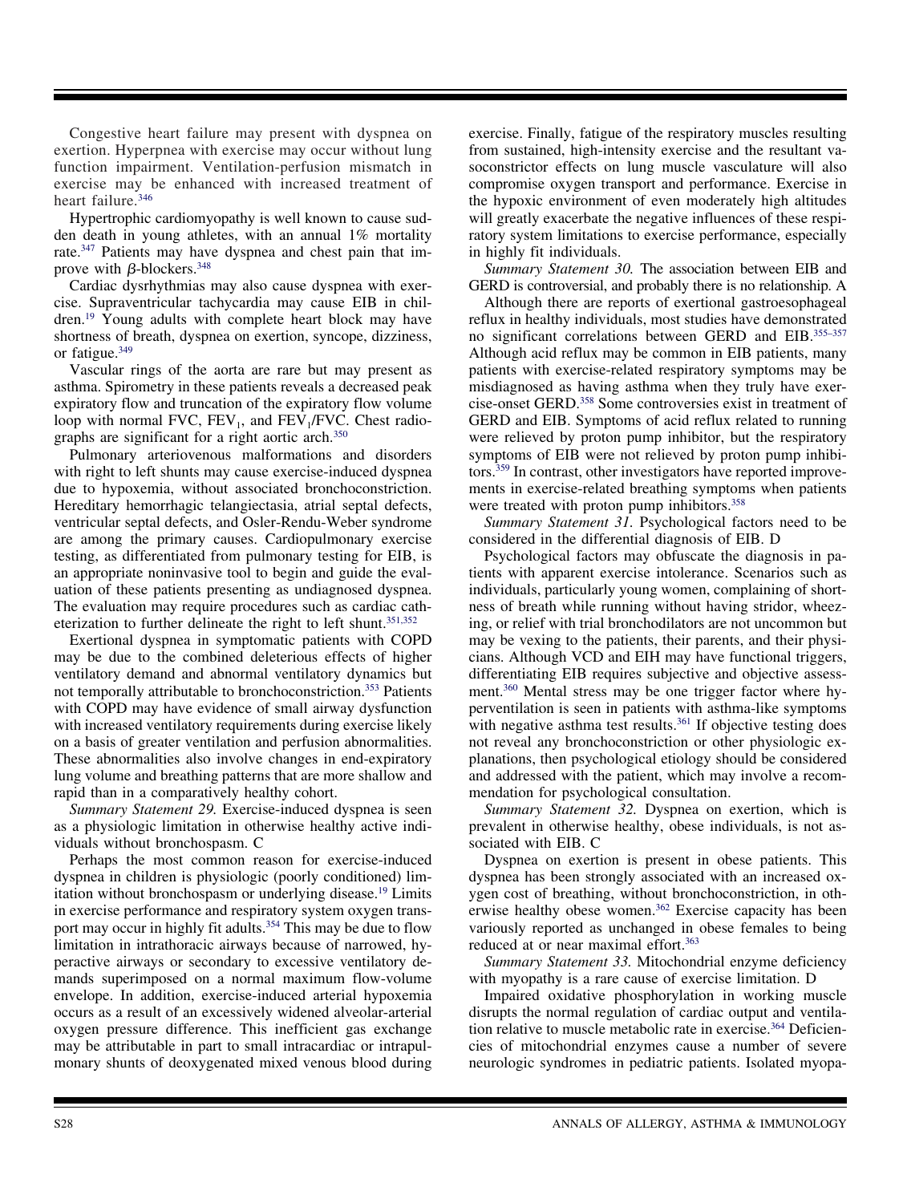Congestive heart failure may present with dyspnea on exertion. Hyperpnea with exercise may occur without lung function impairment. Ventilation-perfusion mismatch in exercise may be enhanced with increased treatment of heart failure.[346]

Hypertrophic cardiomyopathy is well known to cause sudden death in young athletes, with an annual 1% mortality rate.[347] Patients may have dyspnea and chest pain that improve with $\beta$-blockers.[348]

Cardiac dysrhythmias may also cause dyspnea with exercise. Supraventricular tachycardia may cause EIB in children.[19] Young adults with complete heart block may have shortness of breath, dyspnea on exertion, syncope, dizziness, or fatigue.[349]

Vascular rings of the aorta are rare but may present as asthma. Spirometry in these patients reveals a decreased peak expiratory flow and truncation of the expiratory flow volume loop with normal FVC, $FEV_1$, and $FEV_1$/FVC. Chest radiographs are significant for a right aortic arch.[350]

Pulmonary arteriovenous malformations and disorders with right to left shunts may cause exercise-induced dyspnea due to hypoxemia, without associated bronchoconstriction. Hereditary hemorrhagic telangiectasia, atrial septal defects, ventricular septal defects, and Osler-Rendu-Weber syndrome are among the primary causes. Cardiopulmonary exercise testing, as differentiated from pulmonary testing for EIB, is an appropriate noninvasive tool to begin and guide the evaluation of these patients presenting as undiagnosed dyspnea. The evaluation may require procedures such as cardiac catheterization to further delineate the right to left shunt.[351,352]

Exertional dyspnea in symptomatic patients with COPD may be due to the combined deleterious effects of higher ventilatory demand and abnormal ventilatory dynamics but not temporally attributable to bronchoconstriction.[353] Patients with COPD may have evidence of small airway dysfunction with increased ventilatory requirements during exercise likely on a basis of greater ventilation and perfusion abnormalities. These abnormalities also involve changes in end-expiratory lung volume and breathing patterns that are more shallow and rapid than in a comparatively healthy cohort.

*Summary Statement 29.* Exercise-induced dyspnea is seen as a physiologic limitation in otherwise healthy active individuals without bronchospasm. C

Perhaps the most common reason for exercise-induced dyspnea in children is physiologic (poorly conditioned) limitation without bronchospasm or underlying disease.[19] Limits in exercise performance and respiratory system oxygen transport may occur in highly fit adults.[354] This may be due to flow limitation in intrathoracic airways because of narrowed, hyperactive airways or secondary to excessive ventilatory demands superimposed on a normal maximum flow-volume envelope. In addition, exercise-induced arterial hypoxemia occurs as a result of an excessively widened alveolar-arterial oxygen pressure difference. This inefficient gas exchange may be attributable in part to small intracardiac or intrapulmonary shunts of deoxygenated mixed venous blood during exercise. Finally, fatigue of the respiratory muscles resulting from sustained, high-intensity exercise and the resultant vasoconstrictor effects on lung muscle vasculature will also compromise oxygen transport and performance. Exercise in the hypoxic environment of even moderately high altitudes will greatly exacerbate the negative influences of these respiratory system limitations to exercise performance, especially in highly fit individuals.

*Summary Statement 30.* The association between EIB and GERD is controversial, and probably there is no relationship. A

Although there are reports of exertional gastroesophageal reflux in healthy individuals, most studies have demonstrated no significant correlations between GERD and EIB.[355–357] Although acid reflux may be common in EIB patients, many patients with exercise-related respiratory symptoms may be misdiagnosed as having asthma when they truly have exercise-onset GERD.[358] Some controversies exist in treatment of GERD and EIB. Symptoms of acid reflux related to running were relieved by proton pump inhibitor, but the respiratory symptoms of EIB were not relieved by proton pump inhibitors.[359] In contrast, other investigators have reported improvements in exercise-related breathing symptoms when patients were treated with proton pump inhibitors.[358]

*Summary Statement 31.* Psychological factors need to be considered in the differential diagnosis of EIB. D

Psychological factors may obfuscate the diagnosis in patients with apparent exercise intolerance. Scenarios such as individuals, particularly young women, complaining of shortness of breath while running without having stridor, wheezing, or relief with trial bronchodilators are not uncommon but may be vexing to the patients, their parents, and their physicians. Although VCD and EIH may have functional triggers, differentiating EIB requires subjective and objective assessment.[360] Mental stress may be one trigger factor where hyperventilation is seen in patients with asthma-like symptoms with negative asthma test results.[361] If objective testing does not reveal any bronchoconstriction or other physiologic explanations, then psychological etiology should be considered and addressed with the patient, which may involve a recommendation for psychological consultation.

*Summary Statement 32.* Dyspnea on exertion, which is prevalent in otherwise healthy, obese individuals, is not associated with EIB. C

Dyspnea on exertion is present in obese patients. This dyspnea has been strongly associated with an increased oxygen cost of breathing, without bronchoconstriction, in otherwise healthy obese women.[362] Exercise capacity has been variously reported as unchanged in obese females to being reduced at or near maximal effort.[363]

*Summary Statement 33.* Mitochondrial enzyme deficiency with myopathy is a rare cause of exercise limitation. D

Impaired oxidative phosphorylation in working muscle disrupts the normal regulation of cardiac output and ventilation relative to muscle metabolic rate in exercise.[364] Deficiencies of mitochondrial enzymes cause a number of severe neurologic syndromes in pediatric patients. Isolated myopa-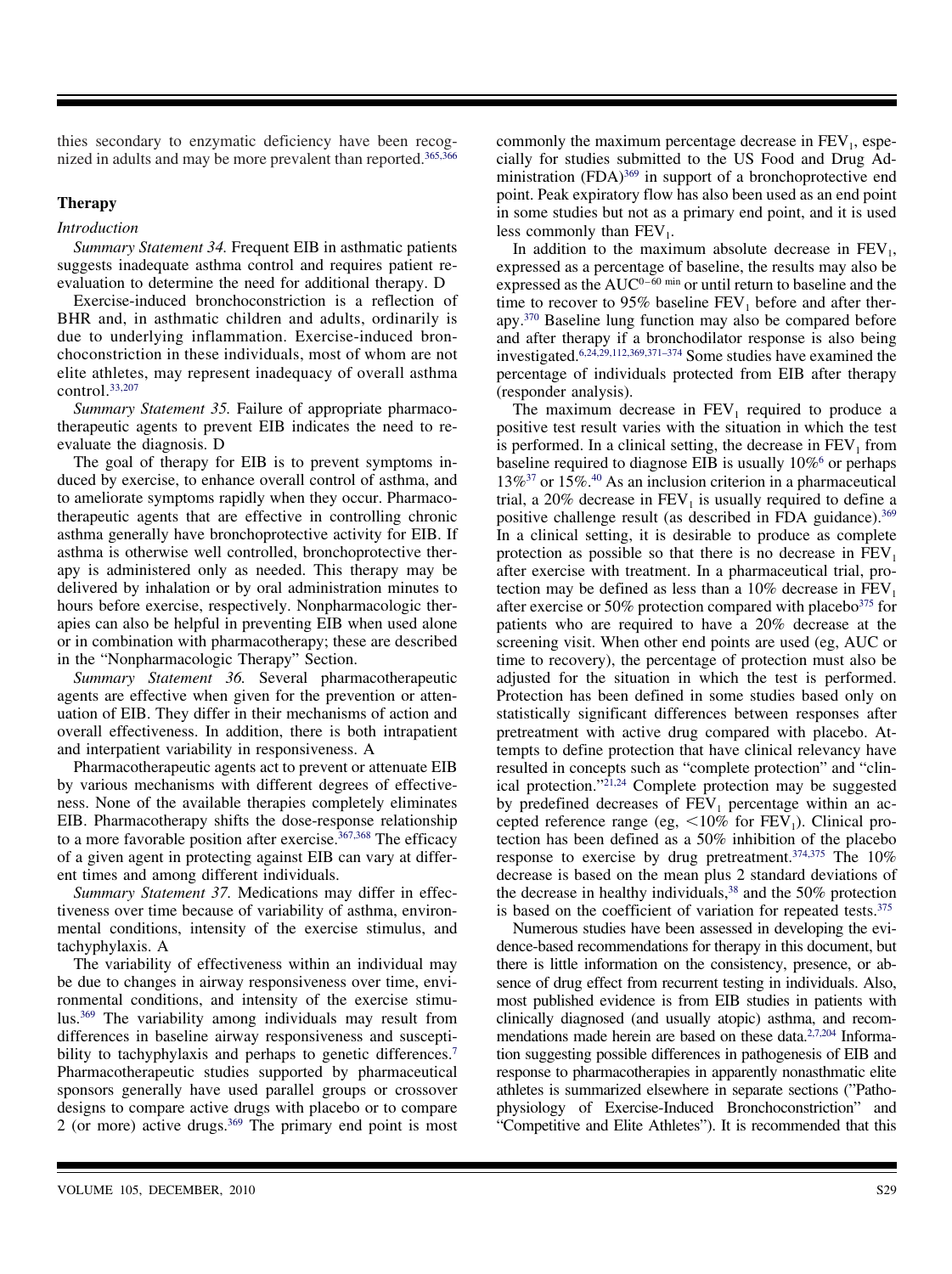thies secondary to enzymatic deficiency have been recognized in adults and may be more prevalent than reported.[365,366]

### Therapy

#### *Introduction*

*Summary Statement 34.* Frequent EIB in asthmatic patients suggests inadequate asthma control and requires patient reevaluation to determine the need for additional therapy. D

Exercise-induced bronchoconstriction is a reflection of BHR and, in asthmatic children and adults, ordinarily is due to underlying inflammation. Exercise-induced bronchoconstriction in these individuals, most of whom are not elite athletes, may represent inadequacy of overall asthma control.[33,207]

*Summary Statement 35.* Failure of appropriate pharmacotherapeutic agents to prevent EIB indicates the need to reevaluate the diagnosis. D

The goal of therapy for EIB is to prevent symptoms induced by exercise, to enhance overall control of asthma, and to ameliorate symptoms rapidly when they occur. Pharmacotherapeutic agents that are effective in controlling chronic asthma generally have bronchoprotective activity for EIB. If asthma is otherwise well controlled, bronchoprotective therapy is administered only as needed. This therapy may be delivered by inhalation or by oral administration minutes to hours before exercise, respectively. Nonpharmacologic therapies can also be helpful in preventing EIB when used alone or in combination with pharmacotherapy; these are described in the "Nonpharmacologic Therapy" Section.

*Summary Statement 36.* Several pharmacotherapeutic agents are effective when given for the prevention or attenuation of EIB. They differ in their mechanisms of action and overall effectiveness. In addition, there is both intrapatient and interpatient variability in responsiveness. A

Pharmacotherapeutic agents act to prevent or attenuate EIB by various mechanisms with different degrees of effectiveness. None of the available therapies completely eliminates EIB. Pharmacotherapy shifts the dose-response relationship to a more favorable position after exercise.[367,368] The efficacy of a given agent in protecting against EIB can vary at different times and among different individuals.

*Summary Statement 37.* Medications may differ in effectiveness over time because of variability of asthma, environmental conditions, intensity of the exercise stimulus, and tachyphylaxis. A

The variability of effectiveness within an individual may be due to changes in airway responsiveness over time, environmental conditions, and intensity of the exercise stimulus.[369] The variability among individuals may result from differences in baseline airway responsiveness and susceptibility to tachyphylaxis and perhaps to genetic differences.[7] Pharmacotherapeutic studies supported by pharmaceutical sponsors generally have used parallel groups or crossover designs to compare active drugs with placebo or to compare 2 (or more) active drugs.[369] The primary end point is most commonly the maximum percentage decrease in $FEV_1$, especially for studies submitted to the US Food and Drug Administration (FDA)[369] in support of a bronchoprotective end point. Peak expiratory flow has also been used as an end point in some studies but not as a primary end point, and it is used less commonly than $FEV_1$.

In addition to the maximum absolute decrease in $FEV_1$, expressed as a percentage of baseline, the results may also be expressed as the $AUC^{0-60\ min}$ or until return to baseline and the time to recover to 95% baseline $FEV_1$ before and after therapy.[370] Baseline lung function may also be compared before and after therapy if a bronchodilator response is also being investigated.[6,24,29,112,369,371–374] Some studies have examined the percentage of individuals protected from EIB after therapy (responder analysis).

The maximum decrease in $FEV_1$ required to produce a positive test result varies with the situation in which the test is performed. In a clinical setting, the decrease in $FEV_1$ from baseline required to diagnose EIB is usually 10%[6] or perhaps 13%[37] or 15%.[40] As an inclusion criterion in a pharmaceutical trial, a 20% decrease in $FEV_1$ is usually required to define a positive challenge result (as described in FDA guidance).[369] In a clinical setting, it is desirable to produce as complete protection as possible so that there is no decrease in $FEV_1$ after exercise with treatment. In a pharmaceutical trial, protection may be defined as less than a 10% decrease in $FEV_1$ after exercise or 50% protection compared with placebo[375] for patients who are required to have a 20% decrease at the screening visit. When other end points are used (eg, AUC or time to recovery), the percentage of protection must also be adjusted for the situation in which the test is performed. Protection has been defined in some studies based only on statistically significant differences between responses after pretreatment with active drug compared with placebo. Attempts to define protection that have clinical relevancy have resulted in concepts such as "complete protection" and "clinical protection."[21,24] Complete protection may be suggested by predefined decreases of $FEV_1$ percentage within an accepted reference range (eg, <10% for $FEV_1$). Clinical protection has been defined as a 50% inhibition of the placebo response to exercise by drug pretreatment.[374,375] The 10% decrease is based on the mean plus 2 standard deviations of the decrease in healthy individuals,[38] and the 50% protection is based on the coefficient of variation for repeated tests.[375]

Numerous studies have been assessed in developing the evidence-based recommendations for therapy in this document, but there is little information on the consistency, presence, or absence of drug effect from recurrent testing in individuals. Also, most published evidence is from EIB studies in patients with clinically diagnosed (and usually atopic) asthma, and recommendations made herein are based on these data.[2,7,204] Information suggesting possible differences in pathogenesis of EIB and response to pharmacotherapies in apparently nonasthmatic elite athletes is summarized elsewhere in separate sections ("Pathophysiology of Exercise-Induced Bronchoconstriction" and "Competitive and Elite Athletes"). It is recommended that this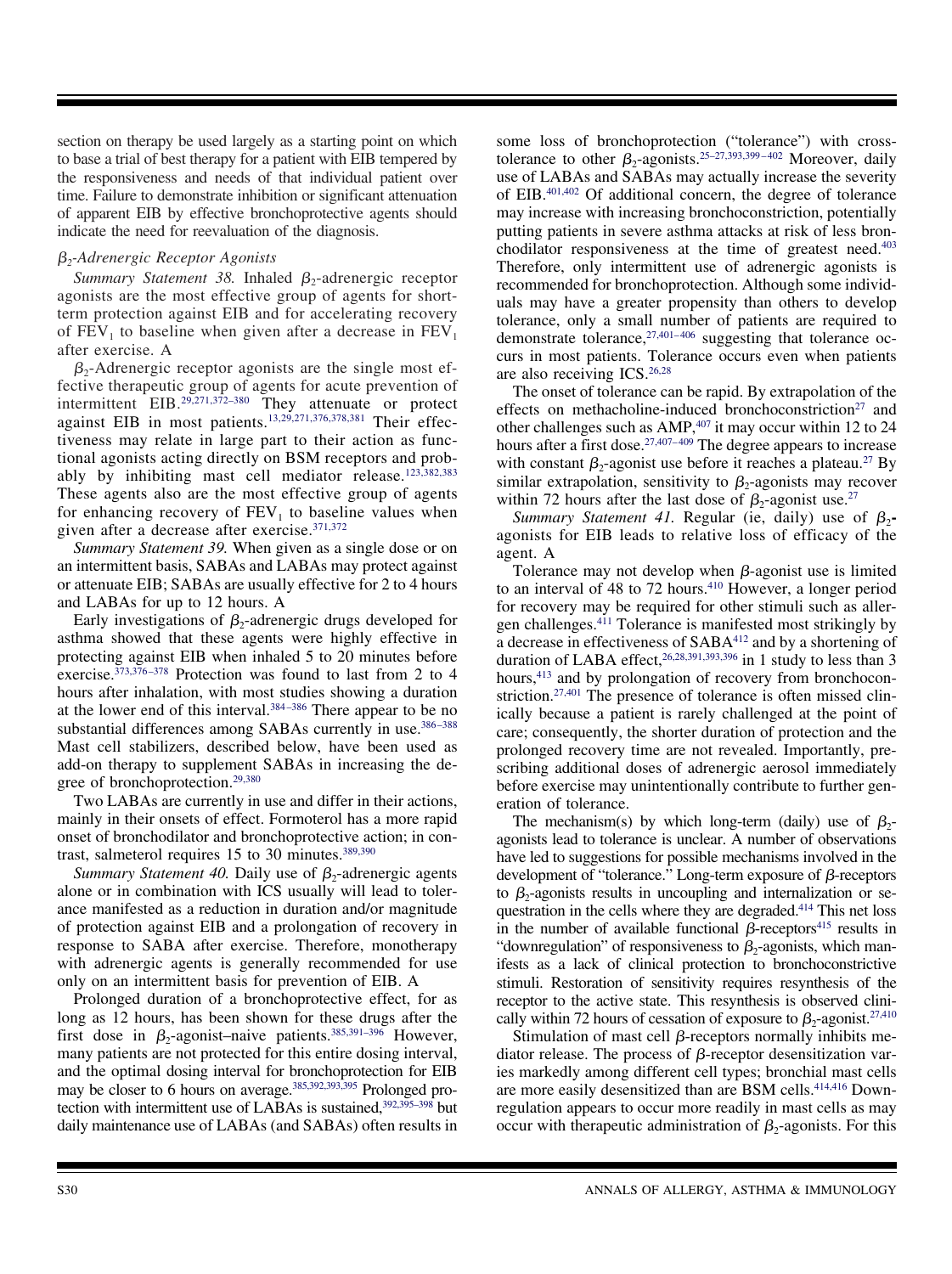section on therapy be used largely as a starting point on which to base a trial of best therapy for a patient with EIB tempered by the responsiveness and needs of that individual patient over time. Failure to demonstrate inhibition or significant attenuation of apparent EIB by effective bronchoprotective agents should indicate the need for reevaluation of the diagnosis.

### $\beta_2$-Adrenergic Receptor Agonists

*Summary Statement 38.* Inhaled $\beta_2$-adrenergic receptor agonists are the most effective group of agents for short-term protection against EIB and for accelerating recovery of $FEV_1$ to baseline when given after a decrease in $FEV_1$ after exercise. A

$\beta_2$-Adrenergic receptor agonists are the single most effective therapeutic group of agents for acute prevention of intermittent EIB.[29,271,372–380] They attenuate or protect against EIB in most patients.[13,29,271,376,378,381] Their effectiveness may relate in large part to their action as functional agonists acting directly on BSM receptors and probably by inhibiting mast cell mediator release.[123,382,383] These agents also are the most effective group of agents for enhancing recovery of $FEV_1$ to baseline values when given after a decrease after exercise.[371,372]

*Summary Statement 39.* When given as a single dose or on an intermittent basis, SABAs and LABAs may protect against or attenuate EIB; SABAs are usually effective for 2 to 4 hours and LABAs for up to 12 hours. A

Early investigations of $\beta_2$-adrenergic drugs developed for asthma showed that these agents were highly effective in protecting against EIB when inhaled 5 to 20 minutes before exercise.[373,376–378] Protection was found to last from 2 to 4 hours after inhalation, with most studies showing a duration at the lower end of this interval.[384–386] There appear to be no substantial differences among SABAs currently in use.[386–388] Mast cell stabilizers, described below, have been used as add-on therapy to supplement SABAs in increasing the degree of bronchoprotection.[29,380]

Two LABAs are currently in use and differ in their actions, mainly in their onsets of effect. Formoterol has a more rapid onset of bronchodilator and bronchoprotective action; in contrast, salmeterol requires 15 to 30 minutes.[389,390]

*Summary Statement 40.* Daily use of $\beta_2$-adrenergic agents alone or in combination with ICS usually will lead to tolerance manifested as a reduction in duration and/or magnitude of protection against EIB and a prolongation of recovery in response to SABA after exercise. Therefore, monotherapy with adrenergic agents is generally recommended for use only on an intermittent basis for prevention of EIB. A

Prolonged duration of a bronchoprotective effect, for as long as 12 hours, has been shown for these drugs after the first dose in $\beta_2$-agonist–naive patients.[385,391–396] However, many patients are not protected for this entire dosing interval, and the optimal dosing interval for bronchoprotection for EIB may be closer to 6 hours on average.[385,392,393,395] Prolonged protection with intermittent use of LABAs is sustained,[392,395–398] but daily maintenance use of LABAs (and SABAs) often results in some loss of bronchoprotection ("tolerance") with cross-tolerance to other $\beta_2$-agonists.[25–27,393,399–402] Moreover, daily use of LABAs and SABAs may actually increase the severity of EIB.[401,402] Of additional concern, the degree of tolerance may increase with increasing bronchoconstriction, potentially putting patients in severe asthma attacks at risk of less bronchodilator responsiveness at the time of greatest need.[403] Therefore, only intermittent use of adrenergic agonists is recommended for bronchoprotection. Although some individuals may have a greater propensity than others to develop tolerance, only a small number of patients are required to demonstrate tolerance,[27,401–406] suggesting that tolerance occurs in most patients. Tolerance occurs even when patients are also receiving ICS.[26,28]

The onset of tolerance can be rapid. By extrapolation of the effects on methacholine-induced bronchoconstriction[27] and other challenges such as AMP,[407] it may occur within 12 to 24 hours after a first dose.[27,407–409] The degree appears to increase with constant $\beta_2$-agonist use before it reaches a plateau.[27] By similar extrapolation, sensitivity to $\beta_2$-agonists may recover within 72 hours after the last dose of $\beta_2$-agonist use.[27]

*Summary Statement 41.* Regular (ie, daily) use of $\beta_2$-agonists for EIB leads to relative loss of efficacy of the agent. A

Tolerance may not develop when $\beta$-agonist use is limited to an interval of 48 to 72 hours.[410] However, a longer period for recovery may be required for other stimuli such as allergen challenges.[411] Tolerance is manifested most strikingly by a decrease in effectiveness of SABA[412] and by a shortening of duration of LABA effect,[26,28,391,393,396] in 1 study to less than 3 hours,[413] and by prolongation of recovery from bronchoconstriction.[27,401] The presence of tolerance is often missed clinically because a patient is rarely challenged at the point of care; consequently, the shorter duration of protection and the prolonged recovery time are not revealed. Importantly, prescribing additional doses of adrenergic aerosol immediately before exercise may unintentionally contribute to further generation of tolerance.

The mechanism(s) by which long-term (daily) use of $\beta_2$-agonists lead to tolerance is unclear. A number of observations have led to suggestions for possible mechanisms involved in the development of "tolerance." Long-term exposure of $\beta$-receptors to $\beta_2$-agonists results in uncoupling and internalization or sequestration in the cells where they are degraded.[414] This net loss in the number of available functional $\beta$-receptors[415] results in "downregulation" of responsiveness to $\beta_2$-agonists, which manifests as a lack of clinical protection to bronchoconstrictive stimuli. Restoration of sensitivity requires resynthesis of the receptor to the active state. This resynthesis is observed clinically within 72 hours of cessation of exposure to $\beta_2$-agonist.[27,410]

Stimulation of mast cell $\beta$-receptors normally inhibits mediator release. The process of $\beta$-receptor desensitization varies markedly among different cell types; bronchial mast cells are more easily desensitized than are BSM cells.[414,416] Downregulation appears to occur more readily in mast cells as may occur with therapeutic administration of $\beta_2$-agonists. For this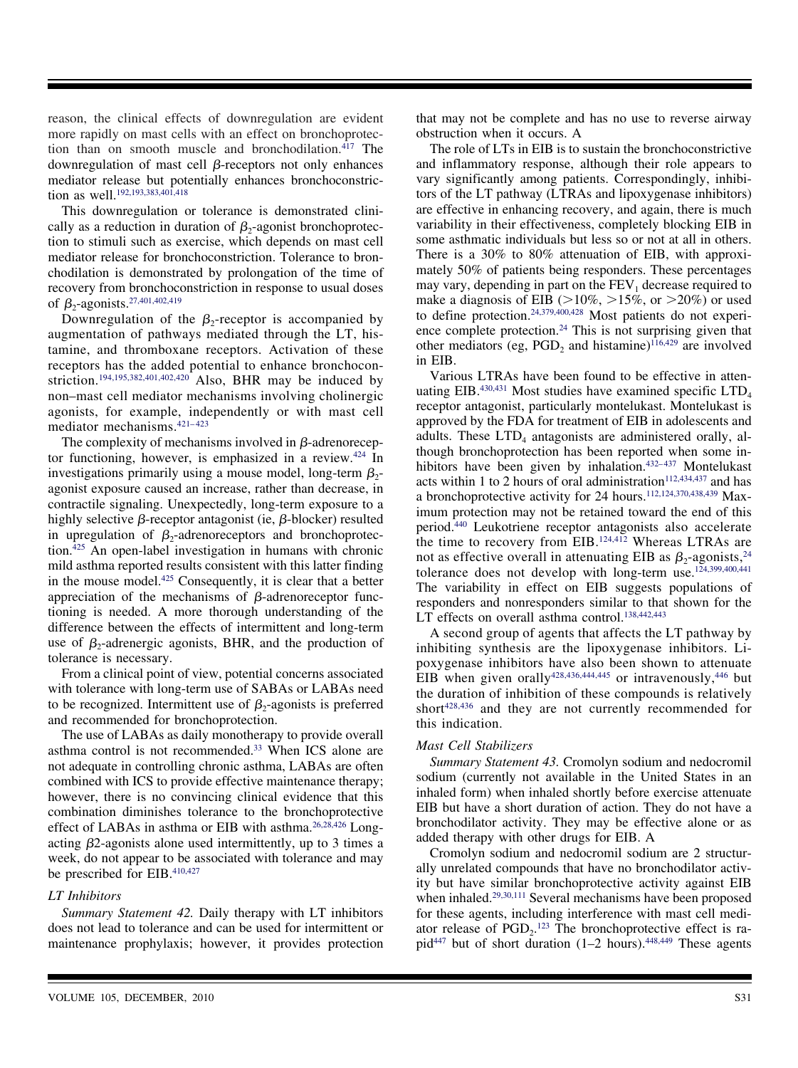reason, the clinical effects of downregulation are evident more rapidly on mast cells with an effect on bronchoprotection than on smooth muscle and bronchodilation.[417] The downregulation of mast cell β-receptors not only enhances mediator release but potentially enhances bronchoconstriction as well.[192,193,383,401,418]

This downregulation or tolerance is demonstrated clinically as a reduction in duration of $\beta_2$-agonist bronchoprotection to stimuli such as exercise, which depends on mast cell mediator release for bronchoconstriction. Tolerance to bronchodilation is demonstrated by prolongation of the time of recovery from bronchoconstriction in response to usual doses of $\beta_2$-agonists.[27,401,402,419]

Downregulation of the $\beta_2$-receptor is accompanied by augmentation of pathways mediated through the LT, histamine, and thromboxane receptors. Activation of these receptors has the added potential to enhance bronchoconstriction.[194,195,382,401,402,420] Also, BHR may be induced by non–mast cell mediator mechanisms involving cholinergic agonists, for example, independently or with mast cell mediator mechanisms.[421–423]

The complexity of mechanisms involved in β-adrenoreceptor functioning, however, is emphasized in a review.[424] In investigations primarily using a mouse model, long-term $\beta_2$-agonist exposure caused an increase, rather than decrease, in contractile signaling. Unexpectedly, long-term exposure to a highly selective β-receptor antagonist (ie, β-blocker) resulted in upregulation of $\beta_2$-adrenoreceptors and bronchoprotection.[425] An open-label investigation in humans with chronic mild asthma reported results consistent with this latter finding in the mouse model.[425] Consequently, it is clear that a better appreciation of the mechanisms of β-adrenoreceptor functioning is needed. A more thorough understanding of the difference between the effects of intermittent and long-term use of $\beta_2$-adrenergic agonists, BHR, and the production of tolerance is necessary.

From a clinical point of view, potential concerns associated with tolerance with long-term use of SABAs or LABAs need to be recognized. Intermittent use of $\beta_2$-agonists is preferred and recommended for bronchoprotection.

The use of LABAs as daily monotherapy to provide overall asthma control is not recommended.[33] When ICS alone are not adequate in controlling chronic asthma, LABAs are often combined with ICS to provide effective maintenance therapy; however, there is no convincing clinical evidence that this combination diminishes tolerance to the bronchoprotective effect of LABAs in asthma or EIB with asthma.[26,28,426] Long-acting β2-agonists alone used intermittently, up to 3 times a week, do not appear to be associated with tolerance and may be prescribed for EIB.[410,427]

### LT Inhibitors

*Summary Statement 42.* Daily therapy with LT inhibitors does not lead to tolerance and can be used for intermittent or maintenance prophylaxis; however, it provides protection that may not be complete and has no use to reverse airway obstruction when it occurs. A

The role of LTs in EIB is to sustain the bronchoconstrictive and inflammatory response, although their role appears to vary significantly among patients. Correspondingly, inhibitors of the LT pathway (LTRAs and lipoxygenase inhibitors) are effective in enhancing recovery, and again, there is much variability in their effectiveness, completely blocking EIB in some asthmatic individuals but less so or not at all in others. There is a 30% to 80% attenuation of EIB, with approximately 50% of patients being responders. These percentages may vary, depending in part on the $FEV_1$ decrease required to make a diagnosis of EIB (>10%, >15%, or >20%) or used to define protection.[24,379,400,428] Most patients do not experience complete protection.[24] This is not surprising given that other mediators (eg, $PGD_2$ and histamine)[116,429] are involved in EIB.

Various LTRAs have been found to be effective in attenuating EIB.[430,431] Most studies have examined specific $LTD_4$ receptor antagonist, particularly montelukast. Montelukast is approved by the FDA for treatment of EIB in adolescents and adults. These $LTD_4$ antagonists are administered orally, although bronchoprotection has been reported when some inhibitors have been given by inhalation.[432–437] Montelukast acts within 1 to 2 hours of oral administration[112,434,437] and has a bronchoprotective activity for 24 hours.[112,124,370,438,439] Maximum protection may not be retained toward the end of this period.[440] Leukotriene receptor antagonists also accelerate the time to recovery from EIB.[124,412] Whereas LTRAs are not as effective overall in attenuating EIB as $\beta_2$-agonists,[24] tolerance does not develop with long-term use.[124,399,400,441] The variability in effect on EIB suggests populations of responders and nonresponders similar to that shown for the LT effects on overall asthma control.[138,442,443]

A second group of agents that affects the LT pathway by inhibiting synthesis are the lipoxygenase inhibitors. Lipoxygenase inhibitors have also been shown to attenuate EIB when given orally[428,436,444,445] or intravenously,[446] but the duration of inhibition of these compounds is relatively short[428,436] and they are not currently recommended for this indication.

### Mast Cell Stabilizers

*Summary Statement 43.* Cromolyn sodium and nedocromil sodium (currently not available in the United States in an inhaled form) when inhaled shortly before exercise attenuate EIB but have a short duration of action. They do not have a bronchodilator activity. They may be effective alone or as added therapy with other drugs for EIB. A

Cromolyn sodium and nedocromil sodium are 2 structurally unrelated compounds that have no bronchodilator activity but have similar bronchoprotective activity against EIB when inhaled.[29,30,111] Several mechanisms have been proposed for these agents, including interference with mast cell mediator release of $PGD_2$.[123] The bronchoprotective effect is rapid[447] but of short duration (1–2 hours).[448,449] These agents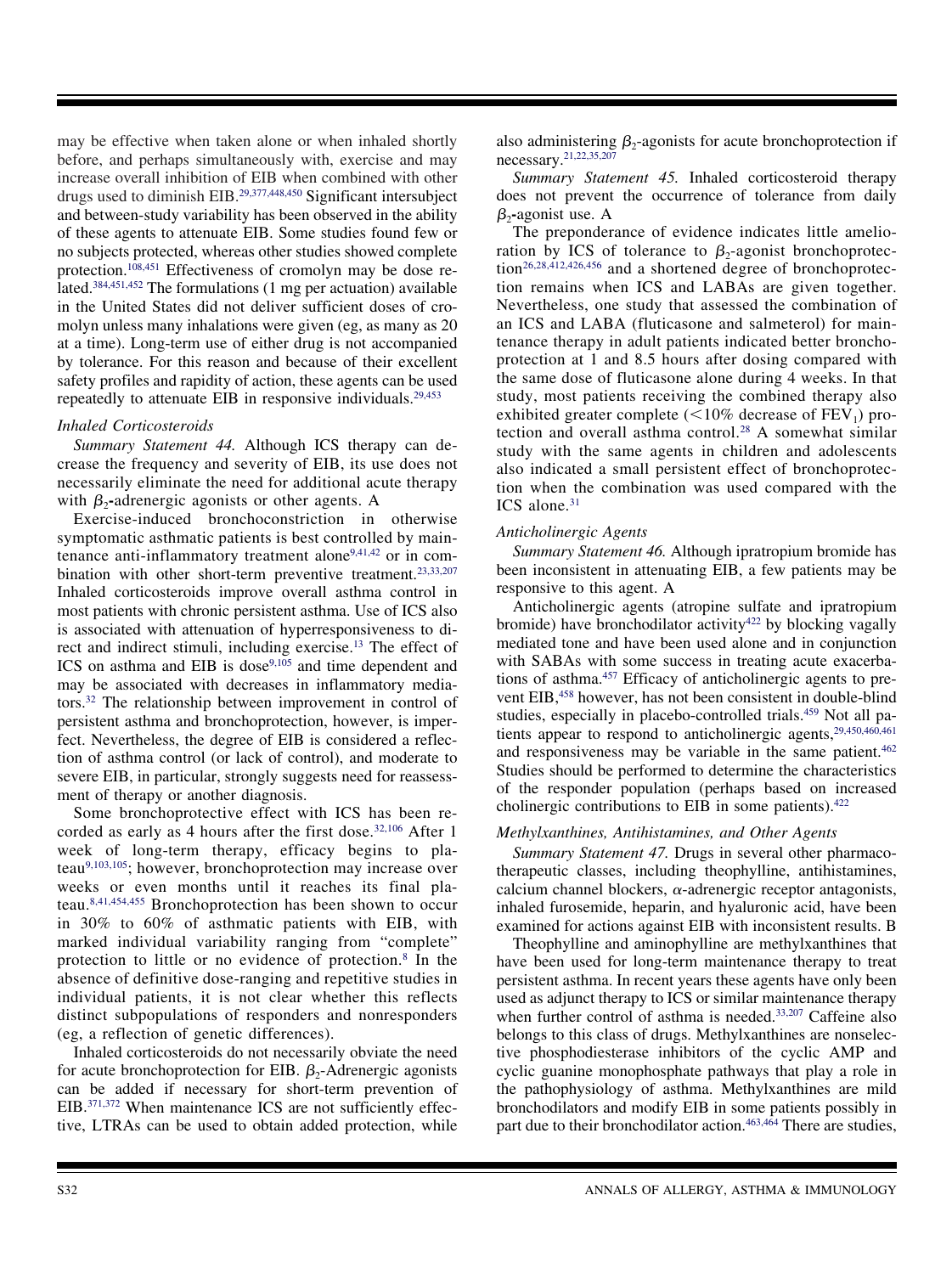may be effective when taken alone or when inhaled shortly before, and perhaps simultaneously with, exercise and may increase overall inhibition of EIB when combined with other drugs used to diminish EIB.[29,377,448,450] Significant intersubject and between-study variability has been observed in the ability of these agents to attenuate EIB. Some studies found few or no subjects protected, whereas other studies showed complete protection.[108,451] Effectiveness of cromolyn may be dose related.[384,451,452] The formulations (1 mg per actuation) available in the United States did not deliver sufficient doses of cromolyn unless many inhalations were given (eg, as many as 20 at a time). Long-term use of either drug is not accompanied by tolerance. For this reason and because of their excellent safety profiles and rapidity of action, these agents can be used repeatedly to attenuate EIB in responsive individuals.[29,453]

### *Inhaled Corticosteroids*

*Summary Statement 44.* Although ICS therapy can decrease the frequency and severity of EIB, its use does not necessarily eliminate the need for additional acute therapy with $\beta_2$-adrenergic agonists or other agents. A

Exercise-induced bronchoconstriction in otherwise symptomatic asthmatic patients is best controlled by maintenance anti-inflammatory treatment alone[9,41,42] or in combination with other short-term preventive treatment.[23,33,207] Inhaled corticosteroids improve overall asthma control in most patients with chronic persistent asthma. Use of ICS also is associated with attenuation of hyperresponsiveness to direct and indirect stimuli, including exercise.[13] The effect of ICS on asthma and EIB is dose[9,105] and time dependent and may be associated with decreases in inflammatory mediators.[32] The relationship between improvement in control of persistent asthma and bronchoprotection, however, is imperfect. Nevertheless, the degree of EIB is considered a reflection of asthma control (or lack of control), and moderate to severe EIB, in particular, strongly suggests need for reassessment of therapy or another diagnosis.

Some bronchoprotective effect with ICS has been recorded as early as 4 hours after the first dose.[32,106] After 1 week of long-term therapy, efficacy begins to plateau[9,103,105]; however, bronchoprotection may increase over weeks or even months until it reaches its final plateau.[8,41,454,455] Bronchoprotection has been shown to occur in 30% to 60% of asthmatic patients with EIB, with marked individual variability ranging from "complete" protection to little or no evidence of protection.[8] In the absence of definitive dose-ranging and repetitive studies in individual patients, it is not clear whether this reflects distinct subpopulations of responders and nonresponders (eg, a reflection of genetic differences).

Inhaled corticosteroids do not necessarily obviate the need for acute bronchoprotection for EIB. $\beta_2$-Adrenergic agonists can be added if necessary for short-term prevention of EIB.[371,372] When maintenance ICS are not sufficiently effective, LTRAs can be used to obtain added protection, while also administering $\beta_2$-agonists for acute bronchoprotection if necessary.[21,22,35,207]

*Summary Statement 45.* Inhaled corticosteroid therapy does not prevent the occurrence of tolerance from daily $\beta_2$-agonist use. A

The preponderance of evidence indicates little amelioration by ICS of tolerance to $\beta_2$-agonist bronchoprotection[26,28,412,426,456] and a shortened degree of bronchoprotection remains when ICS and LABAs are given together. Nevertheless, one study that assessed the combination of an ICS and LABA (fluticasone and salmeterol) for maintenance therapy in adult patients indicated better bronchoprotection at 1 and 8.5 hours after dosing compared with the same dose of fluticasone alone during 4 weeks. In that study, most patients receiving the combined therapy also exhibited greater complete (<10% decrease of $FEV_1$) protection and overall asthma control.[28] A somewhat similar study with the same agents in children and adolescents also indicated a small persistent effect of bronchoprotection when the combination was used compared with the ICS alone.[31]

### *Anticholinergic Agents*

*Summary Statement 46.* Although ipratropium bromide has been inconsistent in attenuating EIB, a few patients may be responsive to this agent. A

Anticholinergic agents (atropine sulfate and ipratropium bromide) have bronchodilator activity[422] by blocking vagally mediated tone and have been used alone and in conjunction with SABAs with some success in treating acute exacerbations of asthma.[457] Efficacy of anticholinergic agents to prevent EIB,[458] however, has not been consistent in double-blind studies, especially in placebo-controlled trials.[459] Not all patients appear to respond to anticholinergic agents,[29,450,460,461] and responsiveness may be variable in the same patient.[462] Studies should be performed to determine the characteristics of the responder population (perhaps based on increased cholinergic contributions to EIB in some patients).[422]

### *Methylxanthines, Antihistamines, and Other Agents*

*Summary Statement 47.* Drugs in several other pharmacotherapeutic classes, including theophylline, antihistamines, calcium channel blockers, $\alpha$-adrenergic receptor antagonists, inhaled furosemide, heparin, and hyaluronic acid, have been examined for actions against EIB with inconsistent results. B

Theophylline and aminophylline are methylxanthines that have been used for long-term maintenance therapy to treat persistent asthma. In recent years these agents have only been used as adjunct therapy to ICS or similar maintenance therapy when further control of asthma is needed.[33,207] Caffeine also belongs to this class of drugs. Methylxanthines are nonselective phosphodiesterase inhibitors of the cyclic AMP and cyclic guanine monophosphate pathways that play a role in the pathophysiology of asthma. Methylxanthines are mild bronchodilators and modify EIB in some patients possibly in part due to their bronchodilator action.[463,464] There are studies,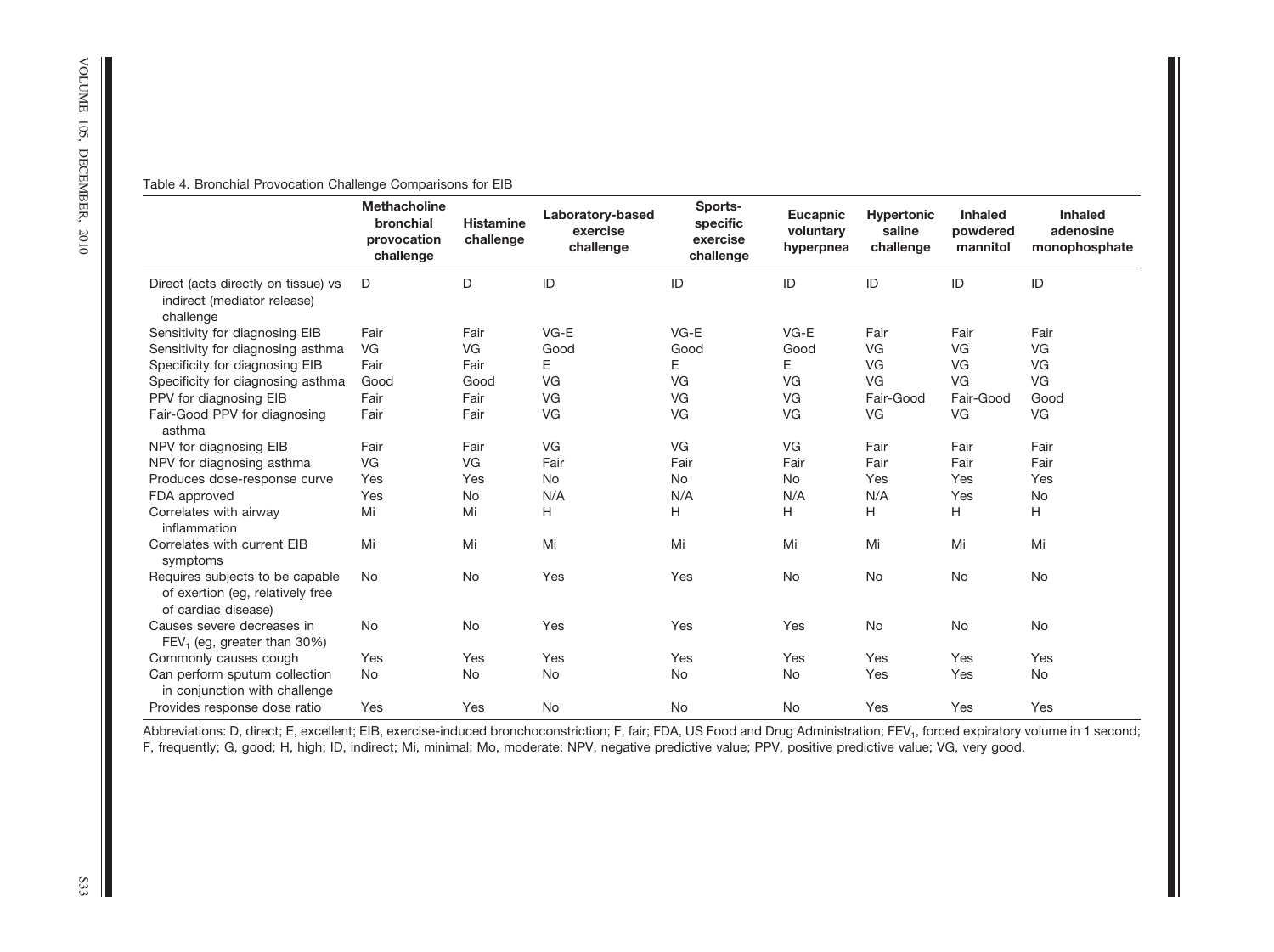Table 4. Bronchial Provocation Challenge Comparisons for EIB

| | Methacholine bronchial provocation challenge | Histamine challenge | Laboratory-based exercise challenge | Sports-specific exercise challenge | Eucapnic voluntary hyperpnea | Hypertonic saline challenge | Inhaled powdered mannitol | Inhaled adenosine monophosphate |
|---|---|---|---|---|---|---|---|---|
| Direct (acts directly on tissue) vs indirect (mediator release) challenge | D | D | ID | ID | ID | ID | ID | ID |
| Sensitivity for diagnosing EIB | Fair | Fair | VG-E | VG-E | VG-E | Fair | Fair | Fair |
| Sensitivity for diagnosing asthma | VG | VG | Good | Good | Good | VG | VG | VG |
| Specificity for diagnosing EIB | Fair | Fair | E | E | E | VG | VG | VG |
| Specificity for diagnosing asthma | Good | Good | VG | VG | VG | VG | VG | VG |
| PPV for diagnosing EIB | Fair | Fair | VG | VG | VG | Fair-Good | Fair-Good | Good |
| Fair-Good PPV for diagnosing asthma | Fair | Fair | VG | VG | VG | VG | VG | VG |
| NPV for diagnosing EIB | Fair | Fair | VG | VG | VG | Fair | Fair | Fair |
| NPV for diagnosing asthma | VG | VG | Fair | Fair | Fair | Fair | Fair | Fair |
| Produces dose-response curve | Yes | Yes | No | No | No | Yes | Yes | Yes |
| FDA approved | Yes | No | N/A | N/A | N/A | N/A | Yes | No |
| Correlates with airway inflammation | Mi | Mi | H | H | H | H | H | H |
| Correlates with current EIB symptoms | Mi | Mi | Mi | Mi | Mi | Mi | Mi | Mi |
| Requires subjects to be capable of exertion (eg, relatively free of cardiac disease) | No | No | Yes | Yes | No | No | No | No |
| Causes severe decreases in $FEV_1$ (eg, greater than 30%) | No | No | Yes | Yes | Yes | No | No | No |
| Commonly causes cough | Yes | Yes | Yes | Yes | Yes | Yes | Yes | Yes |
| Can perform sputum collection in conjunction with challenge | No | No | No | No | No | Yes | Yes | No |
| Provides response dose ratio | Yes | Yes | No | No | No | Yes | Yes | Yes |

Abbreviations: D, direct; E, excellent; EIB, exercise-induced bronchoconstriction; F, fair; FDA, US Food and Drug Administration; $FEV_1$, forced expiratory volume in 1 second; F, frequently; G, good; H, high; ID, indirect; Mi, minimal; Mo, moderate; NPV, negative predictive value; PPV, positive predictive value; VG, very good.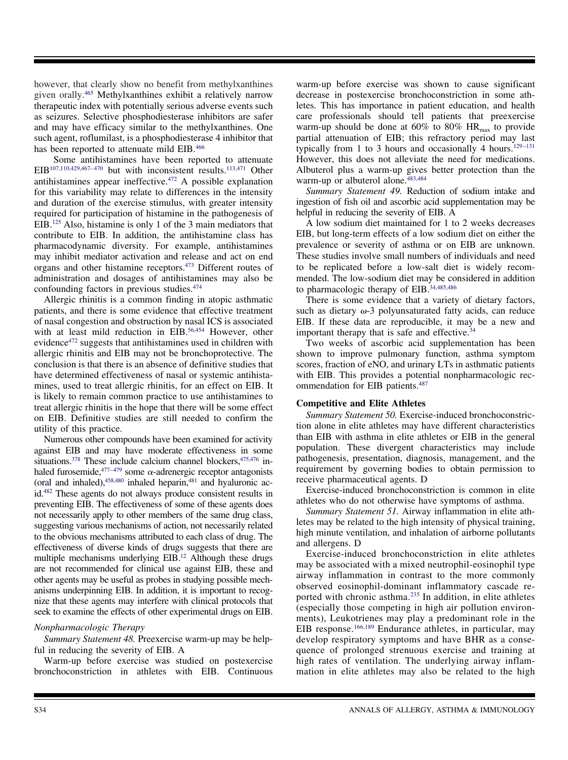however, that clearly show no benefit from methylxanthines given orally.[465] Methylxanthines exhibit a relatively narrow therapeutic index with potentially serious adverse events such as seizures. Selective phosphodiesterase inhibitors are safer and may have efficacy similar to the methylxanthines. One such agent, roflumilast, is a phosphodiesterase 4 inhibitor that has been reported to attenuate mild EIB.[466]

Some antihistamines have been reported to attenuate EIB[107,110,429,467–470] but with inconsistent results.[113,471] Other antihistamines appear ineffective.[472] A possible explanation for this variability may relate to differences in the intensity and duration of the exercise stimulus, with greater intensity required for participation of histamine in the pathogenesis of EIB.[125] Also, histamine is only 1 of the 3 main mediators that contribute to EIB. In addition, the antihistamine class has pharmacodynamic diversity. For example, antihistamines may inhibit mediator activation and release and act on end organs and other histamine receptors.[473] Different routes of administration and dosages of antihistamines may also be confounding factors in previous studies.[474]

Allergic rhinitis is a common finding in atopic asthmatic patients, and there is some evidence that effective treatment of nasal congestion and obstruction by nasal ICS is associated with at least mild reduction in EIB.[56,454] However, other evidence[472] suggests that antihistamines used in children with allergic rhinitis and EIB may not be bronchoprotective. The conclusion is that there is an absence of definitive studies that have determined effectiveness of nasal or systemic antihistamines, used to treat allergic rhinitis, for an effect on EIB. It is likely to remain common practice to use antihistamines to treat allergic rhinitis in the hope that there will be some effect on EIB. Definitive studies are still needed to confirm the utility of this practice.

Numerous other compounds have been examined for activity against EIB and may have moderate effectiveness in some situations.[378] These include calcium channel blockers,[475,476] inhaled furosemide,[477–479] some α-adrenergic receptor antagonists (oral and inhaled),[458,480] inhaled heparin,[481] and hyaluronic acid.[482] These agents do not always produce consistent results in preventing EIB. The effectiveness of some of these agents does not necessarily apply to other members of the same drug class, suggesting various mechanisms of action, not necessarily related to the obvious mechanisms attributed to each class of drug. The effectiveness of diverse kinds of drugs suggests that there are multiple mechanisms underlying EIB.[12] Although these drugs are not recommended for clinical use against EIB, these and other agents may be useful as probes in studying possible mechanisms underpinning EIB. In addition, it is important to recognize that these agents may interfere with clinical protocols that seek to examine the effects of other experimental drugs on EIB.

### *Nonpharmacologic Therapy*

*Summary Statement 48.* Preexercise warm-up may be helpful in reducing the severity of EIB. A

Warm-up before exercise was studied on postexercise bronchoconstriction in athletes with EIB. Continuous warm-up before exercise was shown to cause significant decrease in postexercise bronchoconstriction in some athletes. This has importance in patient education, and health care professionals should tell patients that preexercise warm-up should be done at 60% to 80% $HR_{max}$ to provide partial attenuation of EIB; this refractory period may last typically from 1 to 3 hours and occasionally 4 hours.[129–131] However, this does not alleviate the need for medications. Albuterol plus a warm-up gives better protection than the warm-up or albuterol alone.[483,484]

*Summary Statement 49.* Reduction of sodium intake and ingestion of fish oil and ascorbic acid supplementation may be helpful in reducing the severity of EIB. A

A low sodium diet maintained for 1 to 2 weeks decreases EIB, but long-term effects of a low sodium diet on either the prevalence or severity of asthma or on EIB are unknown. These studies involve small numbers of individuals and need to be replicated before a low-salt diet is widely recommended. The low-sodium diet may be considered in addition to pharmacologic therapy of EIB.[34,485,486]

There is some evidence that a variety of dietary factors, such as dietary ω-3 polyunsaturated fatty acids, can reduce EIB. If these data are reproducible, it may be a new and important therapy that is safe and effective.[34]

Two weeks of ascorbic acid supplementation has been shown to improve pulmonary function, asthma symptom scores, fraction of eNO, and urinary LTs in asthmatic patients with EIB. This provides a potential nonpharmacologic recommendation for EIB patients.[487]

### Competitive and Elite Athletes

*Summary Statement 50.* Exercise-induced bronchoconstriction alone in elite athletes may have different characteristics than EIB with asthma in elite athletes or EIB in the general population. These divergent characteristics may include pathogenesis, presentation, diagnosis, management, and the requirement by governing bodies to obtain permission to receive pharmaceutical agents. D

Exercise-induced bronchoconstriction is common in elite athletes who do not otherwise have symptoms of asthma.

*Summary Statement 51.* Airway inflammation in elite athletes may be related to the high intensity of physical training, high minute ventilation, and inhalation of airborne pollutants and allergens. D

Exercise-induced bronchoconstriction in elite athletes may be associated with a mixed neutrophil-eosinophil type airway inflammation in contrast to the more commonly observed eosinophil-dominant inflammatory cascade reported with chronic asthma.[235] In addition, in elite athletes (especially those competing in high air pollution environments), Leukotrienes may play a predominant role in the EIB response.[166,189] Endurance athletes, in particular, may develop respiratory symptoms and have BHR as a consequence of prolonged strenuous exercise and training at high rates of ventilation. The underlying airway inflammation in elite athletes may also be related to the high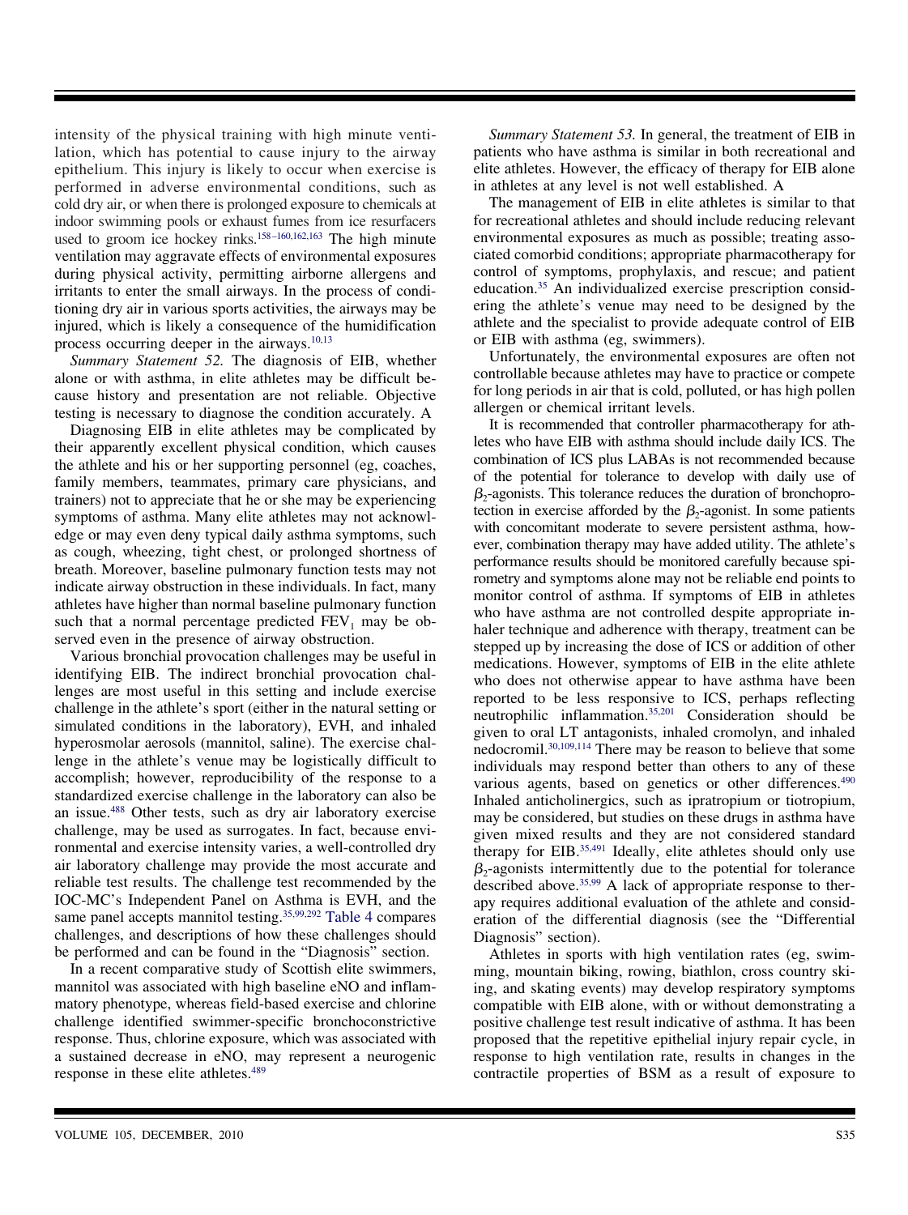intensity of the physical training with high minute ventilation, which has potential to cause injury to the airway epithelium. This injury is likely to occur when exercise is performed in adverse environmental conditions, such as cold dry air, or when there is prolonged exposure to chemicals at indoor swimming pools or exhaust fumes from ice resurfacers used to groom ice hockey rinks.[158–160,162,163] The high minute ventilation may aggravate effects of environmental exposures during physical activity, permitting airborne allergens and irritants to enter the small airways. In the process of conditioning dry air in various sports activities, the airways may be injured, which is likely a consequence of the humidification process occurring deeper in the airways.[10,13]

*Summary Statement 52.* The diagnosis of EIB, whether alone or with asthma, in elite athletes may be difficult because history and presentation are not reliable. Objective testing is necessary to diagnose the condition accurately. A

Diagnosing EIB in elite athletes may be complicated by their apparently excellent physical condition, which causes the athlete and his or her supporting personnel (eg, coaches, family members, teammates, primary care physicians, and trainers) not to appreciate that he or she may be experiencing symptoms of asthma. Many elite athletes may not acknowledge or may even deny typical daily asthma symptoms, such as cough, wheezing, tight chest, or prolonged shortness of breath. Moreover, baseline pulmonary function tests may not indicate airway obstruction in these individuals. In fact, many athletes have higher than normal baseline pulmonary function such that a normal percentage predicted $FEV_1$ may be observed even in the presence of airway obstruction.

Various bronchial provocation challenges may be useful in identifying EIB. The indirect bronchial provocation challenges are most useful in this setting and include exercise challenge in the athlete's sport (either in the natural setting or simulated conditions in the laboratory), EVH, and inhaled hyperosmolar aerosols (mannitol, saline). The exercise challenge in the athlete's venue may be logistically difficult to accomplish; however, reproducibility of the response to a standardized exercise challenge in the laboratory can also be an issue.[488] Other tests, such as dry air laboratory exercise challenge, may be used as surrogates. In fact, because environmental and exercise intensity varies, a well-controlled dry air laboratory challenge may provide the most accurate and reliable test results. The challenge test recommended by the IOC-MC's Independent Panel on Asthma is EVH, and the same panel accepts mannitol testing.[35,99,292] Table 4 compares challenges, and descriptions of how these challenges should be performed and can be found in the "Diagnosis" section.

In a recent comparative study of Scottish elite swimmers, mannitol was associated with high baseline eNO and inflammatory phenotype, whereas field-based exercise and chlorine challenge identified swimmer-specific bronchoconstrictive response. Thus, chlorine exposure, which was associated with a sustained decrease in eNO, may represent a neurogenic response in these elite athletes.[489]

*Summary Statement 53.* In general, the treatment of EIB in patients who have asthma is similar in both recreational and elite athletes. However, the efficacy of therapy for EIB alone in athletes at any level is not well established. A

The management of EIB in elite athletes is similar to that for recreational athletes and should include reducing relevant environmental exposures as much as possible; treating associated comorbid conditions; appropriate pharmacotherapy for control of symptoms, prophylaxis, and rescue; and patient education.[35] An individualized exercise prescription considering the athlete's venue may need to be designed by the athlete and the specialist to provide adequate control of EIB or EIB with asthma (eg, swimmers).

Unfortunately, the environmental exposures are often not controllable because athletes may have to practice or compete for long periods in air that is cold, polluted, or has high pollen allergen or chemical irritant levels.

It is recommended that controller pharmacotherapy for athletes who have EIB with asthma should include daily ICS. The combination of ICS plus LABAs is not recommended because of the potential for tolerance to develop with daily use of $\beta_2$-agonists. This tolerance reduces the duration of bronchoprotection in exercise afforded by the $\beta_2$-agonist. In some patients with concomitant moderate to severe persistent asthma, however, combination therapy may have added utility. The athlete's performance results should be monitored carefully because spirometry and symptoms alone may not be reliable end points to monitor control of asthma. If symptoms of EIB in athletes who have asthma are not controlled despite appropriate inhaler technique and adherence with therapy, treatment can be stepped up by increasing the dose of ICS or addition of other medications. However, symptoms of EIB in the elite athlete who does not otherwise appear to have asthma have been reported to be less responsive to ICS, perhaps reflecting neutrophilic inflammation.[35,201] Consideration should be given to oral LT antagonists, inhaled cromolyn, and inhaled nedocromil.[30,109,114] There may be reason to believe that some individuals may respond better than others to any of these various agents, based on genetics or other differences.[490] Inhaled anticholinergics, such as ipratropium or tiotropium, may be considered, but studies on these drugs in asthma have given mixed results and they are not considered standard therapy for EIB.[35,491] Ideally, elite athletes should only use $\beta_2$-agonists intermittently due to the potential for tolerance described above.[35,99] A lack of appropriate response to therapy requires additional evaluation of the athlete and consideration of the differential diagnosis (see the "Differential Diagnosis" section).

Athletes in sports with high ventilation rates (eg, swimming, mountain biking, rowing, biathlon, cross country skiing, and skating events) may develop respiratory symptoms compatible with EIB alone, with or without demonstrating a positive challenge test result indicative of asthma. It has been proposed that the repetitive epithelial injury repair cycle, in response to high ventilation rate, results in changes in the contractile properties of BSM as a result of exposure to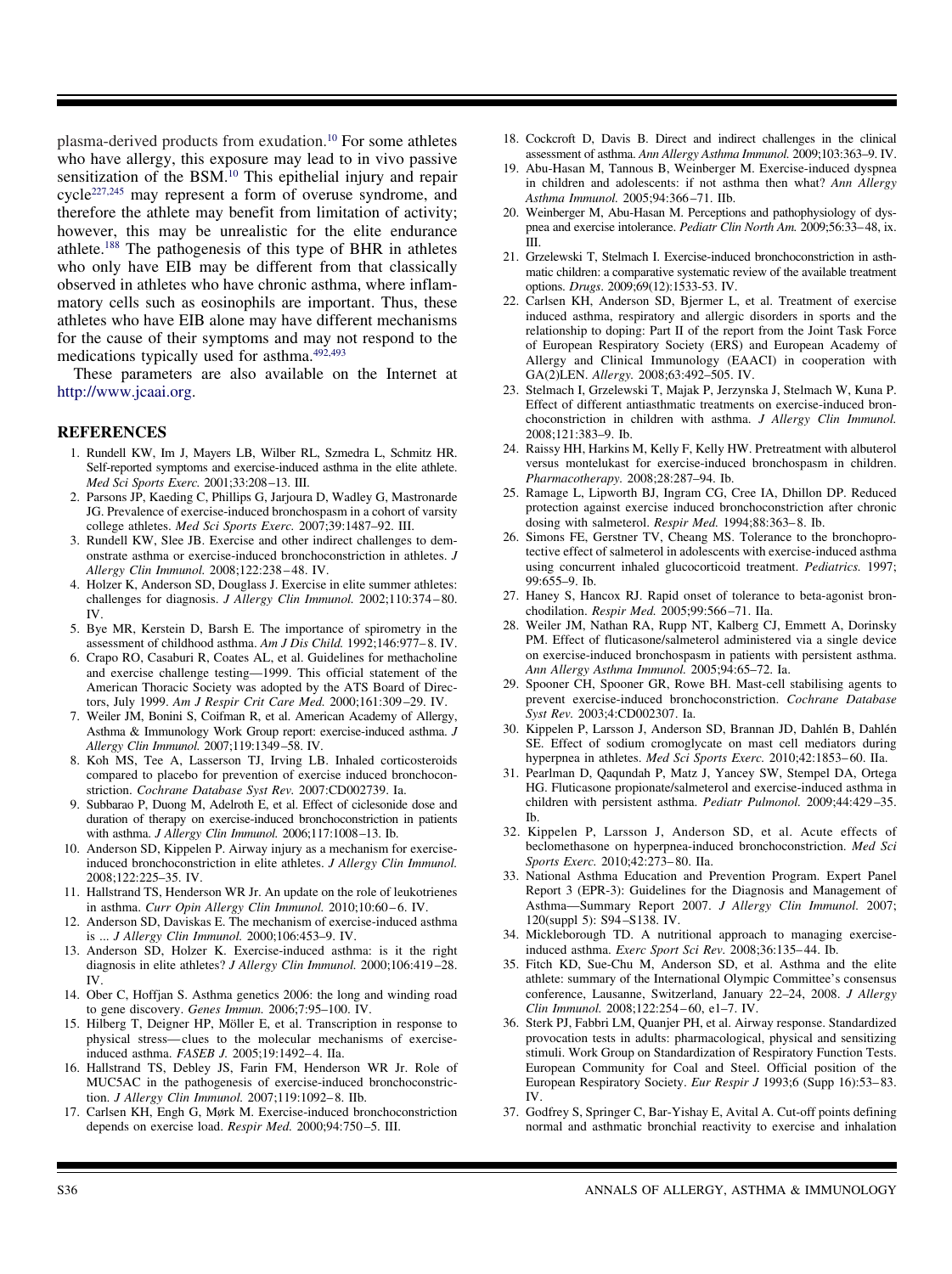plasma-derived products from exudation.[10] For some athletes who have allergy, this exposure may lead to in vivo passive sensitization of the BSM.[10] This epithelial injury and repair cycle[227,245] may represent a form of overuse syndrome, and therefore the athlete may benefit from limitation of activity; however, this may be unrealistic for the elite endurance athlete.[188] The pathogenesis of this type of BHR in athletes who only have EIB may be different from that classically observed in athletes who have chronic asthma, where inflammatory cells such as eosinophils are important. Thus, these athletes who have EIB alone may have different mechanisms for the cause of their symptoms and may not respond to the medications typically used for asthma.[492,493]

These parameters are also available on the Internet at http://www.jcaai.org.

## REFERENCES

1. Rundell KW, Im J, Mayers LB, Wilber RL, Szmedra L, Schmitz HR. Self-reported symptoms and exercise-induced asthma in the elite athlete. *Med Sci Sports Exerc.* 2001;33:208–13. III.
2. Parsons JP, Kaeding C, Phillips G, Jarjoura D, Wadley G, Mastronarde JG. Prevalence of exercise-induced bronchospasm in a cohort of varsity college athletes. *Med Sci Sports Exerc.* 2007;39:1487–92. III.
3. Rundell KW, Slee JB. Exercise and other indirect challenges to demonstrate asthma or exercise-induced bronchoconstriction in athletes. *J Allergy Clin Immunol.* 2008;122:238–48. IV.
4. Holzer K, Anderson SD, Douglass J. Exercise in elite summer athletes: challenges for diagnosis. *J Allergy Clin Immunol.* 2002;110:374–80. IV.
5. Bye MR, Kerstein D, Barsh E. The importance of spirometry in the assessment of childhood asthma. *Am J Dis Child.* 1992;146:977–8. IV.
6. Crapo RO, Casaburi R, Coates AL, et al. Guidelines for methacholine and exercise challenge testing—1999. This official statement of the American Thoracic Society was adopted by the ATS Board of Directors, July 1999. *Am J Respir Crit Care Med.* 2000;161:309–29. IV.
7. Weiler JM, Bonini S, Coifman R, et al. American Academy of Allergy, Asthma & Immunology Work Group report: exercise-induced asthma. *J Allergy Clin Immunol.* 2007;119:1349–58. IV.
8. Koh MS, Tee A, Lasserson TJ, Irving LB. Inhaled corticosteroids compared to placebo for prevention of exercise induced bronchoconstriction. *Cochrane Database Syst Rev.* 2007:CD002739. Ia.
9. Subbarao P, Duong M, Adelroth E, et al. Effect of ciclesonide dose and duration of therapy on exercise-induced bronchoconstriction in patients with asthma. *J Allergy Clin Immunol.* 2006;117:1008–13. Ib.
10. Anderson SD, Kippelen P. Airway injury as a mechanism for exercise-induced bronchoconstriction in elite athletes. *J Allergy Clin Immunol.* 2008;122:225–35. IV.
11. Hallstrand TS, Henderson WR Jr. An update on the role of leukotrienes in asthma. *Curr Opin Allergy Clin Immunol.* 2010;10:60–6. IV.
12. Anderson SD, Daviskas E. The mechanism of exercise-induced asthma is ... *J Allergy Clin Immunol.* 2000;106:453–9. IV.
13. Anderson SD, Holzer K. Exercise-induced asthma: is it the right diagnosis in elite athletes? *J Allergy Clin Immunol.* 2000;106:419–28. IV.
14. Ober C, Hoffjan S. Asthma genetics 2006: the long and winding road to gene discovery. *Genes Immun.* 2006;7:95–100. IV.
15. Hilberg T, Deigner HP, Möller E, et al. Transcription in response to physical stress—clues to the molecular mechanisms of exercise-induced asthma. *FASEB J.* 2005;19:1492–4. IIa.
16. Hallstrand TS, Debley JS, Farin FM, Henderson WR Jr. Role of MUC5AC in the pathogenesis of exercise-induced bronchoconstriction. *J Allergy Clin Immunol.* 2007;119:1092–8. IIb.
17. Carlsen KH, Engh G, Mørk M. Exercise-induced bronchoconstriction depends on exercise load. *Respir Med.* 2000;94:750–5. III.
18. Cockcroft D, Davis B. Direct and indirect challenges in the clinical assessment of asthma. *Ann Allergy Asthma Immunol.* 2009;103:363–9. IV.
19. Abu-Hasan M, Tannous B, Weinberger M. Exercise-induced dyspnea in children and adolescents: if not asthma then what? *Ann Allergy Asthma Immunol.* 2005;94:366–71. IIb.
20. Weinberger M, Abu-Hasan M. Perceptions and pathophysiology of dyspnea and exercise intolerance. *Pediatr Clin North Am.* 2009;56:33–48, ix. III.
21. Grzelewski T, Stelmach I. Exercise-induced bronchoconstriction in asthmatic children: a comparative systematic review of the available treatment options. *Drugs.* 2009;69(12):1533-53. IV.
22. Carlsen KH, Anderson SD, Bjermer L, et al. Treatment of exercise induced asthma, respiratory and allergic disorders in sports and the relationship to doping: Part II of the report from the Joint Task Force of European Respiratory Society (ERS) and European Academy of Allergy and Clinical Immunology (EAACI) in cooperation with GA(2)LEN. *Allergy.* 2008;63:492–505. IV.
23. Stelmach I, Grzelewski T, Majak P, Jerzynska J, Stelmach W, Kuna P. Effect of different antiasthmatic treatments on exercise-induced bronchoconstriction in children with asthma. *J Allergy Clin Immunol.* 2008;121:383–9. Ib.
24. Raissy HH, Harkins M, Kelly F, Kelly HW. Pretreatment with albuterol versus montelukast for exercise-induced bronchospasm in children. *Pharmacotherapy.* 2008;28:287–94. Ib.
25. Ramage L, Lipworth BJ, Ingram CG, Cree IA, Dhillon DP. Reduced protection against exercise induced bronchoconstriction after chronic dosing with salmeterol. *Respir Med.* 1994;88:363–8. Ib.
26. Simons FE, Gerstner TV, Cheang MS. Tolerance to the bronchoprotective effect of salmeterol in adolescents with exercise-induced asthma using concurrent inhaled glucocorticoid treatment. *Pediatrics.* 1997; 99:655–9. Ib.
27. Haney S, Hancox RJ. Rapid onset of tolerance to beta-agonist bronchodilation. *Respir Med.* 2005;99:566–71. IIa.
28. Weiler JM, Nathan RA, Rupp NT, Kalberg CJ, Emmett A, Dorinsky PM. Effect of fluticasone/salmeterol administered via a single device on exercise-induced bronchospasm in patients with persistent asthma. *Ann Allergy Asthma Immunol.* 2005;94:65–72. Ia.
29. Spooner CH, Spooner GR, Rowe BH. Mast-cell stabilising agents to prevent exercise-induced bronchoconstriction. *Cochrane Database Syst Rev.* 2003;4:CD002307. Ia.
30. Kippelen P, Larsson J, Anderson SD, Brannan JD, Dahlén B, Dahlén SE. Effect of sodium cromoglycate on mast cell mediators during hyperpnea in athletes. *Med Sci Sports Exerc.* 2010;42:1853–60. IIa.
31. Pearlman D, Qaqundah P, Matz J, Yancey SW, Stempel DA, Ortega HG. Fluticasone propionate/salmeterol and exercise-induced asthma in children with persistent asthma. *Pediatr Pulmonol.* 2009;44:429–35. Ib.
32. Kippelen P, Larsson J, Anderson SD, et al. Acute effects of beclomethasone on hyperpnea-induced bronchoconstriction. *Med Sci Sports Exerc.* 2010;42:273–80. IIa.
33. National Asthma Education and Prevention Program. Expert Panel Report 3 (EPR-3): Guidelines for the Diagnosis and Management of Asthma—Summary Report 2007. *J Allergy Clin Immunol.* 2007; 120(suppl 5): S94–S138. IV.
34. Mickleborough TD. A nutritional approach to managing exercise-induced asthma. *Exerc Sport Sci Rev.* 2008;36:135–44. Ib.
35. Fitch KD, Sue-Chu M, Anderson SD, et al. Asthma and the elite athlete: summary of the International Olympic Committee's consensus conference, Lausanne, Switzerland, January 22–24, 2008. *J Allergy Clin Immunol.* 2008;122:254–60, e1–7. IV.
36. Sterk PJ, Fabbri LM, Quanjer PH, et al. Airway response. Standardized provocation tests in adults: pharmacological, physical and sensitizing stimuli. Work Group on Standardization of Respiratory Function Tests. European Community for Coal and Steel. Official position of the European Respiratory Society. *Eur Respir J* 1993;6 (Supp 16):53–83. IV.
37. Godfrey S, Springer C, Bar-Yishay E, Avital A. Cut-off points defining normal and asthmatic bronchial reactivity to exercise and inhalation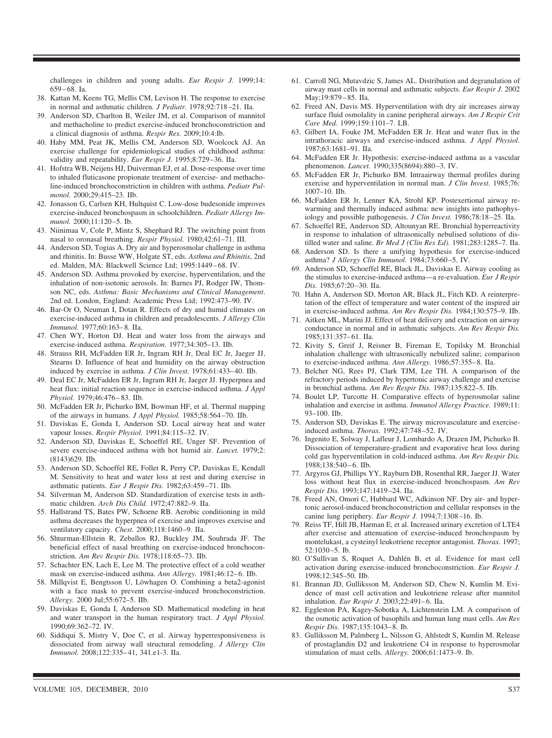challenges in children and young adults. *Eur Respir J.* 1999;14: 659–68. Ia.

38. Kattan M, Keens TG, Mellis CM, Levison H. The response to exercise in normal and asthmatic children. *J Pediatr.* 1978;92:718–21. IIa.
39. Anderson SD, Charlton B, Weiler JM, et al. Comparison of mannitol and methacholine to predict exercise-induced bronchoconstriction and a clinical diagnosis of asthma. *Respir Res.* 2009;10:4:Ib.
40. Haby MM, Peat JK, Mellis CM, Anderson SD, Woolcock AJ. An exercise challenge for epidemiological studies of childhood asthma: validity and repeatability. *Eur Respir J.* 1995;8:729–36. IIa.
41. Hofstra WB, Neijens HJ, Duiverman EJ, et al. Dose-response over time to inhaled fluticasone propionate treatment of exercise- and methacholine-induced bronchoconstriction in children with asthma. *Pediatr Pulmonol.* 2000;29:415–23. IIb.
42. Jonasson G, Carlsen KH, Hultquist C. Low-dose budesonide improves exercise-induced bronchospasm in schoolchildren. *Pediatr Allergy Immunol.* 2000;11:120–5. Ib.
43. Niinimaa V, Cole P, Mintz S, Shephard RJ. The switching point from nasal to oronasal breathing. *Respir Physiol.* 1980;42:61–71. III.
44. Anderson SD, Togias A. Dry air and hyperosmolar challenge in asthma and rhinitis. In: Busse WW, Holgate ST, eds. *Asthma and Rhinitis*, 2nd ed. Malden, MA: Blackwell Science Ltd; 1995:1449–68. IV.
45. Anderson SD. Asthma provoked by exercise, hyperventilation, and the inhalation of non-isotonic aerosols. In: Barnes PJ, Rodger IW, Thomson NC, eds. *Asthma: Basic Mechanisms and Clinical Management*. 2nd ed. London, England: Academic Press Ltd; 1992:473–90. IV.
46. Bar-Or O, Neuman I, Dotan R. Effects of dry and humid climates on exercise-induced asthma in children and preadolescents. *J Allergy Clin Immunol.* 1977;60:163–8. IIa.
47. Chen WY, Horton DJ. Heat and water loss from the airways and exercise-induced asthma. *Respiration.* 1977;34:305–13. IIb.
48. Strauss RH, McFadden ER Jr, Ingram RH Jr, Deal EC Jr, Jaeger JJ, Stearns D. Influence of heat and humidity on the airway obstruction induced by exercise in asthma. *J Clin Invest.* 1978;61:433–40. IIb.
49. Deal EC Jr, McFadden ER Jr, Ingram RH Jr, Jaeger JJ. Hyperpnea and heat flux: initial reaction sequence in exercise-induced asthma. *J Appl Physiol.* 1979;46:476–83. IIb.
50. McFadden ER Jr, Pichurko BM, Bowman HF, et al. Thermal mapping of the airways in humans. *J Appl Physiol.* 1985;58:564–70. IIb.
51. Daviskas E, Gonda I, Anderson SD. Local airway heat and water vapour losses. *Respir Physiol.* 1991;84:115–32. IV.
52. Anderson SD, Daviskas E, Schoeffel RE, Unger SF. Prevention of severe exercise-induced asthma with hot humid air. *Lancet.* 1979;2: (8143)629. IIb.
53. Anderson SD, Schoeffel RE, Follet R, Perry CP, Daviskas E, Kendall M. Sensitivity to heat and water loss at rest and during exercise in asthmatic patients. *Eur J Respir Dis.* 1982;63:459–71. IIb.
54. Silverman M, Anderson SD. Standardization of exercise tests in asthmatic children. *Arch Dis Child.* 1972;47:882–9. IIa.
55. Hallstrand TS, Bates PW, Schoene RB. Aerobic conditioning in mild asthma decreases the hyperpnea of exercise and improves exercise and ventilatory capacity. *Chest.* 2000;118:1460–9. IIa.
56. Shturman-Ellstein R, Zeballos RJ, Buckley JM, Souhrada JF. The beneficial effect of nasal breathing on exercise-induced bronchoconstriction. *Am Rev Respir Dis.* 1978;118:65–73. IIb.
57. Schachter EN, Lach E, Lee M. The protective effect of a cold weather mask on exercise-induced asthma. *Ann Allergy.* 1981;46:12–6. IIb.
58. Millqvist E, Bengtsson U, Löwhagen O. Combining a beta2-agonist with a face mask to prevent exercise-induced bronchoconstriction. *Allergy.* 2000 Jul;55:672–5. IIb.
59. Daviskas E, Gonda I, Anderson SD. Mathematical modeling in heat and water transport in the human respiratory tract. *J Appl Physiol.* 1990;69:362–72. IV.
60. Siddiqui S, Mistry V, Doe C, et al. Airway hyperresponsiveness is dissociated from airway wall structural remodeling. *J Allergy Clin Immunol.* 2008;122:335–41, 341.e1-3. IIa.
61. Carroll NG, Mutavdzic S, James AL. Distribution and degranulation of airway mast cells in normal and asthmatic subjects. *Eur Respir J.* 2002 May;19:879–85. IIa.
62. Freed AN, Davis MS. Hyperventilation with dry air increases airway surface fluid osmolality in canine peripheral airways. *Am J Respir Crit Care Med.* 1999;159:1101–7. LB.
63. Gilbert IA, Fouke JM, McFadden ER Jr. Heat and water flux in the intrathoracic airways and exercise-induced asthma. *J Appl Physiol.* 1987;63:1681–91. IIa.
64. McFadden ER Jr. Hypothesis: exercise-induced asthma as a vascular phenomenon. *Lancet.* 1990;335(8694):880–3. IV.
65. McFadden ER Jr, Pichurko BM. Intraairway thermal profiles during exercise and hyperventilation in normal man. *J Clin Invest.* 1985;76: 1007–10. IIb.
66. McFadden ER Jr, Lenner KA, Strohl KP. Postexertional airway rewarming and thermally induced asthma: new insights into pathophysiology and possible pathogenesis. *J Clin Invest.* 1986;78:18–25. IIa.
67. Schoeffel RE, Anderson SD, Altounyan RE. Bronchial hyperreactivity in response to inhalation of ultrasonically nebulised solutions of distilled water and saline. *Br Med J (Clin Res Ed).* 1981;283:1285–7. IIa.
68. Anderson SD. Is there a unifying hypothesis for exercise-induced asthma? *J Allergy Clin Immunol.* 1984;73:660–5. IV.
69. Anderson SD, Schoeffel RE, Black JL, Daviskas E. Airway cooling as the stimulus to exercise-induced asthma—a re-evaluation. *Eur J Respir Dis.* 1985;67:20–30. IIa.
70. Hahn A, Anderson SD, Morton AR, Black JL, Fitch KD. A reinterpretation of the effect of temperature and water content of the inspired air in exercise-induced asthma. *Am Rev Respir Dis.* 1984;130:575–9. IIb.
71. Aitken ML, Marini JJ. Effect of heat delivery and extraction on airway conductance in normal and in asthmatic subjects. *Am Rev Respir Dis.* 1985;131:357–61. IIa.
72. Kivity S, Greif J, Reisner B, Fireman E, Topilsky M. Bronchial inhalation challenge with ultrasonically nebulized saline; comparison to exercise-induced asthma. *Ann Allergy.* 1986;57:355–8. IIa.
73. Belcher NG, Rees PJ, Clark TJM, Lee TH. A comparison of the refractory periods induced by hypertonic airway challenge and exercise in bronchial asthma. *Am Rev Respir Dis.* 1987;135:822–5. IIb.
74. Boulet LP, Turcotte H. Comparative effects of hyperosmolar saline inhalation and exercise in asthma. *Immunol Allergy Practice.* 1989;11: 93–100. IIb.
75. Anderson SD, Daviskas E. The airway microvasculature and exercise-induced asthma. *Thorax.* 1992;47:748–52. IV.
76. Ingenito E, Solway J, Lafleur J, Lombardo A, Drazen JM, Pichurko B. Dissociation of temperature-gradient and evaporative heat loss during cold gas hyperventilation in cold-induced asthma. *Am Rev Respir Dis.* 1988;138:540–6. IIb.
77. Argyros GJ, Phillips YY, Rayburn DB, Rosenthal RR, Jaeger JJ. Water loss without heat flux in exercise-induced bronchospasm. *Am Rev Respir Dis.* 1993;147:1419–24. IIa.
78. Freed AN, Omori C, Hubbard WC, Adkinson NF. Dry air- and hypertonic aerosol-induced bronchoconstriction and cellular responses in the canine lung periphery. *Eur Respir J.* 1994;7:1308–16. Ib.
79. Reiss TF, Hill JB, Harman E, et al. Increased urinary excretion of LTE4 after exercise and attenuation of exercise-induced bronchospasm by montelukast, a cysteinyl leukotriene receptor antagonist. *Thorax.* 1997; 52:1030–5. Ib.
80. O'Sullivan S, Roquet A, Dahlén B, et al. Evidence for mast cell activation during exercise-induced bronchoconstriction. *Eur Respir J.* 1998;12:345–50. IIb.
81. Brannan JD, Gulliksson M, Anderson SD, Chew N, Kumlin M. Evidence of mast cell activation and leukotriene release after mannitol inhalation. *Eur Respir J.* 2003;22:491–6. IIa.
82. Eggleston PA, Kagey-Sobotka A, Lichtenstein LM. A comparison of the osmotic activation of basophils and human lung mast cells. *Am Rev Respir Dis.* 1987;135:1043–8. Ib.
83. Gulliksson M, Palmberg L, Nilsson G, Ahlstedt S, Kumlin M. Release of prostaglandin D2 and leukotriene C4 in response to hyperosmolar stimulation of mast cells. *Allergy.* 2006;61:1473–9. Ib.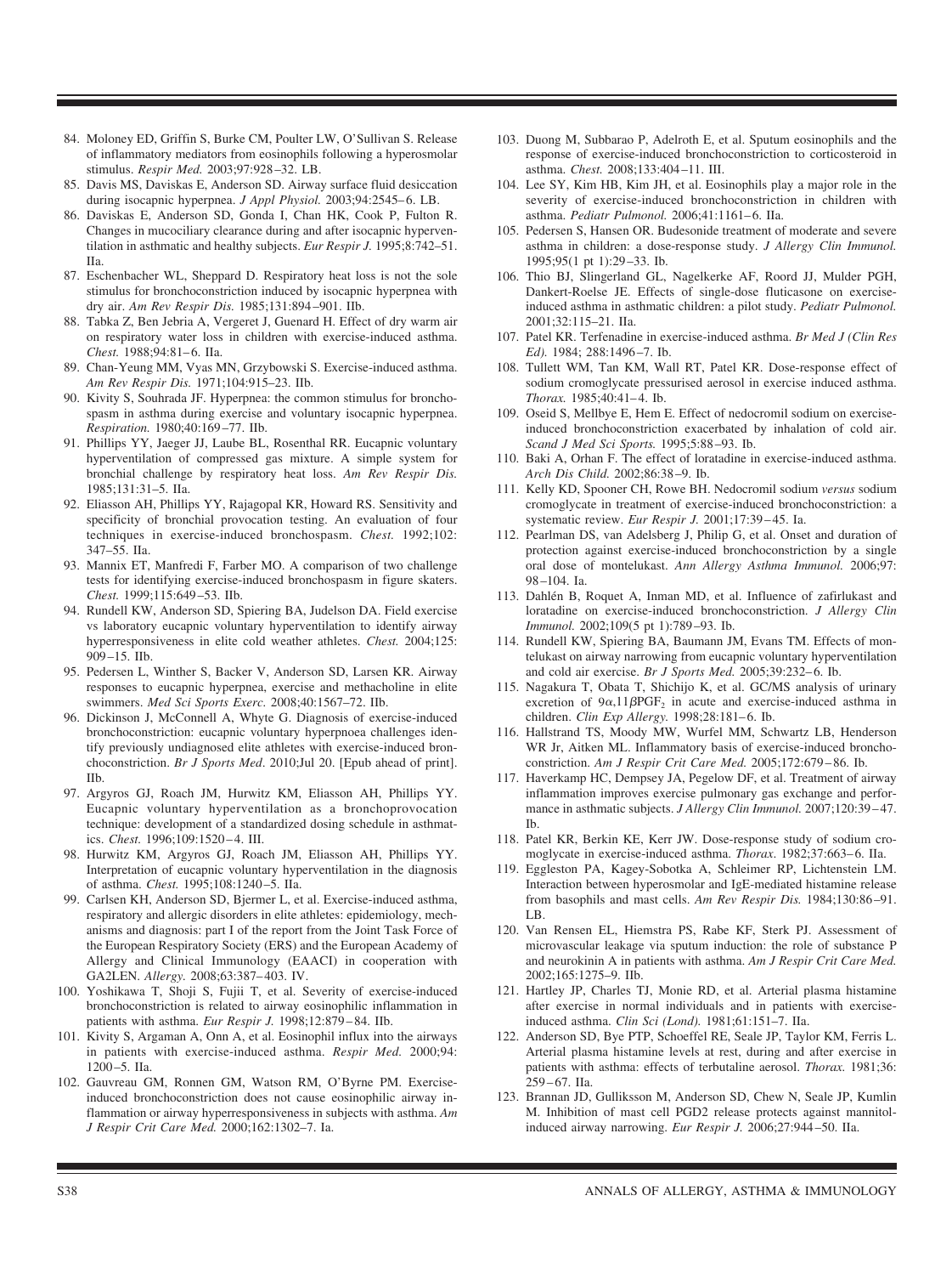84. Moloney ED, Griffin S, Burke CM, Poulter LW, O'Sullivan S. Release of inflammatory mediators from eosinophils following a hyperosmolar stimulus. *Respir Med.* 2003;97:928–32. LB.
85. Davis MS, Daviskas E, Anderson SD. Airway surface fluid desiccation during isocapnic hyperpnea. *J Appl Physiol.* 2003;94:2545–6. LB.
86. Daviskas E, Anderson SD, Gonda I, Chan HK, Cook P, Fulton R. Changes in mucociliary clearance during and after isocapnic hyperventilation in asthmatic and healthy subjects. *Eur Respir J.* 1995;8:742–51. IIa.
87. Eschenbacher WL, Sheppard D. Respiratory heat loss is not the sole stimulus for bronchoconstriction induced by isocapnic hyperpnea with dry air. *Am Rev Respir Dis.* 1985;131:894–901. IIb.
88. Tabka Z, Ben Jebria A, Vergeret J, Guenard H. Effect of dry warm air on respiratory water loss in children with exercise-induced asthma. *Chest.* 1988;94:81–6. IIa.
89. Chan-Yeung MM, Vyas MN, Grzybowski S. Exercise-induced asthma. *Am Rev Respir Dis.* 1971;104:915–23. IIb.
90. Kivity S, Souhrada JF. Hyperpnea: the common stimulus for bronchospasm in asthma during exercise and voluntary isocapnic hyperpnea. *Respiration.* 1980;40:169–77. IIb.
91. Phillips YY, Jaeger JJ, Laube BL, Rosenthal RR. Eucapnic voluntary hyperventilation of compressed gas mixture. A simple system for bronchial challenge by respiratory heat loss. *Am Rev Respir Dis.* 1985;131:31–5. IIa.
92. Eliasson AH, Phillips YY, Rajagopal KR, Howard RS. Sensitivity and specificity of bronchial provocation testing. An evaluation of four techniques in exercise-induced bronchospasm. *Chest.* 1992;102: 347–55. IIa.
93. Mannix ET, Manfredi F, Farber MO. A comparison of two challenge tests for identifying exercise-induced bronchospasm in figure skaters. *Chest.* 1999;115:649–53. IIb.
94. Rundell KW, Anderson SD, Spiering BA, Judelson DA. Field exercise vs laboratory eucapnic voluntary hyperventilation to identify airway hyperresponsiveness in elite cold weather athletes. *Chest.* 2004;125: 909–15. IIb.
95. Pedersen L, Winther S, Backer V, Anderson SD, Larsen KR. Airway responses to eucapnic hyperpnea, exercise and methacholine in elite swimmers. *Med Sci Sports Exerc.* 2008;40:1567–72. IIb.
96. Dickinson J, McConnell A, Whyte G. Diagnosis of exercise-induced bronchoconstriction: eucapnic voluntary hyperpnoea challenges identify previously undiagnosed elite athletes with exercise-induced bronchoconstriction. *Br J Sports Med.* 2010;Jul 20. [Epub ahead of print]. IIb.
97. Argyros GJ, Roach JM, Hurwitz KM, Eliasson AH, Phillips YY. Eucapnic voluntary hyperventilation as a bronchoprovocation technique: development of a standardized dosing schedule in asthmatics. *Chest.* 1996;109:1520–4. III.
98. Hurwitz KM, Argyros GJ, Roach JM, Eliasson AH, Phillips YY. Interpretation of eucapnic voluntary hyperventilation in the diagnosis of asthma. *Chest.* 1995;108:1240–5. IIa.
99. Carlsen KH, Anderson SD, Bjermer L, et al. Exercise-induced asthma, respiratory and allergic disorders in elite athletes: epidemiology, mechanisms and diagnosis: part I of the report from the Joint Task Force of the European Respiratory Society (ERS) and the European Academy of Allergy and Clinical Immunology (EAACI) in cooperation with GA2LEN. *Allergy.* 2008;63:387–403. IV.
100. Yoshikawa T, Shoji S, Fujii T, et al. Severity of exercise-induced bronchoconstriction is related to airway eosinophilic inflammation in patients with asthma. *Eur Respir J.* 1998;12:879–84. IIb.
101. Kivity S, Argaman A, Onn A, et al. Eosinophil influx into the airways in patients with exercise-induced asthma. *Respir Med.* 2000;94: 1200–5. IIa.
102. Gauvreau GM, Ronnen GM, Watson RM, O'Byrne PM. Exercise-induced bronchoconstriction does not cause eosinophilic airway inflammation or airway hyperresponsiveness in subjects with asthma. *Am J Respir Crit Care Med.* 2000;162:1302–7. Ia.
103. Duong M, Subbarao P, Adelroth E, et al. Sputum eosinophils and the response of exercise-induced bronchoconstriction to corticosteroid in asthma. *Chest.* 2008;133:404–11. III.
104. Lee SY, Kim HB, Kim JH, et al. Eosinophils play a major role in the severity of exercise-induced bronchoconstriction in children with asthma. *Pediatr Pulmonol.* 2006;41:1161–6. IIa.
105. Pedersen S, Hansen OR. Budesonide treatment of moderate and severe asthma in children: a dose-response study. *J Allergy Clin Immunol.* 1995;95(1 pt 1):29–33. Ib.
106. Thio BJ, Slingerland GL, Nagelkerke AF, Roord JJ, Mulder PGH, Dankert-Roelse JE. Effects of single-dose fluticasone on exercise-induced asthma in asthmatic children: a pilot study. *Pediatr Pulmonol.* 2001;32:115–21. IIa.
107. Patel KR. Terfenadine in exercise-induced asthma. *Br Med J (Clin Res Ed).* 1984; 288:1496–7. Ib.
108. Tullett WM, Tan KM, Wall RT, Patel KR. Dose-response effect of sodium cromoglycate pressurised aerosol in exercise induced asthma. *Thorax.* 1985;40:41–4. Ib.
109. Oseid S, Mellbye E, Hem E. Effect of nedocromil sodium on exercise-induced bronchoconstriction exacerbated by inhalation of cold air. *Scand J Med Sci Sports.* 1995;5:88–93. Ib.
110. Baki A, Orhan F. The effect of loratadine in exercise-induced asthma. *Arch Dis Child.* 2002;86:38–9. Ib.
111. Kelly KD, Spooner CH, Rowe BH. Nedocromil sodium *versus* sodium cromoglycate in treatment of exercise-induced bronchoconstriction: a systematic review. *Eur Respir J.* 2001;17:39–45. Ia.
112. Pearlman DS, van Adelsberg J, Philip G, et al. Onset and duration of protection against exercise-induced bronchoconstriction by a single oral dose of montelukast. *Ann Allergy Asthma Immunol.* 2006;97: 98–104. Ia.
113. Dahlén B, Roquet A, Inman MD, et al. Influence of zafirlukast and loratadine on exercise-induced bronchoconstriction. *J Allergy Clin Immunol.* 2002;109(5 pt 1):789–93. Ib.
114. Rundell KW, Spiering BA, Baumann JM, Evans TM. Effects of montelukast on airway narrowing from eucapnic voluntary hyperventilation and cold air exercise. *Br J Sports Med.* 2005;39:232–6. Ib.
115. Nagakura T, Obata T, Shichijo K, et al. GC/MS analysis of urinary excretion of $9\alpha,11\beta PGF_2$ in acute and exercise-induced asthma in children. *Clin Exp Allergy.* 1998;28:181–6. Ib.
116. Hallstrand TS, Moody MW, Wurfel MM, Schwartz LB, Henderson WR Jr, Aitken ML. Inflammatory basis of exercise-induced bronchoconstriction. *Am J Respir Crit Care Med.* 2005;172:679–86. Ib.
117. Haverkamp HC, Dempsey JA, Pegelow DF, et al. Treatment of airway inflammation improves exercise pulmonary gas exchange and performance in asthmatic subjects. *J Allergy Clin Immunol.* 2007;120:39–47. Ib.
118. Patel KR, Berkin KE, Kerr JW. Dose-response study of sodium cromoglycate in exercise-induced asthma. *Thorax.* 1982;37:663–6. IIa.
119. Eggleston PA, Kagey-Sobotka A, Schleimer RP, Lichtenstein LM. Interaction between hyperosmolar and IgE-mediated histamine release from basophils and mast cells. *Am Rev Respir Dis.* 1984;130:86–91. LB.
120. Van Rensen EL, Hiemstra PS, Rabe KF, Sterk PJ. Assessment of microvascular leakage via sputum induction: the role of substance P and neurokinin A in patients with asthma. *Am J Respir Crit Care Med.* 2002;165:1275–9. IIb.
121. Hartley JP, Charles TJ, Monie RD, et al. Arterial plasma histamine after exercise in normal individuals and in patients with exercise-induced asthma. *Clin Sci (Lond).* 1981;61:151–7. IIa.
122. Anderson SD, Bye PTP, Schoeffel RE, Seale JP, Taylor KM, Ferris L. Arterial plasma histamine levels at rest, during and after exercise in patients with asthma: effects of terbutaline aerosol. *Thorax.* 1981;36: 259–67. IIa.
123. Brannan JD, Gulliksson M, Anderson SD, Chew N, Seale JP, Kumlin M. Inhibition of mast cell PGD2 release protects against mannitol-induced airway narrowing. *Eur Respir J.* 2006;27:944–50. IIa.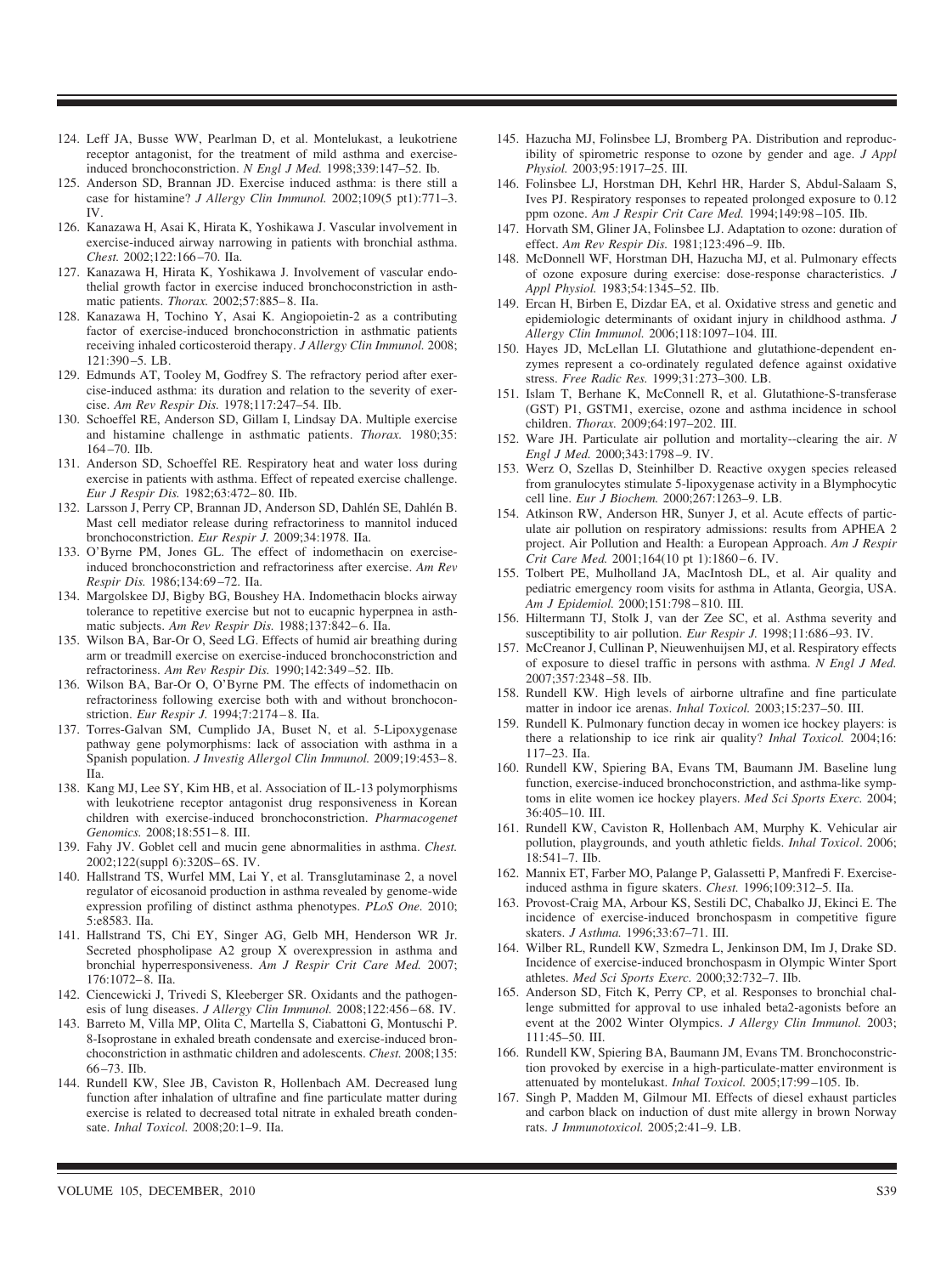124. Leff JA, Busse WW, Pearlman D, et al. Montelukast, a leukotriene receptor antagonist, for the treatment of mild asthma and exercise-induced bronchoconstriction. *N Engl J Med.* 1998;339:147–52. Ib.
125. Anderson SD, Brannan JD. Exercise induced asthma: is there still a case for histamine? *J Allergy Clin Immunol.* 2002;109(5 pt1):771–3. IV.
126. Kanazawa H, Asai K, Hirata K, Yoshikawa J. Vascular involvement in exercise-induced airway narrowing in patients with bronchial asthma. *Chest.* 2002;122:166–70. IIa.
127. Kanazawa H, Hirata K, Yoshikawa J. Involvement of vascular endothelial growth factor in exercise induced bronchoconstriction in asthmatic patients. *Thorax.* 2002;57:885–8. IIa.
128. Kanazawa H, Tochino Y, Asai K. Angiopoietin-2 as a contributing factor of exercise-induced bronchoconstriction in asthmatic patients receiving inhaled corticosteroid therapy. *J Allergy Clin Immunol.* 2008;121:390–5. LB.
129. Edmunds AT, Tooley M, Godfrey S. The refractory period after exercise-induced asthma: its duration and relation to the severity of exercise. *Am Rev Respir Dis.* 1978;117:247–54. IIb.
130. Schoeffel RE, Anderson SD, Gillam I, Lindsay DA. Multiple exercise and histamine challenge in asthmatic patients. *Thorax.* 1980;35:164–70. IIb.
131. Anderson SD, Schoeffel RE. Respiratory heat and water loss during exercise in patients with asthma. Effect of repeated exercise challenge. *Eur J Respir Dis.* 1982;63:472–80. IIb.
132. Larsson J, Perry CP, Brannan JD, Anderson SD, Dahlén SE, Dahlén B. Mast cell mediator release during refractoriness to mannitol induced bronchoconstriction. *Eur Respir J.* 2009;34:1978. IIa.
133. O'Byrne PM, Jones GL. The effect of indomethacin on exercise-induced bronchoconstriction and refractoriness after exercise. *Am Rev Respir Dis.* 1986;134:69–72. IIa.
134. Margolskee DJ, Bigby BG, Boushey HA. Indomethacin blocks airway tolerance to repetitive exercise but not to eucapnic hyperpnea in asthmatic subjects. *Am Rev Respir Dis.* 1988;137:842–6. IIa.
135. Wilson BA, Bar-Or O, Seed LG. Effects of humid air breathing during arm or treadmill exercise on exercise-induced bronchoconstriction and refractoriness. *Am Rev Respir Dis.* 1990;142:349–52. IIb.
136. Wilson BA, Bar-Or O, O'Byrne PM. The effects of indomethacin on refractoriness following exercise both with and without bronchoconstriction. *Eur Respir J.* 1994;7:2174–8. IIa.
137. Torres-Galvan SM, Cumplido JA, Buset N, et al. 5-Lipoxygenase pathway gene polymorphisms: lack of association with asthma in a Spanish population. *J Investig Allergol Clin Immunol.* 2009;19:453–8. IIa.
138. Kang MJ, Lee SY, Kim HB, et al. Association of IL-13 polymorphisms with leukotriene receptor antagonist drug responsiveness in Korean children with exercise-induced bronchoconstriction. *Pharmacogenet Genomics.* 2008;18:551–8. III.
139. Fahy JV. Goblet cell and mucin gene abnormalities in asthma. *Chest.* 2002;122(suppl 6):320S–6S. IV.
140. Hallstrand TS, Wurfel MM, Lai Y, et al. Transglutaminase 2, a novel regulator of eicosanoid production in asthma revealed by genome-wide expression profiling of distinct asthma phenotypes. *PLoS One.* 2010;5:e8583. IIa.
141. Hallstrand TS, Chi EY, Singer AG, Gelb MH, Henderson WR Jr. Secreted phospholipase A2 group X overexpression in asthma and bronchial hyperresponsiveness. *Am J Respir Crit Care Med.* 2007;176:1072–8. IIa.
142. Ciencewicki J, Trivedi S, Kleeberger SR. Oxidants and the pathogenesis of lung diseases. *J Allergy Clin Immunol.* 2008;122:456–68. IV.
143. Barreto M, Villa MP, Olita C, Martella S, Ciabattoni G, Montuschi P. 8-Isoprostane in exhaled breath condensate and exercise-induced bronchoconstriction in asthmatic children and adolescents. *Chest.* 2008;135:66–73. IIb.
144. Rundell KW, Slee JB, Caviston R, Hollenbach AM. Decreased lung function after inhalation of ultrafine and fine particulate matter during exercise is related to decreased total nitrate in exhaled breath condensate. *Inhal Toxicol.* 2008;20:1–9. IIa.
145. Hazucha MJ, Folinsbee LJ, Bromberg PA. Distribution and reproducibility of spirometric response to ozone by gender and age. *J Appl Physiol.* 2003;95:1917–25. III.
146. Folinsbee LJ, Horstman DH, Kehrl HR, Harder S, Abdul-Salaam S, Ives PJ. Respiratory responses to repeated prolonged exposure to 0.12 ppm ozone. *Am J Respir Crit Care Med.* 1994;149:98–105. IIb.
147. Horvath SM, Gliner JA, Folinsbee LJ. Adaptation to ozone: duration of effect. *Am Rev Respir Dis.* 1981;123:496–9. IIb.
148. McDonnell WF, Horstman DH, Hazucha MJ, et al. Pulmonary effects of ozone exposure during exercise: dose-response characteristics. *J Appl Physiol.* 1983;54:1345–52. IIb.
149. Ercan H, Birben E, Dizdar EA, et al. Oxidative stress and genetic and epidemiologic determinants of oxidant injury in childhood asthma. *J Allergy Clin Immunol.* 2006;118:1097–104. III.
150. Hayes JD, McLellan LI. Glutathione and glutathione-dependent enzymes represent a co-ordinately regulated defence against oxidative stress. *Free Radic Res.* 1999;31:273–300. LB.
151. Islam T, Berhane K, McConnell R, et al. Glutathione-S-transferase (GST) P1, GSTM1, exercise, ozone and asthma incidence in school children. *Thorax.* 2009;64:197–202. III.
152. Ware JH. Particulate air pollution and mortality--clearing the air. *N Engl J Med.* 2000;343:1798–9. IV.
153. Werz O, Szellas D, Steinhilber D. Reactive oxygen species released from granulocytes stimulate 5-lipoxygenase activity in a Blymphocytic cell line. *Eur J Biochem.* 2000;267:1263–9. LB.
154. Atkinson RW, Anderson HR, Sunyer J, et al. Acute effects of particulate air pollution on respiratory admissions: results from APHEA 2 project. Air Pollution and Health: a European Approach. *Am J Respir Crit Care Med.* 2001;164(10 pt 1):1860–6. IV.
155. Tolbert PE, Mulholland JA, MacIntosh DL, et al. Air quality and pediatric emergency room visits for asthma in Atlanta, Georgia, USA. *Am J Epidemiol.* 2000;151:798–810. III.
156. Hiltermann TJ, Stolk J, van der Zee SC, et al. Asthma severity and susceptibility to air pollution. *Eur Respir J.* 1998;11:686–93. IV.
157. McCreanor J, Cullinan P, Nieuwenhuijsen MJ, et al. Respiratory effects of exposure to diesel traffic in persons with asthma. *N Engl J Med.* 2007;357:2348–58. IIb.
158. Rundell KW. High levels of airborne ultrafine and fine particulate matter in indoor ice arenas. *Inhal Toxicol.* 2003;15:237–50. III.
159. Rundell K. Pulmonary function decay in women ice hockey players: is there a relationship to ice rink air quality? *Inhal Toxicol.* 2004;16:117–23. IIa.
160. Rundell KW, Spiering BA, Evans TM, Baumann JM. Baseline lung function, exercise-induced bronchoconstriction, and asthma-like symptoms in elite women ice hockey players. *Med Sci Sports Exerc.* 2004;36:405–10. III.
161. Rundell KW, Caviston R, Hollenbach AM, Murphy K. Vehicular air pollution, playgrounds, and youth athletic fields. *Inhal Toxicol*. 2006;18:541–7. IIb.
162. Mannix ET, Farber MO, Palange P, Galassetti P, Manfredi F. Exercise-induced asthma in figure skaters. *Chest.* 1996;109:312–5. IIa.
163. Provost-Craig MA, Arbour KS, Sestili DC, Chabalko JJ, Ekinci E. The incidence of exercise-induced bronchospasm in competitive figure skaters. *J Asthma.* 1996;33:67–71. III.
164. Wilber RL, Rundell KW, Szmedra L, Jenkinson DM, Im J, Drake SD. Incidence of exercise-induced bronchospasm in Olympic Winter Sport athletes. *Med Sci Sports Exerc.* 2000;32:732–7. IIb.
165. Anderson SD, Fitch K, Perry CP, et al. Responses to bronchial challenge submitted for approval to use inhaled beta2-agonists before an event at the 2002 Winter Olympics. *J Allergy Clin Immunol.* 2003;111:45–50. III.
166. Rundell KW, Spiering BA, Baumann JM, Evans TM. Bronchoconstriction provoked by exercise in a high-particulate-matter environment is attenuated by montelukast. *Inhal Toxicol.* 2005;17:99–105. Ib.
167. Singh P, Madden M, Gilmour MI. Effects of diesel exhaust particles and carbon black on induction of dust mite allergy in brown Norway rats. *J Immunotoxicol.* 2005;2:41–9. LB.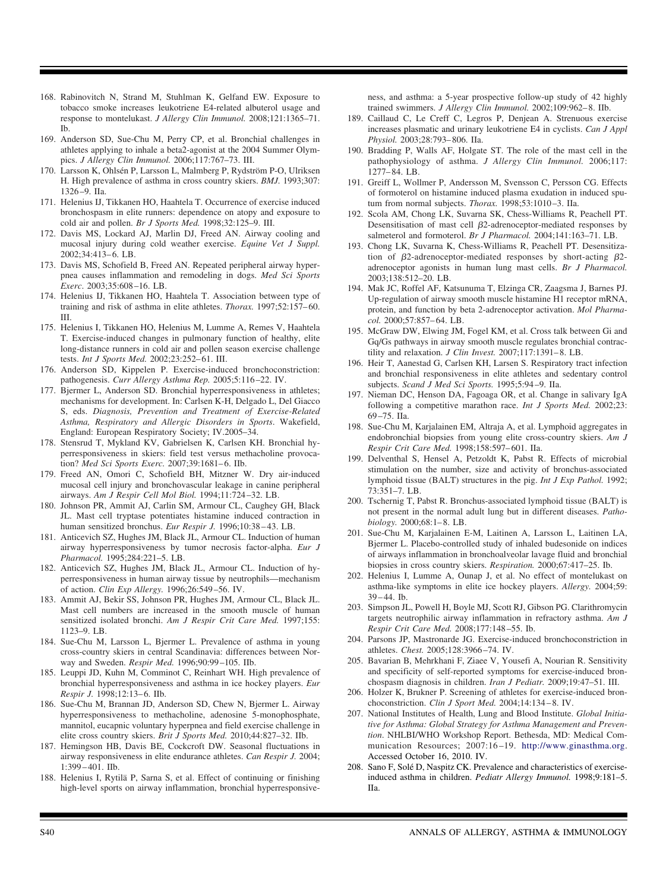168. Rabinovitch N, Strand M, Stuhlman K, Gelfand EW. Exposure to tobacco smoke increases leukotriene E4-related albuterol usage and response to montelukast. *J Allergy Clin Immunol.* 2008;121:1365–71. Ib.
169. Anderson SD, Sue-Chu M, Perry CP, et al. Bronchial challenges in athletes applying to inhale a beta2-agonist at the 2004 Summer Olympics. *J Allergy Clin Immunol.* 2006;117:767–73. III.
170. Larsson K, Ohlsén P, Larsson L, Malmberg P, Rydström P-O, Ulriksen H. High prevalence of asthma in cross country skiers. *BMJ.* 1993;307: 1326–9. IIa.
171. Helenius IJ, Tikkanen HO, Haahtela T. Occurrence of exercise induced bronchospasm in elite runners: dependence on atopy and exposure to cold air and pollen. *Br J Sports Med.* 1998;32:125–9. III.
172. Davis MS, Lockard AJ, Marlin DJ, Freed AN. Airway cooling and mucosal injury during cold weather exercise. *Equine Vet J Suppl.* 2002;34:413–6. LB.
173. Davis MS, Schofield B, Freed AN. Repeated peripheral airway hyperpnea causes inflammation and remodeling in dogs. *Med Sci Sports Exerc.* 2003;35:608–16. LB.
174. Helenius IJ, Tikkanen HO, Haahtela T. Association between type of training and risk of asthma in elite athletes. *Thorax.* 1997;52:157–60. III.
175. Helenius I, Tikkanen HO, Helenius M, Lumme A, Remes V, Haahtela T. Exercise-induced changes in pulmonary function of healthy, elite long-distance runners in cold air and pollen season exercise challenge tests. *Int J Sports Med.* 2002;23:252–61. III.
176. Anderson SD, Kippelen P. Exercise-induced bronchoconstriction: pathogenesis. *Curr Allergy Asthma Rep.* 2005;5:116–22. IV.
177. Bjermer L, Anderson SD. Bronchial hyperresponsiveness in athletes; mechanisms for development. In: Carlsen K-H, Delgado L, Del Giacco S, eds. *Diagnosis, Prevention and Treatment of Exercise-Related Asthma, Respiratory and Allergic Disorders in Sports*. Wakefield, England: European Respiratory Society; IV.2005–34.
178. Stensrud T, Mykland KV, Gabrielsen K, Carlsen KH. Bronchial hyperresponsiveness in skiers: field test versus methacholine provocation? *Med Sci Sports Exerc.* 2007;39:1681–6. IIb.
179. Freed AN, Omori C, Schofield BH, Mitzner W. Dry air-induced mucosal cell injury and bronchovascular leakage in canine peripheral airways. *Am J Respir Cell Mol Biol.* 1994;11:724–32. LB.
180. Johnson PR, Ammit AJ, Carlin SM, Armour CL, Caughey GH, Black JL. Mast cell tryptase potentiates histamine induced contraction in human sensitized bronchus. *Eur Respir J.* 1996;10:38–43. LB.
181. Anticevich SZ, Hughes JM, Black JL, Armour CL. Induction of human airway hyperresponsiveness by tumor necrosis factor-alpha. *Eur J Pharmacol.* 1995;284:221–5. LB.
182. Anticevich SZ, Hughes JM, Black JL, Armour CL. Induction of hyperresponsiveness in human airway tissue by neutrophils—mechanism of action. *Clin Exp Allergy.* 1996;26:549–56. IV.
183. Ammit AJ, Bekir SS, Johnson PR, Hughes JM, Armour CL, Black JL. Mast cell numbers are increased in the smooth muscle of human sensitized isolated bronchi. *Am J Respir Crit Care Med.* 1997;155: 1123–9. LB.
184. Sue-Chu M, Larsson L, Bjermer L. Prevalence of asthma in young cross-country skiers in central Scandinavia: differences between Norway and Sweden. *Respir Med.* 1996;90:99–105. IIb.
185. Leuppi JD, Kuhn M, Comminot C, Reinhart WH. High prevalence of bronchial hyperresponsiveness and asthma in ice hockey players. *Eur Respir J.* 1998;12:13–6. IIb.
186. Sue-Chu M, Brannan JD, Anderson SD, Chew N, Bjermer L. Airway hyperresponsiveness to methacholine, adenosine 5-monophosphate, mannitol, eucapnic voluntary hyperpnea and field exercise challenge in elite cross country skiers. *Brit J Sports Med.* 2010;44:827–32. IIb.
187. Hemingson HB, Davis BE, Cockcroft DW. Seasonal fluctuations in airway responsiveness in elite endurance athletes. *Can Respir J.* 2004; 1:399–401. IIb.
188. Helenius I, Rytilä P, Sarna S, et al. Effect of continuing or finishing high-level sports on airway inflammation, bronchial hyperresponsiveness, and asthma: a 5-year prospective follow-up study of 42 highly trained swimmers. *J Allergy Clin Immunol.* 2002;109:962–8. IIb.
189. Caillaud C, Le Creff C, Legros P, Denjean A. Strenuous exercise increases plasmatic and urinary leukotriene E4 in cyclists. *Can J Appl Physiol.* 2003;28:793–806. IIa.
190. Bradding P, Walls AF, Holgate ST. The role of the mast cell in the pathophysiology of asthma. *J Allergy Clin Immunol.* 2006;117: 1277–84. LB.
191. Greiff L, Wollmer P, Andersson M, Svensson C, Persson CG. Effects of formoterol on histamine induced plasma exudation in induced sputum from normal subjects. *Thorax.* 1998;53:1010–3. IIa.
192. Scola AM, Chong LK, Suvarna SK, Chess-Williams R, Peachell PT. Desensitisation of mast cell β2-adrenoceptor-mediated responses by salmeterol and formoterol. *Br J Pharmacol.* 2004;141:163–71. LB.
193. Chong LK, Suvarna K, Chess-Williams R, Peachell PT. Desensitization of β2-adrenoceptor-mediated responses by short-acting β2-adrenoceptor agonists in human lung mast cells. *Br J Pharmacol.* 2003;138:512–20. LB.
194. Mak JC, Roffel AF, Katsunuma T, Elzinga CR, Zaagsma J, Barnes PJ. Up-regulation of airway smooth muscle histamine H1 receptor mRNA, protein, and function by beta 2-adrenoceptor activation. *Mol Pharmacol.* 2000;57:857–64. LB.
195. McGraw DW, Elwing JM, Fogel KM, et al. Cross talk between Gi and Gq/Gs pathways in airway smooth muscle regulates bronchial contractility and relaxation. *J Clin Invest.* 2007;117:1391–8. LB.
196. Heir T, Aanestad G, Carlsen KH, Larsen S. Respiratory tract infection and bronchial responsiveness in elite athletes and sedentary control subjects. *Scand J Med Sci Sports.* 1995;5:94–9. IIa.
197. Nieman DC, Henson DA, Fagoaga OR, et al. Change in salivary IgA following a competitive marathon race. *Int J Sports Med.* 2002;23: 69–75. IIa.
198. Sue-Chu M, Karjalainen EM, Altraja A, et al. Lymphoid aggregates in endobronchial biopsies from young elite cross-country skiers. *Am J Respir Crit Care Med.* 1998;158:597–601. IIa.
199. Delventhal S, Hensel A, Petzoldt K, Pabst R. Effects of microbial stimulation on the number, size and activity of bronchus-associated lymphoid tissue (BALT) structures in the pig. *Int J Exp Pathol.* 1992; 73:351–7. LB.
200. Tschernig T, Pabst R. Bronchus-associated lymphoid tissue (BALT) is not present in the normal adult lung but in different diseases. *Pathobiology.* 2000;68:1–8. LB.
201. Sue-Chu M, Karjalainen E-M, Laitinen A, Larsson L, Laitinen LA, Bjermer L. Placebo-controlled study of inhaled budesonide on indices of airways inflammation in bronchoalveolar lavage fluid and bronchial biopsies in cross country skiers. *Respiration.* 2000;67:417–25. Ib.
202. Helenius I, Lumme A, Ounap J, et al. No effect of montelukast on asthma-like symptoms in elite ice hockey players. *Allergy.* 2004;59: 39–44. Ib.
203. Simpson JL, Powell H, Boyle MJ, Scott RJ, Gibson PG. Clarithromycin targets neutrophilic airway inflammation in refractory asthma. *Am J Respir Crit Care Med.* 2008;177:148–55. Ib.
204. Parsons JP, Mastronarde JG. Exercise-induced bronchoconstriction in athletes. *Chest.* 2005;128:3966–74. IV.
205. Bavarian B, Mehrkhani F, Ziaee V, Yousefi A, Nourian R. Sensitivity and specificity of self-reported symptoms for exercise-induced bronchospasm diagnosis in children. *Iran J Pediatr.* 2009;19:47–51. III.
206. Holzer K, Brukner P. Screening of athletes for exercise-induced bronchoconstriction. *Clin J Sport Med.* 2004;14:134–8. IV.
207. National Institutes of Health, Lung and Blood Institute. *Global Initiative for Asthma: Global Strategy for Asthma Management and Prevention*. NHLBI/WHO Workshop Report. Bethesda, MD: Medical Communication Resources; 2007:16–19. http://www.ginasthma.org. Accessed October 16, 2010. IV.
208. Sano F, Solé D, Naspitz CK. Prevalence and characteristics of exercise-induced asthma in children. *Pediatr Allergy Immunol.* 1998;9:181–5. IIa.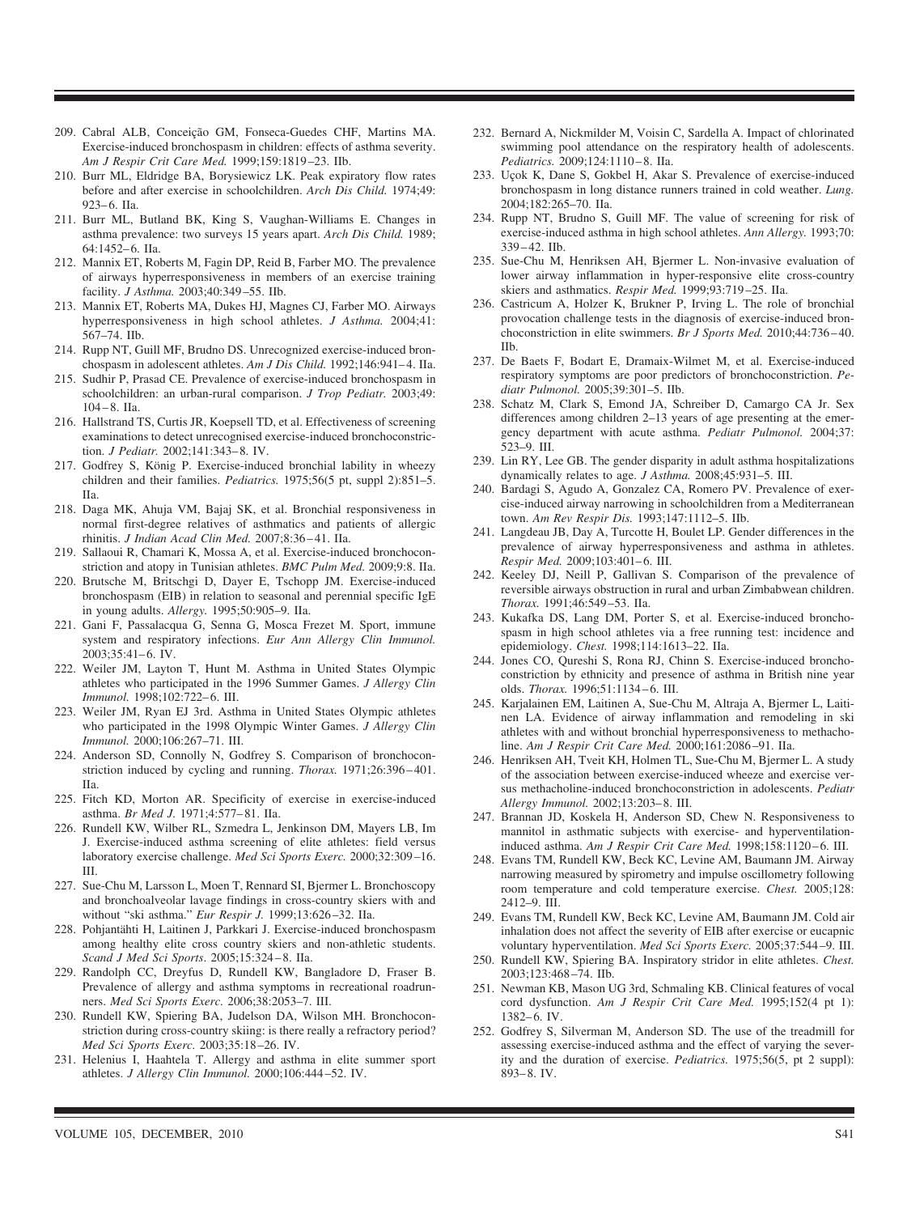209. Cabral ALB, Conceição GM, Fonseca-Guedes CHF, Martins MA. Exercise-induced bronchospasm in children: effects of asthma severity. *Am J Respir Crit Care Med.* 1999;159:1819–23. IIb.
210. Burr ML, Eldridge BA, Borysiewicz LK. Peak expiratory flow rates before and after exercise in schoolchildren. *Arch Dis Child.* 1974;49: 923–6. IIa.
211. Burr ML, Butland BK, King S, Vaughan-Williams E. Changes in asthma prevalence: two surveys 15 years apart. *Arch Dis Child.* 1989; 64:1452–6. IIa.
212. Mannix ET, Roberts M, Fagin DP, Reid B, Farber MO. The prevalence of airways hyperresponsiveness in members of an exercise training facility. *J Asthma.* 2003;40:349–55. IIb.
213. Mannix ET, Roberts MA, Dukes HJ, Magnes CJ, Farber MO. Airways hyperresponsiveness in high school athletes. *J Asthma.* 2004;41: 567–74. IIb.
214. Rupp NT, Guill MF, Brudno DS. Unrecognized exercise-induced bronchospasm in adolescent athletes. *Am J Dis Child.* 1992;146:941–4. IIa.
215. Sudhir P, Prasad CE. Prevalence of exercise-induced bronchospasm in schoolchildren: an urban-rural comparison. *J Trop Pediatr.* 2003;49: 104–8. IIa.
216. Hallstrand TS, Curtis JR, Koepsell TD, et al. Effectiveness of screening examinations to detect unrecognised exercise-induced bronchoconstriction. *J Pediatr.* 2002;141:343–8. IV.
217. Godfrey S, König P. Exercise-induced bronchial lability in wheezy children and their families. *Pediatrics.* 1975;56(5 pt, suppl 2):851–5. IIa.
218. Daga MK, Ahuja VM, Bajaj SK, et al. Bronchial responsiveness in normal first-degree relatives of asthmatics and patients of allergic rhinitis. *J Indian Acad Clin Med.* 2007;8:36–41. IIa.
219. Sallaoui R, Chamari K, Mossa A, et al. Exercise-induced bronchoconstriction and atopy in Tunisian athletes. *BMC Pulm Med.* 2009;9:8. IIa.
220. Brutsche M, Britschgi D, Dayer E, Tschopp JM. Exercise-induced bronchospasm (EIB) in relation to seasonal and perennial specific IgE in young adults. *Allergy.* 1995;50:905–9. IIa.
221. Gani F, Passalacqua G, Senna G, Mosca Frezet M. Sport, immune system and respiratory infections. *Eur Ann Allergy Clin Immunol.* 2003;35:41–6. IV.
222. Weiler JM, Layton T, Hunt M. Asthma in United States Olympic athletes who participated in the 1996 Summer Games. *J Allergy Clin Immunol.* 1998;102:722–6. III.
223. Weiler JM, Ryan EJ 3rd. Asthma in United States Olympic athletes who participated in the 1998 Olympic Winter Games. *J Allergy Clin Immunol.* 2000;106:267–71. III.
224. Anderson SD, Connolly N, Godfrey S. Comparison of bronchoconstriction induced by cycling and running. *Thorax.* 1971;26:396–401. IIa.
225. Fitch KD, Morton AR. Specificity of exercise in exercise-induced asthma. *Br Med J.* 1971;4:577–81. IIa.
226. Rundell KW, Wilber RL, Szmedra L, Jenkinson DM, Mayers LB, Im J. Exercise-induced asthma screening of elite athletes: field versus laboratory exercise challenge. *Med Sci Sports Exerc.* 2000;32:309–16. III.
227. Sue-Chu M, Larsson L, Moen T, Rennard SI, Bjermer L. Bronchoscopy and bronchoalveolar lavage findings in cross-country skiers with and without "ski asthma." *Eur Respir J.* 1999;13:626–32. IIa.
228. Pohjantähti H, Laitinen J, Parkkari J. Exercise-induced bronchospasm among healthy elite cross country skiers and non-athletic students. *Scand J Med Sci Sports.* 2005;15:324–8. IIa.
229. Randolph CC, Dreyfus D, Rundell KW, Bangladore D, Fraser B. Prevalence of allergy and asthma symptoms in recreational roadrunners. *Med Sci Sports Exerc.* 2006;38:2053–7. III.
230. Rundell KW, Spiering BA, Judelson DA, Wilson MH. Bronchoconstriction during cross-country skiing: is there really a refractory period? *Med Sci Sports Exerc.* 2003;35:18–26. IV.
231. Helenius I, Haahtela T. Allergy and asthma in elite summer sport athletes. *J Allergy Clin Immunol.* 2000;106:444–52. IV.
232. Bernard A, Nickmilder M, Voisin C, Sardella A. Impact of chlorinated swimming pool attendance on the respiratory health of adolescents. *Pediatrics.* 2009;124:1110–8. IIa.
233. Uçok K, Dane S, Gokbel H, Akar S. Prevalence of exercise-induced bronchospasm in long distance runners trained in cold weather. *Lung.* 2004;182:265–70. IIa.
234. Rupp NT, Brudno S, Guill MF. The value of screening for risk of exercise-induced asthma in high school athletes. *Ann Allergy.* 1993;70: 339–42. IIb.
235. Sue-Chu M, Henriksen AH, Bjermer L. Non-invasive evaluation of lower airway inflammation in hyper-responsive elite cross-country skiers and asthmatics. *Respir Med.* 1999;93:719–25. IIa.
236. Castricum A, Holzer K, Brukner P, Irving L. The role of bronchial provocation challenge tests in the diagnosis of exercise-induced bronchoconstriction in elite swimmers. *Br J Sports Med.* 2010;44:736–40. IIb.
237. De Baets F, Bodart E, Dramaix-Wilmet M, et al. Exercise-induced respiratory symptoms are poor predictors of bronchoconstriction. *Pediatr Pulmonol.* 2005;39:301–5. IIb.
238. Schatz M, Clark S, Emond JA, Schreiber D, Camargo CA Jr. Sex differences among children 2–13 years of age presenting at the emergency department with acute asthma. *Pediatr Pulmonol.* 2004;37: 523–9. III.
239. Lin RY, Lee GB. The gender disparity in adult asthma hospitalizations dynamically relates to age. *J Asthma.* 2008;45:931–5. III.
240. Bardagi S, Agudo A, Gonzalez CA, Romero PV. Prevalence of exercise-induced airway narrowing in schoolchildren from a Mediterranean town. *Am Rev Respir Dis.* 1993;147:1112–5. IIb.
241. Langdeau JB, Day A, Turcotte H, Boulet LP. Gender differences in the prevalence of airway hyperresponsiveness and asthma in athletes. *Respir Med.* 2009;103:401–6. III.
242. Keeley DJ, Neill P, Gallivan S. Comparison of the prevalence of reversible airways obstruction in rural and urban Zimbabwean children. *Thorax.* 1991;46:549–53. IIa.
243. Kukafka DS, Lang DM, Porter S, et al. Exercise-induced bronchospasm in high school athletes via a free running test: incidence and epidemiology. *Chest.* 1998;114:1613–22. IIa.
244. Jones CO, Qureshi S, Rona RJ, Chinn S. Exercise-induced bronchoconstriction by ethnicity and presence of asthma in British nine year olds. *Thorax.* 1996;51:1134–6. III.
245. Karjalainen EM, Laitinen A, Sue-Chu M, Altraja A, Bjermer L, Laitinen LA. Evidence of airway inflammation and remodeling in ski athletes with and without bronchial hyperresponsiveness to methacholine. *Am J Respir Crit Care Med.* 2000;161:2086–91. IIa.
246. Henriksen AH, Tveit KH, Holmen TL, Sue-Chu M, Bjermer L. A study of the association between exercise-induced wheeze and exercise versus methacholine-induced bronchoconstriction in adolescents. *Pediatr Allergy Immunol.* 2002;13:203–8. III.
247. Brannan JD, Koskela H, Anderson SD, Chew N. Responsiveness to mannitol in asthmatic subjects with exercise- and hyperventilation-induced asthma. *Am J Respir Crit Care Med.* 1998;158:1120–6. III.
248. Evans TM, Rundell KW, Beck KC, Levine AM, Baumann JM. Airway narrowing measured by spirometry and impulse oscillometry following room temperature and cold temperature exercise. *Chest.* 2005;128: 2412–9. III.
249. Evans TM, Rundell KW, Beck KC, Levine AM, Baumann JM. Cold air inhalation does not affect the severity of EIB after exercise or eucapnic voluntary hyperventilation. *Med Sci Sports Exerc.* 2005;37:544–9. III.
250. Rundell KW, Spiering BA. Inspiratory stridor in elite athletes. *Chest.* 2003;123:468–74. IIb.
251. Newman KB, Mason UG 3rd, Schmaling KB. Clinical features of vocal cord dysfunction. *Am J Respir Crit Care Med.* 1995;152(4 pt 1): 1382–6. IV.
252. Godfrey S, Silverman M, Anderson SD. The use of the treadmill for assessing exercise-induced asthma and the effect of varying the severity and the duration of exercise. *Pediatrics.* 1975;56(5, pt 2 suppl): 893–8. IV.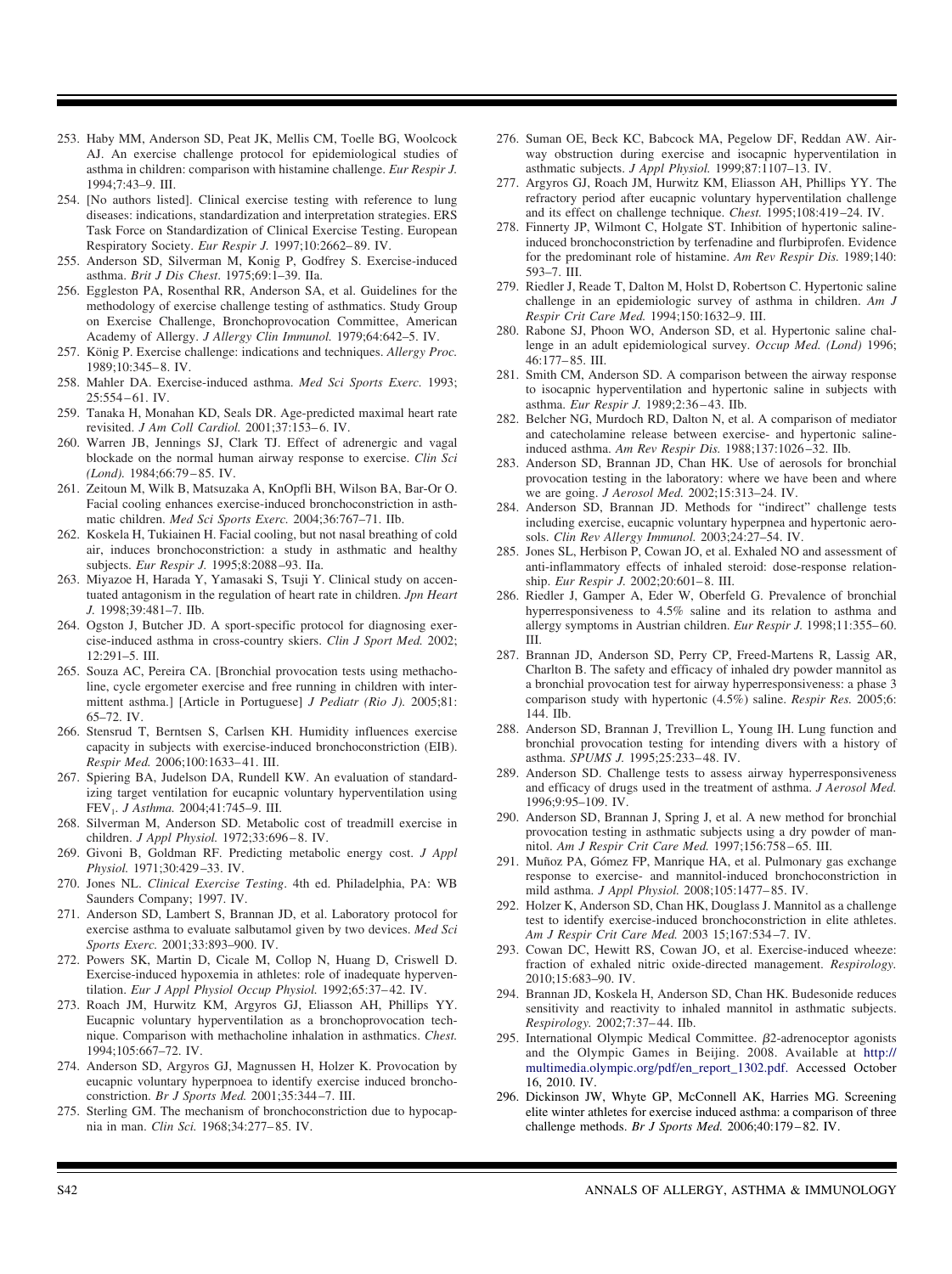253. Haby MM, Anderson SD, Peat JK, Mellis CM, Toelle BG, Woolcock AJ. An exercise challenge protocol for epidemiological studies of asthma in children: comparison with histamine challenge. *Eur Respir J.* 1994;7:43–9. III.

254. [No authors listed]. Clinical exercise testing with reference to lung diseases: indications, standardization and interpretation strategies. ERS Task Force on Standardization of Clinical Exercise Testing. European Respiratory Society. *Eur Respir J.* 1997;10:2662–89. IV.

255. Anderson SD, Silverman M, Konig P, Godfrey S. Exercise-induced asthma. *Brit J Dis Chest.* 1975;69:1–39. IIa.

256. Eggleston PA, Rosenthal RR, Anderson SA, et al. Guidelines for the methodology of exercise challenge testing of asthmatics. Study Group on Exercise Challenge, Bronchoprovocation Committee, American Academy of Allergy. *J Allergy Clin Immunol.* 1979;64:642–5. IV.

257. König P. Exercise challenge: indications and techniques. *Allergy Proc.* 1989;10:345–8. IV.

258. Mahler DA. Exercise-induced asthma. *Med Sci Sports Exerc.* 1993; 25:554–61. IV.

259. Tanaka H, Monahan KD, Seals DR. Age-predicted maximal heart rate revisited. *J Am Coll Cardiol.* 2001;37:153–6. IV.

260. Warren JB, Jennings SJ, Clark TJ. Effect of adrenergic and vagal blockade on the normal human airway response to exercise. *Clin Sci (Lond).* 1984;66:79–85. IV.

261. Zeitoun M, Wilk B, Matsuzaka A, KnOpfli BH, Wilson BA, Bar-Or O. Facial cooling enhances exercise-induced bronchoconstriction in asthmatic children. *Med Sci Sports Exerc.* 2004;36:767–71. IIb.

262. Koskela H, Tukiainen H. Facial cooling, but not nasal breathing of cold air, induces bronchoconstriction: a study in asthmatic and healthy subjects. *Eur Respir J.* 1995;8:2088–93. IIa.

263. Miyazoe H, Harada Y, Yamasaki S, Tsuji Y. Clinical study on accentuated antagonism in the regulation of heart rate in children. *Jpn Heart J.* 1998;39:481–7. IIb.

264. Ogston J, Butcher JD. A sport-specific protocol for diagnosing exercise-induced asthma in cross-country skiers. *Clin J Sport Med.* 2002; 12:291–5. III.

265. Souza AC, Pereira CA. [Bronchial provocation tests using methacholine, cycle ergometer exercise and free running in children with intermittent asthma.] [Article in Portuguese] *J Pediatr (Rio J).* 2005;81: 65–72. IV.

266. Stensrud T, Berntsen S, Carlsen KH. Humidity influences exercise capacity in subjects with exercise-induced bronchoconstriction (EIB). *Respir Med.* 2006;100:1633–41. III.

267. Spiering BA, Judelson DA, Rundell KW. An evaluation of standardizing target ventilation for eucapnic voluntary hyperventilation using $FEV_1$. *J Asthma.* 2004;41:745–9. III.

268. Silverman M, Anderson SD. Metabolic cost of treadmill exercise in children. *J Appl Physiol.* 1972;33:696–8. IV.

269. Givoni B, Goldman RF. Predicting metabolic energy cost. *J Appl Physiol.* 1971;30:429–33. IV.

270. Jones NL. *Clinical Exercise Testing*. 4th ed. Philadelphia, PA: WB Saunders Company; 1997. IV.

271. Anderson SD, Lambert S, Brannan JD, et al. Laboratory protocol for exercise asthma to evaluate salbutamol given by two devices. *Med Sci Sports Exerc.* 2001;33:893–900. IV.

272. Powers SK, Martin D, Cicale M, Collop N, Huang D, Criswell D. Exercise-induced hypoxemia in athletes: role of inadequate hyperventilation. *Eur J Appl Physiol Occup Physiol.* 1992;65:37–42. IV.

273. Roach JM, Hurwitz KM, Argyros GJ, Eliasson AH, Phillips YY. Eucapnic voluntary hyperventilation as a bronchoprovocation technique. Comparison with methacholine inhalation in asthmatics. *Chest.* 1994;105:667–72. IV.

274. Anderson SD, Argyros GJ, Magnussen H, Holzer K. Provocation by eucapnic voluntary hyperpnoea to identify exercise induced bronchoconstriction. *Br J Sports Med.* 2001;35:344–7. III.

275. Sterling GM. The mechanism of bronchoconstriction due to hypocapnia in man. *Clin Sci.* 1968;34:277–85. IV.

276. Suman OE, Beck KC, Babcock MA, Pegelow DF, Reddan AW. Airway obstruction during exercise and isocapnic hyperventilation in asthmatic subjects. *J Appl Physiol.* 1999;87:1107–13. IV.

277. Argyros GJ, Roach JM, Hurwitz KM, Eliasson AH, Phillips YY. The refractory period after eucapnic voluntary hyperventilation challenge and its effect on challenge technique. *Chest.* 1995;108:419–24. IV.

278. Finnerty JP, Wilmont C, Holgate ST. Inhibition of hypertonic saline-induced bronchoconstriction by terfenadine and flurbiprofen. Evidence for the predominant role of histamine. *Am Rev Respir Dis.* 1989;140: 593–7. III.

279. Riedler J, Reade T, Dalton M, Holst D, Robertson C. Hypertonic saline challenge in an epidemiologic survey of asthma in children. *Am J Respir Crit Care Med.* 1994;150:1632–9. III.

280. Rabone SJ, Phoon WO, Anderson SD, et al. Hypertonic saline challenge in an adult epidemiological survey. *Occup Med. (Lond)* 1996; 46:177–85. III.

281. Smith CM, Anderson SD. A comparison between the airway response to isocapnic hyperventilation and hypertonic saline in subjects with asthma. *Eur Respir J.* 1989;2:36–43. IIb.

282. Belcher NG, Murdoch RD, Dalton N, et al. A comparison of mediator and catecholamine release between exercise- and hypertonic saline-induced asthma. *Am Rev Respir Dis.* 1988;137:1026–32. IIb.

283. Anderson SD, Brannan JD, Chan HK. Use of aerosols for bronchial provocation testing in the laboratory: where we have been and where we are going. *J Aerosol Med.* 2002;15:313–24. IV.

284. Anderson SD, Brannan JD. Methods for "indirect" challenge tests including exercise, eucapnic voluntary hyperpnea and hypertonic aerosols. *Clin Rev Allergy Immunol.* 2003;24:27–54. IV.

285. Jones SL, Herbison P, Cowan JO, et al. Exhaled NO and assessment of anti-inflammatory effects of inhaled steroid: dose-response relationship. *Eur Respir J.* 2002;20:601–8. III.

286. Riedler J, Gamper A, Eder W, Oberfeld G. Prevalence of bronchial hyperresponsiveness to 4.5% saline and its relation to asthma and allergy symptoms in Austrian children. *Eur Respir J.* 1998;11:355–60. III.

287. Brannan JD, Anderson SD, Perry CP, Freed-Martens R, Lassig AR, Charlton B. The safety and efficacy of inhaled dry powder mannitol as a bronchial provocation test for airway hyperresponsiveness: a phase 3 comparison study with hypertonic (4.5%) saline. *Respir Res.* 2005;6: 144. IIb.

288. Anderson SD, Brannan J, Trevillion L, Young IH. Lung function and bronchial provocation testing for intending divers with a history of asthma. *SPUMS J.* 1995;25:233–48. IV.

289. Anderson SD. Challenge tests to assess airway hyperresponsiveness and efficacy of drugs used in the treatment of asthma. *J Aerosol Med.* 1996;9:95–109. IV.

290. Anderson SD, Brannan J, Spring J, et al. A new method for bronchial provocation testing in asthmatic subjects using a dry powder of mannitol. *Am J Respir Crit Care Med.* 1997;156:758–65. III.

291. Muñoz PA, Gómez FP, Manrique HA, et al. Pulmonary gas exchange response to exercise- and mannitol-induced bronchoconstriction in mild asthma. *J Appl Physiol.* 2008;105:1477–85. IV.

292. Holzer K, Anderson SD, Chan HK, Douglass J. Mannitol as a challenge test to identify exercise-induced bronchoconstriction in elite athletes. *Am J Respir Crit Care Med.* 2003 15;167:534–7. IV.

293. Cowan DC, Hewitt RS, Cowan JO, et al. Exercise-induced wheeze: fraction of exhaled nitric oxide-directed management. *Respirology.* 2010;15:683–90. IV.

294. Brannan JD, Koskela H, Anderson SD, Chan HK. Budesonide reduces sensitivity and reactivity to inhaled mannitol in asthmatic subjects. *Respirology.* 2002;7:37–44. IIb.

295. International Olympic Medical Committee. $\beta$2-adrenoceptor agonists and the Olympic Games in Beijing. 2008. Available at http://multimedia.olympic.org/pdf/en_report_1302.pdf. Accessed October 16, 2010. IV.

296. Dickinson JW, Whyte GP, McConnell AK, Harries MG. Screening elite winter athletes for exercise induced asthma: a comparison of three challenge methods. *Br J Sports Med.* 2006;40:179–82. IV.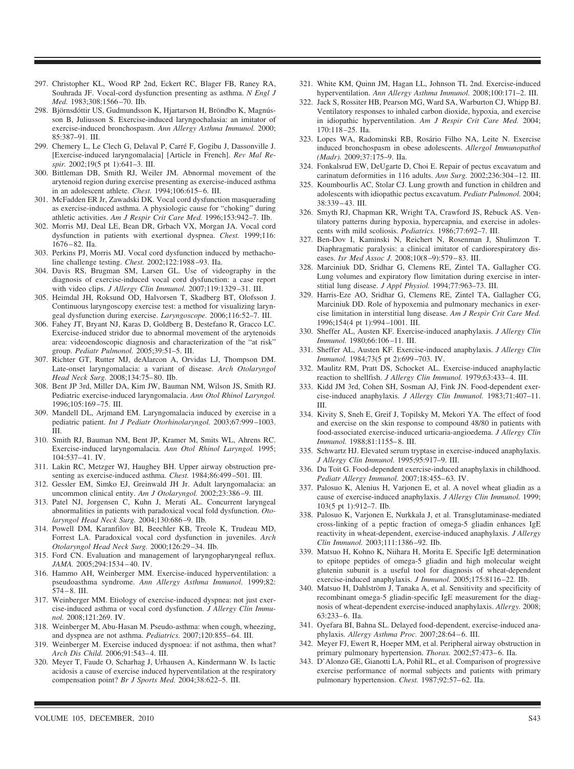297. Christopher KL, Wood RP 2nd, Eckert RC, Blager FB, Raney RA, Souhrada JF. Vocal-cord dysfunction presenting as asthma. *N Engl J Med.* 1983;308:1566–70. IIb.
298. Björnsdóttir US, Gudmundsson K, Hjartarson H, Bröndbo K, Magnússon B, Juliusson S. Exercise-induced laryngochalasia: an imitator of exercise-induced bronchospasm. *Ann Allergy Asthma Immunol.* 2000; 85:387–91. III.
299. Chemery L, Le Clech G, Delaval P, Carré F, Gogibu J, Dassonville J. [Exercise-induced laryngomalacia] [Article in French]. *Rev Mal Respir.* 2002;19(5 pt 1):641–3. III.
300. Bittleman DB, Smith RJ, Weiler JM. Abnormal movement of the arytenoid region during exercise presenting as exercise-induced asthma in an adolescent athlete. *Chest.* 1994;106:615–6. III.
301. McFadden ER Jr, Zawadski DK. Vocal cord dysfunction masquerading as exercise-induced asthma. A physiologic cause for "choking" during athletic activities. *Am J Respir Crit Care Med.* 1996;153:942–7. IIb.
302. Morris MJ, Deal LE, Bean DR, Grbach VX, Morgan JA. Vocal cord dysfunction in patients with exertional dyspnea. *Chest.* 1999;116: 1676–82. IIa.
303. Perkins PJ, Morris MJ. Vocal cord dysfunction induced by methacholine challenge testing. *Chest.* 2002;122:1988–93. IIa.
304. Davis RS, Brugman SM, Larsen GL. Use of videography in the diagnosis of exercise-induced vocal cord dysfunction: a case report with video clips. *J Allergy Clin Immunol.* 2007;119:1329–31. III.
305. Heimdal JH, Roksund OD, Halvorsen T, Skadberg BT, Olofsson J. Continuous laryngoscopy exercise test: a method for visualizing laryngeal dysfunction during exercise. *Laryngoscope.* 2006;116:52–7. III.
306. Fahey JT, Bryant NJ, Karas D, Goldberg B, Destefano R, Gracco LC. Exercise-induced stridor due to abnormal movement of the arytenoids area: videoendoscopic diagnosis and characterization of the "at risk" group. *Pediatr Pulmonol.* 2005;39:51–5. III.
307. Richter GT, Rutter MJ, deAlarcon A, Orvidas LJ, Thompson DM. Late-onset laryngomalacia: a variant of disease. *Arch Otolaryngol Head Neck Surg.* 2008;134:75–80. IIb.
308. Bent JP 3rd, Miller DA, Kim JW, Bauman NM, Wilson JS, Smith RJ. Pediatric exercise-induced laryngomalacia. *Ann Otol Rhinol Laryngol.* 1996;105:169–75. III.
309. Mandell DL, Arjmand EM. Laryngomalacia induced by exercise in a pediatric patient. *Int J Pediatr Otorhinolaryngol.* 2003;67:999–1003. III.
310. Smith RJ, Bauman NM, Bent JP, Kramer M, Smits WL, Ahrens RC. Exercise-induced laryngomalacia. *Ann Otol Rhinol Laryngol.* 1995; 104:537–41. IV.
311. Lakin RC, Metzger WJ, Haughey BH. Upper airway obstruction presenting as exercise-induced asthma. *Chest.* 1984;86:499–501. III.
312. Gessler EM, Simko EJ, Greinwald JH Jr. Adult laryngomalacia: an uncommon clinical entity. *Am J Otolaryngol.* 2002;23:386–9. III.
313. Patel NJ, Jorgensen C, Kuhn J, Merati AL. Concurrent laryngeal abnormalities in patients with paradoxical vocal fold dysfunction. *Otolaryngol Head Neck Surg.* 2004;130:686–9. IIb.
314. Powell DM, Karanfilov BI, Beechler KB, Treole K, Trudeau MD, Forrest LA. Paradoxical vocal cord dysfunction in juveniles. *Arch Otolaryngol Head Neck Surg.* 2000;126:29–34. IIb.
315. Ford CN. Evaluation and management of laryngopharyngeal reflux. *JAMA.* 2005;294:1534–40. IV.
316. Hammo AH, Weinberger MM. Exercise-induced hyperventilation: a pseudoasthma syndrome. *Ann Allergy Asthma Immunol.* 1999;82: 574–8. III.
317. Weinberger MM. Etiology of exercise-induced dyspnea: not just exercise-induced asthma or vocal cord dysfunction. *J Allergy Clin Immunol.* 2008;121:269. IV.
318. Weinberger M, Abu-Hasan M. Pseudo-asthma: when cough, wheezing, and dyspnea are not asthma. *Pediatrics.* 2007;120:855–64. III.
319. Weinberger M. Exercise induced dyspnoea: if not asthma, then what? *Arch Dis Child.* 2006;91:543–4. III.
320. Meyer T, Faude O, Scharhag J, Urhausen A, Kindermann W. Is lactic acidosis a cause of exercise induced hyperventilation at the respiratory compensation point? *Br J Sports Med.* 2004;38:622–5. III.
321. White KM, Quinn JM, Hagan LL, Johnson TL 2nd. Exercise-induced hyperventilation. *Ann Allergy Asthma Immunol.* 2008;100:171–2. III.
322. Jack S, Rossiter HB, Pearson MG, Ward SA, Warburton CJ, Whipp BJ. Ventilatory responses to inhaled carbon dioxide, hypoxia, and exercise in idiopathic hyperventilation. *Am J Respir Crit Care Med.* 2004; 170:118–25. IIa.
323. Lopes WA, Radominski RB, Rosário Filho NA, Leite N. Exercise induced bronchospasm in obese adolescents. *Allergol Immunopathol (Madr).* 2009;37:175–9. IIa.
324. Fonkalsrud EW, DeUgarte D, Choi E. Repair of pectus excavatum and carinatum deformities in 116 adults. *Ann Surg.* 2002;236:304–12. III.
325. Koumbourlis AC, Stolar CJ. Lung growth and function in children and adolescents with idiopathic pectus excavatum. *Pediatr Pulmonol.* 2004; 38:339–43. III.
326. Smyth RJ, Chapman KR, Wright TA, Crawford JS, Rebuck AS. Ventilatory patterns during hypoxia, hypercapnia, and exercise in adolescents with mild scoliosis. *Pediatrics.* 1986;77:692–7. III.
327. Ben-Dov I, Kaminski N, Reichert N, Rosenman J, Shulimzon T. Diaphragmatic paralysis: a clinical imitator of cardiorespiratory diseases. *Isr Med Assoc J.* 2008;10(8–9):579–83. III.
328. Marciniuk DD, Sridhar G, Clemens RE, Zintel TA, Gallagher CG. Lung volumes and expiratory flow limitation during exercise in interstitial lung disease. *J Appl Physiol.* 1994;77:963–73. III.
329. Harris-Eze AO, Sridhar G, Clemens RE, Zintel TA, Gallagher CG, Marciniuk DD. Role of hypoxemia and pulmonary mechanics in exercise limitation in interstitial lung disease. *Am J Respir Crit Care Med.* 1996;154(4 pt 1):994–1001. III.
330. Sheffer AL, Austen KF. Exercise-induced anaphylaxis. *J Allergy Clin Immunol.* 1980;66:106–11. III.
331. Sheffer AL, Austen KF. Exercise-induced anaphylaxis. *J Allergy Clin Immunol.* 1984;73(5 pt 2):699–703. IV.
332. Maulitz RM, Pratt DS, Schocket AL. Exercise-induced anaphylactic reaction to shellfish. *J Allergy Clin Immunol.* 1979;63:433–4. III.
333. Kidd JM 3rd, Cohen SH, Sosman AJ, Fink JN. Food-dependent exercise-induced anaphylaxis. *J Allergy Clin Immunol.* 1983;71:407–11. III.
334. Kivity S, Sneh E, Greif J, Topilsky M, Mekori YA. The effect of food and exercise on the skin response to compound 48/80 in patients with food-associated exercise-induced urticaria-angioedema. *J Allergy Clin Immunol.* 1988;81:1155–8. III.
335. Schwartz HJ. Elevated serum tryptase in exercise-induced anaphylaxis. *J Allergy Clin Immunol.* 1995;95:917–9. III.
336. Du Toit G. Food-dependent exercise-induced anaphylaxis in childhood. *Pediatr Allergy Immunol.* 2007;18:455–63. IV.
337. Palosuo K, Alenius H, Varjonen E, et al. A novel wheat gliadin as a cause of exercise-induced anaphylaxis. *J Allergy Clin Immunol.* 1999; 103(5 pt 1):912–7. IIb.
338. Palosuo K, Varjonen E, Nurkkala J, et al. Transglutaminase-mediated cross-linking of a peptic fraction of omega-5 gliadin enhances IgE reactivity in wheat-dependent, exercise-induced anaphylaxis. *J Allergy Clin Immunol.* 2003;111:1386–92. IIb.
339. Matsuo H, Kohno K, Niihara H, Morita E. Specific IgE determination to epitope peptides of omega-5 gliadin and high molecular weight glutenin subunit is a useful tool for diagnosis of wheat-dependent exercise-induced anaphylaxis. *J Immunol.* 2005;175:8116–22. IIb.
340. Matsuo H, Dahlström J, Tanaka A, et al. Sensitivity and specificity of recombinant omega-5 gliadin-specific IgE measurement for the diagnosis of wheat-dependent exercise-induced anaphylaxis. *Allergy.* 2008; 63:233–6. IIa.
341. Oyefara BI, Bahna SL. Delayed food-dependent, exercise-induced anaphylaxis. *Allergy Asthma Proc.* 2007;28:64–6. III.
342. Meyer FJ, Ewert R, Hoeper MM, et al. Peripheral airway obstruction in primary pulmonary hypertension. *Thorax.* 2002;57:473–6. IIa.
343. D'Alonzo GE, Gianotti LA, Pohil RL, et al. Comparison of progressive exercise performance of normal subjects and patients with primary pulmonary hypertension. *Chest.* 1987;92:57–62. IIa.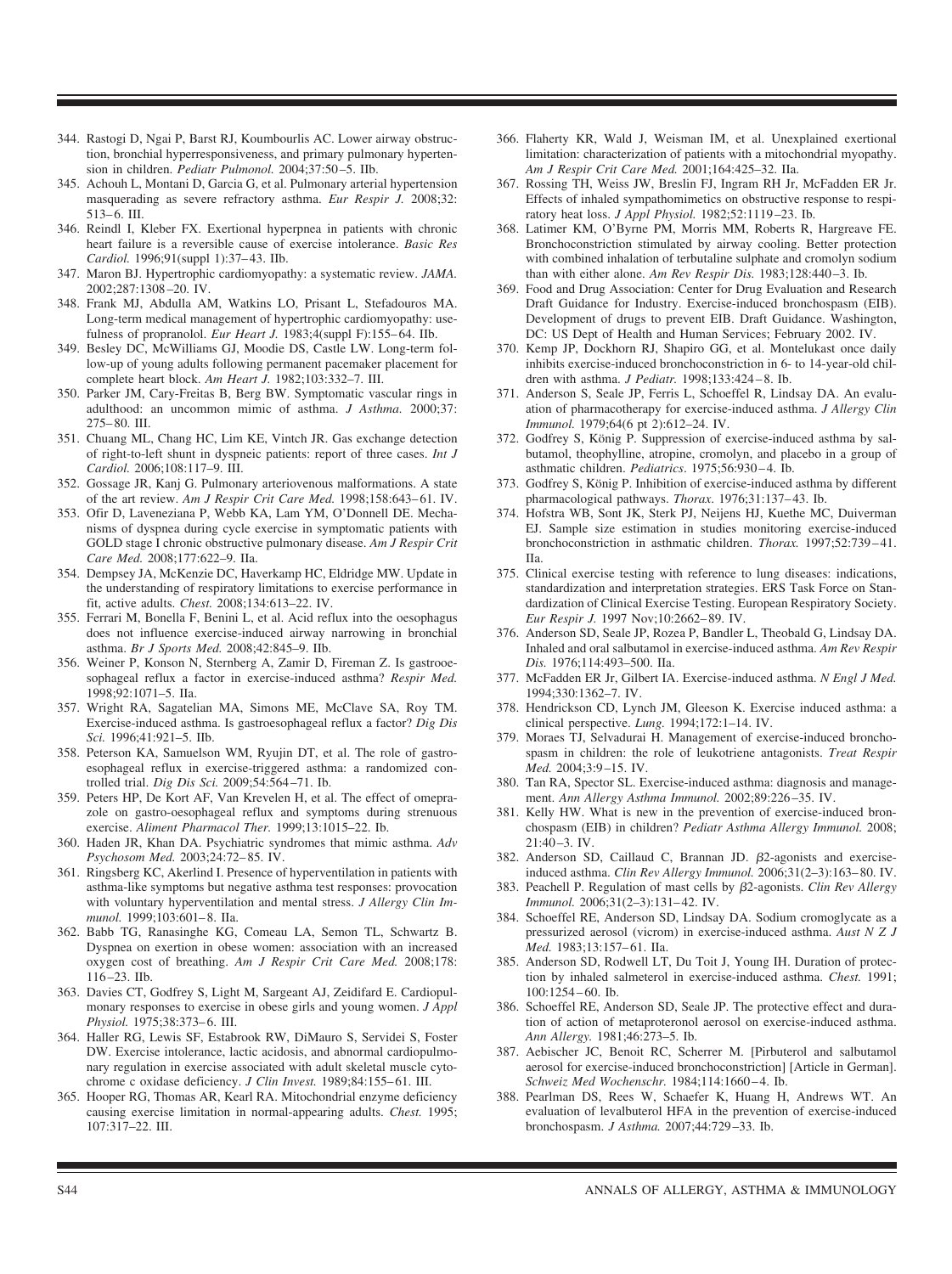344. Rastogi D, Ngai P, Barst RJ, Koumbourlis AC. Lower airway obstruction, bronchial hyperresponsiveness, and primary pulmonary hypertension in children. *Pediatr Pulmonol.* 2004;37:50–5. IIb.
345. Achouh L, Montani D, Garcia G, et al. Pulmonary arterial hypertension masquerading as severe refractory asthma. *Eur Respir J.* 2008;32: 513–6. III.
346. Reindl I, Kleber FX. Exertional hyperpnea in patients with chronic heart failure is a reversible cause of exercise intolerance. *Basic Res Cardiol.* 1996;91(suppl 1):37–43. IIb.
347. Maron BJ. Hypertrophic cardiomyopathy: a systematic review. *JAMA.* 2002;287:1308–20. IV.
348. Frank MJ, Abdulla AM, Watkins LO, Prisant L, Stefadouros MA. Long-term medical management of hypertrophic cardiomyopathy: usefulness of propranolol. *Eur Heart J.* 1983;4(suppl F):155–64. IIb.
349. Besley DC, McWilliams GJ, Moodie DS, Castle LW. Long-term follow-up of young adults following permanent pacemaker placement for complete heart block. *Am Heart J.* 1982;103:332–7. III.
350. Parker JM, Cary-Freitas B, Berg BW. Symptomatic vascular rings in adulthood: an uncommon mimic of asthma. *J Asthma.* 2000;37: 275–80. III.
351. Chuang ML, Chang HC, Lim KE, Vintch JR. Gas exchange detection of right-to-left shunt in dyspneic patients: report of three cases. *Int J Cardiol.* 2006;108:117–9. III.
352. Gossage JR, Kanj G. Pulmonary arteriovenous malformations. A state of the art review. *Am J Respir Crit Care Med.* 1998;158:643–61. IV.
353. Ofir D, Laveneziana P, Webb KA, Lam YM, O'Donnell DE. Mechanisms of dyspnea during cycle exercise in symptomatic patients with GOLD stage I chronic obstructive pulmonary disease. *Am J Respir Crit Care Med.* 2008;177:622–9. IIa.
354. Dempsey JA, McKenzie DC, Haverkamp HC, Eldridge MW. Update in the understanding of respiratory limitations to exercise performance in fit, active adults. *Chest.* 2008;134:613–22. IV.
355. Ferrari M, Bonella F, Benini L, et al. Acid reflux into the oesophagus does not influence exercise-induced airway narrowing in bronchial asthma. *Br J Sports Med.* 2008;42:845–9. IIb.
356. Weiner P, Konson N, Sternberg A, Zamir D, Fireman Z. Is gastrooesophageal reflux a factor in exercise-induced asthma? *Respir Med.* 1998;92:1071–5. IIa.
357. Wright RA, Sagatelian MA, Simons ME, McClave SA, Roy TM. Exercise-induced asthma. Is gastroesophageal reflux a factor? *Dig Dis Sci.* 1996;41:921–5. IIb.
358. Peterson KA, Samuelson WM, Ryujin DT, et al. The role of gastroesophageal reflux in exercise-triggered asthma: a randomized controlled trial. *Dig Dis Sci.* 2009;54:564–71. Ib.
359. Peters HP, De Kort AF, Van Krevelen H, et al. The effect of omeprazole on gastro-oesophageal reflux and symptoms during strenuous exercise. *Aliment Pharmacol Ther.* 1999;13:1015–22. Ib.
360. Haden JR, Khan DA. Psychiatric syndromes that mimic asthma. *Adv Psychosom Med.* 2003;24:72–85. IV.
361. Ringsberg KC, Akerlind I. Presence of hyperventilation in patients with asthma-like symptoms but negative asthma test responses: provocation with voluntary hyperventilation and mental stress. *J Allergy Clin Immunol.* 1999;103:601–8. IIa.
362. Babb TG, Ranasinghe KG, Comeau LA, Semon TL, Schwartz B. Dyspnea on exertion in obese women: association with an increased oxygen cost of breathing. *Am J Respir Crit Care Med.* 2008;178: 116–23. IIb.
363. Davies CT, Godfrey S, Light M, Sargeant AJ, Zeidifard E. Cardiopulmonary responses to exercise in obese girls and young women. *J Appl Physiol.* 1975;38:373–6. III.
364. Haller RG, Lewis SF, Estabrook RW, DiMauro S, Servidei S, Foster DW. Exercise intolerance, lactic acidosis, and abnormal cardiopulmonary regulation in exercise associated with adult skeletal muscle cytochrome c oxidase deficiency. *J Clin Invest.* 1989;84:155–61. III.
365. Hooper RG, Thomas AR, Kearl RA. Mitochondrial enzyme deficiency causing exercise limitation in normal-appearing adults. *Chest.* 1995; 107:317–22. III.
366. Flaherty KR, Wald J, Weisman IM, et al. Unexplained exertional limitation: characterization of patients with a mitochondrial myopathy. *Am J Respir Crit Care Med.* 2001;164:425–32. IIa.
367. Rossing TH, Weiss JW, Breslin FJ, Ingram RH Jr, McFadden ER Jr. Effects of inhaled sympathomimetics on obstructive response to respiratory heat loss. *J Appl Physiol.* 1982;52:1119–23. Ib.
368. Latimer KM, O'Byrne PM, Morris MM, Roberts R, Hargreave FE. Bronchoconstriction stimulated by airway cooling. Better protection with combined inhalation of terbutaline sulphate and cromolyn sodium than with either alone. *Am Rev Respir Dis.* 1983;128:440–3. Ib.
369. Food and Drug Association: Center for Drug Evaluation and Research Draft Guidance for Industry. Exercise-induced bronchospasm (EIB). Development of drugs to prevent EIB. Draft Guidance. Washington, DC: US Dept of Health and Human Services; February 2002. IV.
370. Kemp JP, Dockhorn RJ, Shapiro GG, et al. Montelukast once daily inhibits exercise-induced bronchoconstriction in 6- to 14-year-old children with asthma. *J Pediatr.* 1998;133:424–8. Ib.
371. Anderson S, Seale JP, Ferris L, Schoeffel R, Lindsay DA. An evaluation of pharmacotherapy for exercise-induced asthma. *J Allergy Clin Immunol.* 1979;64(6 pt 2):612–24. IV.
372. Godfrey S, König P. Suppression of exercise-induced asthma by salbutamol, theophylline, atropine, cromolyn, and placebo in a group of asthmatic children. *Pediatrics*. 1975;56:930–4. Ib.
373. Godfrey S, König P. Inhibition of exercise-induced asthma by different pharmacological pathways. *Thorax*. 1976;31:137–43. Ib.
374. Hofstra WB, Sont JK, Sterk PJ, Neijens HJ, Kuethe MC, Duiverman EJ. Sample size estimation in studies monitoring exercise-induced bronchoconstriction in asthmatic children. *Thorax.* 1997;52:739–41. IIa.
375. Clinical exercise testing with reference to lung diseases: indications, standardization and interpretation strategies. ERS Task Force on Standardization of Clinical Exercise Testing. European Respiratory Society. *Eur Respir J.* 1997 Nov;10:2662–89. IV.
376. Anderson SD, Seale JP, Rozea P, Bandler L, Theobald G, Lindsay DA. Inhaled and oral salbutamol in exercise-induced asthma. *Am Rev Respir Dis.* 1976;114:493–500. IIa.
377. McFadden ER Jr, Gilbert IA. Exercise-induced asthma. *N Engl J Med.* 1994;330:1362–7. IV.
378. Hendrickson CD, Lynch JM, Gleeson K. Exercise induced asthma: a clinical perspective. *Lung.* 1994;172:1–14. IV.
379. Moraes TJ, Selvadurai H. Management of exercise-induced bronchospasm in children: the role of leukotriene antagonists. *Treat Respir Med.* 2004;3:9–15. IV.
380. Tan RA, Spector SL. Exercise-induced asthma: diagnosis and management. *Ann Allergy Asthma Immunol.* 2002;89:226–35. IV.
381. Kelly HW. What is new in the prevention of exercise-induced bronchospasm (EIB) in children? *Pediatr Asthma Allergy Immunol.* 2008; 21:40–3. IV.
382. Anderson SD, Caillaud C, Brannan JD. β2-agonists and exercise-induced asthma. *Clin Rev Allergy Immunol.* 2006;31(2–3):163–80. IV.
383. Peachell P. Regulation of mast cells by β2-agonists. *Clin Rev Allergy Immunol.* 2006;31(2–3):131–42. IV.
384. Schoeffel RE, Anderson SD, Lindsay DA. Sodium cromoglycate as a pressurized aerosol (vicrom) in exercise-induced asthma. *Aust N Z J Med.* 1983;13:157–61. IIa.
385. Anderson SD, Rodwell LT, Du Toit J, Young IH. Duration of protection by inhaled salmeterol in exercise-induced asthma. *Chest.* 1991; 100:1254–60. Ib.
386. Schoeffel RE, Anderson SD, Seale JP. The protective effect and duration of action of metaproteronol aerosol on exercise-induced asthma. *Ann Allergy.* 1981;46:273–5. Ib.
387. Aebischer JC, Benoit RC, Scherrer M. [Pirbuterol and salbutamol aerosol for exercise-induced bronchoconstriction] [Article in German]. *Schweiz Med Wochenschr.* 1984;114:1660–4. Ib.
388. Pearlman DS, Rees W, Schaefer K, Huang H, Andrews WT. An evaluation of levalbuterol HFA in the prevention of exercise-induced bronchospasm. *J Asthma.* 2007;44:729–33. Ib.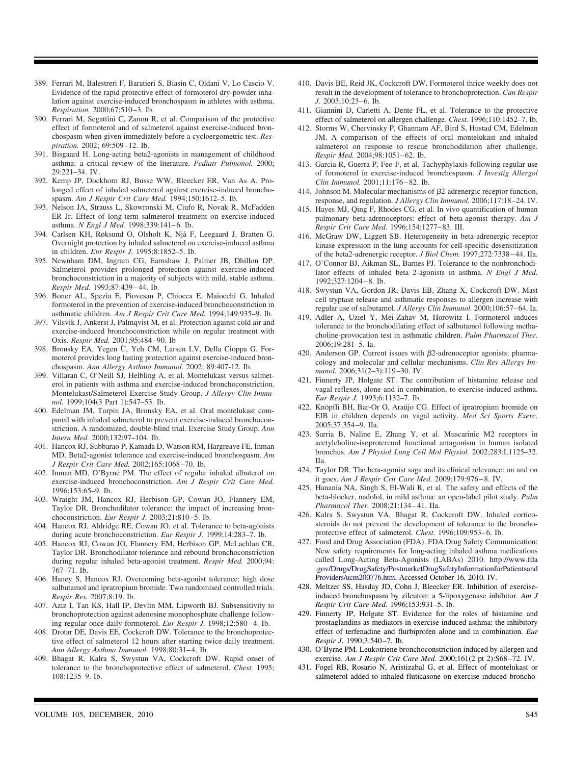389. Ferrari M, Balestreri F, Baratieri S, Biasin C, Oldani V, Lo Cascio V. Evidence of the rapid protective effect of formoterol dry-powder inhalation against exercise-induced bronchospasm in athletes with asthma. *Respiration.* 2000;67:510–3. Ib.
390. Ferrari M, Segattini C, Zanon R, et al. Comparison of the protective effect of formoterol and of salmeterol against exercise-induced bronchospasm when given immediately before a cycloergometric test. *Respiration.* 2002; 69:509–12. Ib.
391. Bisgaard H. Long-acting beta2-agonists in management of childhood asthma: a critical review of the literature. *Pediatr Pulmonol.* 2000; 29:221–34. IV.
392. Kemp JP, Dockhorn RJ, Busse WW, Bleecker ER, Van As A. Prolonged effect of inhaled salmeterol against exercise-induced bronchospasm. *Am J Respir Crit Care Med.* 1994;150:1612–5. Ib.
393. Nelson JA, Strauss L, Skowronski M, Ciufo R, Novak R, McFadden ER Jr. Effect of long-term salmeterol treatment on exercise-induced asthma. *N Engl J Med.* 1998;339:141–6. Ib.
394. Carlsen KH, Røksund O, Olsholt K, Njå F, Leegaard J, Bratten G. Overnight protection by inhaled salmeterol on exercise-induced asthma in children. *Eur Respir J.* 1995;8:1852–5. Ib.
395. Newnham DM, Ingram CG, Earnshaw J, Palmer JB, Dhillon DP. Salmeterol provides prolonged protection against exercise-induced bronchoconstriction in a majority of subjects with mild, stable asthma. *Respir Med.* 1993;87:439–44. Ib.
396. Boner AL, Spezia E, Piovesan P, Chiocca E, Maiocchi G. Inhaled formoterol in the prevention of exercise-induced bronchoconstriction in asthmatic children. *Am J Respir Crit Care Med.* 1994;149:935–9. Ib.
397. Vilsvik J, Ankerst J, Palmqvist M, et al. Protection against cold air and exercise-induced bronchoconstriction while on regular treatment with Oxis. *Respir Med.* 2001;95:484–90. Ib
398. Bronsky EA, Yegen Ü, Yeh CM, Larsen LV, Della Cioppa G. Formoterol provides long lasting protection against exercise-induced bronchospasm. *Ann Allergy Asthma Immunol.* 2002; 89:407-12. Ib.
399. Villaran C, O'Neill SJ, Helbling A, et al. Montelukast versus salmeterol in patients with asthma and exercise-induced bronchoconstriction. Montelukast/Salmeterol Exercise Study Group. *J Allergy Clin Immunol.* 1999;104(3 Part 1):547–53. Ib.
400. Edelman JM, Turpin JA, Bronsky EA, et al. Oral montelukast compared with inhaled salmeterol to prevent exercise-induced bronchoconstriction. A randomized, double-blind trial. Exercise Study Group. *Ann Intern Med.* 2000;132:97–104. Ib.
401. Hancox RJ, Subbarao P, Kamada D, Watson RM, Hargreave FE, Inman MD. Beta2-agonist tolerance and exercise-induced bronchospasm. *Am J Respir Crit Care Med.* 2002;165:1068–70. Ib.
402. Inman MD, O'Byrne PM. The effect of regular inhaled albuterol on exercise-induced bronchoconstriction. *Am J Respir Crit Care Med.* 1996;153:65–9. Ib.
403. Wraight JM, Hancox RJ, Herbison GP, Cowan JO, Flannery EM, Taylor DR. Bronchodilator tolerance: the impact of increasing bronchoconstriction. *Eur Respir J.* 2003;21:810–5. Ib.
404. Hancox RJ, Aldridge RE, Cowan JO, et al. Tolerance to beta-agonists during acute bronchoconstriction. *Eur Respir J.* 1999;14:283–7. Ib.
405. Hancox RJ, Cowan JO, Flannery EM, Herbison GP, McLachlan CR, Taylor DR. Bronchodilator tolerance and rebound bronchoconstriction during regular inhaled beta-agonist treatment. *Respir Med.* 2000;94: 767–71. Ib.
406. Haney S, Hancox RJ. Overcoming beta-agonist tolerance: high dose salbutamol and ipratropium bromide. Two randomised controlled trials. *Respir Res.* 2007;8:19. Ib.
407. Aziz I, Tan KS, Hall IP, Devlin MM, Lipworth BJ. Subsensitivity to bronchoprotection against adenosine monophosphate challenge following regular once-daily formoterol. *Eur Respir J.* 1998;12:580–4. Ib.
408. Drotar DE, Davis EE, Cockcroft DW. Tolerance to the bronchoprotective effect of salmeterol 12 hours after starting twice daily treatment. *Ann Allergy Asthma Immunol.* 1998;80:31–4. Ib.
409. Bhagat R, Kalra S, Swystun VA, Cockcroft DW. Rapid onset of tolerance to the bronchoprotective effect of salmeterol. *Chest.* 1995; 108:1235–9. Ib.
410. Davis BE, Reid JK, Cockcroft DW. Formoterol thrice weekly does not result in the development of tolerance to bronchoprotection. *Can Respir J.* 2003;10:23–6. Ib.
411. Giannini D, Carletti A, Dente FL, et al. Tolerance to the protective effect of salmeterol on allergen challenge. *Chest.* 1996;110:1452–7. Ib.
412. Storms W, Chervinsky P, Ghannam AF, Bird S, Hustad CM, Edelman JM. A comparison of the effects of oral montelukast and inhaled salmeterol on response to rescue bronchodilation after challenge. *Respir Med.* 2004;98:1051–62. Ib.
413. Garcia R, Guerra P, Feo F, et al. Tachyphylaxis following regular use of formoterol in exercise-induced bronchospasm. *J Investig Allergol Clin Immunol.* 2001;11:176–82. Ib.
414. Johnson M. Molecular mechanisms of $\beta$2-adrenergic receptor function, response, and regulation. *J Allergy Clin Immunol.* 2006;117:18–24. IV.
415. Hayes MJ, Qing F, Rhodes CG, et al. In vivo quantification of human pulmonary beta-adrenoceptors: effect of beta-agonist therapy. *Am J Respir Crit Care Med.* 1996;154:1277–83. III.
416. McGraw DW, Liggett SB. Heterogeneity in beta-adrenergic receptor kinase expression in the lung accounts for cell-specific desensitization of the beta2-adrenergic receptor. *J Biol Chem.* 1997;272:7338–44. IIa.
417. O'Connor BJ, Aikman SL, Barnes PJ. Tolerance to the nonbronchodilator effects of inhaled beta 2-agonists in asthma. *N Engl J Med.* 1992;327:1204–8. Ib.
418. Swystun VA, Gordon JR, Davis EB, Zhang X, Cockcroft DW. Mast cell tryptase release and asthmatic responses to allergen increase with regular use of salbutamol. *J Allergy Clin Immunol.* 2000;106:57–64. Ia.
419. Adler A, Uziel Y, Mei-Zahav M, Horowitz I. Formoterol induces tolerance to the bronchodilating effect of salbutamol following methacholine-provocation test in asthmatic children. *Pulm Pharmacol Ther.* 2006;19:281–5. Ia.
420. Anderson GP. Current issues with $\beta$2-adrenoceptor agonists: pharmacology and molecular and cellular mechanisms. *Clin Rev Allergy Immunol.* 2006;31(2–3):119–30. IV.
421. Finnerty JP, Holgate ST. The contribution of histamine release and vagal reflexes, alone and in combination, to exercise-induced asthma. *Eur Respir J.* 1993;6:1132–7. Ib.
422. Knöpfli BH, Bar-Or O, Araújo CG. Effect of ipratropium bromide on EIB in children depends on vagal activity. *Med Sci Sports Exerc.* 2005;37:354–9. IIa.
423. Sarria B, Naline E, Zhang Y, et al. Muscarinic M2 receptors in acetylcholine-isoproterenol functional antagonism in human isolated bronchus. *Am J Physiol Lung Cell Mol Physiol.* 2002;283:L1125–32. IIa.
424. Taylor DR. The beta-agonist saga and its clinical relevance: on and on it goes. *Am J Respir Crit Care Med.* 2009;179:976–8. IV.
425. Hanania NA, Singh S, El-Wali R, et al. The safety and effects of the beta-blocker, nadolol, in mild asthma: an open-label pilot study. *Pulm Pharmacol Ther.* 2008;21:134–41. IIa.
426. Kalra S, Swystun VA, Bhagat R, Cockcroft DW. Inhaled corticosteroids do not prevent the development of tolerance to the bronchoprotective effect of salmeterol. *Chest.* 1996;109:953–6. Ib.
427. Food and Drug Association (FDA). FDA Drug Safety Communication: New safety requirements for long-acting inhaled asthma medications called Long-Acting Beta-Agonists (LABAs) 2010. http://www.fda.gov/Drugs/DrugSafety/PostmarketDrugSafetyInformationforPatientsandProviders/ucm200776.htm. Accessed October 16, 2010. IV.
428. Meltzer SS, Hasday JD, Cohn J, Bleecker ER. Inhibition of exercise-induced bronchospasm by zileuton: a 5-lipoxygenase inhibitor. *Am J Respir Crit Care Med.* 1996;153:931–5. Ib.
429. Finnerty JP, Holgate ST. Evidence for the roles of histamine and prostaglandins as mediators in exercise-induced asthma: the inhibitory effect of terfenadine and flurbiprofen alone and in combination. *Eur Respir J.* 1990;3:540–7. Ib.
430. O'Byrne PM. Leukotriene bronchoconstriction induced by allergen and exercise. *Am J Respir Crit Care Med.* 2000;161(2 pt 2):S68–72. IV.
431. Fogel RB, Rosario N, Aristizabal G, et al. Effect of montelukast or salmeterol added to inhaled fluticasone on exercise-induced broncho-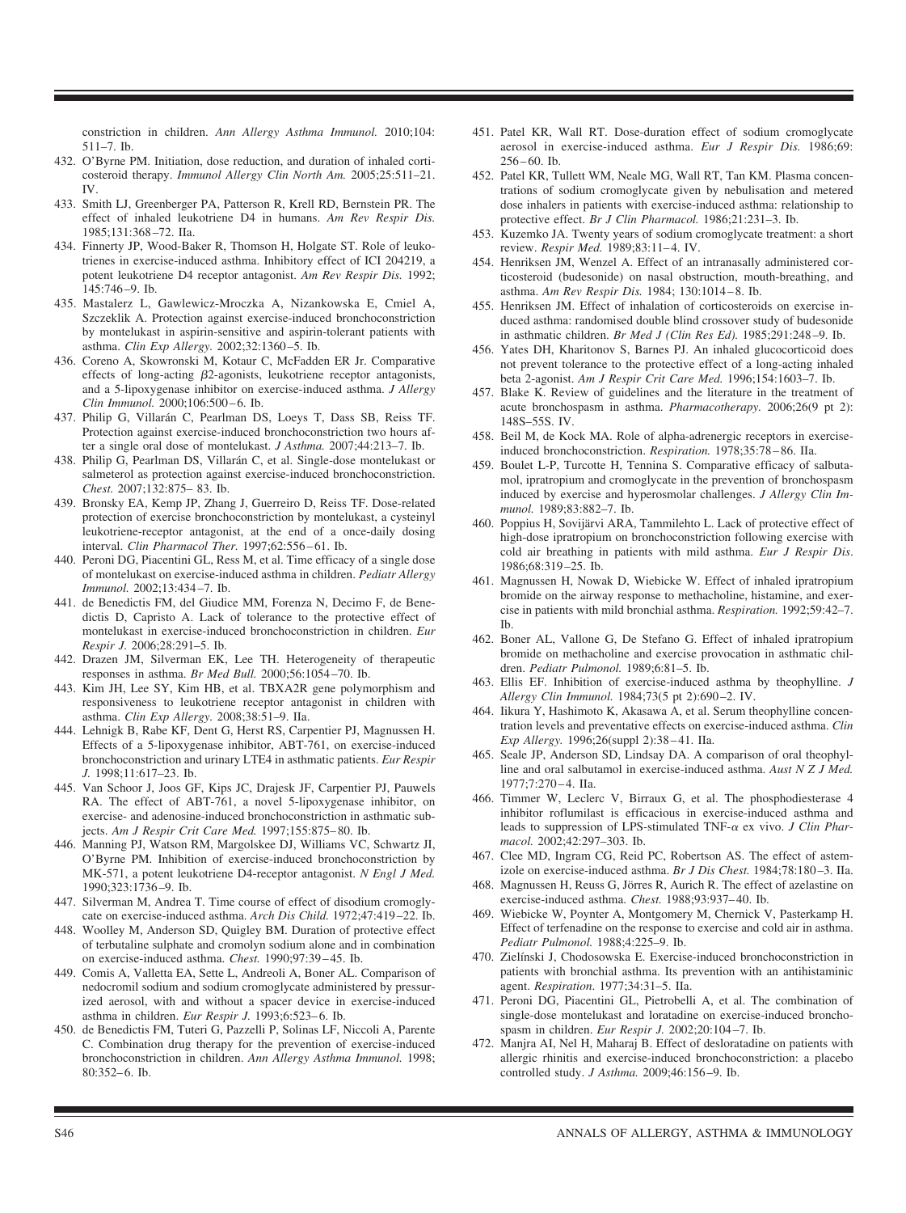constriction in children. *Ann Allergy Asthma Immunol.* 2010;104: 511–7. Ib.

432. O'Byrne PM. Initiation, dose reduction, and duration of inhaled corticosteroid therapy. *Immunol Allergy Clin North Am.* 2005;25:511–21. IV.
433. Smith LJ, Greenberger PA, Patterson R, Krell RD, Bernstein PR. The effect of inhaled leukotriene D4 in humans. *Am Rev Respir Dis.* 1985;131:368–72. IIa.
434. Finnerty JP, Wood-Baker R, Thomson H, Holgate ST. Role of leukotrienes in exercise-induced asthma. Inhibitory effect of ICI 204219, a potent leukotriene D4 receptor antagonist. *Am Rev Respir Dis.* 1992; 145:746–9. Ib.
435. Mastalerz L, Gawlewicz-Mroczka A, Nizankowska E, Cmiel A, Szczeklik A. Protection against exercise-induced bronchoconstriction by montelukast in aspirin-sensitive and aspirin-tolerant patients with asthma. *Clin Exp Allergy.* 2002;32:1360–5. Ib.
436. Coreno A, Skowronski M, Kotaur C, McFadden ER Jr. Comparative effects of long-acting $\beta$2-agonists, leukotriene receptor antagonists, and a 5-lipoxygenase inhibitor on exercise-induced asthma. *J Allergy Clin Immunol.* 2000;106:500–6. Ib.
437. Philip G, Villarán C, Pearlman DS, Loeys T, Dass SB, Reiss TF. Protection against exercise-induced bronchoconstriction two hours after a single oral dose of montelukast. *J Asthma.* 2007;44:213–7. Ib.
438. Philip G, Pearlman DS, Villarán C, et al. Single-dose montelukast or salmeterol as protection against exercise-induced bronchoconstriction. *Chest.* 2007;132:875– 83. Ib.
439. Bronsky EA, Kemp JP, Zhang J, Guerreiro D, Reiss TF. Dose-related protection of exercise bronchoconstriction by montelukast, a cysteinyl leukotriene-receptor antagonist, at the end of a once-daily dosing interval. *Clin Pharmacol Ther.* 1997;62:556–61. Ib.
440. Peroni DG, Piacentini GL, Ress M, et al. Time efficacy of a single dose of montelukast on exercise-induced asthma in children. *Pediatr Allergy Immunol.* 2002;13:434–7. Ib.
441. de Benedictis FM, del Giudice MM, Forenza N, Decimo F, de Benedictis D, Capristo A. Lack of tolerance to the protective effect of montelukast in exercise-induced bronchoconstriction in children. *Eur Respir J.* 2006;28:291–5. Ib.
442. Drazen JM, Silverman EK, Lee TH. Heterogeneity of therapeutic responses in asthma. *Br Med Bull.* 2000;56:1054–70. Ib.
443. Kim JH, Lee SY, Kim HB, et al. TBXA2R gene polymorphism and responsiveness to leukotriene receptor antagonist in children with asthma. *Clin Exp Allergy.* 2008;38:51–9. IIa.
444. Lehnigk B, Rabe KF, Dent G, Herst RS, Carpentier PJ, Magnussen H. Effects of a 5-lipoxygenase inhibitor, ABT-761, on exercise-induced bronchoconstriction and urinary LTE4 in asthmatic patients. *Eur Respir J.* 1998;11:617–23. Ib.
445. Van Schoor J, Joos GF, Kips JC, Drajesk JF, Carpentier PJ, Pauwels RA. The effect of ABT-761, a novel 5-lipoxygenase inhibitor, on exercise- and adenosine-induced bronchoconstriction in asthmatic subjects. *Am J Respir Crit Care Med.* 1997;155:875–80. Ib.
446. Manning PJ, Watson RM, Margolskee DJ, Williams VC, Schwartz JI, O'Byrne PM. Inhibition of exercise-induced bronchoconstriction by MK-571, a potent leukotriene D4-receptor antagonist. *N Engl J Med.* 1990;323:1736–9. Ib.
447. Silverman M, Andrea T. Time course of effect of disodium cromoglycate on exercise-induced asthma. *Arch Dis Child.* 1972;47:419–22. Ib.
448. Woolley M, Anderson SD, Quigley BM. Duration of protective effect of terbutaline sulphate and cromolyn sodium alone and in combination on exercise-induced asthma. *Chest.* 1990;97:39–45. Ib.
449. Comis A, Valletta EA, Sette L, Andreoli A, Boner AL. Comparison of nedocromil sodium and sodium cromoglycate administered by pressurized aerosol, with and without a spacer device in exercise-induced asthma in children. *Eur Respir J.* 1993;6:523–6. Ib.
450. de Benedictis FM, Tuteri G, Pazzelli P, Solinas LF, Niccoli A, Parente C. Combination drug therapy for the prevention of exercise-induced bronchoconstriction in children. *Ann Allergy Asthma Immunol.* 1998; 80:352–6. Ib.
451. Patel KR, Wall RT. Dose-duration effect of sodium cromoglycate aerosol in exercise-induced asthma. *Eur J Respir Dis.* 1986;69: 256–60. Ib.
452. Patel KR, Tullett WM, Neale MG, Wall RT, Tan KM. Plasma concentrations of sodium cromoglycate given by nebulisation and metered dose inhalers in patients with exercise-induced asthma: relationship to protective effect. *Br J Clin Pharmacol.* 1986;21:231–3. Ib.
453. Kuzemko JA. Twenty years of sodium cromoglycate treatment: a short review. *Respir Med.* 1989;83:11–4. IV.
454. Henriksen JM, Wenzel A. Effect of an intranasally administered corticosteroid (budesonide) on nasal obstruction, mouth-breathing, and asthma. *Am Rev Respir Dis.* 1984; 130:1014–8. Ib.
455. Henriksen JM. Effect of inhalation of corticosteroids on exercise induced asthma: randomised double blind crossover study of budesonide in asthmatic children. *Br Med J (Clin Res Ed).* 1985;291:248–9. Ib.
456. Yates DH, Kharitonov S, Barnes PJ. An inhaled glucocorticoid does not prevent tolerance to the protective effect of a long-acting inhaled beta 2-agonist. *Am J Respir Crit Care Med.* 1996;154:1603–7. Ib.
457. Blake K. Review of guidelines and the literature in the treatment of acute bronchospasm in asthma. *Pharmacotherapy.* 2006;26(9 pt 2): 148S–55S. IV.
458. Beil M, de Kock MA. Role of alpha-adrenergic receptors in exercise-induced bronchoconstriction. *Respiration.* 1978;35:78–86. IIa.
459. Boulet L-P, Turcotte H, Tennina S. Comparative efficacy of salbutamol, ipratropium and cromoglycate in the prevention of bronchospasm induced by exercise and hyperosmolar challenges. *J Allergy Clin Immunol.* 1989;83:882–7. Ib.
460. Poppius H, Sovijärvi ARA, Tammilehto L. Lack of protective effect of high-dose ipratropium on bronchoconstriction following exercise with cold air breathing in patients with mild asthma. *Eur J Respir Dis.* 1986;68:319–25. Ib.
461. Magnussen H, Nowak D, Wiebicke W. Effect of inhaled ipratropium bromide on the airway response to methacholine, histamine, and exercise in patients with mild bronchial asthma. *Respiration.* 1992;59:42–7. Ib.
462. Boner AL, Vallone G, De Stefano G. Effect of inhaled ipratropium bromide on methacholine and exercise provocation in asthmatic children. *Pediatr Pulmonol.* 1989;6:81–5. Ib.
463. Ellis EF. Inhibition of exercise-induced asthma by theophylline. *J Allergy Clin Immunol.* 1984;73(5 pt 2):690–2. IV.
464. Iikura Y, Hashimoto K, Akasawa A, et al. Serum theophylline concentration levels and preventative effects on exercise-induced asthma. *Clin Exp Allergy.* 1996;26(suppl 2):38–41. IIa.
465. Seale JP, Anderson SD, Lindsay DA. A comparison of oral theophylline and oral salbutamol in exercise-induced asthma. *Aust N Z J Med.* 1977;7:270–4. IIa.
466. Timmer W, Leclerc V, Birraux G, et al. The phosphodiesterase 4 inhibitor roflumilast is efficacious in exercise-induced asthma and leads to suppression of LPS-stimulated TNF-$\alpha$ ex vivo. *J Clin Pharmacol.* 2002;42:297–303. Ib.
467. Clee MD, Ingram CG, Reid PC, Robertson AS. The effect of astemizole on exercise-induced asthma. *Br J Dis Chest.* 1984;78:180–3. IIa.
468. Magnussen H, Reuss G, Jörres R, Aurich R. The effect of azelastine on exercise-induced asthma. *Chest.* 1988;93:937–40. Ib.
469. Wiebicke W, Poynter A, Montgomery M, Chernick V, Pasterkamp H. Effect of terfenadine on the response to exercise and cold air in asthma. *Pediatr Pulmonol.* 1988;4:225–9. Ib.
470. Zielínski J, Chodosowska E. Exercise-induced bronchoconstriction in patients with bronchial asthma. Its prevention with an antihistaminic agent. *Respiration.* 1977;34:31–5. IIa.
471. Peroni DG, Piacentini GL, Pietrobelli A, et al. The combination of single-dose montelukast and loratadine on exercise-induced bronchospasm in children. *Eur Respir J.* 2002;20:104–7. Ib.
472. Manjra AI, Nel H, Maharaj B. Effect of desloratadine on patients with allergic rhinitis and exercise-induced bronchoconstriction: a placebo controlled study. *J Asthma.* 2009;46:156–9. Ib.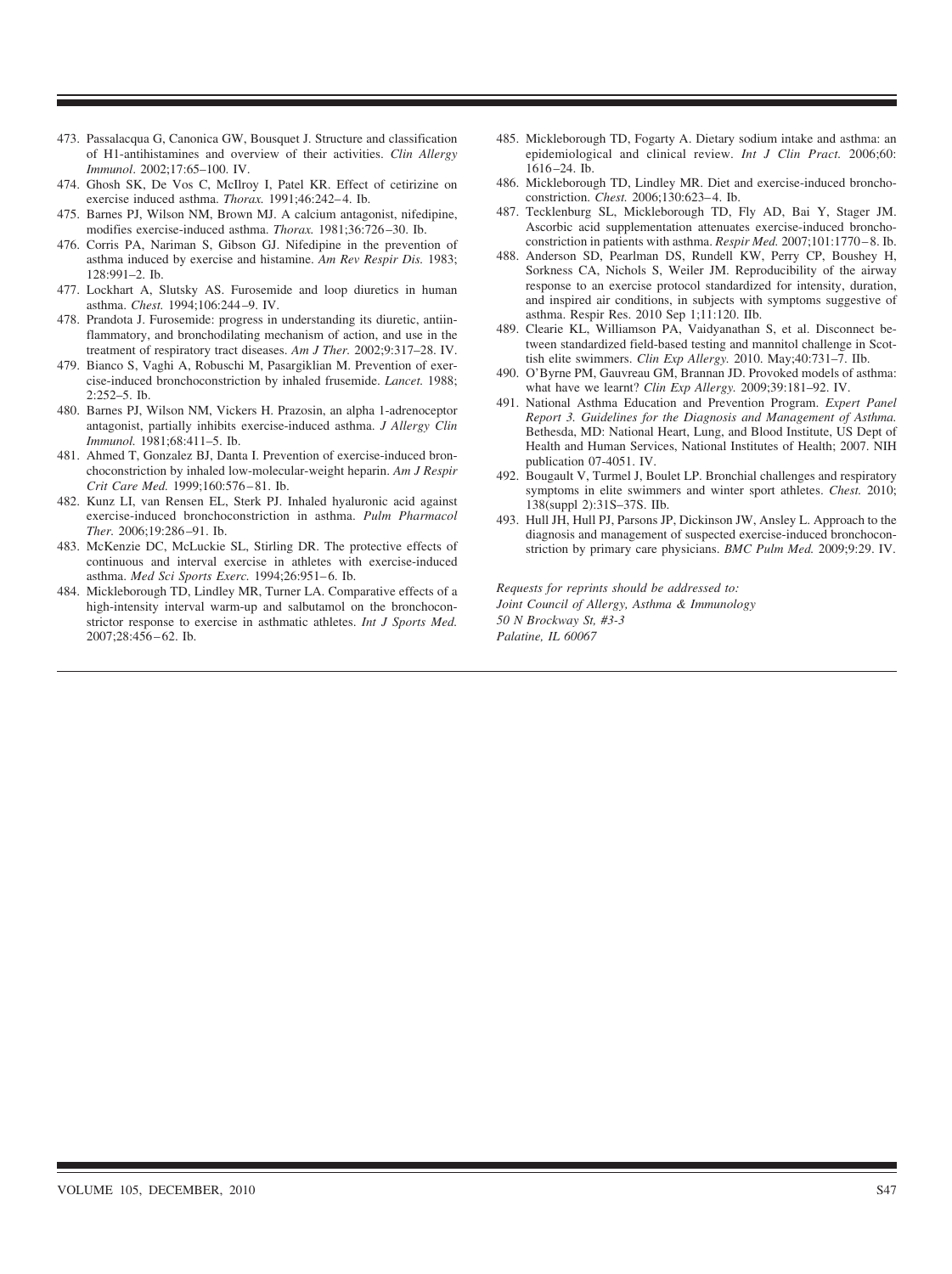473. Passalacqua G, Canonica GW, Bousquet J. Structure and classification of H1-antihistamines and overview of their activities. *Clin Allergy Immunol*. 2002;17:65–100. IV.
474. Ghosh SK, De Vos C, McIlroy I, Patel KR. Effect of cetirizine on exercise induced asthma. *Thorax.* 1991;46:242–4. Ib.
475. Barnes PJ, Wilson NM, Brown MJ. A calcium antagonist, nifedipine, modifies exercise-induced asthma. *Thorax.* 1981;36:726–30. Ib.
476. Corris PA, Nariman S, Gibson GJ. Nifedipine in the prevention of asthma induced by exercise and histamine. *Am Rev Respir Dis.* 1983; 128:991–2. Ib.
477. Lockhart A, Slutsky AS. Furosemide and loop diuretics in human asthma. *Chest.* 1994;106:244–9. IV.
478. Prandota J. Furosemide: progress in understanding its diuretic, antiinflammatory, and bronchodilating mechanism of action, and use in the treatment of respiratory tract diseases. *Am J Ther.* 2002;9:317–28. IV.
479. Bianco S, Vaghi A, Robuschi M, Pasargiklian M. Prevention of exercise-induced bronchoconstriction by inhaled frusemide. *Lancet.* 1988; 2:252–5. Ib.
480. Barnes PJ, Wilson NM, Vickers H. Prazosin, an alpha 1-adrenoceptor antagonist, partially inhibits exercise-induced asthma. *J Allergy Clin Immunol.* 1981;68:411–5. Ib.
481. Ahmed T, Gonzalez BJ, Danta I. Prevention of exercise-induced bronchoconstriction by inhaled low-molecular-weight heparin. *Am J Respir Crit Care Med.* 1999;160:576–81. Ib.
482. Kunz LI, van Rensen EL, Sterk PJ. Inhaled hyaluronic acid against exercise-induced bronchoconstriction in asthma. *Pulm Pharmacol Ther.* 2006;19:286–91. Ib.
483. McKenzie DC, McLuckie SL, Stirling DR. The protective effects of continuous and interval exercise in athletes with exercise-induced asthma. *Med Sci Sports Exerc.* 1994;26:951–6. Ib.
484. Mickleborough TD, Lindley MR, Turner LA. Comparative effects of a high-intensity interval warm-up and salbutamol on the bronchoconstrictor response to exercise in asthmatic athletes. *Int J Sports Med.* 2007;28:456–62. Ib.
485. Mickleborough TD, Fogarty A. Dietary sodium intake and asthma: an epidemiological and clinical review. *Int J Clin Pract.* 2006;60: 1616–24. Ib.
486. Mickleborough TD, Lindley MR. Diet and exercise-induced bronchoconstriction. *Chest.* 2006;130:623–4. Ib.
487. Tecklenburg SL, Mickleborough TD, Fly AD, Bai Y, Stager JM. Ascorbic acid supplementation attenuates exercise-induced bronchoconstriction in patients with asthma. *Respir Med.* 2007;101:1770–8. Ib.
488. Anderson SD, Pearlman DS, Rundell KW, Perry CP, Boushey H, Sorkness CA, Nichols S, Weiler JM. Reproducibility of the airway response to an exercise protocol standardized for intensity, duration, and inspired air conditions, in subjects with symptoms suggestive of asthma. Respir Res. 2010 Sep 1;11:120. IIb.
489. Clearie KL, Williamson PA, Vaidyanathan S, et al. Disconnect between standardized field-based testing and mannitol challenge in Scottish elite swimmers. *Clin Exp Allergy.* 2010. May;40:731–7. IIb.
490. O'Byrne PM, Gauvreau GM, Brannan JD. Provoked models of asthma: what have we learnt? *Clin Exp Allergy.* 2009;39:181–92. IV.
491. National Asthma Education and Prevention Program. *Expert Panel Report 3. Guidelines for the Diagnosis and Management of Asthma.* Bethesda, MD: National Heart, Lung, and Blood Institute, US Dept of Health and Human Services, National Institutes of Health; 2007. NIH publication 07-4051. IV.
492. Bougault V, Turmel J, Boulet LP. Bronchial challenges and respiratory symptoms in elite swimmers and winter sport athletes. *Chest.* 2010; 138(suppl 2):31S–37S. IIb.
493. Hull JH, Hull PJ, Parsons JP, Dickinson JW, Ansley L. Approach to the diagnosis and management of suspected exercise-induced bronchoconstriction by primary care physicians. *BMC Pulm Med.* 2009;9:29. IV.

*Requests for reprints should be addressed to:*
*Joint Council of Allergy, Asthma & Immunology*
*50 N Brockway St, #3-3*
*Palatine, IL 60067*